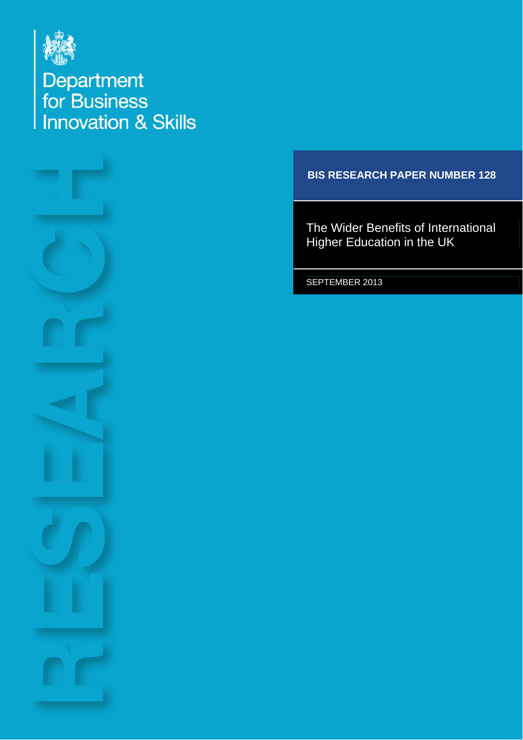Department for Business Innovation & Skills

RESEARCH

**BIS RESEARCH PAPER NUMBER 128**

# The Wider Benefits of International Higher Education in the UK

SEPTEMBER 2013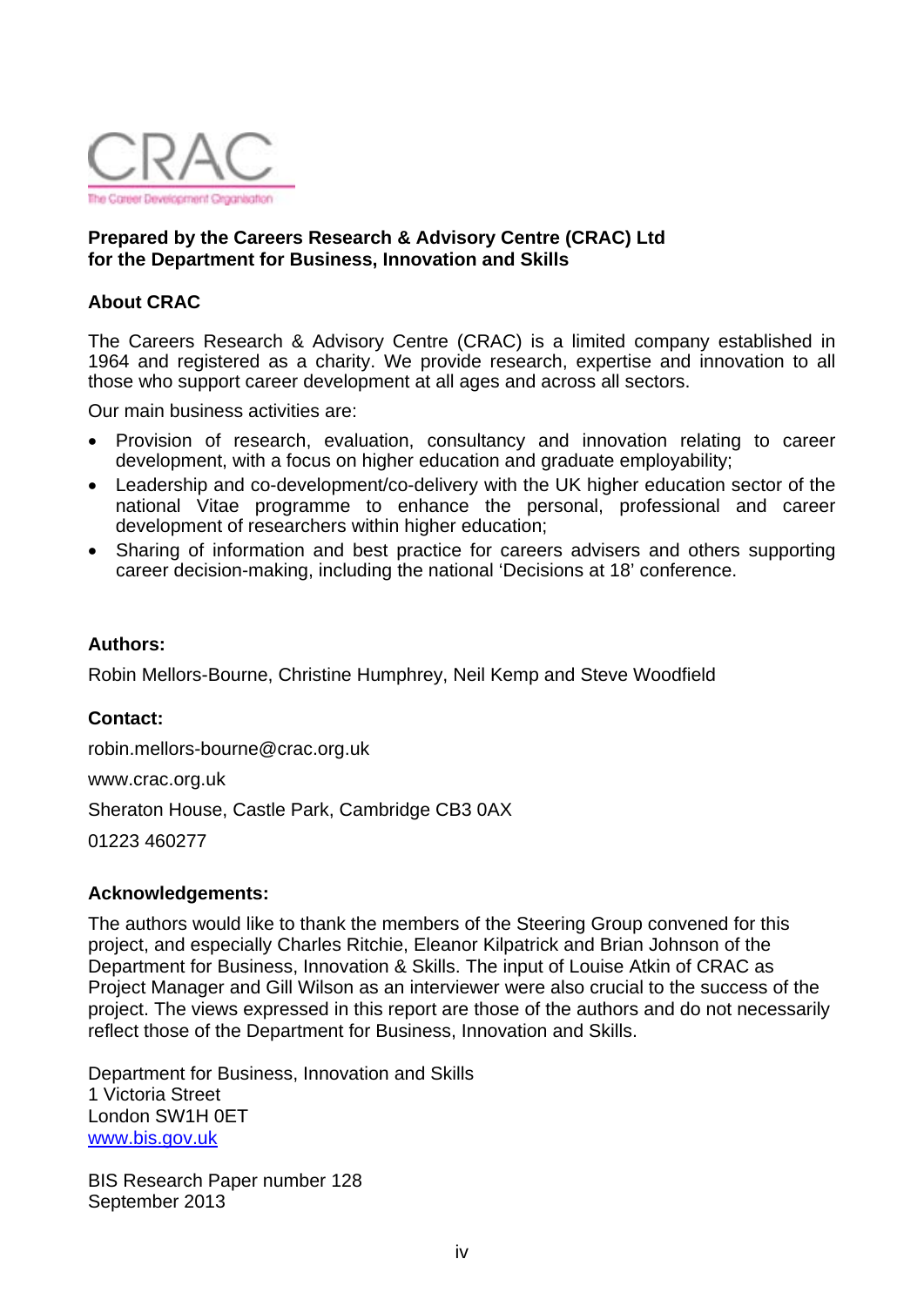CRAC

The Career Development Organisation

**Prepared by the Careers Research & Advisory Centre (CRAC) Ltd for the Department for Business, Innovation and Skills**

**About CRAC**

The Careers Research & Advisory Centre (CRAC) is a limited company established in 1964 and registered as a charity. We provide research, expertise and innovation to all those who support career development at all ages and across all sectors.

Our main business activities are:

- Provision of research, evaluation, consultancy and innovation relating to career development, with a focus on higher education and graduate employability;
- Leadership and co-development/co-delivery with the UK higher education sector of the national Vitae programme to enhance the personal, professional and career development of researchers within higher education;
- Sharing of information and best practice for careers advisers and others supporting career decision-making, including the national 'Decisions at 18' conference.

**Authors:**

Robin Mellors-Bourne, Christine Humphrey, Neil Kemp and Steve Woodfield

**Contact:**

robin.mellors-bourne@crac.org.uk

www.crac.org.uk

Sheraton House, Castle Park, Cambridge CB3 0AX

01223 460277

**Acknowledgements:**

The authors would like to thank the members of the Steering Group convened for this project, and especially Charles Ritchie, Eleanor Kilpatrick and Brian Johnson of the Department for Business, Innovation & Skills. The input of Louise Atkin of CRAC as Project Manager and Gill Wilson as an interviewer were also crucial to the success of the project. The views expressed in this report are those of the authors and do not necessarily reflect those of the Department for Business, Innovation and Skills.

Department for Business, Innovation and Skills
1 Victoria Street
London SW1H 0ET
www.bis.gov.uk

BIS Research Paper number 128
September 2013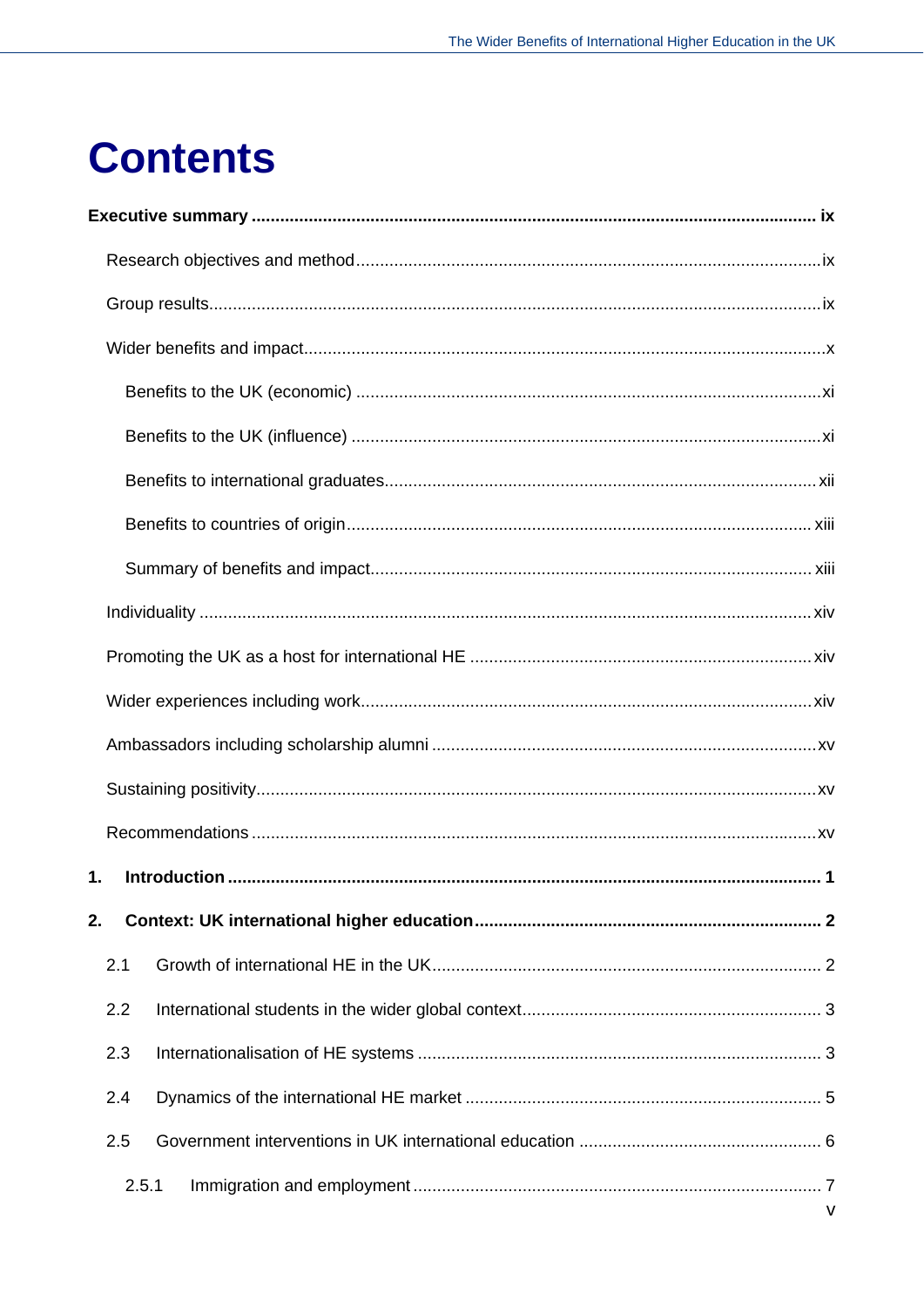# Contents

**Executive summary ..... ix**

Research objectives and method ..... ix

Group results ..... ix

Wider benefits and impact ..... x

Benefits to the UK (economic) ..... xi

Benefits to the UK (influence) ..... xi

Benefits to international graduates ..... xii

Benefits to countries of origin ..... xiii

Summary of benefits and impact ..... xiii

Individuality ..... xiv

Promoting the UK as a host for international HE ..... xiv

Wider experiences including work ..... xiv

Ambassadors including scholarship alumni ..... xv

Sustaining positivity ..... xv

Recommendations ..... xv

**1. Introduction ..... 1**

**2. Context: UK international higher education ..... 2**

2.1 Growth of international HE in the UK ..... 2

2.2 International students in the wider global context ..... 3

2.3 Internationalisation of HE systems ..... 3

2.4 Dynamics of the international HE market ..... 5

2.5 Government interventions in UK international education ..... 6

2.5.1 Immigration and employment ..... 7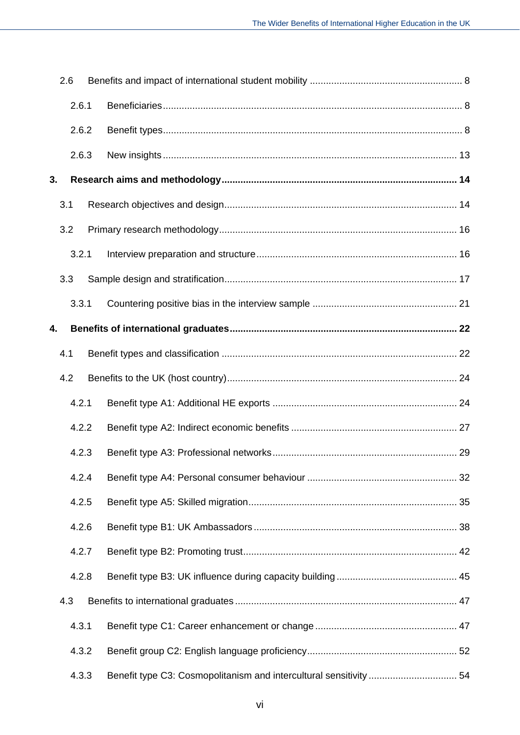- 2.6 Benefits and impact of international student mobility ........ 8
  - 2.6.1 Beneficiaries ........ 8
  - 2.6.2 Benefit types ........ 8
  - 2.6.3 New insights ........ 13

**3. Research aims and methodology ........ 14**

- 3.1 Research objectives and design ........ 14
- 3.2 Primary research methodology ........ 16
  - 3.2.1 Interview preparation and structure ........ 16
- 3.3 Sample design and stratification ........ 17
  - 3.3.1 Countering positive bias in the interview sample ........ 21

**4. Benefits of international graduates ........ 22**

- 4.1 Benefit types and classification ........ 22
- 4.2 Benefits to the UK (host country) ........ 24
  - 4.2.1 Benefit type A1: Additional HE exports ........ 24
  - 4.2.2 Benefit type A2: Indirect economic benefits ........ 27
  - 4.2.3 Benefit type A3: Professional networks ........ 29
  - 4.2.4 Benefit type A4: Personal consumer behaviour ........ 32
  - 4.2.5 Benefit type A5: Skilled migration ........ 35
  - 4.2.6 Benefit type B1: UK Ambassadors ........ 38
  - 4.2.7 Benefit type B2: Promoting trust ........ 42
  - 4.2.8 Benefit type B3: UK influence during capacity building ........ 45
- 4.3 Benefits to international graduates ........ 47
  - 4.3.1 Benefit type C1: Career enhancement or change ........ 47
  - 4.3.2 Benefit group C2: English language proficiency ........ 52
  - 4.3.3 Benefit type C3: Cosmopolitanism and intercultural sensitivity ........ 54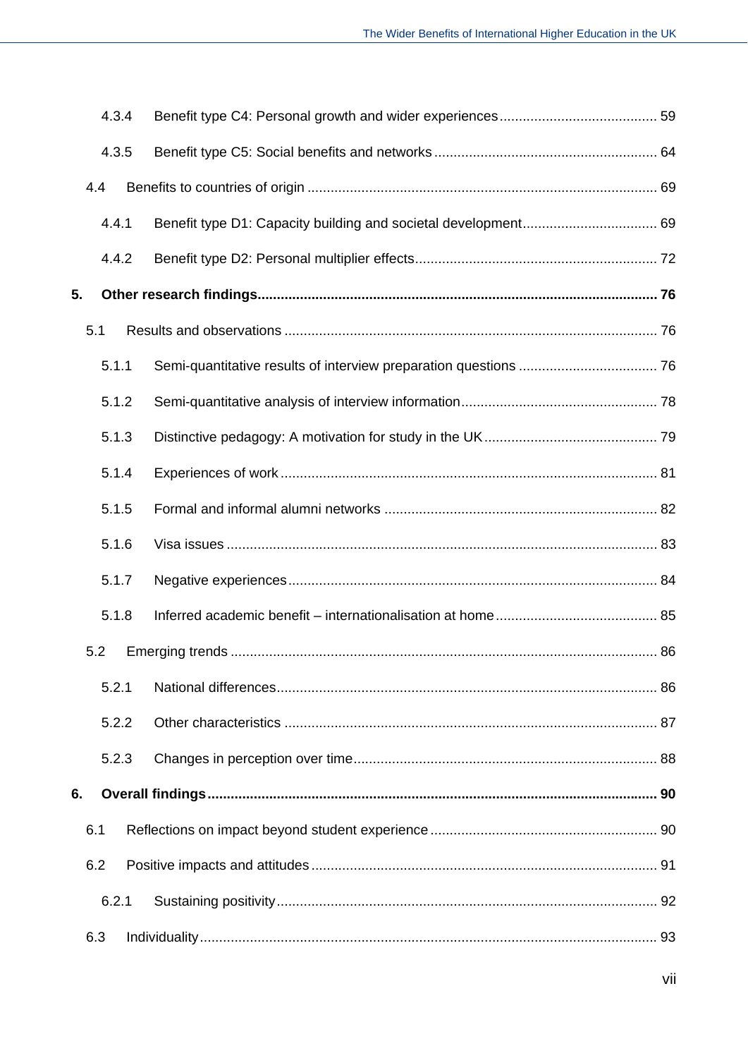4.3.4 Benefit type C4: Personal growth and wider experiences ........................................ 59

4.3.5 Benefit type C5: Social benefits and networks ......................................................... 64

4.4 Benefits to countries of origin .......................................................................................... 69

4.4.1 Benefit type D1: Capacity building and societal development................................... 69

4.4.2 Benefit type D2: Personal multiplier effects.............................................................. 72

**5. Other research findings...................................................................................................... 76**

5.1 Results and observations ................................................................................................ 76

5.1.1 Semi-quantitative results of interview preparation questions .................................... 76

5.1.2 Semi-quantitative analysis of interview information.................................................. 78

5.1.3 Distinctive pedagogy: A motivation for study in the UK ............................................ 79

5.1.4 Experiences of work ................................................................................................. 81

5.1.5 Formal and informal alumni networks ...................................................................... 82

5.1.6 Visa issues ............................................................................................................... 83

5.1.7 Negative experiences............................................................................................... 84

5.1.8 Inferred academic benefit – internationalisation at home .......................................... 85

5.2 Emerging trends ............................................................................................................. 86

5.2.1 National differences.................................................................................................. 86

5.2.2 Other characteristics ................................................................................................ 87

5.2.3 Changes in perception over time.............................................................................. 88

**6. Overall findings .................................................................................................................... 90**

6.1 Reflections on impact beyond student experience .......................................................... 90

6.2 Positive impacts and attitudes ......................................................................................... 91

6.2.1 Sustaining positivity.................................................................................................. 92

6.3 Individuality...................................................................................................................... 93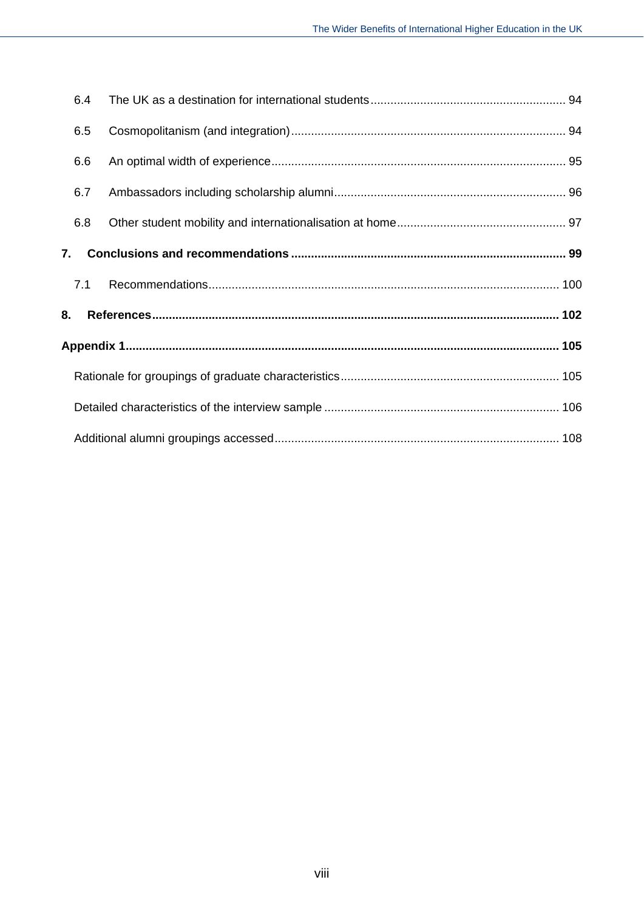6.4 The UK as a destination for international students .......................................................... 94

6.5 Cosmopolitanism (and integration) .................................................................................. 94

6.6 An optimal width of experience ........................................................................................ 95

6.7 Ambassadors including scholarship alumni ..................................................................... 96

6.8 Other student mobility and internationalisation at home .................................................. 97

**7. Conclusions and recommendations ................................................................................. 99**

7.1 Recommendations ......................................................................................................... 100

**8. References ....................................................................................................................... 102**

**Appendix 1 ............................................................................................................................. 105**

Rationale for groupings of graduate characteristics ................................................................. 105

Detailed characteristics of the interview sample ...................................................................... 106

Additional alumni groupings accessed ..................................................................................... 108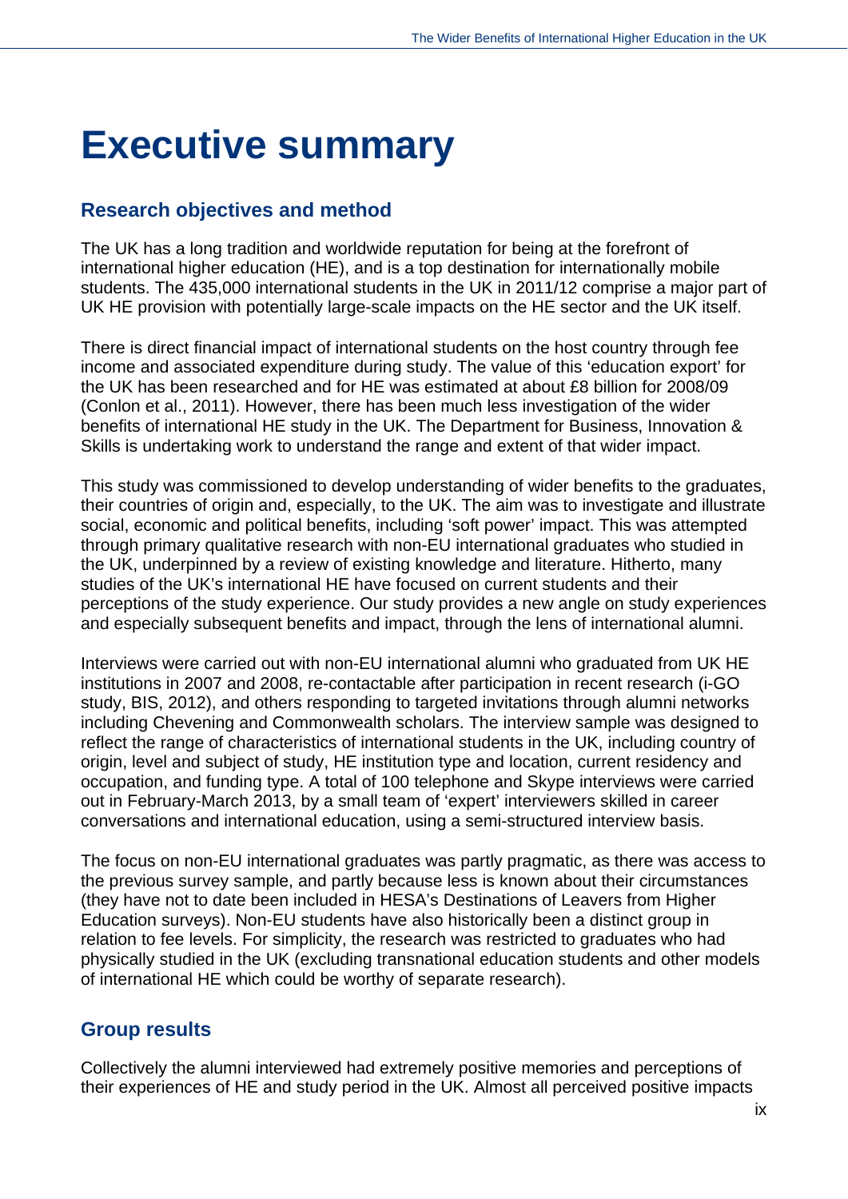# Executive summary

## Research objectives and method

The UK has a long tradition and worldwide reputation for being at the forefront of international higher education (HE), and is a top destination for internationally mobile students. The 435,000 international students in the UK in 2011/12 comprise a major part of UK HE provision with potentially large-scale impacts on the HE sector and the UK itself.

There is direct financial impact of international students on the host country through fee income and associated expenditure during study. The value of this 'education export' for the UK has been researched and for HE was estimated at about £8 billion for 2008/09 (Conlon et al., 2011). However, there has been much less investigation of the wider benefits of international HE study in the UK. The Department for Business, Innovation & Skills is undertaking work to understand the range and extent of that wider impact.

This study was commissioned to develop understanding of wider benefits to the graduates, their countries of origin and, especially, to the UK. The aim was to investigate and illustrate social, economic and political benefits, including 'soft power' impact. This was attempted through primary qualitative research with non-EU international graduates who studied in the UK, underpinned by a review of existing knowledge and literature. Hitherto, many studies of the UK's international HE have focused on current students and their perceptions of the study experience. Our study provides a new angle on study experiences and especially subsequent benefits and impact, through the lens of international alumni.

Interviews were carried out with non-EU international alumni who graduated from UK HE institutions in 2007 and 2008, re-contactable after participation in recent research (i-GO study, BIS, 2012), and others responding to targeted invitations through alumni networks including Chevening and Commonwealth scholars. The interview sample was designed to reflect the range of characteristics of international students in the UK, including country of origin, level and subject of study, HE institution type and location, current residency and occupation, and funding type. A total of 100 telephone and Skype interviews were carried out in February-March 2013, by a small team of 'expert' interviewers skilled in career conversations and international education, using a semi-structured interview basis.

The focus on non-EU international graduates was partly pragmatic, as there was access to the previous survey sample, and partly because less is known about their circumstances (they have not to date been included in HESA's Destinations of Leavers from Higher Education surveys). Non-EU students have also historically been a distinct group in relation to fee levels. For simplicity, the research was restricted to graduates who had physically studied in the UK (excluding transnational education students and other models of international HE which could be worthy of separate research).

## Group results

Collectively the alumni interviewed had extremely positive memories and perceptions of their experiences of HE and study period in the UK. Almost all perceived positive impacts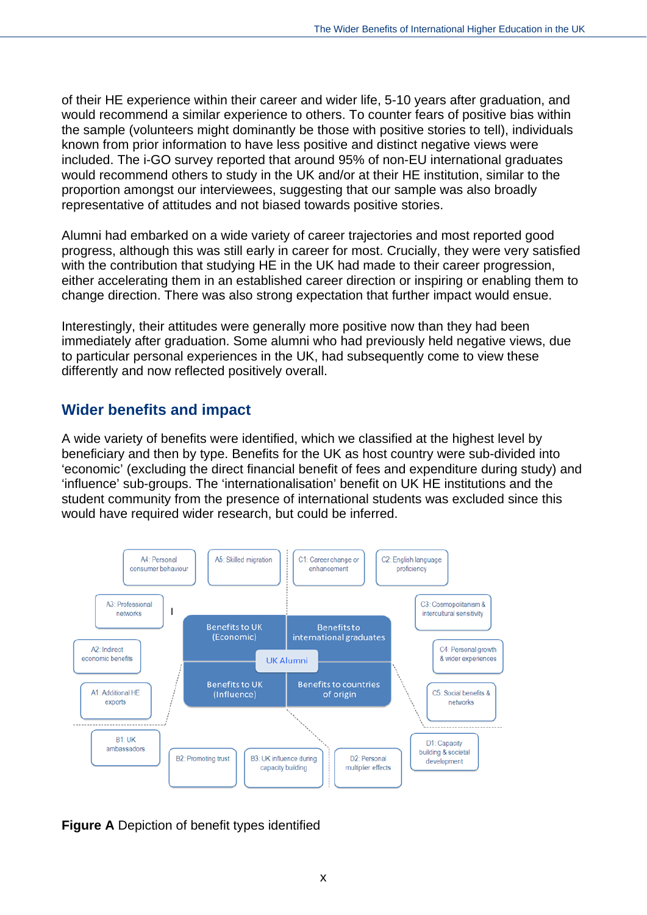of their HE experience within their career and wider life, 5-10 years after graduation, and would recommend a similar experience to others. To counter fears of positive bias within the sample (volunteers might dominantly be those with positive stories to tell), individuals known from prior information to have less positive and distinct negative views were included. The i-GO survey reported that around 95% of non-EU international graduates would recommend others to study in the UK and/or at their HE institution, similar to the proportion amongst our interviewees, suggesting that our sample was also broadly representative of attitudes and not biased towards positive stories.

Alumni had embarked on a wide variety of career trajectories and most reported good progress, although this was still early in career for most. Crucially, they were very satisfied with the contribution that studying HE in the UK had made to their career progression, either accelerating them in an established career direction or inspiring or enabling them to change direction. There was also strong expectation that further impact would ensue.

Interestingly, their attitudes were generally more positive now than they had been immediately after graduation. Some alumni who had previously held negative views, due to particular personal experiences in the UK, had subsequently come to view these differently and now reflected positively overall.

## Wider benefits and impact

A wide variety of benefits were identified, which we classified at the highest level by beneficiary and then by type. Benefits for the UK as host country were sub-divided into 'economic' (excluding the direct financial benefit of fees and expenditure during study) and 'influence' sub-groups. The 'internationalisation' benefit on UK HE institutions and the student community from the presence of international students was excluded since this would have required wider research, but could be inferred.

UK Alumni

- Benefits to UK (Economic): A1: Additional HE exports; A2: Indirect economic benefits; A3: Professional networks; A4: Personal consumer behaviour; A5: Skilled migration
- Benefits to international graduates: C1: Career change or enhancement; C2: English language proficiency; C3: Cosmopolitanism & intercultural sensitivity; C4: Personal growth & wider experiences; C5: Social benefits & networks
- Benefits to UK (Influence): B1: UK ambassadors; B2: Promoting trust; B3: UK influence during capacity building
- Benefits to countries of origin: D1: Capacity building & societal development; D2: Personal multiplier effects

**Figure A** Depiction of benefit types identified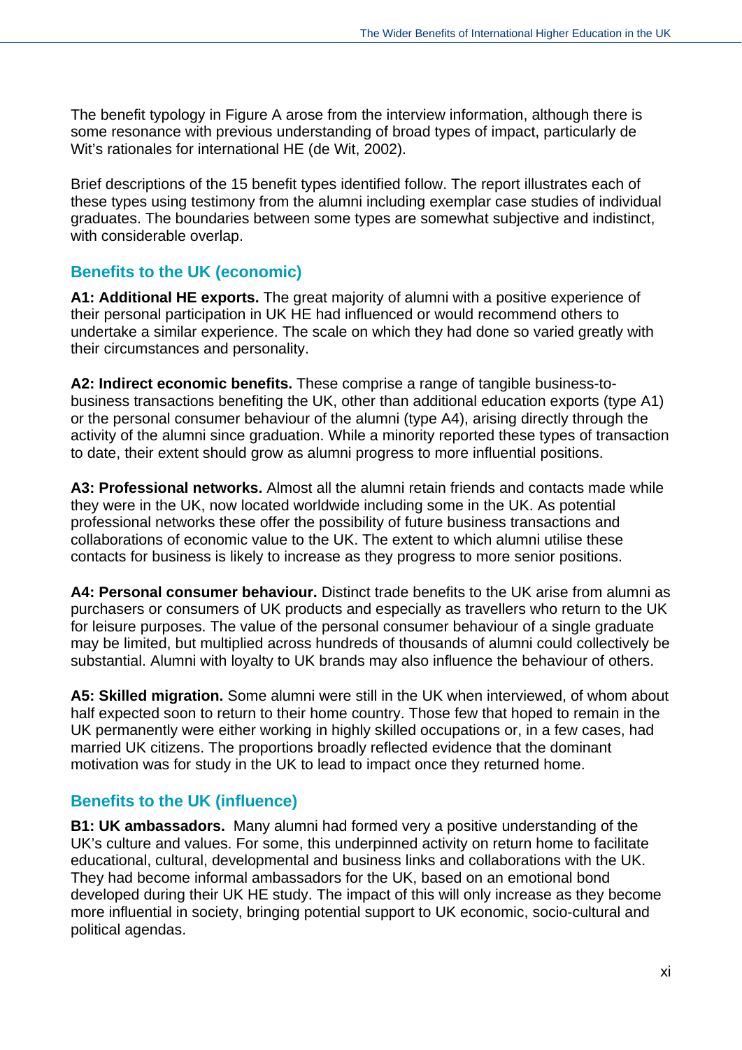The benefit typology in Figure A arose from the interview information, although there is some resonance with previous understanding of broad types of impact, particularly de Wit's rationales for international HE (de Wit, 2002).

Brief descriptions of the 15 benefit types identified follow. The report illustrates each of these types using testimony from the alumni including exemplar case studies of individual graduates. The boundaries between some types are somewhat subjective and indistinct, with considerable overlap.

## Benefits to the UK (economic)

**A1: Additional HE exports.** The great majority of alumni with a positive experience of their personal participation in UK HE had influenced or would recommend others to undertake a similar experience. The scale on which they had done so varied greatly with their circumstances and personality.

**A2: Indirect economic benefits.** These comprise a range of tangible business-to-business transactions benefiting the UK, other than additional education exports (type A1) or the personal consumer behaviour of the alumni (type A4), arising directly through the activity of the alumni since graduation. While a minority reported these types of transaction to date, their extent should grow as alumni progress to more influential positions.

**A3: Professional networks.** Almost all the alumni retain friends and contacts made while they were in the UK, now located worldwide including some in the UK. As potential professional networks these offer the possibility of future business transactions and collaborations of economic value to the UK. The extent to which alumni utilise these contacts for business is likely to increase as they progress to more senior positions.

**A4: Personal consumer behaviour.** Distinct trade benefits to the UK arise from alumni as purchasers or consumers of UK products and especially as travellers who return to the UK for leisure purposes. The value of the personal consumer behaviour of a single graduate may be limited, but multiplied across hundreds of thousands of alumni could collectively be substantial. Alumni with loyalty to UK brands may also influence the behaviour of others.

**A5: Skilled migration.** Some alumni were still in the UK when interviewed, of whom about half expected soon to return to their home country. Those few that hoped to remain in the UK permanently were either working in highly skilled occupations or, in a few cases, had married UK citizens. The proportions broadly reflected evidence that the dominant motivation was for study in the UK to lead to impact once they returned home.

## Benefits to the UK (influence)

**B1: UK ambassadors.** Many alumni had formed very a positive understanding of the UK's culture and values. For some, this underpinned activity on return home to facilitate educational, cultural, developmental and business links and collaborations with the UK. They had become informal ambassadors for the UK, based on an emotional bond developed during their UK HE study. The impact of this will only increase as they become more influential in society, bringing potential support to UK economic, socio-cultural and political agendas.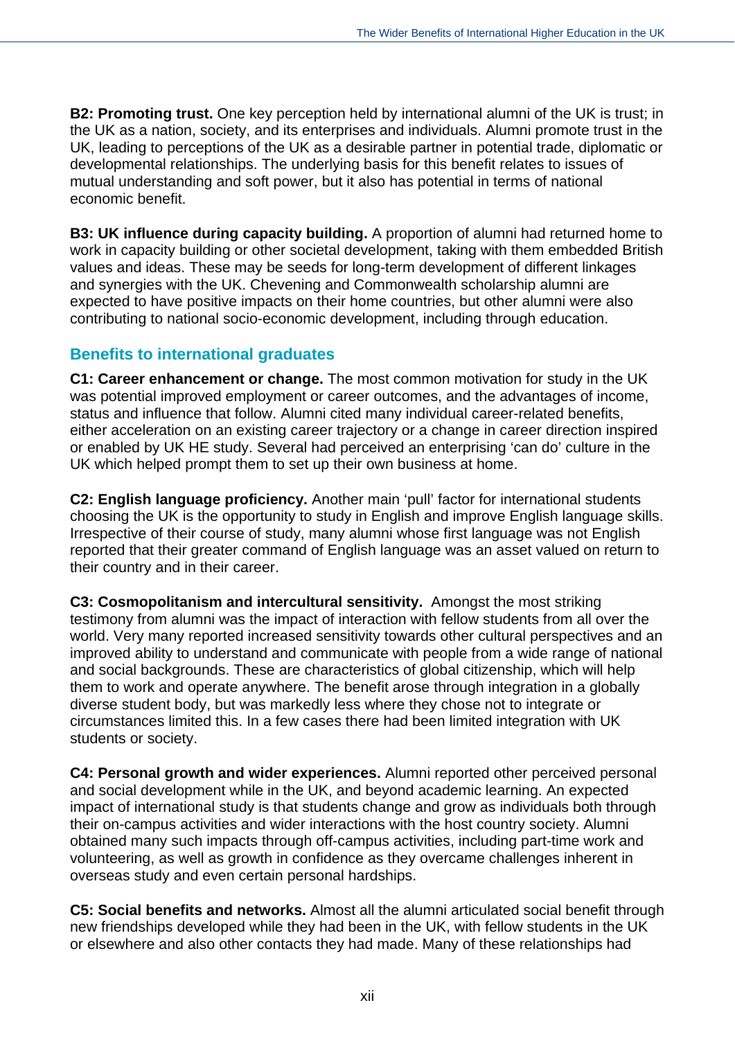**B2: Promoting trust.** One key perception held by international alumni of the UK is trust; in the UK as a nation, society, and its enterprises and individuals. Alumni promote trust in the UK, leading to perceptions of the UK as a desirable partner in potential trade, diplomatic or developmental relationships. The underlying basis for this benefit relates to issues of mutual understanding and soft power, but it also has potential in terms of national economic benefit.

**B3: UK influence during capacity building.** A proportion of alumni had returned home to work in capacity building or other societal development, taking with them embedded British values and ideas. These may be seeds for long-term development of different linkages and synergies with the UK. Chevening and Commonwealth scholarship alumni are expected to have positive impacts on their home countries, but other alumni were also contributing to national socio-economic development, including through education.

## Benefits to international graduates

**C1: Career enhancement or change.** The most common motivation for study in the UK was potential improved employment or career outcomes, and the advantages of income, status and influence that follow. Alumni cited many individual career-related benefits, either acceleration on an existing career trajectory or a change in career direction inspired or enabled by UK HE study. Several had perceived an enterprising 'can do' culture in the UK which helped prompt them to set up their own business at home.

**C2: English language proficiency.** Another main 'pull' factor for international students choosing the UK is the opportunity to study in English and improve English language skills. Irrespective of their course of study, many alumni whose first language was not English reported that their greater command of English language was an asset valued on return to their country and in their career.

**C3: Cosmopolitanism and intercultural sensitivity.** Amongst the most striking testimony from alumni was the impact of interaction with fellow students from all over the world. Very many reported increased sensitivity towards other cultural perspectives and an improved ability to understand and communicate with people from a wide range of national and social backgrounds. These are characteristics of global citizenship, which will help them to work and operate anywhere. The benefit arose through integration in a globally diverse student body, but was markedly less where they chose not to integrate or circumstances limited this. In a few cases there had been limited integration with UK students or society.

**C4: Personal growth and wider experiences.** Alumni reported other perceived personal and social development while in the UK, and beyond academic learning. An expected impact of international study is that students change and grow as individuals both through their on-campus activities and wider interactions with the host country society. Alumni obtained many such impacts through off-campus activities, including part-time work and volunteering, as well as growth in confidence as they overcame challenges inherent in overseas study and even certain personal hardships.

**C5: Social benefits and networks.** Almost all the alumni articulated social benefit through new friendships developed while they had been in the UK, with fellow students in the UK or elsewhere and also other contacts they had made. Many of these relationships had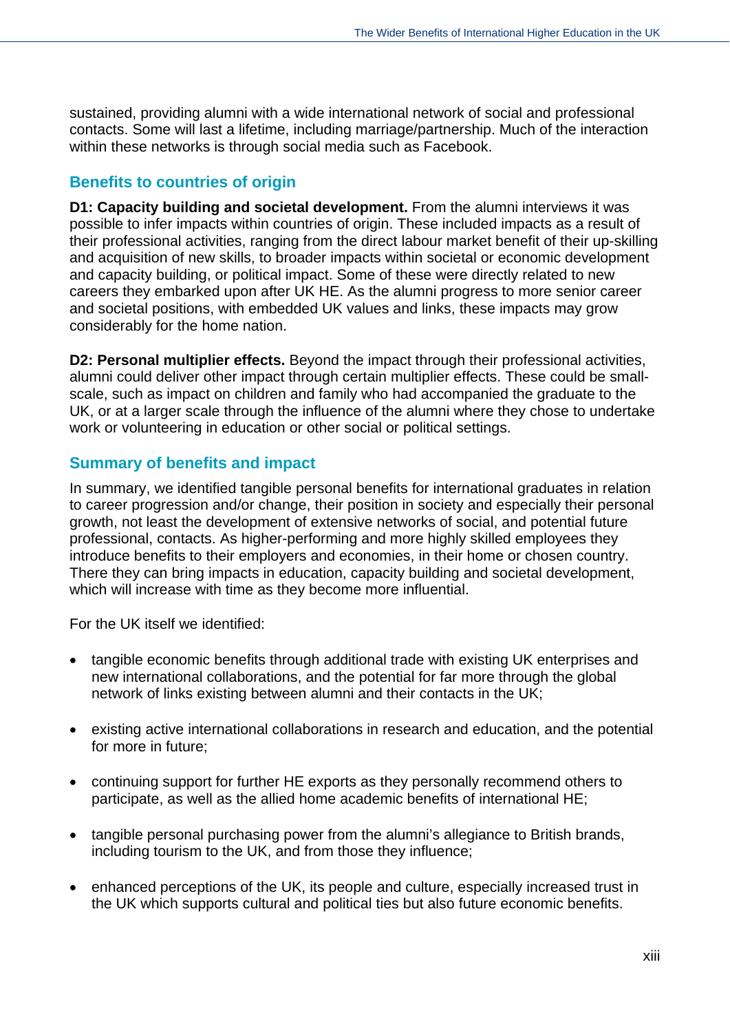sustained, providing alumni with a wide international network of social and professional contacts. Some will last a lifetime, including marriage/partnership. Much of the interaction within these networks is through social media such as Facebook.

## Benefits to countries of origin

**D1: Capacity building and societal development.** From the alumni interviews it was possible to infer impacts within countries of origin. These included impacts as a result of their professional activities, ranging from the direct labour market benefit of their up-skilling and acquisition of new skills, to broader impacts within societal or economic development and capacity building, or political impact. Some of these were directly related to new careers they embarked upon after UK HE. As the alumni progress to more senior career and societal positions, with embedded UK values and links, these impacts may grow considerably for the home nation.

**D2: Personal multiplier effects.** Beyond the impact through their professional activities, alumni could deliver other impact through certain multiplier effects. These could be small-scale, such as impact on children and family who had accompanied the graduate to the UK, or at a larger scale through the influence of the alumni where they chose to undertake work or volunteering in education or other social or political settings.

## Summary of benefits and impact

In summary, we identified tangible personal benefits for international graduates in relation to career progression and/or change, their position in society and especially their personal growth, not least the development of extensive networks of social, and potential future professional, contacts. As higher-performing and more highly skilled employees they introduce benefits to their employers and economies, in their home or chosen country. There they can bring impacts in education, capacity building and societal development, which will increase with time as they become more influential.

For the UK itself we identified:

- tangible economic benefits through additional trade with existing UK enterprises and new international collaborations, and the potential for far more through the global network of links existing between alumni and their contacts in the UK;
- existing active international collaborations in research and education, and the potential for more in future;
- continuing support for further HE exports as they personally recommend others to participate, as well as the allied home academic benefits of international HE;
- tangible personal purchasing power from the alumni's allegiance to British brands, including tourism to the UK, and from those they influence;
- enhanced perceptions of the UK, its people and culture, especially increased trust in the UK which supports cultural and political ties but also future economic benefits.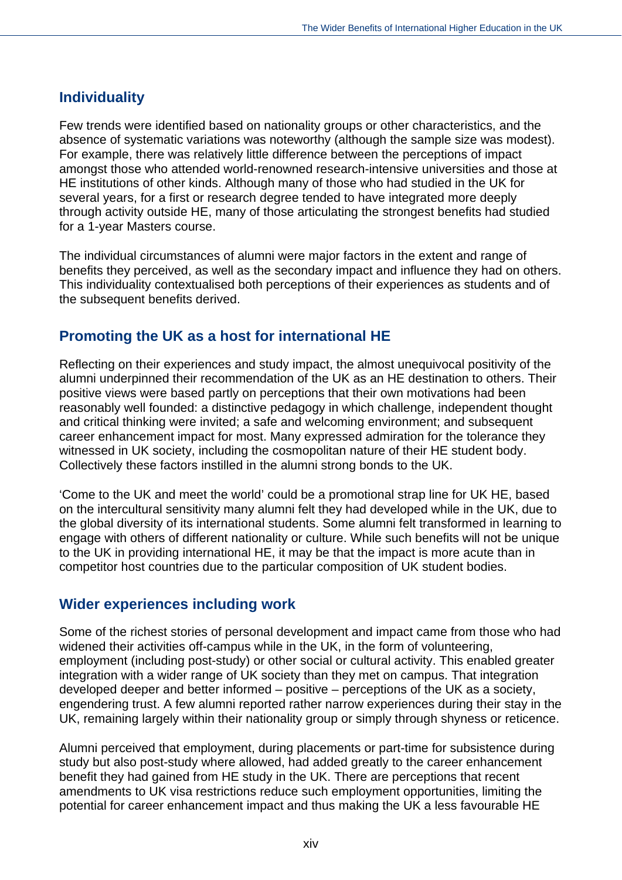## Individuality

Few trends were identified based on nationality groups or other characteristics, and the absence of systematic variations was noteworthy (although the sample size was modest). For example, there was relatively little difference between the perceptions of impact amongst those who attended world-renowned research-intensive universities and those at HE institutions of other kinds. Although many of those who had studied in the UK for several years, for a first or research degree tended to have integrated more deeply through activity outside HE, many of those articulating the strongest benefits had studied for a 1-year Masters course.

The individual circumstances of alumni were major factors in the extent and range of benefits they perceived, as well as the secondary impact and influence they had on others. This individuality contextualised both perceptions of their experiences as students and of the subsequent benefits derived.

## Promoting the UK as a host for international HE

Reflecting on their experiences and study impact, the almost unequivocal positivity of the alumni underpinned their recommendation of the UK as an HE destination to others. Their positive views were based partly on perceptions that their own motivations had been reasonably well founded: a distinctive pedagogy in which challenge, independent thought and critical thinking were invited; a safe and welcoming environment; and subsequent career enhancement impact for most. Many expressed admiration for the tolerance they witnessed in UK society, including the cosmopolitan nature of their HE student body. Collectively these factors instilled in the alumni strong bonds to the UK.

'Come to the UK and meet the world' could be a promotional strap line for UK HE, based on the intercultural sensitivity many alumni felt they had developed while in the UK, due to the global diversity of its international students. Some alumni felt transformed in learning to engage with others of different nationality or culture. While such benefits will not be unique to the UK in providing international HE, it may be that the impact is more acute than in competitor host countries due to the particular composition of UK student bodies.

## Wider experiences including work

Some of the richest stories of personal development and impact came from those who had widened their activities off-campus while in the UK, in the form of volunteering, employment (including post-study) or other social or cultural activity. This enabled greater integration with a wider range of UK society than they met on campus. That integration developed deeper and better informed – positive – perceptions of the UK as a society, engendering trust. A few alumni reported rather narrow experiences during their stay in the UK, remaining largely within their nationality group or simply through shyness or reticence.

Alumni perceived that employment, during placements or part-time for subsistence during study but also post-study where allowed, had added greatly to the career enhancement benefit they had gained from HE study in the UK. There are perceptions that recent amendments to UK visa restrictions reduce such employment opportunities, limiting the potential for career enhancement impact and thus making the UK a less favourable HE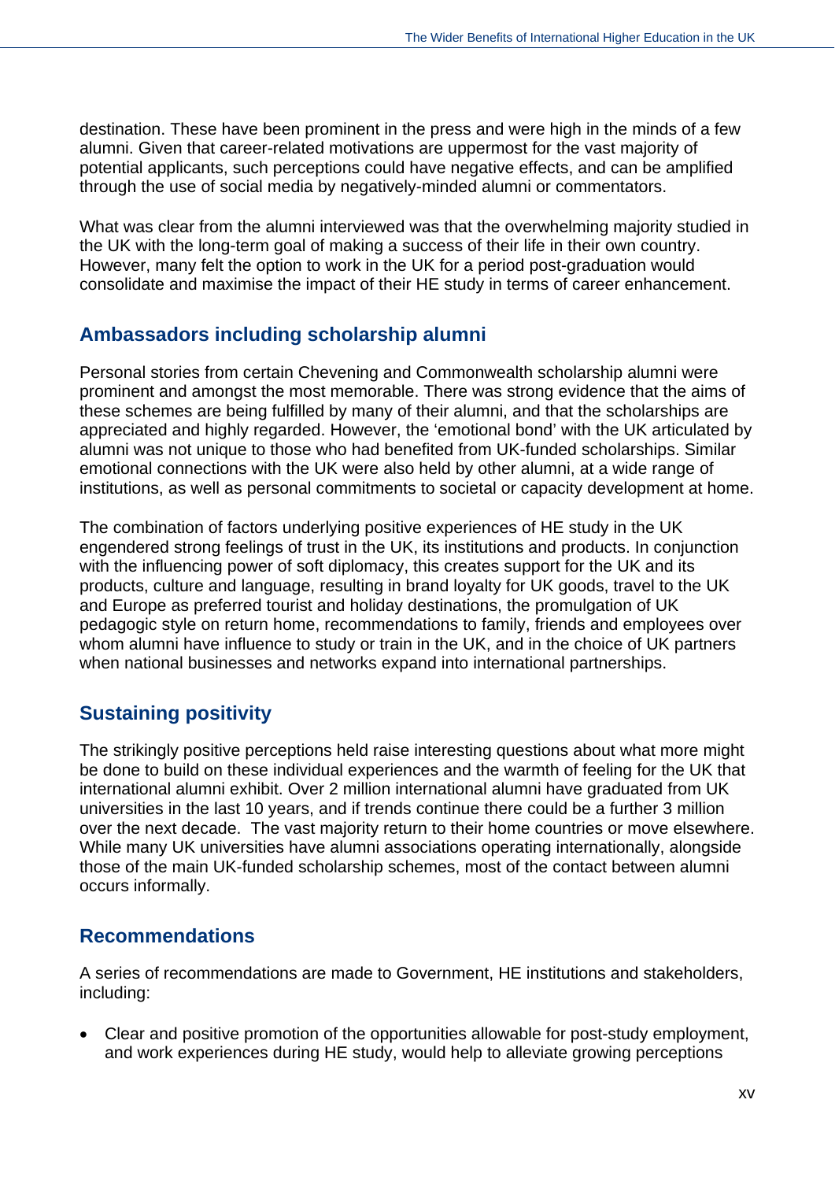destination. These have been prominent in the press and were high in the minds of a few alumni. Given that career-related motivations are uppermost for the vast majority of potential applicants, such perceptions could have negative effects, and can be amplified through the use of social media by negatively-minded alumni or commentators.

What was clear from the alumni interviewed was that the overwhelming majority studied in the UK with the long-term goal of making a success of their life in their own country. However, many felt the option to work in the UK for a period post-graduation would consolidate and maximise the impact of their HE study in terms of career enhancement.

## Ambassadors including scholarship alumni

Personal stories from certain Chevening and Commonwealth scholarship alumni were prominent and amongst the most memorable. There was strong evidence that the aims of these schemes are being fulfilled by many of their alumni, and that the scholarships are appreciated and highly regarded. However, the 'emotional bond' with the UK articulated by alumni was not unique to those who had benefited from UK-funded scholarships. Similar emotional connections with the UK were also held by other alumni, at a wide range of institutions, as well as personal commitments to societal or capacity development at home.

The combination of factors underlying positive experiences of HE study in the UK engendered strong feelings of trust in the UK, its institutions and products. In conjunction with the influencing power of soft diplomacy, this creates support for the UK and its products, culture and language, resulting in brand loyalty for UK goods, travel to the UK and Europe as preferred tourist and holiday destinations, the promulgation of UK pedagogic style on return home, recommendations to family, friends and employees over whom alumni have influence to study or train in the UK, and in the choice of UK partners when national businesses and networks expand into international partnerships.

## Sustaining positivity

The strikingly positive perceptions held raise interesting questions about what more might be done to build on these individual experiences and the warmth of feeling for the UK that international alumni exhibit. Over 2 million international alumni have graduated from UK universities in the last 10 years, and if trends continue there could be a further 3 million over the next decade. The vast majority return to their home countries or move elsewhere. While many UK universities have alumni associations operating internationally, alongside those of the main UK-funded scholarship schemes, most of the contact between alumni occurs informally.

## Recommendations

A series of recommendations are made to Government, HE institutions and stakeholders, including:

- Clear and positive promotion of the opportunities allowable for post-study employment, and work experiences during HE study, would help to alleviate growing perceptions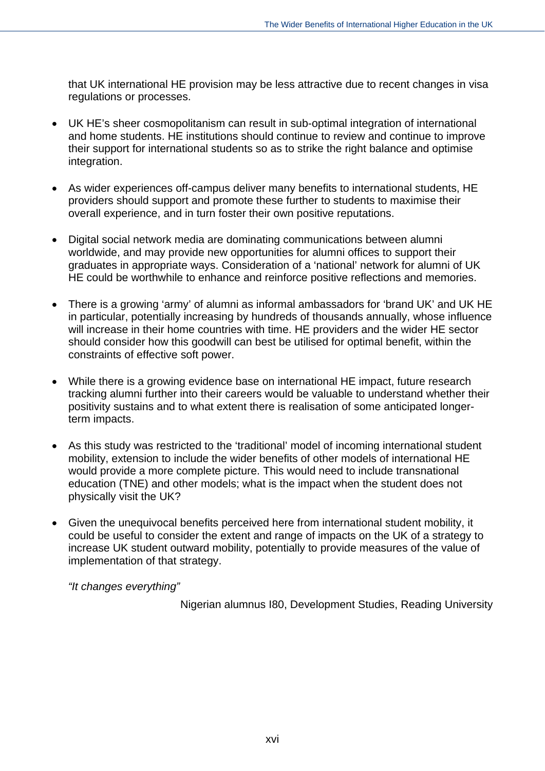that UK international HE provision may be less attractive due to recent changes in visa regulations or processes.

- UK HE's sheer cosmopolitanism can result in sub-optimal integration of international and home students. HE institutions should continue to review and continue to improve their support for international students so as to strike the right balance and optimise integration.

- As wider experiences off-campus deliver many benefits to international students, HE providers should support and promote these further to students to maximise their overall experience, and in turn foster their own positive reputations.

- Digital social network media are dominating communications between alumni worldwide, and may provide new opportunities for alumni offices to support their graduates in appropriate ways. Consideration of a 'national' network for alumni of UK HE could be worthwhile to enhance and reinforce positive reflections and memories.

- There is a growing 'army' of alumni as informal ambassadors for 'brand UK' and UK HE in particular, potentially increasing by hundreds of thousands annually, whose influence will increase in their home countries with time. HE providers and the wider HE sector should consider how this goodwill can best be utilised for optimal benefit, within the constraints of effective soft power.

- While there is a growing evidence base on international HE impact, future research tracking alumni further into their careers would be valuable to understand whether their positivity sustains and to what extent there is realisation of some anticipated longer-term impacts.

- As this study was restricted to the 'traditional' model of incoming international student mobility, extension to include the wider benefits of other models of international HE would provide a more complete picture. This would need to include transnational education (TNE) and other models; what is the impact when the student does not physically visit the UK?

- Given the unequivocal benefits perceived here from international student mobility, it could be useful to consider the extent and range of impacts on the UK of a strategy to increase UK student outward mobility, potentially to provide measures of the value of implementation of that strategy.

*"It changes everything"*

Nigerian alumnus I80, Development Studies, Reading University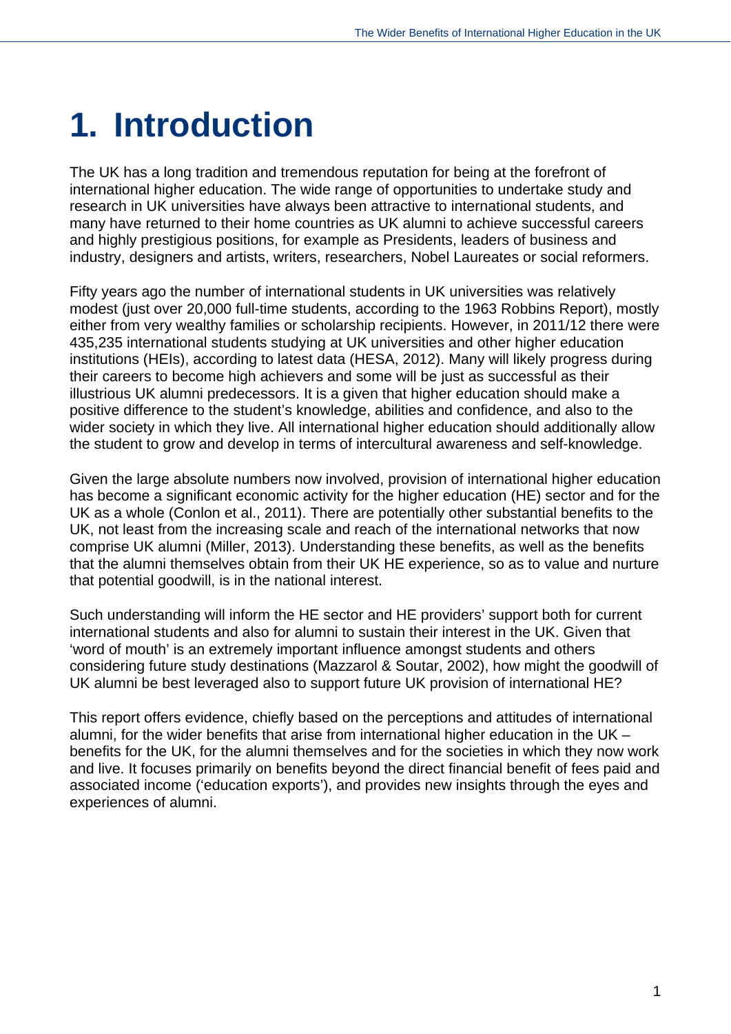# 1. Introduction

The UK has a long tradition and tremendous reputation for being at the forefront of international higher education. The wide range of opportunities to undertake study and research in UK universities have always been attractive to international students, and many have returned to their home countries as UK alumni to achieve successful careers and highly prestigious positions, for example as Presidents, leaders of business and industry, designers and artists, writers, researchers, Nobel Laureates or social reformers.

Fifty years ago the number of international students in UK universities was relatively modest (just over 20,000 full-time students, according to the 1963 Robbins Report), mostly either from very wealthy families or scholarship recipients. However, in 2011/12 there were 435,235 international students studying at UK universities and other higher education institutions (HEIs), according to latest data (HESA, 2012). Many will likely progress during their careers to become high achievers and some will be just as successful as their illustrious UK alumni predecessors. It is a given that higher education should make a positive difference to the student's knowledge, abilities and confidence, and also to the wider society in which they live. All international higher education should additionally allow the student to grow and develop in terms of intercultural awareness and self-knowledge.

Given the large absolute numbers now involved, provision of international higher education has become a significant economic activity for the higher education (HE) sector and for the UK as a whole (Conlon et al., 2011). There are potentially other substantial benefits to the UK, not least from the increasing scale and reach of the international networks that now comprise UK alumni (Miller, 2013). Understanding these benefits, as well as the benefits that the alumni themselves obtain from their UK HE experience, so as to value and nurture that potential goodwill, is in the national interest.

Such understanding will inform the HE sector and HE providers' support both for current international students and also for alumni to sustain their interest in the UK. Given that 'word of mouth' is an extremely important influence amongst students and others considering future study destinations (Mazzarol & Soutar, 2002), how might the goodwill of UK alumni be best leveraged also to support future UK provision of international HE?

This report offers evidence, chiefly based on the perceptions and attitudes of international alumni, for the wider benefits that arise from international higher education in the UK – benefits for the UK, for the alumni themselves and for the societies in which they now work and live. It focuses primarily on benefits beyond the direct financial benefit of fees paid and associated income ('education exports'), and provides new insights through the eyes and experiences of alumni.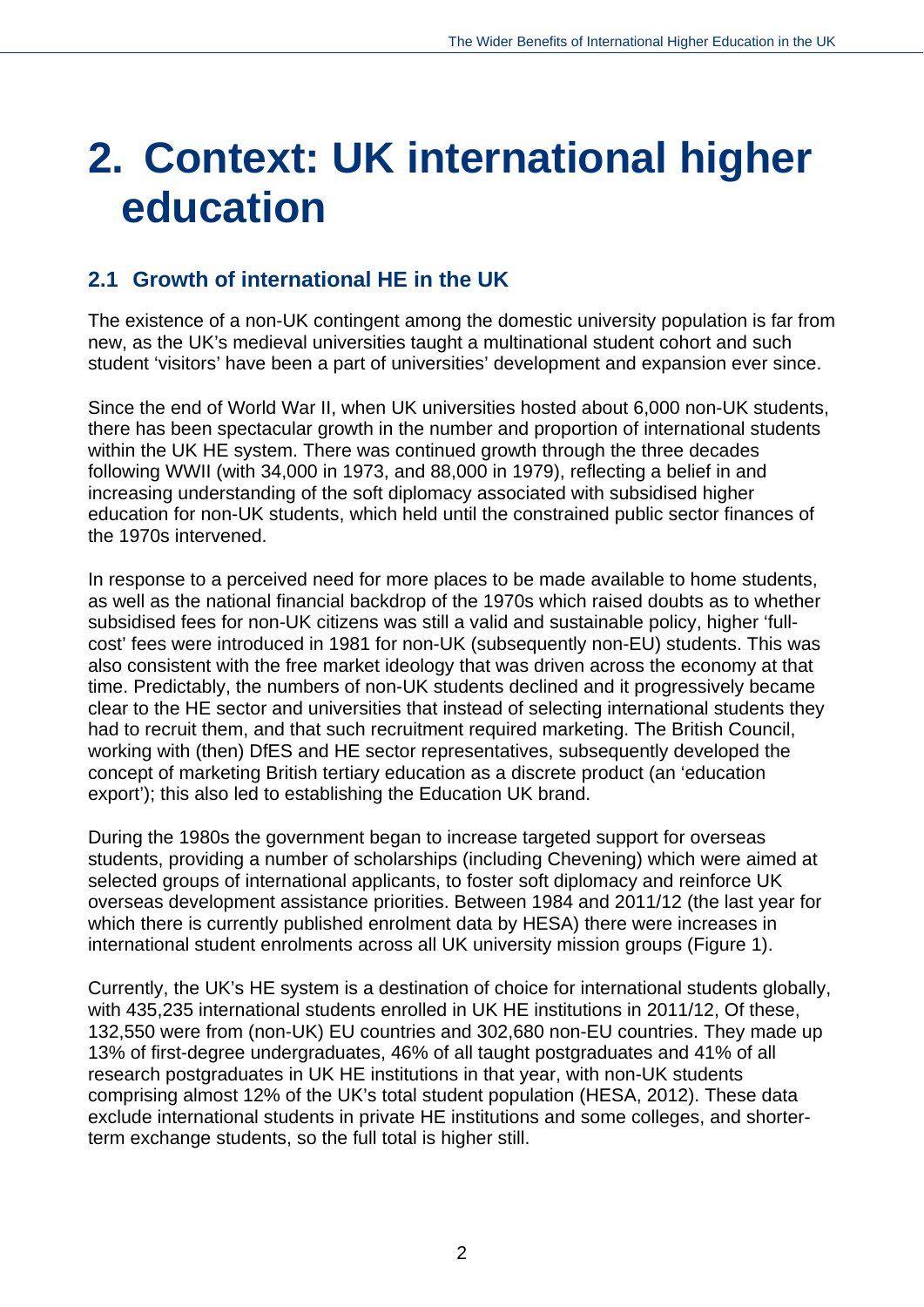# 2. Context: UK international higher education

## 2.1 Growth of international HE in the UK

The existence of a non-UK contingent among the domestic university population is far from new, as the UK's medieval universities taught a multinational student cohort and such student 'visitors' have been a part of universities' development and expansion ever since.

Since the end of World War II, when UK universities hosted about 6,000 non-UK students, there has been spectacular growth in the number and proportion of international students within the UK HE system. There was continued growth through the three decades following WWII (with 34,000 in 1973, and 88,000 in 1979), reflecting a belief in and increasing understanding of the soft diplomacy associated with subsidised higher education for non-UK students, which held until the constrained public sector finances of the 1970s intervened.

In response to a perceived need for more places to be made available to home students, as well as the national financial backdrop of the 1970s which raised doubts as to whether subsidised fees for non-UK citizens was still a valid and sustainable policy, higher 'full-cost' fees were introduced in 1981 for non-UK (subsequently non-EU) students. This was also consistent with the free market ideology that was driven across the economy at that time. Predictably, the numbers of non-UK students declined and it progressively became clear to the HE sector and universities that instead of selecting international students they had to recruit them, and that such recruitment required marketing. The British Council, working with (then) DfES and HE sector representatives, subsequently developed the concept of marketing British tertiary education as a discrete product (an 'education export'); this also led to establishing the Education UK brand.

During the 1980s the government began to increase targeted support for overseas students, providing a number of scholarships (including Chevening) which were aimed at selected groups of international applicants, to foster soft diplomacy and reinforce UK overseas development assistance priorities. Between 1984 and 2011/12 (the last year for which there is currently published enrolment data by HESA) there were increases in international student enrolments across all UK university mission groups (Figure 1).

Currently, the UK's HE system is a destination of choice for international students globally, with 435,235 international students enrolled in UK HE institutions in 2011/12, Of these, 132,550 were from (non-UK) EU countries and 302,680 non-EU countries. They made up 13% of first-degree undergraduates, 46% of all taught postgraduates and 41% of all research postgraduates in UK HE institutions in that year, with non-UK students comprising almost 12% of the UK's total student population (HESA, 2012). These data exclude international students in private HE institutions and some colleges, and shorter-term exchange students, so the full total is higher still.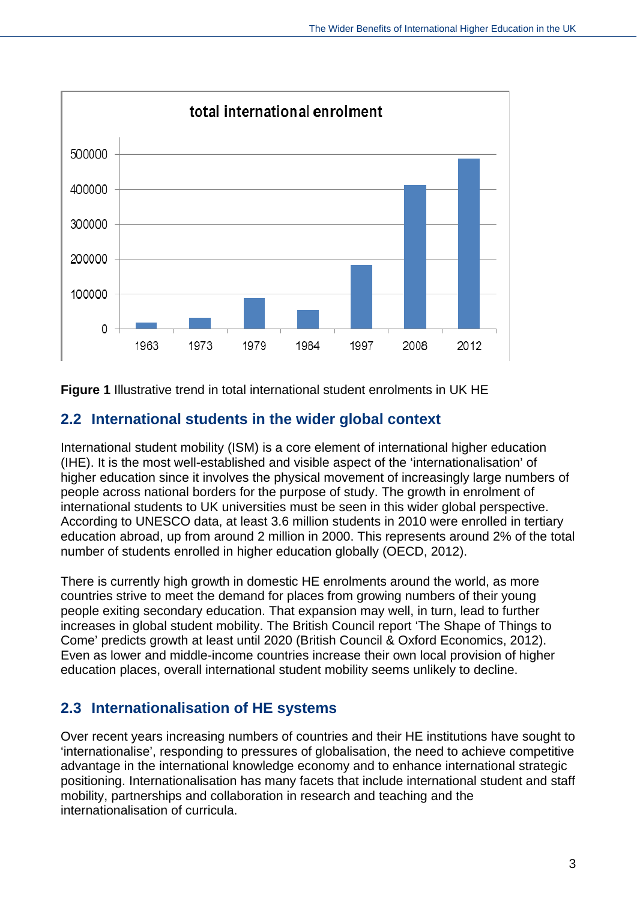**Figure 1** Illustrative trend in total international student enrolments in UK HE

## 2.2 International students in the wider global context

International student mobility (ISM) is a core element of international higher education (IHE). It is the most well-established and visible aspect of the 'internationalisation' of higher education since it involves the physical movement of increasingly large numbers of people across national borders for the purpose of study. The growth in enrolment of international students to UK universities must be seen in this wider global perspective. According to UNESCO data, at least 3.6 million students in 2010 were enrolled in tertiary education abroad, up from around 2 million in 2000. This represents around 2% of the total number of students enrolled in higher education globally (OECD, 2012).

There is currently high growth in domestic HE enrolments around the world, as more countries strive to meet the demand for places from growing numbers of their young people exiting secondary education. That expansion may well, in turn, lead to further increases in global student mobility. The British Council report 'The Shape of Things to Come' predicts growth at least until 2020 (British Council & Oxford Economics, 2012). Even as lower and middle-income countries increase their own local provision of higher education places, overall international student mobility seems unlikely to decline.

## 2.3 Internationalisation of HE systems

Over recent years increasing numbers of countries and their HE institutions have sought to 'internationalise', responding to pressures of globalisation, the need to achieve competitive advantage in the international knowledge economy and to enhance international strategic positioning. Internationalisation has many facets that include international student and staff mobility, partnerships and collaboration in research and teaching and the internationalisation of curricula.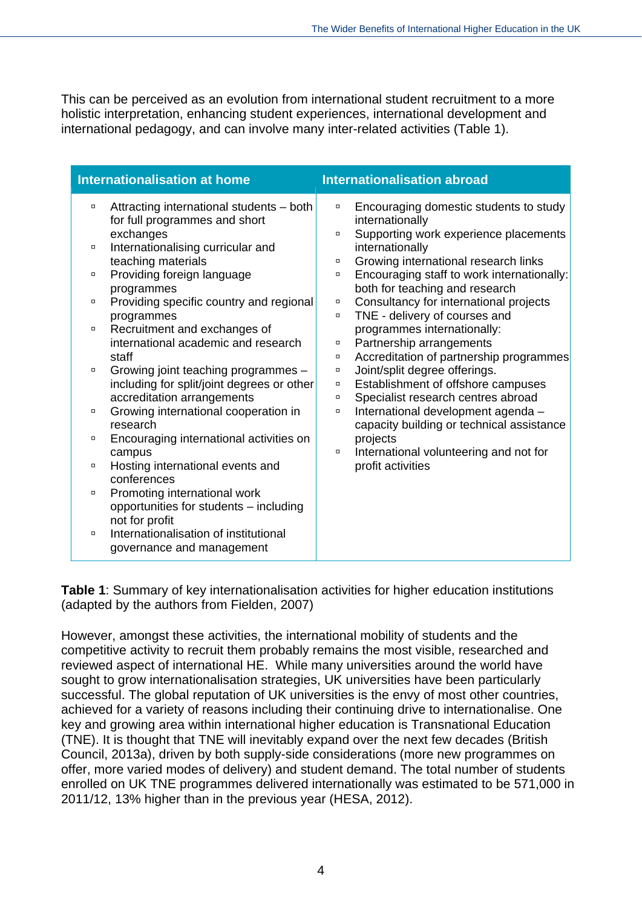This can be perceived as an evolution from international student recruitment to a more holistic interpretation, enhancing student experiences, international development and international pedagogy, and can involve many inter-related activities (Table 1).

| Internationalisation at home | Internationalisation abroad |
|---|---|
| ▫ Attracting international students – both for full programmes and short exchanges<br>▫ Internationalising curricular and teaching materials<br>▫ Providing foreign language programmes<br>▫ Providing specific country and regional programmes<br>▫ Recruitment and exchanges of international academic and research staff<br>▫ Growing joint teaching programmes – including for split/joint degrees or other accreditation arrangements<br>▫ Growing international cooperation in research<br>▫ Encouraging international activities on campus<br>▫ Hosting international events and conferences<br>▫ Promoting international work opportunities for students – including not for profit<br>▫ Internationalisation of institutional governance and management | ▫ Encouraging domestic students to study internationally<br>▫ Supporting work experience placements internationally<br>▫ Growing international research links<br>▫ Encouraging staff to work internationally: both for teaching and research<br>▫ Consultancy for international projects<br>▫ TNE - delivery of courses and programmes internationally:<br>▫ Partnership arrangements<br>▫ Accreditation of partnership programmes<br>▫ Joint/split degree offerings.<br>▫ Establishment of offshore campuses<br>▫ Specialist research centres abroad<br>▫ International development agenda – capacity building or technical assistance projects<br>▫ International volunteering and not for profit activities |

**Table 1**: Summary of key internationalisation activities for higher education institutions (adapted by the authors from Fielden, 2007)

However, amongst these activities, the international mobility of students and the competitive activity to recruit them probably remains the most visible, researched and reviewed aspect of international HE. While many universities around the world have sought to grow internationalisation strategies, UK universities have been particularly successful. The global reputation of UK universities is the envy of most other countries, achieved for a variety of reasons including their continuing drive to internationalise. One key and growing area within international higher education is Transnational Education (TNE). It is thought that TNE will inevitably expand over the next few decades (British Council, 2013a), driven by both supply-side considerations (more new programmes on offer, more varied modes of delivery) and student demand. The total number of students enrolled on UK TNE programmes delivered internationally was estimated to be 571,000 in 2011/12, 13% higher than in the previous year (HESA, 2012).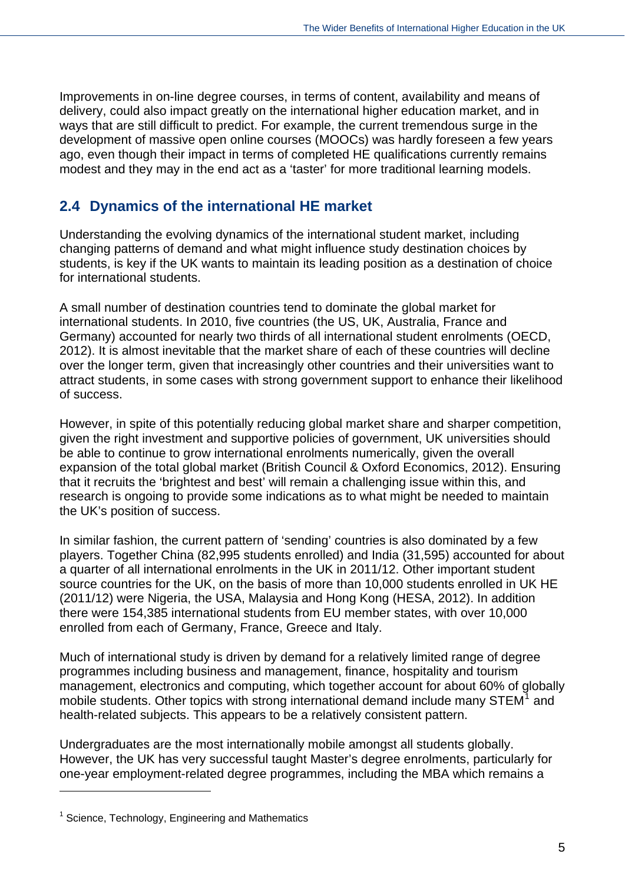Improvements in on-line degree courses, in terms of content, availability and means of delivery, could also impact greatly on the international higher education market, and in ways that are still difficult to predict. For example, the current tremendous surge in the development of massive open online courses (MOOCs) was hardly foreseen a few years ago, even though their impact in terms of completed HE qualifications currently remains modest and they may in the end act as a 'taster' for more traditional learning models.

## 2.4 Dynamics of the international HE market

Understanding the evolving dynamics of the international student market, including changing patterns of demand and what might influence study destination choices by students, is key if the UK wants to maintain its leading position as a destination of choice for international students.

A small number of destination countries tend to dominate the global market for international students. In 2010, five countries (the US, UK, Australia, France and Germany) accounted for nearly two thirds of all international student enrolments (OECD, 2012). It is almost inevitable that the market share of each of these countries will decline over the longer term, given that increasingly other countries and their universities want to attract students, in some cases with strong government support to enhance their likelihood of success.

However, in spite of this potentially reducing global market share and sharper competition, given the right investment and supportive policies of government, UK universities should be able to continue to grow international enrolments numerically, given the overall expansion of the total global market (British Council & Oxford Economics, 2012). Ensuring that it recruits the 'brightest and best' will remain a challenging issue within this, and research is ongoing to provide some indications as to what might be needed to maintain the UK's position of success.

In similar fashion, the current pattern of 'sending' countries is also dominated by a few players. Together China (82,995 students enrolled) and India (31,595) accounted for about a quarter of all international enrolments in the UK in 2011/12. Other important student source countries for the UK, on the basis of more than 10,000 students enrolled in UK HE (2011/12) were Nigeria, the USA, Malaysia and Hong Kong (HESA, 2012). In addition there were 154,385 international students from EU member states, with over 10,000 enrolled from each of Germany, France, Greece and Italy.

Much of international study is driven by demand for a relatively limited range of degree programmes including business and management, finance, hospitality and tourism management, electronics and computing, which together account for about 60% of globally mobile students. Other topics with strong international demand include many STEM[1] and health-related subjects. This appears to be a relatively consistent pattern.

Undergraduates are the most internationally mobile amongst all students globally. However, the UK has very successful taught Master's degree enrolments, particularly for one-year employment-related degree programmes, including the MBA which remains a

[1] Science, Technology, Engineering and Mathematics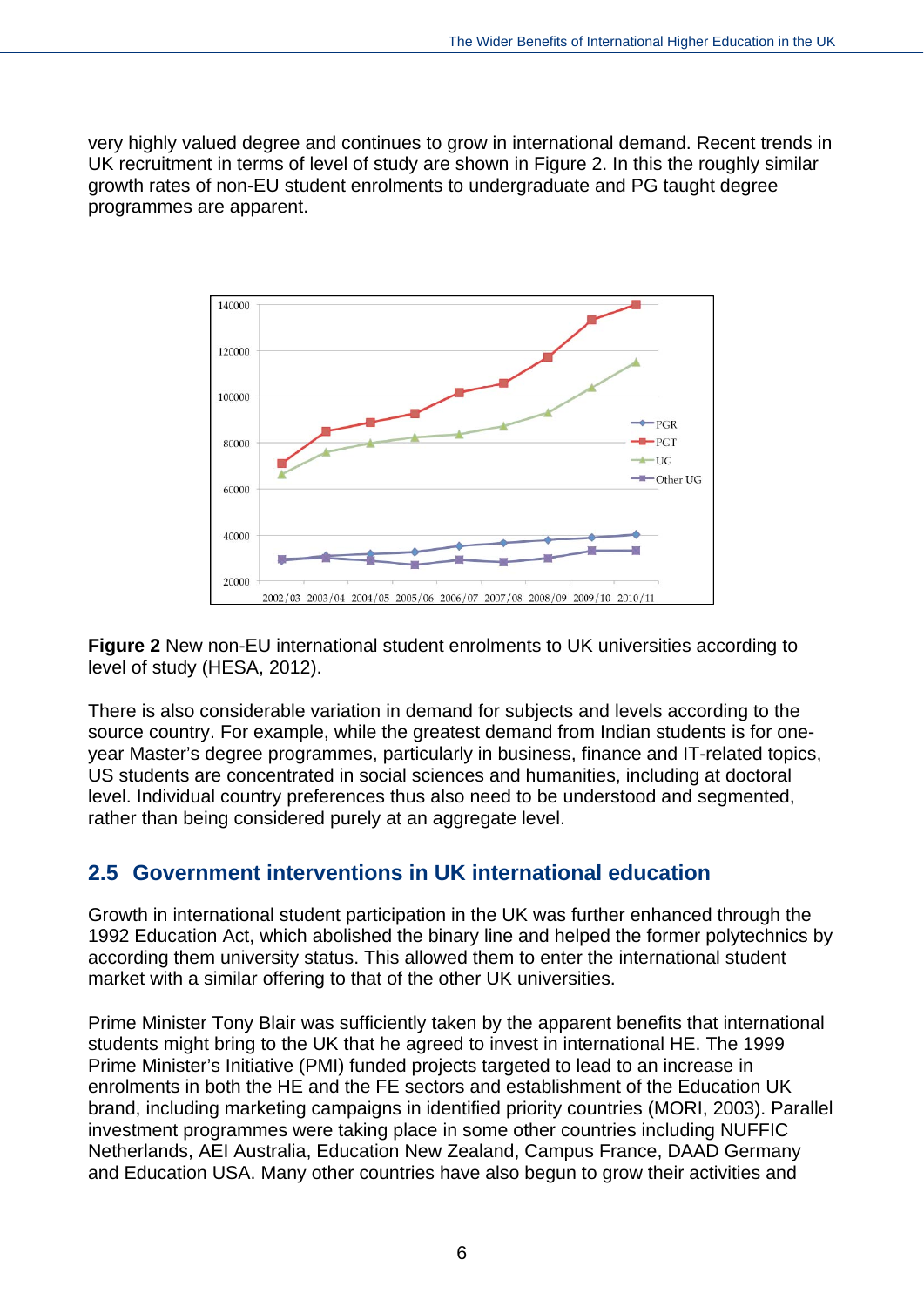very highly valued degree and continues to grow in international demand. Recent trends in UK recruitment in terms of level of study are shown in Figure 2. In this the roughly similar growth rates of non-EU student enrolments to undergraduate and PG taught degree programmes are apparent.

**Figure 2** New non-EU international student enrolments to UK universities according to level of study (HESA, 2012).

There is also considerable variation in demand for subjects and levels according to the source country. For example, while the greatest demand from Indian students is for one-year Master's degree programmes, particularly in business, finance and IT-related topics, US students are concentrated in social sciences and humanities, including at doctoral level. Individual country preferences thus also need to be understood and segmented, rather than being considered purely at an aggregate level.

## 2.5 Government interventions in UK international education

Growth in international student participation in the UK was further enhanced through the 1992 Education Act, which abolished the binary line and helped the former polytechnics by according them university status. This allowed them to enter the international student market with a similar offering to that of the other UK universities.

Prime Minister Tony Blair was sufficiently taken by the apparent benefits that international students might bring to the UK that he agreed to invest in international HE. The 1999 Prime Minister's Initiative (PMI) funded projects targeted to lead to an increase in enrolments in both the HE and the FE sectors and establishment of the Education UK brand, including marketing campaigns in identified priority countries (MORI, 2003). Parallel investment programmes were taking place in some other countries including NUFFIC Netherlands, AEI Australia, Education New Zealand, Campus France, DAAD Germany and Education USA. Many other countries have also begun to grow their activities and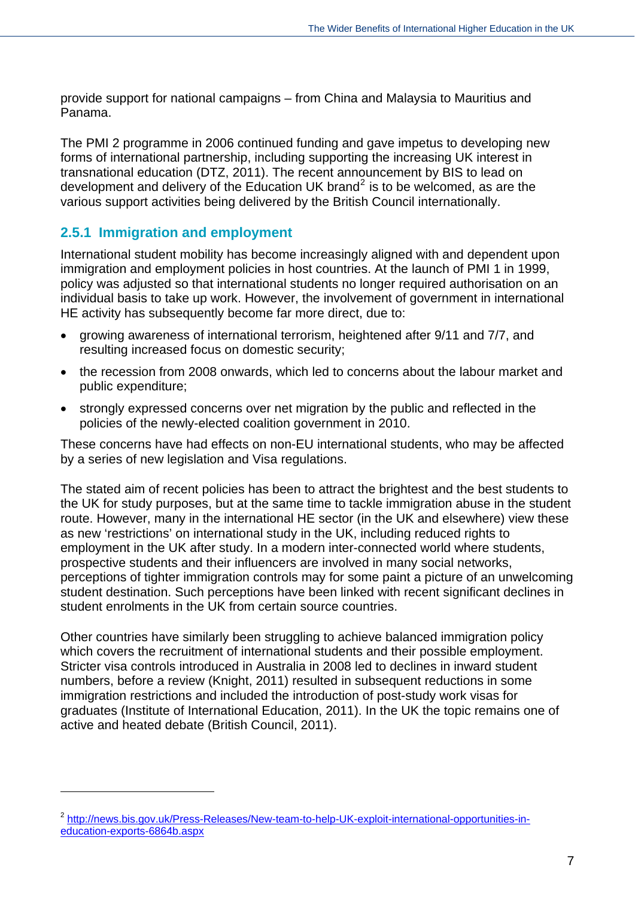provide support for national campaigns – from China and Malaysia to Mauritius and Panama.

The PMI 2 programme in 2006 continued funding and gave impetus to developing new forms of international partnership, including supporting the increasing UK interest in transnational education (DTZ, 2011). The recent announcement by BIS to lead on development and delivery of the Education UK brand[2] is to be welcomed, as are the various support activities being delivered by the British Council internationally.

### 2.5.1 Immigration and employment

International student mobility has become increasingly aligned with and dependent upon immigration and employment policies in host countries. At the launch of PMI 1 in 1999, policy was adjusted so that international students no longer required authorisation on an individual basis to take up work. However, the involvement of government in international HE activity has subsequently become far more direct, due to:

- growing awareness of international terrorism, heightened after 9/11 and 7/7, and resulting increased focus on domestic security;
- the recession from 2008 onwards, which led to concerns about the labour market and public expenditure;
- strongly expressed concerns over net migration by the public and reflected in the policies of the newly-elected coalition government in 2010.

These concerns have had effects on non-EU international students, who may be affected by a series of new legislation and Visa regulations.

The stated aim of recent policies has been to attract the brightest and the best students to the UK for study purposes, but at the same time to tackle immigration abuse in the student route. However, many in the international HE sector (in the UK and elsewhere) view these as new 'restrictions' on international study in the UK, including reduced rights to employment in the UK after study. In a modern inter-connected world where students, prospective students and their influencers are involved in many social networks, perceptions of tighter immigration controls may for some paint a picture of an unwelcoming student destination. Such perceptions have been linked with recent significant declines in student enrolments in the UK from certain source countries.

Other countries have similarly been struggling to achieve balanced immigration policy which covers the recruitment of international students and their possible employment. Stricter visa controls introduced in Australia in 2008 led to declines in inward student numbers, before a review (Knight, 2011) resulted in subsequent reductions in some immigration restrictions and included the introduction of post-study work visas for graduates (Institute of International Education, 2011). In the UK the topic remains one of active and heated debate (British Council, 2011).

---

[2] http://news.bis.gov.uk/Press-Releases/New-team-to-help-UK-exploit-international-opportunities-in-education-exports-6864b.aspx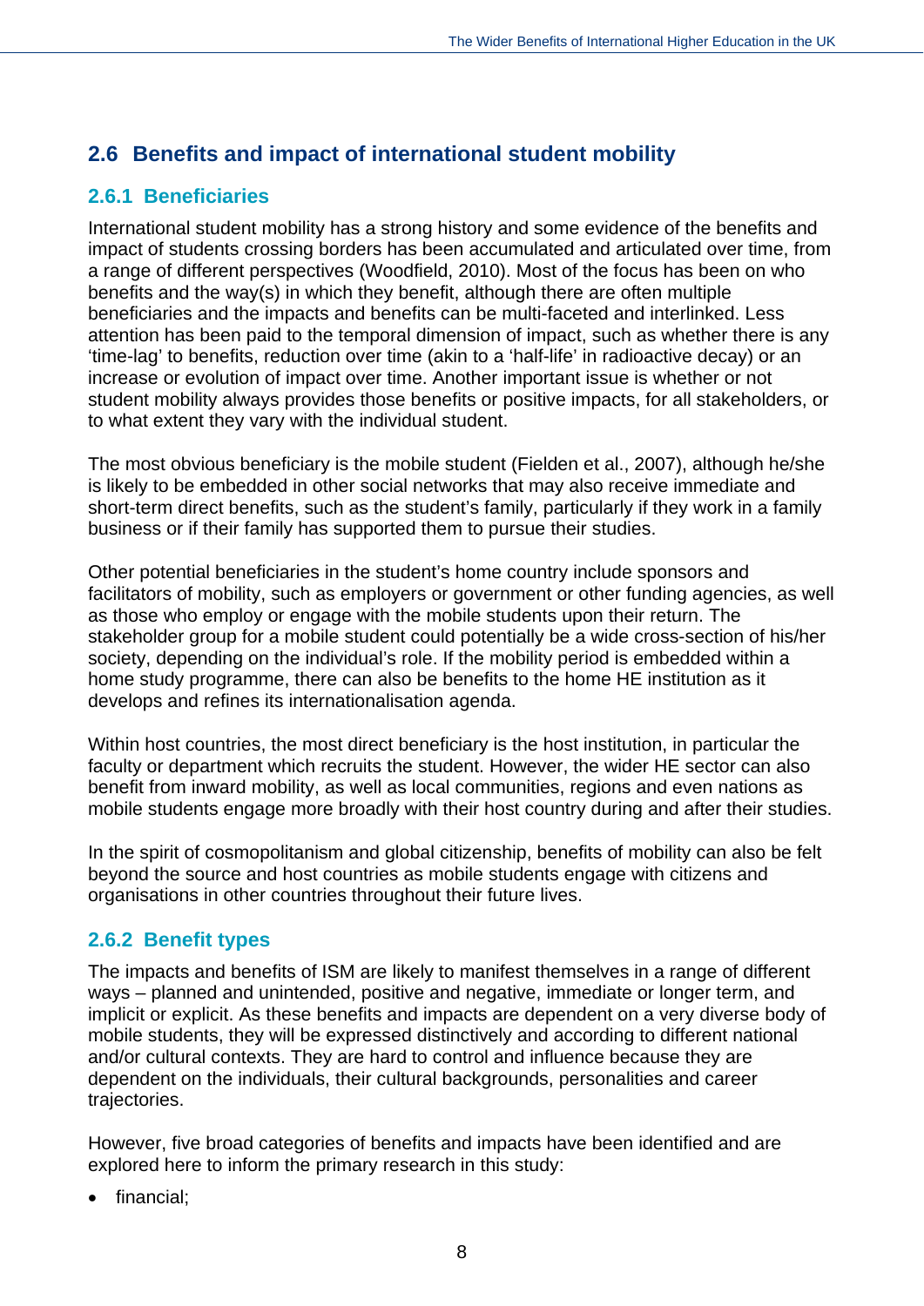## 2.6 Benefits and impact of international student mobility

### 2.6.1 Beneficiaries

International student mobility has a strong history and some evidence of the benefits and impact of students crossing borders has been accumulated and articulated over time, from a range of different perspectives (Woodfield, 2010). Most of the focus has been on who benefits and the way(s) in which they benefit, although there are often multiple beneficiaries and the impacts and benefits can be multi-faceted and interlinked. Less attention has been paid to the temporal dimension of impact, such as whether there is any 'time-lag' to benefits, reduction over time (akin to a 'half-life' in radioactive decay) or an increase or evolution of impact over time. Another important issue is whether or not student mobility always provides those benefits or positive impacts, for all stakeholders, or to what extent they vary with the individual student.

The most obvious beneficiary is the mobile student (Fielden et al., 2007), although he/she is likely to be embedded in other social networks that may also receive immediate and short-term direct benefits, such as the student's family, particularly if they work in a family business or if their family has supported them to pursue their studies.

Other potential beneficiaries in the student's home country include sponsors and facilitators of mobility, such as employers or government or other funding agencies, as well as those who employ or engage with the mobile students upon their return. The stakeholder group for a mobile student could potentially be a wide cross-section of his/her society, depending on the individual's role. If the mobility period is embedded within a home study programme, there can also be benefits to the home HE institution as it develops and refines its internationalisation agenda.

Within host countries, the most direct beneficiary is the host institution, in particular the faculty or department which recruits the student. However, the wider HE sector can also benefit from inward mobility, as well as local communities, regions and even nations as mobile students engage more broadly with their host country during and after their studies.

In the spirit of cosmopolitanism and global citizenship, benefits of mobility can also be felt beyond the source and host countries as mobile students engage with citizens and organisations in other countries throughout their future lives.

### 2.6.2 Benefit types

The impacts and benefits of ISM are likely to manifest themselves in a range of different ways – planned and unintended, positive and negative, immediate or longer term, and implicit or explicit. As these benefits and impacts are dependent on a very diverse body of mobile students, they will be expressed distinctively and according to different national and/or cultural contexts. They are hard to control and influence because they are dependent on the individuals, their cultural backgrounds, personalities and career trajectories.

However, five broad categories of benefits and impacts have been identified and are explored here to inform the primary research in this study:

- financial;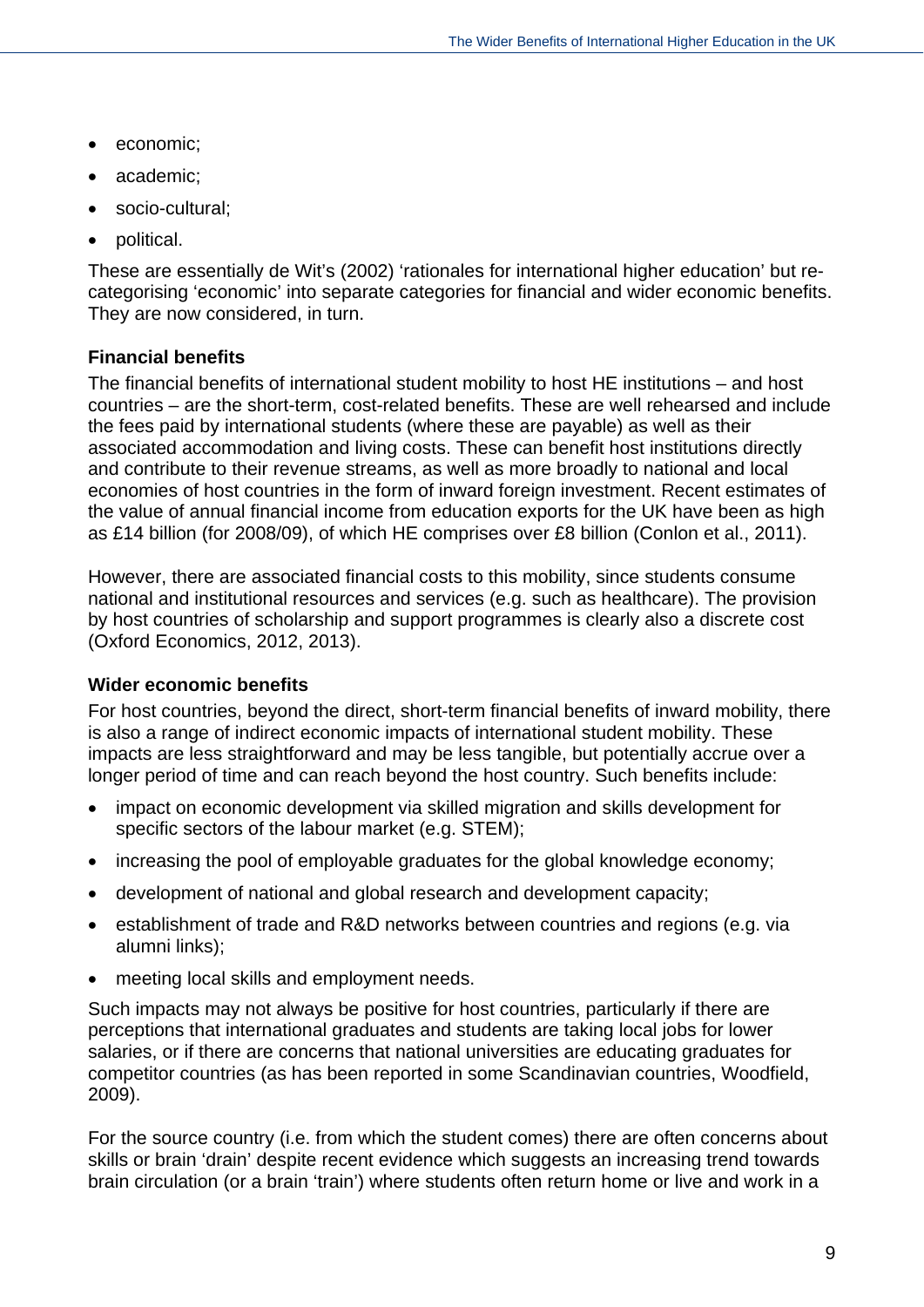- economic;
- academic;
- socio-cultural;
- political.

These are essentially de Wit's (2002) 'rationales for international higher education' but re-categorising 'economic' into separate categories for financial and wider economic benefits. They are now considered, in turn.

**Financial benefits**

The financial benefits of international student mobility to host HE institutions – and host countries – are the short-term, cost-related benefits. These are well rehearsed and include the fees paid by international students (where these are payable) as well as their associated accommodation and living costs. These can benefit host institutions directly and contribute to their revenue streams, as well as more broadly to national and local economies of host countries in the form of inward foreign investment. Recent estimates of the value of annual financial income from education exports for the UK have been as high as £14 billion (for 2008/09), of which HE comprises over £8 billion (Conlon et al., 2011).

However, there are associated financial costs to this mobility, since students consume national and institutional resources and services (e.g. such as healthcare). The provision by host countries of scholarship and support programmes is clearly also a discrete cost (Oxford Economics, 2012, 2013).

**Wider economic benefits**

For host countries, beyond the direct, short-term financial benefits of inward mobility, there is also a range of indirect economic impacts of international student mobility. These impacts are less straightforward and may be less tangible, but potentially accrue over a longer period of time and can reach beyond the host country. Such benefits include:

- impact on economic development via skilled migration and skills development for specific sectors of the labour market (e.g. STEM);
- increasing the pool of employable graduates for the global knowledge economy;
- development of national and global research and development capacity;
- establishment of trade and R&D networks between countries and regions (e.g. via alumni links);
- meeting local skills and employment needs.

Such impacts may not always be positive for host countries, particularly if there are perceptions that international graduates and students are taking local jobs for lower salaries, or if there are concerns that national universities are educating graduates for competitor countries (as has been reported in some Scandinavian countries, Woodfield, 2009).

For the source country (i.e. from which the student comes) there are often concerns about skills or brain 'drain' despite recent evidence which suggests an increasing trend towards brain circulation (or a brain 'train') where students often return home or live and work in a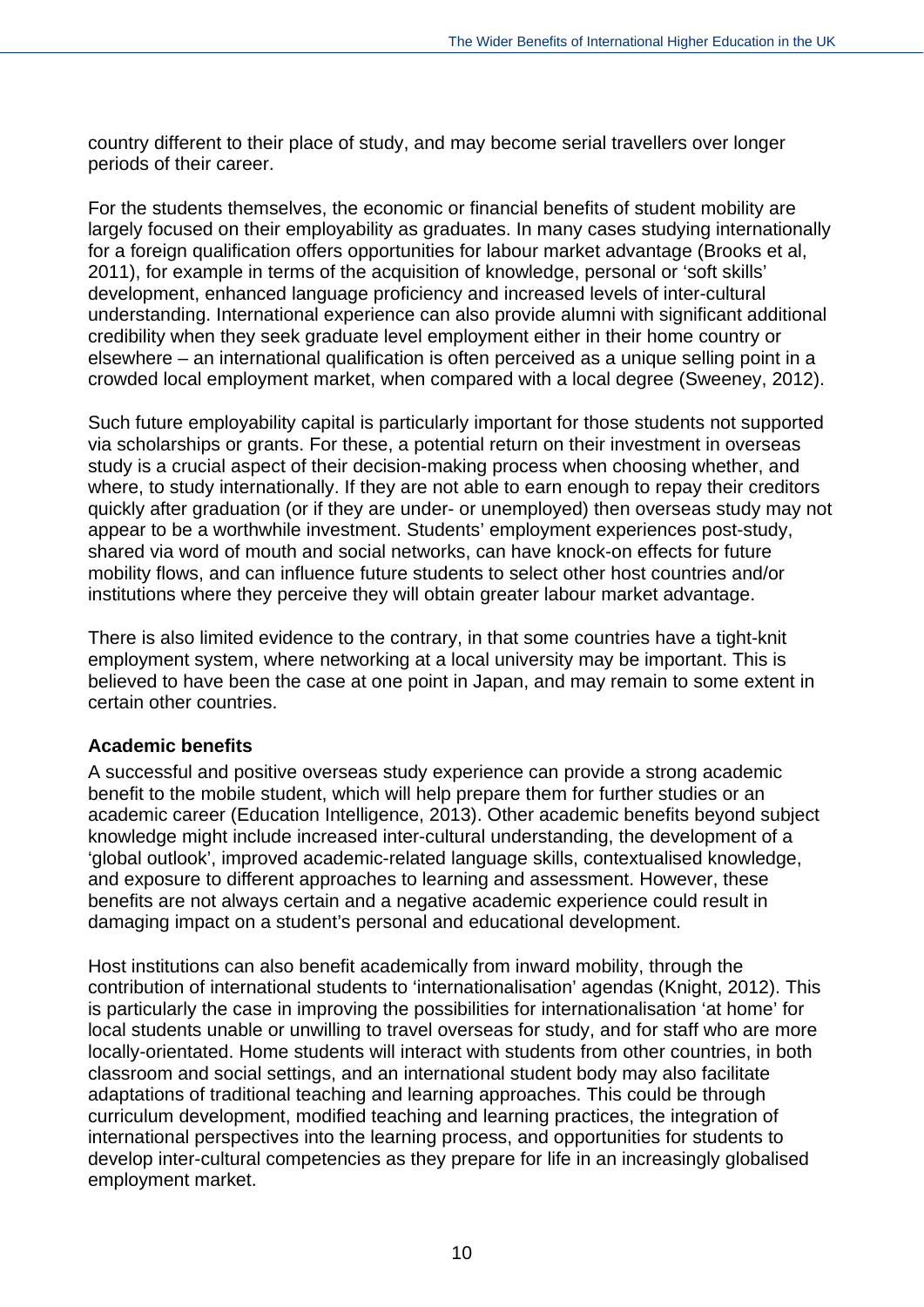country different to their place of study, and may become serial travellers over longer periods of their career.

For the students themselves, the economic or financial benefits of student mobility are largely focused on their employability as graduates. In many cases studying internationally for a foreign qualification offers opportunities for labour market advantage (Brooks et al, 2011), for example in terms of the acquisition of knowledge, personal or 'soft skills' development, enhanced language proficiency and increased levels of inter-cultural understanding. International experience can also provide alumni with significant additional credibility when they seek graduate level employment either in their home country or elsewhere – an international qualification is often perceived as a unique selling point in a crowded local employment market, when compared with a local degree (Sweeney, 2012).

Such future employability capital is particularly important for those students not supported via scholarships or grants. For these, a potential return on their investment in overseas study is a crucial aspect of their decision-making process when choosing whether, and where, to study internationally. If they are not able to earn enough to repay their creditors quickly after graduation (or if they are under- or unemployed) then overseas study may not appear to be a worthwhile investment. Students' employment experiences post-study, shared via word of mouth and social networks, can have knock-on effects for future mobility flows, and can influence future students to select other host countries and/or institutions where they perceive they will obtain greater labour market advantage.

There is also limited evidence to the contrary, in that some countries have a tight-knit employment system, where networking at a local university may be important. This is believed to have been the case at one point in Japan, and may remain to some extent in certain other countries.

**Academic benefits**

A successful and positive overseas study experience can provide a strong academic benefit to the mobile student, which will help prepare them for further studies or an academic career (Education Intelligence, 2013). Other academic benefits beyond subject knowledge might include increased inter-cultural understanding, the development of a 'global outlook', improved academic-related language skills, contextualised knowledge, and exposure to different approaches to learning and assessment. However, these benefits are not always certain and a negative academic experience could result in damaging impact on a student's personal and educational development.

Host institutions can also benefit academically from inward mobility, through the contribution of international students to 'internationalisation' agendas (Knight, 2012). This is particularly the case in improving the possibilities for internationalisation 'at home' for local students unable or unwilling to travel overseas for study, and for staff who are more locally-orientated. Home students will interact with students from other countries, in both classroom and social settings, and an international student body may also facilitate adaptations of traditional teaching and learning approaches. This could be through curriculum development, modified teaching and learning practices, the integration of international perspectives into the learning process, and opportunities for students to develop inter-cultural competencies as they prepare for life in an increasingly globalised employment market.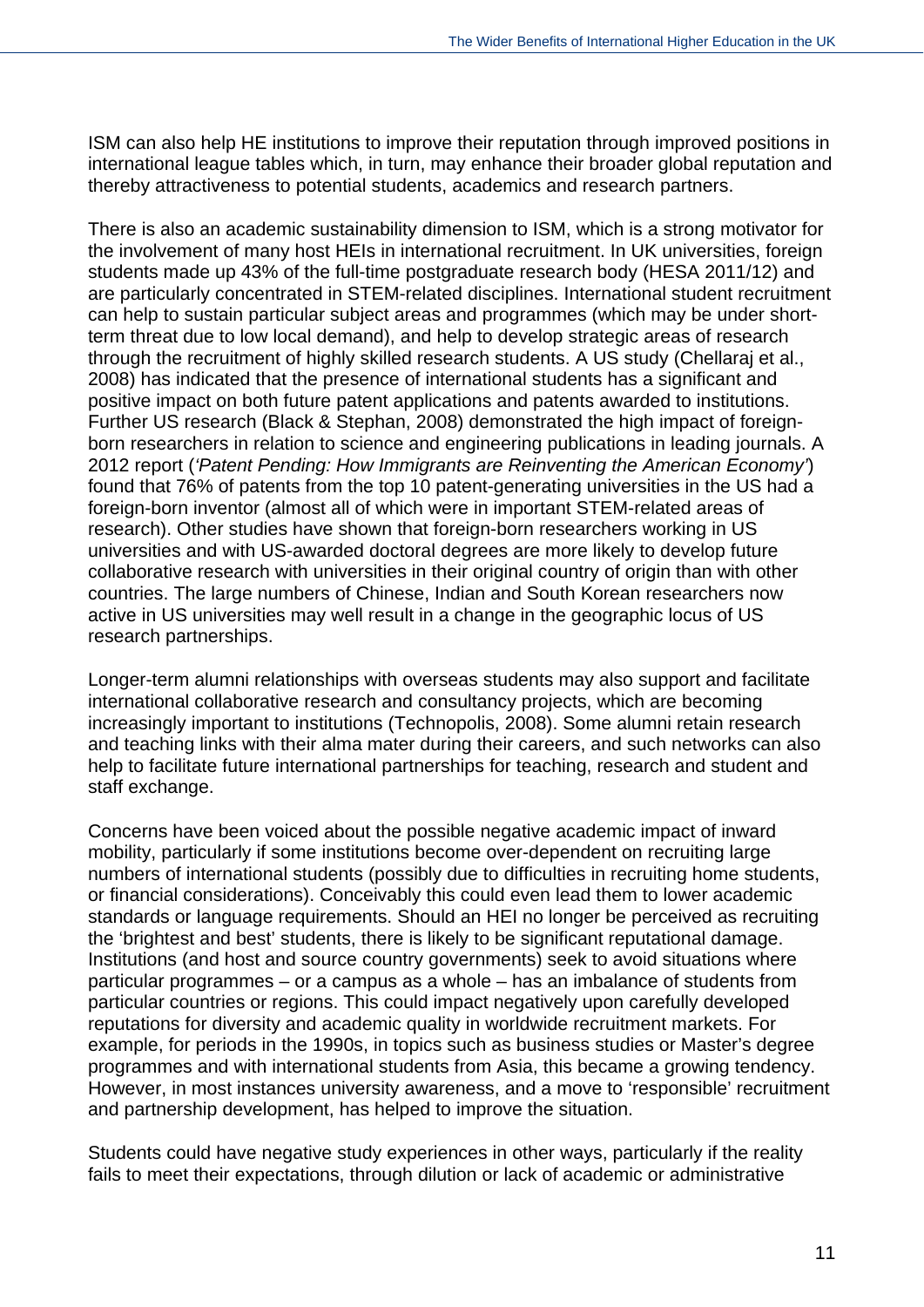ISM can also help HE institutions to improve their reputation through improved positions in international league tables which, in turn, may enhance their broader global reputation and thereby attractiveness to potential students, academics and research partners.

There is also an academic sustainability dimension to ISM, which is a strong motivator for the involvement of many host HEIs in international recruitment. In UK universities, foreign students made up 43% of the full-time postgraduate research body (HESA 2011/12) and are particularly concentrated in STEM-related disciplines. International student recruitment can help to sustain particular subject areas and programmes (which may be under short-term threat due to low local demand), and help to develop strategic areas of research through the recruitment of highly skilled research students. A US study (Chellaraj et al., 2008) has indicated that the presence of international students has a significant and positive impact on both future patent applications and patents awarded to institutions. Further US research (Black & Stephan, 2008) demonstrated the high impact of foreign-born researchers in relation to science and engineering publications in leading journals. A 2012 report (*'Patent Pending: How Immigrants are Reinventing the American Economy'*) found that 76% of patents from the top 10 patent-generating universities in the US had a foreign-born inventor (almost all of which were in important STEM-related areas of research). Other studies have shown that foreign-born researchers working in US universities and with US-awarded doctoral degrees are more likely to develop future collaborative research with universities in their original country of origin than with other countries. The large numbers of Chinese, Indian and South Korean researchers now active in US universities may well result in a change in the geographic locus of US research partnerships.

Longer-term alumni relationships with overseas students may also support and facilitate international collaborative research and consultancy projects, which are becoming increasingly important to institutions (Technopolis, 2008). Some alumni retain research and teaching links with their alma mater during their careers, and such networks can also help to facilitate future international partnerships for teaching, research and student and staff exchange.

Concerns have been voiced about the possible negative academic impact of inward mobility, particularly if some institutions become over-dependent on recruiting large numbers of international students (possibly due to difficulties in recruiting home students, or financial considerations). Conceivably this could even lead them to lower academic standards or language requirements. Should an HEI no longer be perceived as recruiting the 'brightest and best' students, there is likely to be significant reputational damage. Institutions (and host and source country governments) seek to avoid situations where particular programmes – or a campus as a whole – has an imbalance of students from particular countries or regions. This could impact negatively upon carefully developed reputations for diversity and academic quality in worldwide recruitment markets. For example, for periods in the 1990s, in topics such as business studies or Master's degree programmes and with international students from Asia, this became a growing tendency. However, in most instances university awareness, and a move to 'responsible' recruitment and partnership development, has helped to improve the situation.

Students could have negative study experiences in other ways, particularly if the reality fails to meet their expectations, through dilution or lack of academic or administrative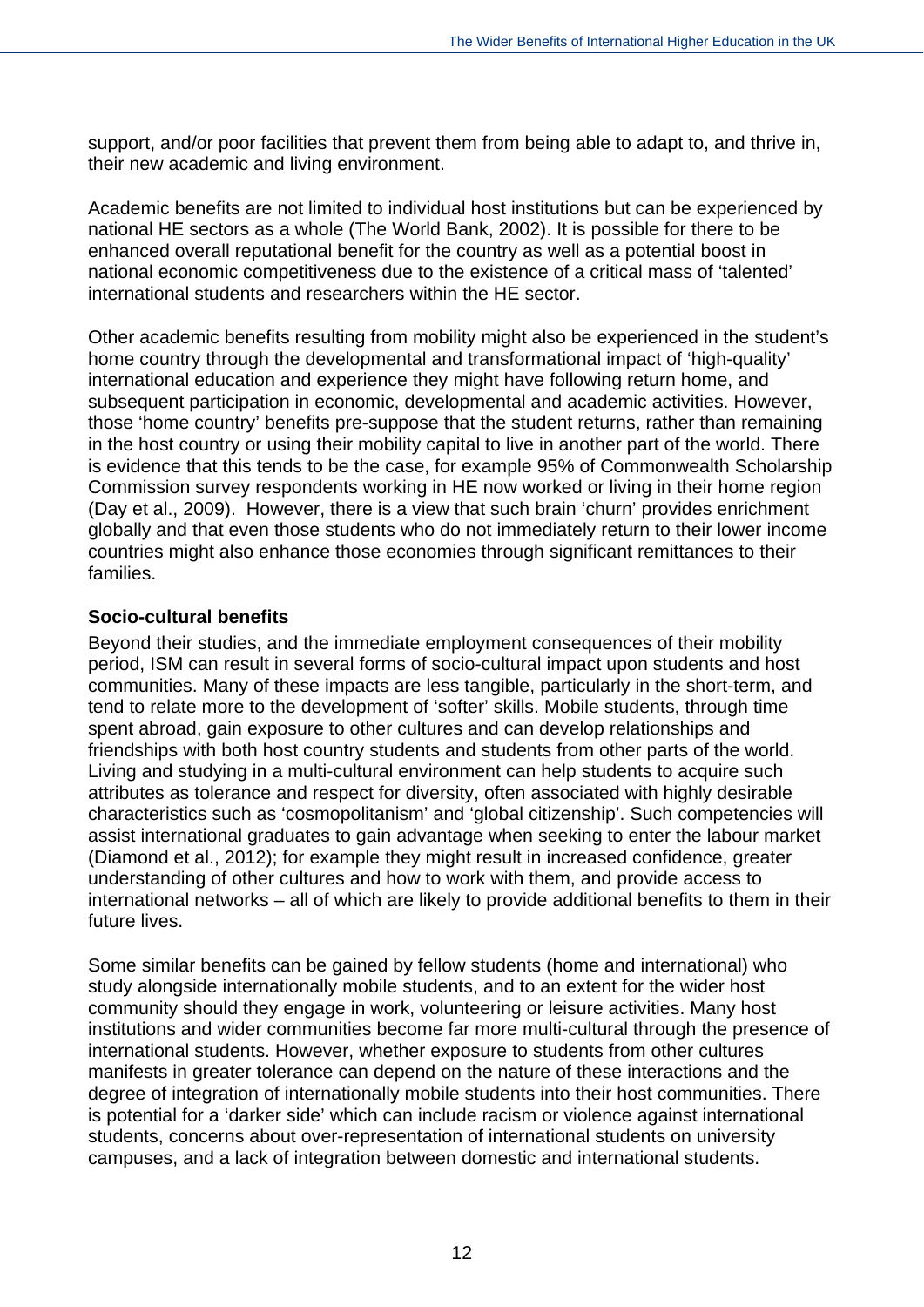support, and/or poor facilities that prevent them from being able to adapt to, and thrive in, their new academic and living environment.

Academic benefits are not limited to individual host institutions but can be experienced by national HE sectors as a whole (The World Bank, 2002). It is possible for there to be enhanced overall reputational benefit for the country as well as a potential boost in national economic competitiveness due to the existence of a critical mass of 'talented' international students and researchers within the HE sector.

Other academic benefits resulting from mobility might also be experienced in the student's home country through the developmental and transformational impact of 'high-quality' international education and experience they might have following return home, and subsequent participation in economic, developmental and academic activities. However, those 'home country' benefits pre-suppose that the student returns, rather than remaining in the host country or using their mobility capital to live in another part of the world. There is evidence that this tends to be the case, for example 95% of Commonwealth Scholarship Commission survey respondents working in HE now worked or living in their home region (Day et al., 2009). However, there is a view that such brain 'churn' provides enrichment globally and that even those students who do not immediately return to their lower income countries might also enhance those economies through significant remittances to their families.

**Socio-cultural benefits**

Beyond their studies, and the immediate employment consequences of their mobility period, ISM can result in several forms of socio-cultural impact upon students and host communities. Many of these impacts are less tangible, particularly in the short-term, and tend to relate more to the development of 'softer' skills. Mobile students, through time spent abroad, gain exposure to other cultures and can develop relationships and friendships with both host country students and students from other parts of the world. Living and studying in a multi-cultural environment can help students to acquire such attributes as tolerance and respect for diversity, often associated with highly desirable characteristics such as 'cosmopolitanism' and 'global citizenship'. Such competencies will assist international graduates to gain advantage when seeking to enter the labour market (Diamond et al., 2012); for example they might result in increased confidence, greater understanding of other cultures and how to work with them, and provide access to international networks – all of which are likely to provide additional benefits to them in their future lives.

Some similar benefits can be gained by fellow students (home and international) who study alongside internationally mobile students, and to an extent for the wider host community should they engage in work, volunteering or leisure activities. Many host institutions and wider communities become far more multi-cultural through the presence of international students. However, whether exposure to students from other cultures manifests in greater tolerance can depend on the nature of these interactions and the degree of integration of internationally mobile students into their host communities. There is potential for a 'darker side' which can include racism or violence against international students, concerns about over-representation of international students on university campuses, and a lack of integration between domestic and international students.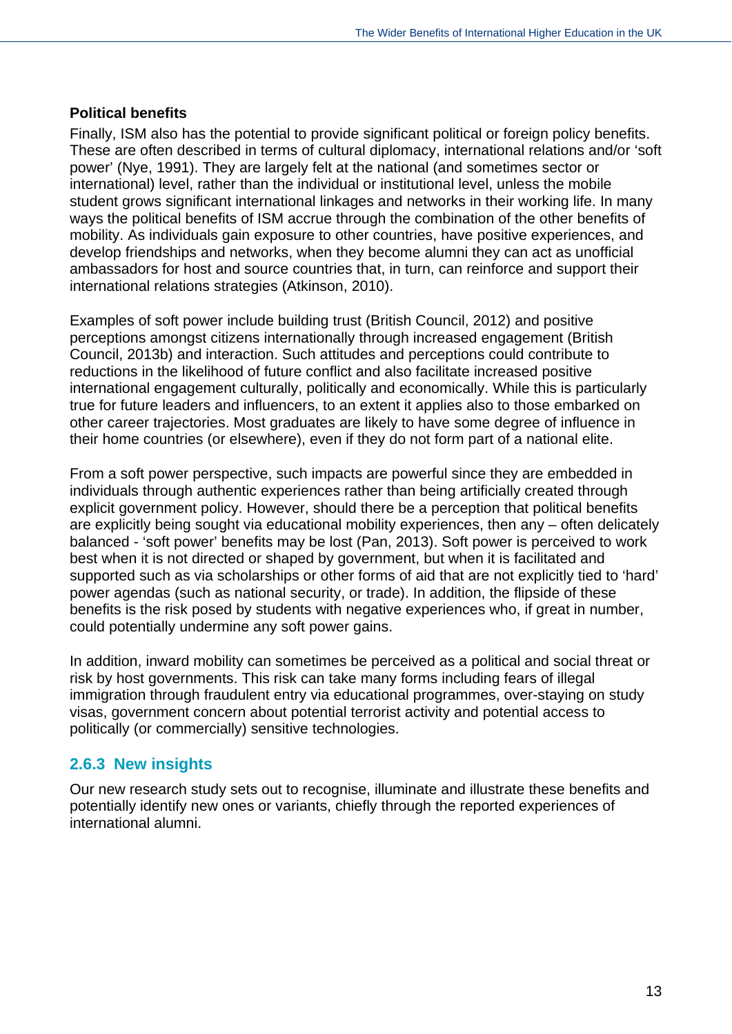**Political benefits**

Finally, ISM also has the potential to provide significant political or foreign policy benefits. These are often described in terms of cultural diplomacy, international relations and/or 'soft power' (Nye, 1991). They are largely felt at the national (and sometimes sector or international) level, rather than the individual or institutional level, unless the mobile student grows significant international linkages and networks in their working life. In many ways the political benefits of ISM accrue through the combination of the other benefits of mobility. As individuals gain exposure to other countries, have positive experiences, and develop friendships and networks, when they become alumni they can act as unofficial ambassadors for host and source countries that, in turn, can reinforce and support their international relations strategies (Atkinson, 2010).

Examples of soft power include building trust (British Council, 2012) and positive perceptions amongst citizens internationally through increased engagement (British Council, 2013b) and interaction. Such attitudes and perceptions could contribute to reductions in the likelihood of future conflict and also facilitate increased positive international engagement culturally, politically and economically. While this is particularly true for future leaders and influencers, to an extent it applies also to those embarked on other career trajectories. Most graduates are likely to have some degree of influence in their home countries (or elsewhere), even if they do not form part of a national elite.

From a soft power perspective, such impacts are powerful since they are embedded in individuals through authentic experiences rather than being artificially created through explicit government policy. However, should there be a perception that political benefits are explicitly being sought via educational mobility experiences, then any – often delicately balanced - 'soft power' benefits may be lost (Pan, 2013). Soft power is perceived to work best when it is not directed or shaped by government, but when it is facilitated and supported such as via scholarships or other forms of aid that are not explicitly tied to 'hard' power agendas (such as national security, or trade). In addition, the flipside of these benefits is the risk posed by students with negative experiences who, if great in number, could potentially undermine any soft power gains.

In addition, inward mobility can sometimes be perceived as a political and social threat or risk by host governments. This risk can take many forms including fears of illegal immigration through fraudulent entry via educational programmes, over-staying on study visas, government concern about potential terrorist activity and potential access to politically (or commercially) sensitive technologies.

### 2.6.3 New insights

Our new research study sets out to recognise, illuminate and illustrate these benefits and potentially identify new ones or variants, chiefly through the reported experiences of international alumni.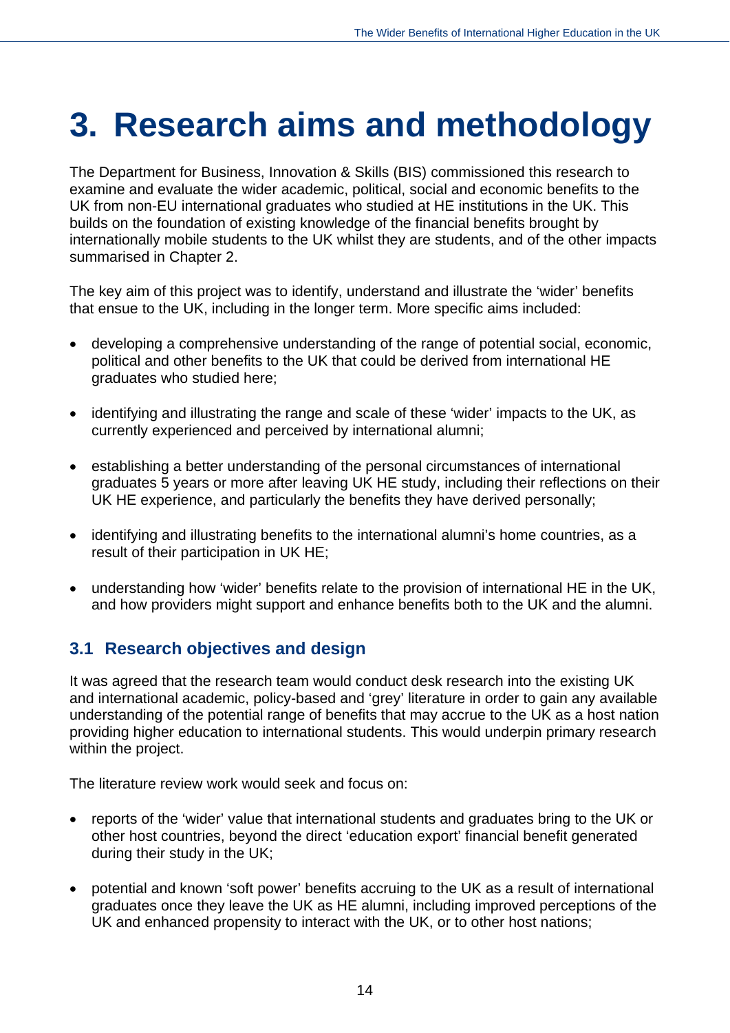# 3. Research aims and methodology

The Department for Business, Innovation & Skills (BIS) commissioned this research to examine and evaluate the wider academic, political, social and economic benefits to the UK from non-EU international graduates who studied at HE institutions in the UK. This builds on the foundation of existing knowledge of the financial benefits brought by internationally mobile students to the UK whilst they are students, and of the other impacts summarised in Chapter 2.

The key aim of this project was to identify, understand and illustrate the 'wider' benefits that ensue to the UK, including in the longer term. More specific aims included:

- developing a comprehensive understanding of the range of potential social, economic, political and other benefits to the UK that could be derived from international HE graduates who studied here;
- identifying and illustrating the range and scale of these 'wider' impacts to the UK, as currently experienced and perceived by international alumni;
- establishing a better understanding of the personal circumstances of international graduates 5 years or more after leaving UK HE study, including their reflections on their UK HE experience, and particularly the benefits they have derived personally;
- identifying and illustrating benefits to the international alumni's home countries, as a result of their participation in UK HE;
- understanding how 'wider' benefits relate to the provision of international HE in the UK, and how providers might support and enhance benefits both to the UK and the alumni.

## 3.1 Research objectives and design

It was agreed that the research team would conduct desk research into the existing UK and international academic, policy-based and 'grey' literature in order to gain any available understanding of the potential range of benefits that may accrue to the UK as a host nation providing higher education to international students. This would underpin primary research within the project.

The literature review work would seek and focus on:

- reports of the 'wider' value that international students and graduates bring to the UK or other host countries, beyond the direct 'education export' financial benefit generated during their study in the UK;
- potential and known 'soft power' benefits accruing to the UK as a result of international graduates once they leave the UK as HE alumni, including improved perceptions of the UK and enhanced propensity to interact with the UK, or to other host nations;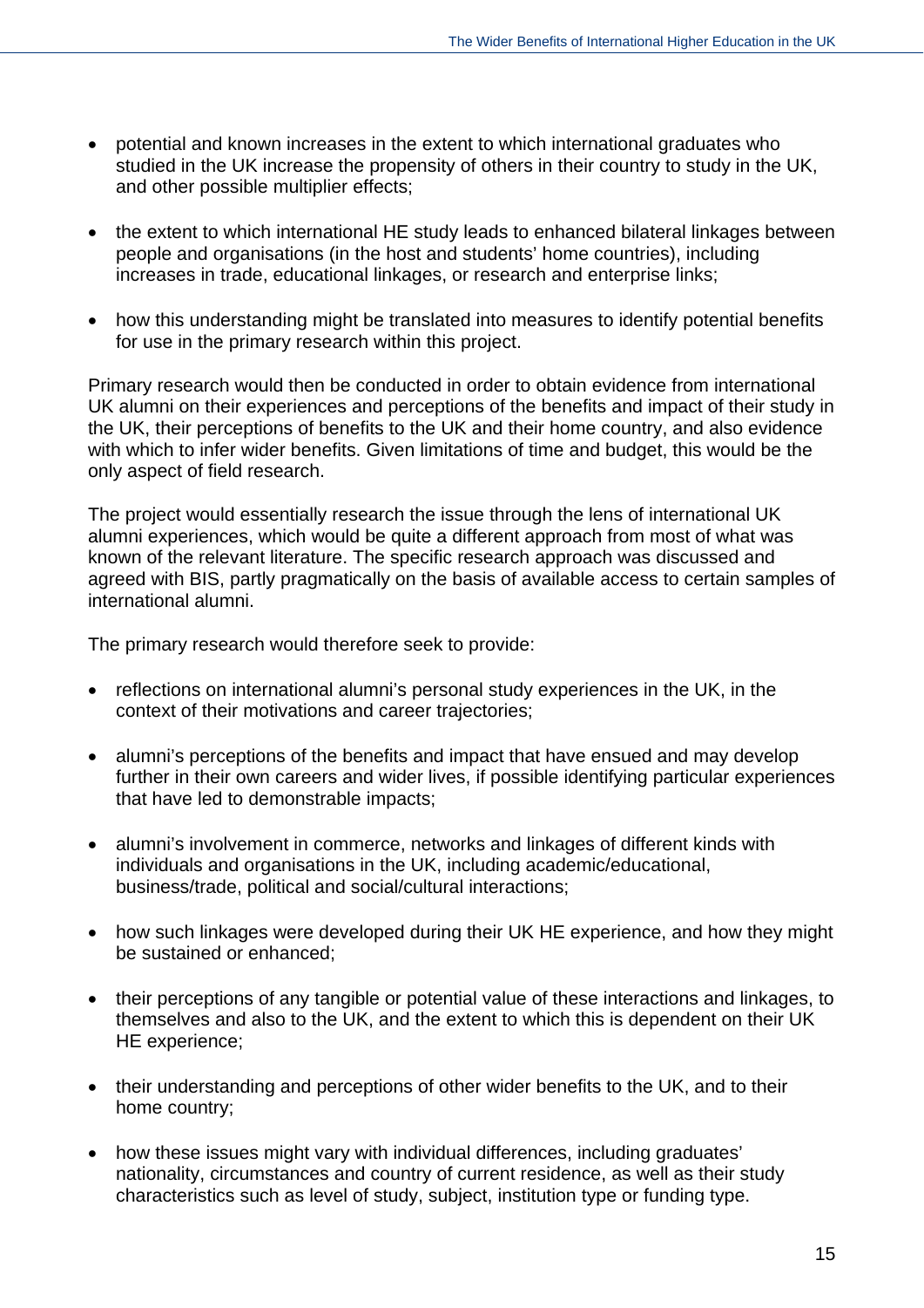- potential and known increases in the extent to which international graduates who studied in the UK increase the propensity of others in their country to study in the UK, and other possible multiplier effects;

- the extent to which international HE study leads to enhanced bilateral linkages between people and organisations (in the host and students' home countries), including increases in trade, educational linkages, or research and enterprise links;

- how this understanding might be translated into measures to identify potential benefits for use in the primary research within this project.

Primary research would then be conducted in order to obtain evidence from international UK alumni on their experiences and perceptions of the benefits and impact of their study in the UK, their perceptions of benefits to the UK and their home country, and also evidence with which to infer wider benefits. Given limitations of time and budget, this would be the only aspect of field research.

The project would essentially research the issue through the lens of international UK alumni experiences, which would be quite a different approach from most of what was known of the relevant literature. The specific research approach was discussed and agreed with BIS, partly pragmatically on the basis of available access to certain samples of international alumni.

The primary research would therefore seek to provide:

- reflections on international alumni's personal study experiences in the UK, in the context of their motivations and career trajectories;

- alumni's perceptions of the benefits and impact that have ensued and may develop further in their own careers and wider lives, if possible identifying particular experiences that have led to demonstrable impacts;

- alumni's involvement in commerce, networks and linkages of different kinds with individuals and organisations in the UK, including academic/educational, business/trade, political and social/cultural interactions;

- how such linkages were developed during their UK HE experience, and how they might be sustained or enhanced;

- their perceptions of any tangible or potential value of these interactions and linkages, to themselves and also to the UK, and the extent to which this is dependent on their UK HE experience;

- their understanding and perceptions of other wider benefits to the UK, and to their home country;

- how these issues might vary with individual differences, including graduates' nationality, circumstances and country of current residence, as well as their study characteristics such as level of study, subject, institution type or funding type.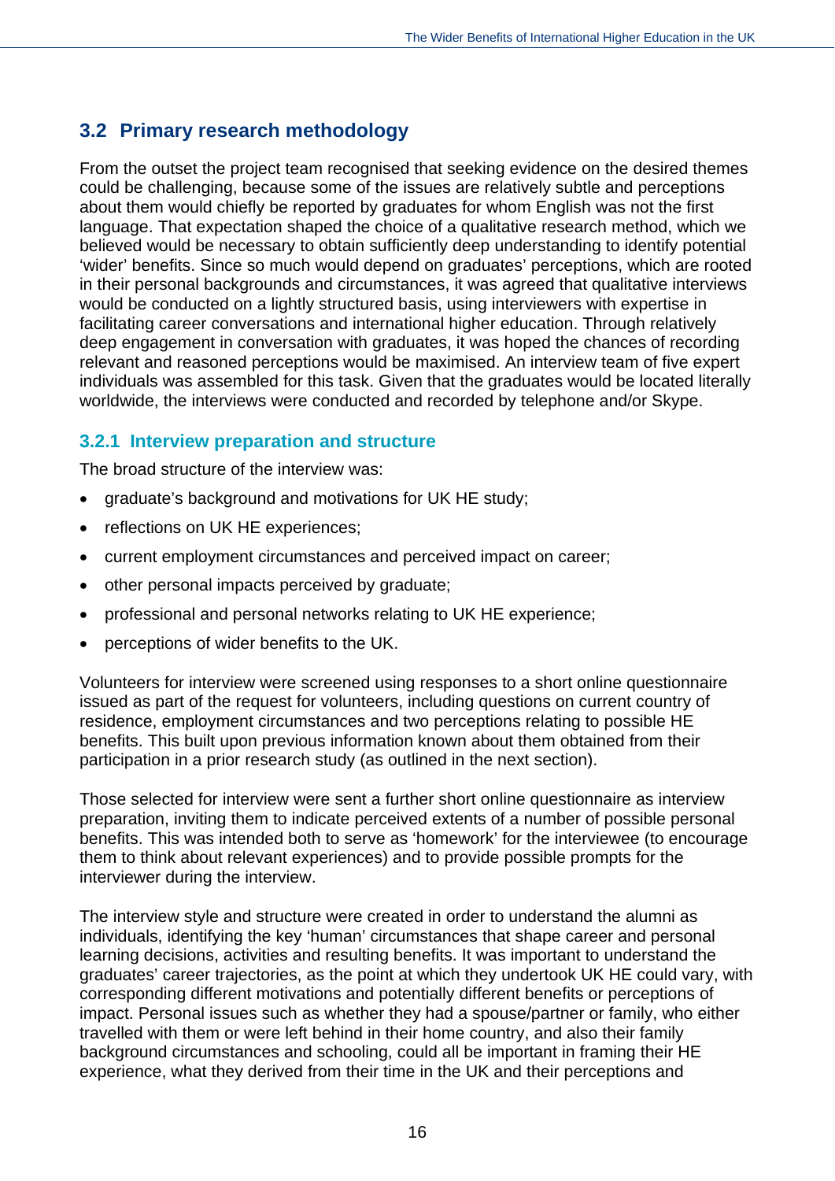## 3.2 Primary research methodology

From the outset the project team recognised that seeking evidence on the desired themes could be challenging, because some of the issues are relatively subtle and perceptions about them would chiefly be reported by graduates for whom English was not the first language. That expectation shaped the choice of a qualitative research method, which we believed would be necessary to obtain sufficiently deep understanding to identify potential 'wider' benefits. Since so much would depend on graduates' perceptions, which are rooted in their personal backgrounds and circumstances, it was agreed that qualitative interviews would be conducted on a lightly structured basis, using interviewers with expertise in facilitating career conversations and international higher education. Through relatively deep engagement in conversation with graduates, it was hoped the chances of recording relevant and reasoned perceptions would be maximised. An interview team of five expert individuals was assembled for this task. Given that the graduates would be located literally worldwide, the interviews were conducted and recorded by telephone and/or Skype.

### 3.2.1 Interview preparation and structure

The broad structure of the interview was:

- graduate's background and motivations for UK HE study;
- reflections on UK HE experiences;
- current employment circumstances and perceived impact on career;
- other personal impacts perceived by graduate;
- professional and personal networks relating to UK HE experience;
- perceptions of wider benefits to the UK.

Volunteers for interview were screened using responses to a short online questionnaire issued as part of the request for volunteers, including questions on current country of residence, employment circumstances and two perceptions relating to possible HE benefits. This built upon previous information known about them obtained from their participation in a prior research study (as outlined in the next section).

Those selected for interview were sent a further short online questionnaire as interview preparation, inviting them to indicate perceived extents of a number of possible personal benefits. This was intended both to serve as 'homework' for the interviewee (to encourage them to think about relevant experiences) and to provide possible prompts for the interviewer during the interview.

The interview style and structure were created in order to understand the alumni as individuals, identifying the key 'human' circumstances that shape career and personal learning decisions, activities and resulting benefits. It was important to understand the graduates' career trajectories, as the point at which they undertook UK HE could vary, with corresponding different motivations and potentially different benefits or perceptions of impact. Personal issues such as whether they had a spouse/partner or family, who either travelled with them or were left behind in their home country, and also their family background circumstances and schooling, could all be important in framing their HE experience, what they derived from their time in the UK and their perceptions and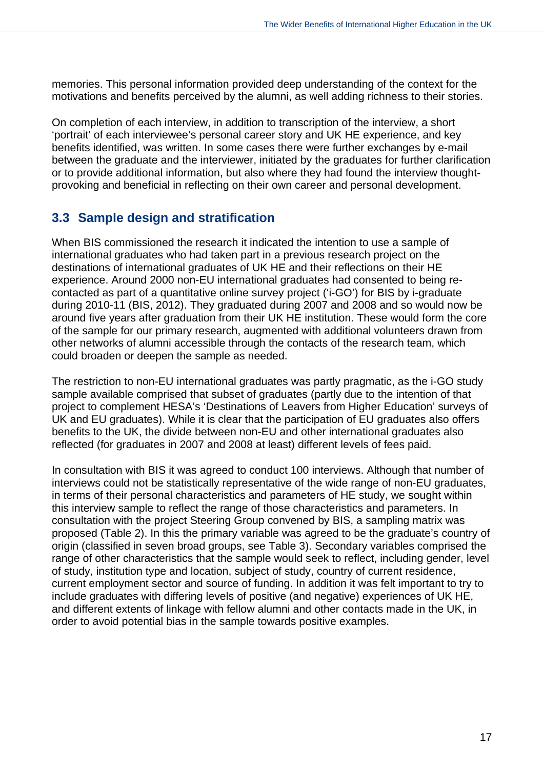memories. This personal information provided deep understanding of the context for the motivations and benefits perceived by the alumni, as well adding richness to their stories.

On completion of each interview, in addition to transcription of the interview, a short 'portrait' of each interviewee's personal career story and UK HE experience, and key benefits identified, was written. In some cases there were further exchanges by e-mail between the graduate and the interviewer, initiated by the graduates for further clarification or to provide additional information, but also where they had found the interview thought-provoking and beneficial in reflecting on their own career and personal development.

## 3.3 Sample design and stratification

When BIS commissioned the research it indicated the intention to use a sample of international graduates who had taken part in a previous research project on the destinations of international graduates of UK HE and their reflections on their HE experience. Around 2000 non-EU international graduates had consented to being re-contacted as part of a quantitative online survey project ('i-GO') for BIS by i-graduate during 2010-11 (BIS, 2012). They graduated during 2007 and 2008 and so would now be around five years after graduation from their UK HE institution. These would form the core of the sample for our primary research, augmented with additional volunteers drawn from other networks of alumni accessible through the contacts of the research team, which could broaden or deepen the sample as needed.

The restriction to non-EU international graduates was partly pragmatic, as the i-GO study sample available comprised that subset of graduates (partly due to the intention of that project to complement HESA's 'Destinations of Leavers from Higher Education' surveys of UK and EU graduates). While it is clear that the participation of EU graduates also offers benefits to the UK, the divide between non-EU and other international graduates also reflected (for graduates in 2007 and 2008 at least) different levels of fees paid.

In consultation with BIS it was agreed to conduct 100 interviews. Although that number of interviews could not be statistically representative of the wide range of non-EU graduates, in terms of their personal characteristics and parameters of HE study, we sought within this interview sample to reflect the range of those characteristics and parameters. In consultation with the project Steering Group convened by BIS, a sampling matrix was proposed (Table 2). In this the primary variable was agreed to be the graduate's country of origin (classified in seven broad groups, see Table 3). Secondary variables comprised the range of other characteristics that the sample would seek to reflect, including gender, level of study, institution type and location, subject of study, country of current residence, current employment sector and source of funding. In addition it was felt important to try to include graduates with differing levels of positive (and negative) experiences of UK HE, and different extents of linkage with fellow alumni and other contacts made in the UK, in order to avoid potential bias in the sample towards positive examples.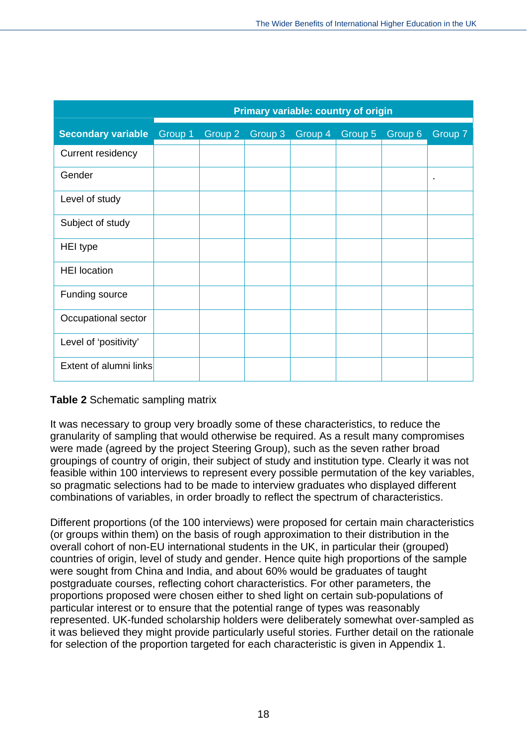| | Primary variable: country of origin | | | | | | |
|---|---|---|---|---|---|---|---|
| **Secondary variable** | Group 1 | Group 2 | Group 3 | Group 4 | Group 5 | Group 6 | Group 7 |
| Current residency | | | | | | | |
| Gender | | | | | | | . |
| Level of study | | | | | | | |
| Subject of study | | | | | | | |
| HEI type | | | | | | | |
| HEI location | | | | | | | |
| Funding source | | | | | | | |
| Occupational sector | | | | | | | |
| Level of 'positivity' | | | | | | | |
| Extent of alumni links | | | | | | | |

**Table 2** Schematic sampling matrix

It was necessary to group very broadly some of these characteristics, to reduce the granularity of sampling that would otherwise be required. As a result many compromises were made (agreed by the project Steering Group), such as the seven rather broad groupings of country of origin, their subject of study and institution type. Clearly it was not feasible within 100 interviews to represent every possible permutation of the key variables, so pragmatic selections had to be made to interview graduates who displayed different combinations of variables, in order broadly to reflect the spectrum of characteristics.

Different proportions (of the 100 interviews) were proposed for certain main characteristics (or groups within them) on the basis of rough approximation to their distribution in the overall cohort of non-EU international students in the UK, in particular their (grouped) countries of origin, level of study and gender. Hence quite high proportions of the sample were sought from China and India, and about 60% would be graduates of taught postgraduate courses, reflecting cohort characteristics. For other parameters, the proportions proposed were chosen either to shed light on certain sub-populations of particular interest or to ensure that the potential range of types was reasonably represented. UK-funded scholarship holders were deliberately somewhat over-sampled as it was believed they might provide particularly useful stories. Further detail on the rationale for selection of the proportion targeted for each characteristic is given in Appendix 1.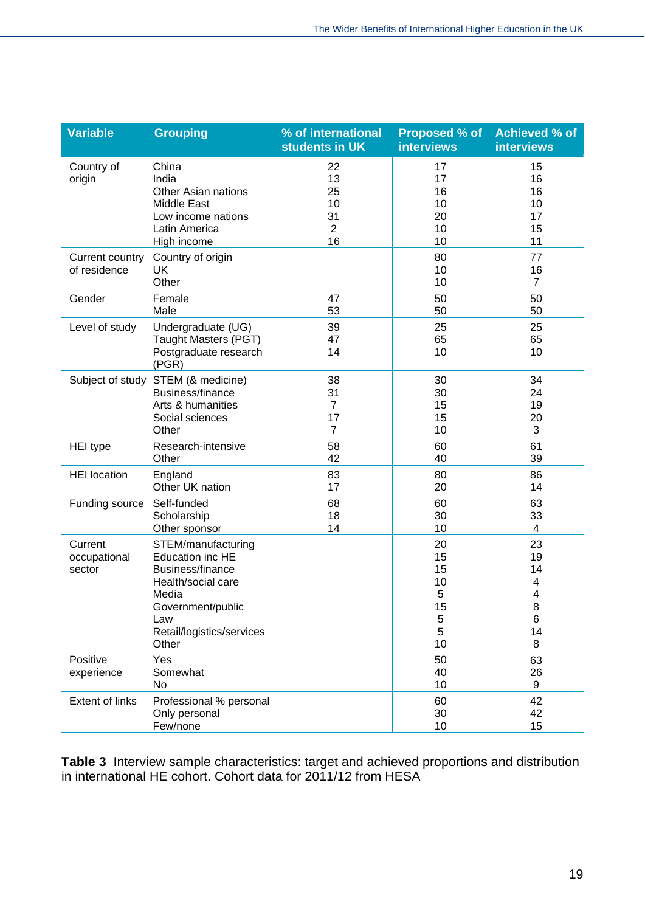| Variable | Grouping | % of international students in UK | Proposed % of interviews | Achieved % of interviews |
|---|---|---|---|---|
| Country of origin | China | 22 | 17 | 15 |
| | India | 13 | 17 | 16 |
| | Other Asian nations | 25 | 16 | 16 |
| | Middle East | 10 | 10 | 10 |
| | Low income nations | 31 | 20 | 17 |
| | Latin America | 2 | 10 | 15 |
| | High income | 16 | 10 | 11 |
| Current country of residence | Country of origin | | 80 | 77 |
| | UK | | 10 | 16 |
| | Other | | 10 | 7 |
| Gender | Female | 47 | 50 | 50 |
| | Male | 53 | 50 | 50 |
| Level of study | Undergraduate (UG) | 39 | 25 | 25 |
| | Taught Masters (PGT) | 47 | 65 | 65 |
| | Postgraduate research (PGR) | 14 | 10 | 10 |
| Subject of study | STEM (& medicine) | 38 | 30 | 34 |
| | Business/finance | 31 | 30 | 24 |
| | Arts & humanities | 7 | 15 | 19 |
| | Social sciences | 17 | 15 | 20 |
| | Other | 7 | 10 | 3 |
| HEI type | Research-intensive | 58 | 60 | 61 |
| | Other | 42 | 40 | 39 |
| HEI location | England | 83 | 80 | 86 |
| | Other UK nation | 17 | 20 | 14 |
| Funding source | Self-funded | 68 | 60 | 63 |
| | Scholarship | 18 | 30 | 33 |
| | Other sponsor | 14 | 10 | 4 |
| Current occupational sector | STEM/manufacturing | | 20 | 23 |
| | Education inc HE | | 15 | 19 |
| | Business/finance | | 15 | 14 |
| | Health/social care | | 10 | 4 |
| | Media | | 5 | 4 |
| | Government/public | | 15 | 8 |
| | Law | | 5 | 6 |
| | Retail/logistics/services | | 5 | 14 |
| | Other | | 10 | 8 |
| Positive experience | Yes | | 50 | 63 |
| | Somewhat | | 40 | 26 |
| | No | | 10 | 9 |
| Extent of links | Professional % personal | | 60 | 42 |
| | Only personal | | 30 | 42 |
| | Few/none | | 10 | 15 |

**Table 3** Interview sample characteristics: target and achieved proportions and distribution in international HE cohort. Cohort data for 2011/12 from HESA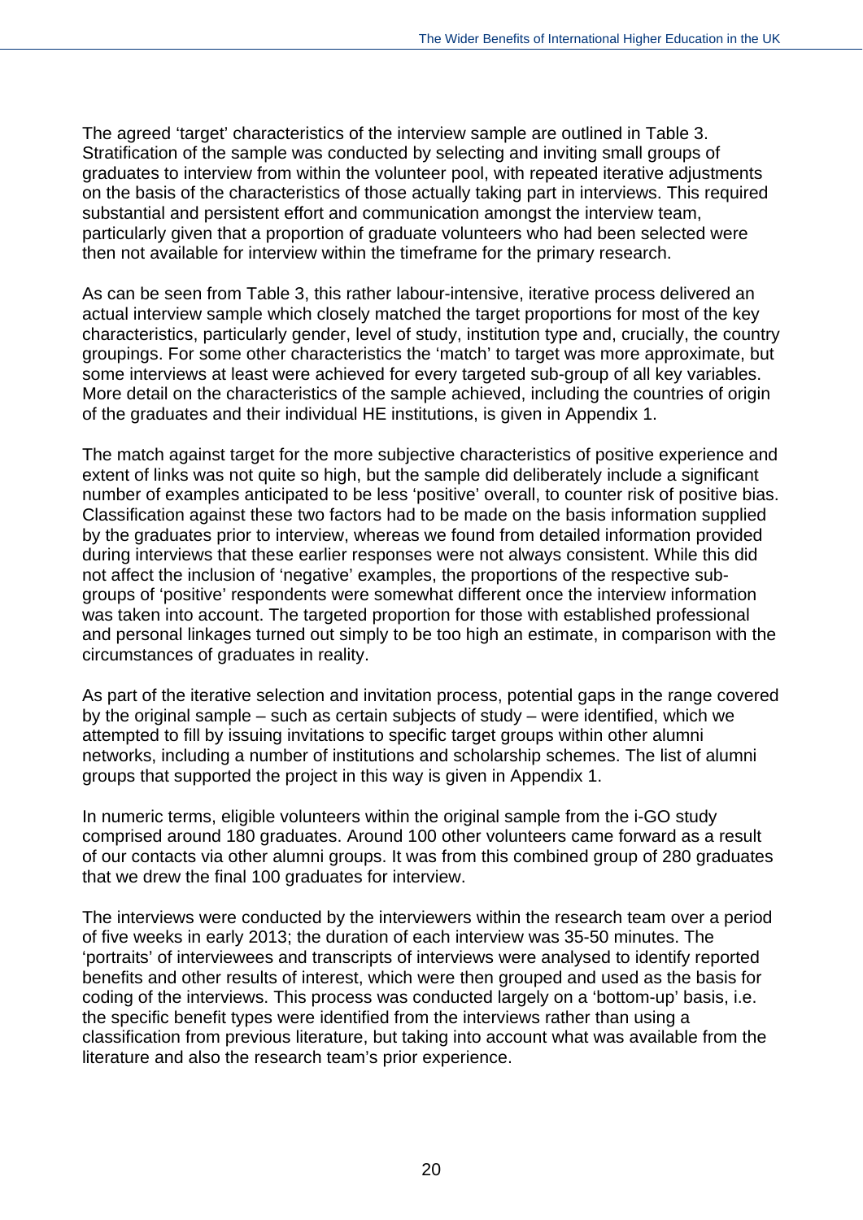The agreed 'target' characteristics of the interview sample are outlined in Table 3. Stratification of the sample was conducted by selecting and inviting small groups of graduates to interview from within the volunteer pool, with repeated iterative adjustments on the basis of the characteristics of those actually taking part in interviews. This required substantial and persistent effort and communication amongst the interview team, particularly given that a proportion of graduate volunteers who had been selected were then not available for interview within the timeframe for the primary research.

As can be seen from Table 3, this rather labour-intensive, iterative process delivered an actual interview sample which closely matched the target proportions for most of the key characteristics, particularly gender, level of study, institution type and, crucially, the country groupings. For some other characteristics the 'match' to target was more approximate, but some interviews at least were achieved for every targeted sub-group of all key variables. More detail on the characteristics of the sample achieved, including the countries of origin of the graduates and their individual HE institutions, is given in Appendix 1.

The match against target for the more subjective characteristics of positive experience and extent of links was not quite so high, but the sample did deliberately include a significant number of examples anticipated to be less 'positive' overall, to counter risk of positive bias. Classification against these two factors had to be made on the basis information supplied by the graduates prior to interview, whereas we found from detailed information provided during interviews that these earlier responses were not always consistent. While this did not affect the inclusion of 'negative' examples, the proportions of the respective sub-groups of 'positive' respondents were somewhat different once the interview information was taken into account. The targeted proportion for those with established professional and personal linkages turned out simply to be too high an estimate, in comparison with the circumstances of graduates in reality.

As part of the iterative selection and invitation process, potential gaps in the range covered by the original sample – such as certain subjects of study – were identified, which we attempted to fill by issuing invitations to specific target groups within other alumni networks, including a number of institutions and scholarship schemes. The list of alumni groups that supported the project in this way is given in Appendix 1.

In numeric terms, eligible volunteers within the original sample from the i-GO study comprised around 180 graduates. Around 100 other volunteers came forward as a result of our contacts via other alumni groups. It was from this combined group of 280 graduates that we drew the final 100 graduates for interview.

The interviews were conducted by the interviewers within the research team over a period of five weeks in early 2013; the duration of each interview was 35-50 minutes. The 'portraits' of interviewees and transcripts of interviews were analysed to identify reported benefits and other results of interest, which were then grouped and used as the basis for coding of the interviews. This process was conducted largely on a 'bottom-up' basis, i.e. the specific benefit types were identified from the interviews rather than using a classification from previous literature, but taking into account what was available from the literature and also the research team's prior experience.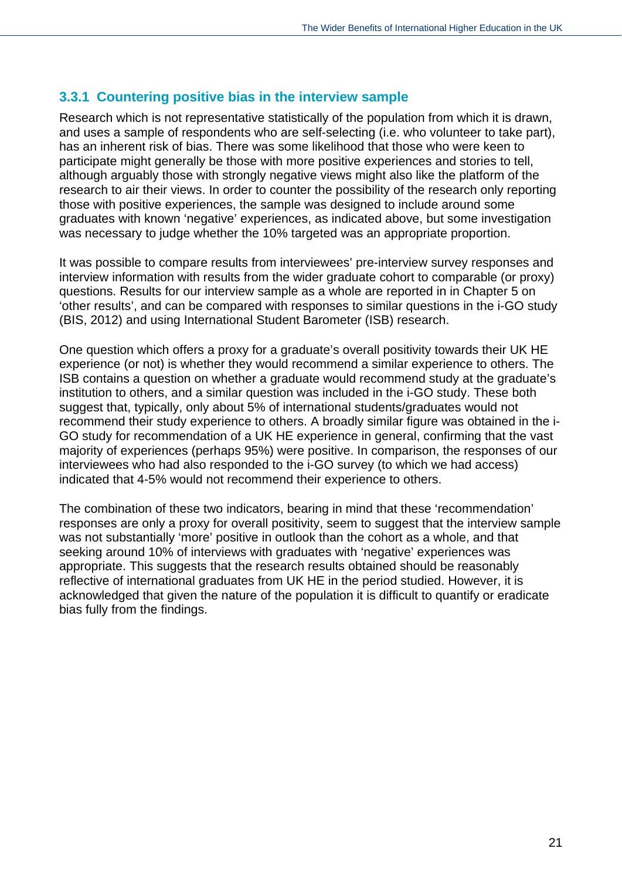### 3.3.1 Countering positive bias in the interview sample

Research which is not representative statistically of the population from which it is drawn, and uses a sample of respondents who are self-selecting (i.e. who volunteer to take part), has an inherent risk of bias. There was some likelihood that those who were keen to participate might generally be those with more positive experiences and stories to tell, although arguably those with strongly negative views might also like the platform of the research to air their views. In order to counter the possibility of the research only reporting those with positive experiences, the sample was designed to include around some graduates with known 'negative' experiences, as indicated above, but some investigation was necessary to judge whether the 10% targeted was an appropriate proportion.

It was possible to compare results from interviewees' pre-interview survey responses and interview information with results from the wider graduate cohort to comparable (or proxy) questions. Results for our interview sample as a whole are reported in in Chapter 5 on 'other results', and can be compared with responses to similar questions in the i-GO study (BIS, 2012) and using International Student Barometer (ISB) research.

One question which offers a proxy for a graduate's overall positivity towards their UK HE experience (or not) is whether they would recommend a similar experience to others. The ISB contains a question on whether a graduate would recommend study at the graduate's institution to others, and a similar question was included in the i-GO study. These both suggest that, typically, only about 5% of international students/graduates would not recommend their study experience to others. A broadly similar figure was obtained in the i-GO study for recommendation of a UK HE experience in general, confirming that the vast majority of experiences (perhaps 95%) were positive. In comparison, the responses of our interviewees who had also responded to the i-GO survey (to which we had access) indicated that 4-5% would not recommend their experience to others.

The combination of these two indicators, bearing in mind that these 'recommendation' responses are only a proxy for overall positivity, seem to suggest that the interview sample was not substantially 'more' positive in outlook than the cohort as a whole, and that seeking around 10% of interviews with graduates with 'negative' experiences was appropriate. This suggests that the research results obtained should be reasonably reflective of international graduates from UK HE in the period studied. However, it is acknowledged that given the nature of the population it is difficult to quantify or eradicate bias fully from the findings.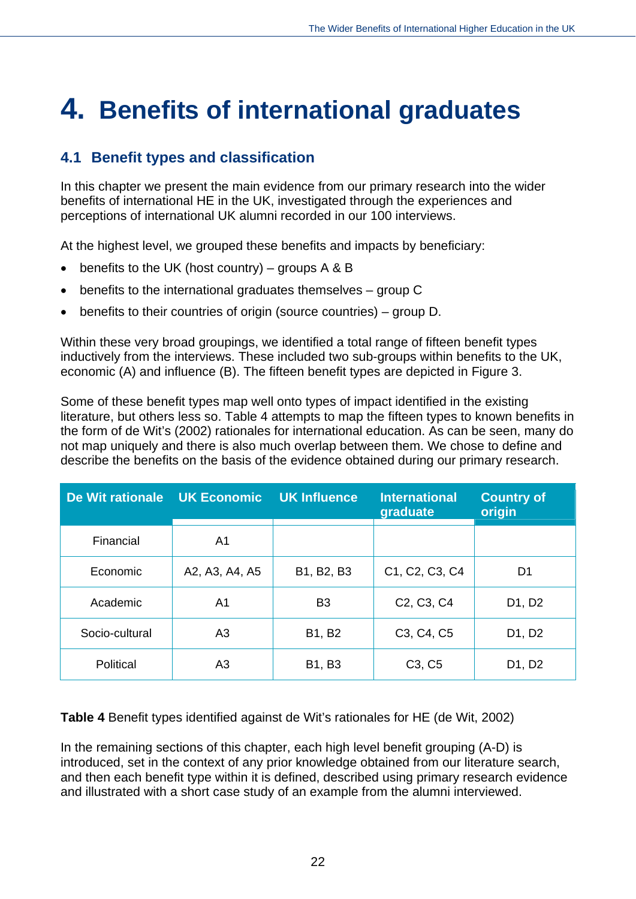# 4. Benefits of international graduates

## 4.1 Benefit types and classification

In this chapter we present the main evidence from our primary research into the wider benefits of international HE in the UK, investigated through the experiences and perceptions of international UK alumni recorded in our 100 interviews.

At the highest level, we grouped these benefits and impacts by beneficiary:

- benefits to the UK (host country) – groups A & B
- benefits to the international graduates themselves – group C
- benefits to their countries of origin (source countries) – group D.

Within these very broad groupings, we identified a total range of fifteen benefit types inductively from the interviews. These included two sub-groups within benefits to the UK, economic (A) and influence (B). The fifteen benefit types are depicted in Figure 3.

Some of these benefit types map well onto types of impact identified in the existing literature, but others less so. Table 4 attempts to map the fifteen types to known benefits in the form of de Wit's (2002) rationales for international education. As can be seen, many do not map uniquely and there is also much overlap between them. We chose to define and describe the benefits on the basis of the evidence obtained during our primary research.

| De Wit rationale | UK Economic | UK Influence | International graduate | Country of origin |
|---|---|---|---|---|
| Financial | A1 | | | |
| Economic | A2, A3, A4, A5 | B1, B2, B3 | C1, C2, C3, C4 | D1 |
| Academic | A1 | B3 | C2, C3, C4 | D1, D2 |
| Socio-cultural | A3 | B1, B2 | C3, C4, C5 | D1, D2 |
| Political | A3 | B1, B3 | C3, C5 | D1, D2 |

**Table 4** Benefit types identified against de Wit's rationales for HE (de Wit, 2002)

In the remaining sections of this chapter, each high level benefit grouping (A-D) is introduced, set in the context of any prior knowledge obtained from our literature search, and then each benefit type within it is defined, described using primary research evidence and illustrated with a short case study of an example from the alumni interviewed.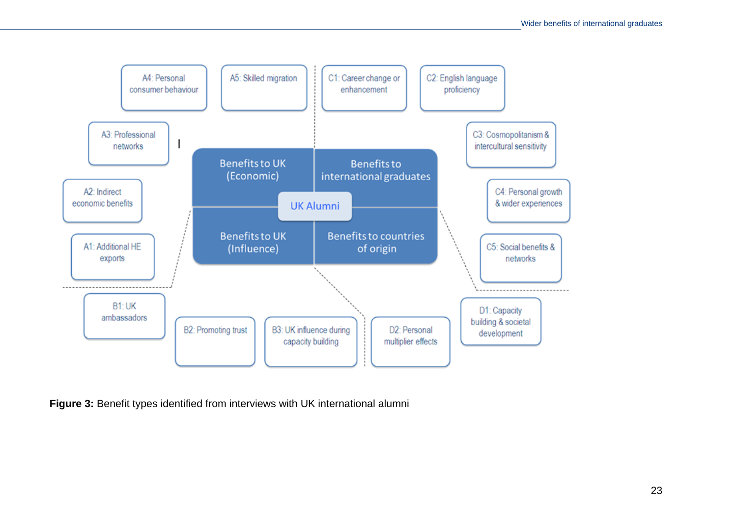A4: Personal consumer behaviour

A5: Skilled migration

C1: Career change or enhancement

C2: English language proficiency

A3: Professional networks

C3: Cosmopolitanism & intercultural sensitivity

Benefits to UK (Economic)

Benefits to international graduates

A2: Indirect economic benefits

UK Alumni

C4: Personal growth & wider experiences

Benefits to UK (Influence)

Benefits to countries of origin

A1: Additional HE exports

C5: Social benefits & networks

B1: UK ambassadors

D1: Capacity building & societal development

B2: Promoting trust

B3: UK influence during capacity building

D2: Personal multiplier effects

**Figure 3:** Benefit types identified from interviews with UK international alumni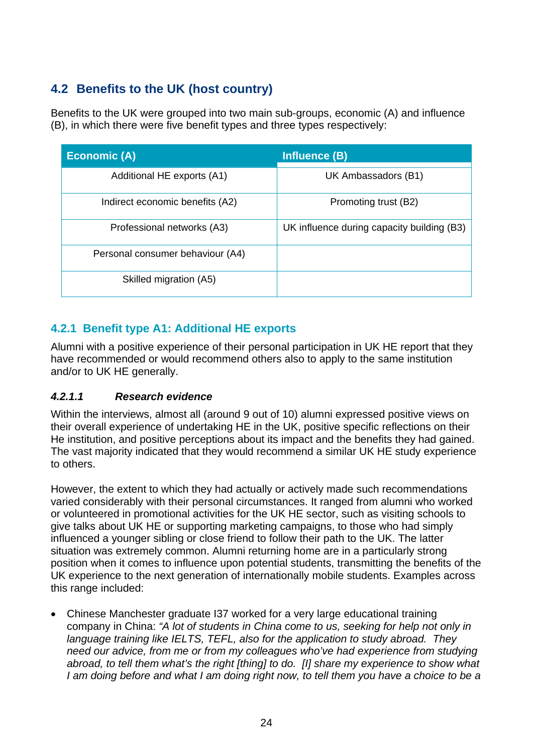## 4.2 Benefits to the UK (host country)

Benefits to the UK were grouped into two main sub-groups, economic (A) and influence (B), in which there were five benefit types and three types respectively:

| Economic (A) | Influence (B) |
|---|---|
| Additional HE exports (A1) | UK Ambassadors (B1) |
| Indirect economic benefits (A2) | Promoting trust (B2) |
| Professional networks (A3) | UK influence during capacity building (B3) |
| Personal consumer behaviour (A4) | |
| Skilled migration (A5) | |

### 4.2.1 Benefit type A1: Additional HE exports

Alumni with a positive experience of their personal participation in UK HE report that they have recommended or would recommend others also to apply to the same institution and/or to UK HE generally.

#### *4.2.1.1 Research evidence*

Within the interviews, almost all (around 9 out of 10) alumni expressed positive views on their overall experience of undertaking HE in the UK, positive specific reflections on their He institution, and positive perceptions about its impact and the benefits they had gained. The vast majority indicated that they would recommend a similar UK HE study experience to others.

However, the extent to which they had actually or actively made such recommendations varied considerably with their personal circumstances. It ranged from alumni who worked or volunteered in promotional activities for the UK HE sector, such as visiting schools to give talks about UK HE or supporting marketing campaigns, to those who had simply influenced a younger sibling or close friend to follow their path to the UK. The latter situation was extremely common. Alumni returning home are in a particularly strong position when it comes to influence upon potential students, transmitting the benefits of the UK experience to the next generation of internationally mobile students. Examples across this range included:

- Chinese Manchester graduate I37 worked for a very large educational training company in China: *"A lot of students in China come to us, seeking for help not only in language training like IELTS, TEFL, also for the application to study abroad. They need our advice, from me or from my colleagues who've had experience from studying abroad, to tell them what's the right [thing] to do. [I] share my experience to show what I am doing before and what I am doing right now, to tell them you have a choice to be a*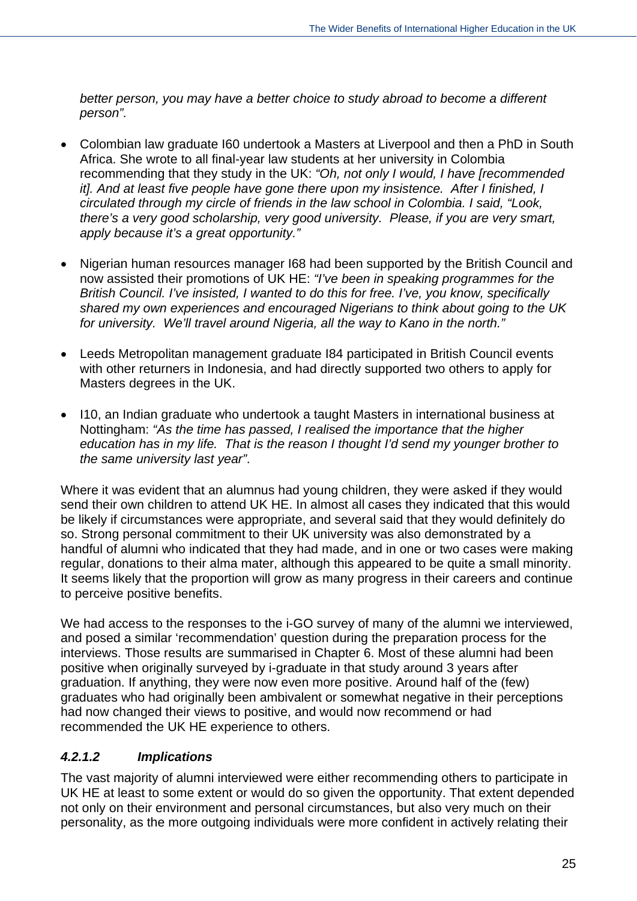*better person, you may have a better choice to study abroad to become a different person".*

- Colombian law graduate I60 undertook a Masters at Liverpool and then a PhD in South Africa. She wrote to all final-year law students at her university in Colombia recommending that they study in the UK: *"Oh, not only I would, I have [recommended it]. And at least five people have gone there upon my insistence. After I finished, I circulated through my circle of friends in the law school in Colombia. I said, "Look, there's a very good scholarship, very good university. Please, if you are very smart, apply because it's a great opportunity."*

- Nigerian human resources manager I68 had been supported by the British Council and now assisted their promotions of UK HE: *"I've been in speaking programmes for the British Council. I've insisted, I wanted to do this for free. I've, you know, specifically shared my own experiences and encouraged Nigerians to think about going to the UK for university. We'll travel around Nigeria, all the way to Kano in the north."*

- Leeds Metropolitan management graduate I84 participated in British Council events with other returners in Indonesia, and had directly supported two others to apply for Masters degrees in the UK.

- I10, an Indian graduate who undertook a taught Masters in international business at Nottingham: *"As the time has passed, I realised the importance that the higher education has in my life. That is the reason I thought I'd send my younger brother to the same university last year"*.

Where it was evident that an alumnus had young children, they were asked if they would send their own children to attend UK HE. In almost all cases they indicated that this would be likely if circumstances were appropriate, and several said that they would definitely do so. Strong personal commitment to their UK university was also demonstrated by a handful of alumni who indicated that they had made, and in one or two cases were making regular, donations to their alma mater, although this appeared to be quite a small minority. It seems likely that the proportion will grow as many progress in their careers and continue to perceive positive benefits.

We had access to the responses to the i-GO survey of many of the alumni we interviewed, and posed a similar 'recommendation' question during the preparation process for the interviews. Those results are summarised in Chapter 6. Most of these alumni had been positive when originally surveyed by i-graduate in that study around 3 years after graduation. If anything, they were now even more positive. Around half of the (few) graduates who had originally been ambivalent or somewhat negative in their perceptions had now changed their views to positive, and would now recommend or had recommended the UK HE experience to others.

#### *4.2.1.2 Implications*

The vast majority of alumni interviewed were either recommending others to participate in UK HE at least to some extent or would do so given the opportunity. That extent depended not only on their environment and personal circumstances, but also very much on their personality, as the more outgoing individuals were more confident in actively relating their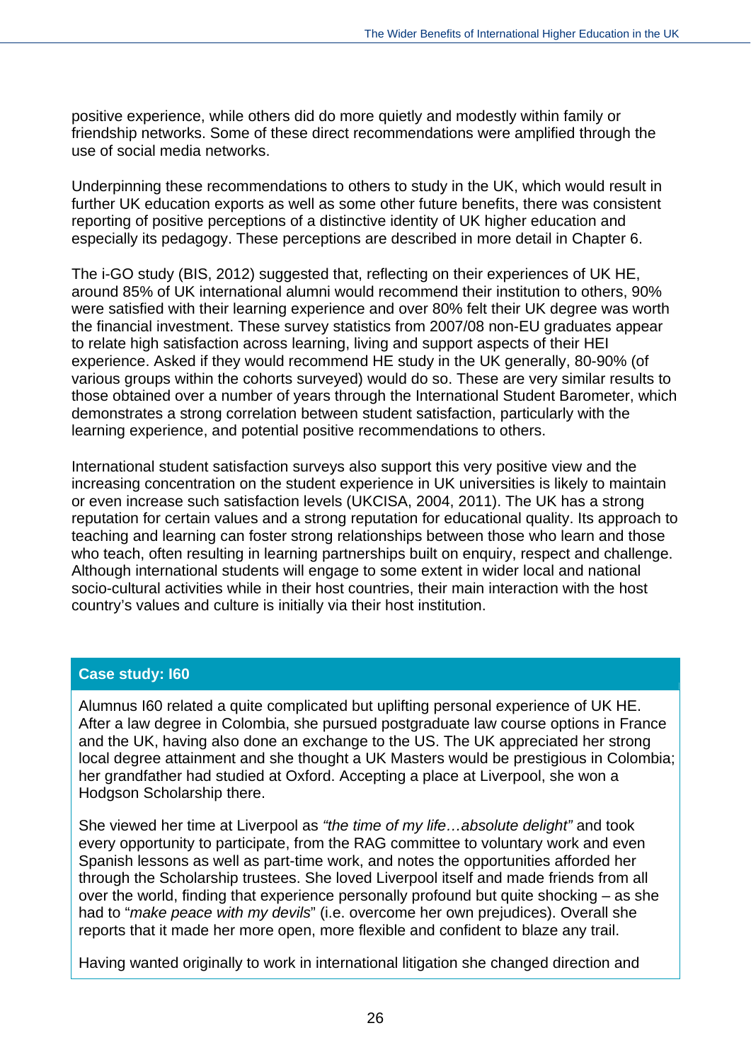positive experience, while others did do more quietly and modestly within family or friendship networks. Some of these direct recommendations were amplified through the use of social media networks.

Underpinning these recommendations to others to study in the UK, which would result in further UK education exports as well as some other future benefits, there was consistent reporting of positive perceptions of a distinctive identity of UK higher education and especially its pedagogy. These perceptions are described in more detail in Chapter 6.

The i-GO study (BIS, 2012) suggested that, reflecting on their experiences of UK HE, around 85% of UK international alumni would recommend their institution to others, 90% were satisfied with their learning experience and over 80% felt their UK degree was worth the financial investment. These survey statistics from 2007/08 non-EU graduates appear to relate high satisfaction across learning, living and support aspects of their HEI experience. Asked if they would recommend HE study in the UK generally, 80-90% (of various groups within the cohorts surveyed) would do so. These are very similar results to those obtained over a number of years through the International Student Barometer, which demonstrates a strong correlation between student satisfaction, particularly with the learning experience, and potential positive recommendations to others.

International student satisfaction surveys also support this very positive view and the increasing concentration on the student experience in UK universities is likely to maintain or even increase such satisfaction levels (UKCISA, 2004, 2011). The UK has a strong reputation for certain values and a strong reputation for educational quality. Its approach to teaching and learning can foster strong relationships between those who learn and those who teach, often resulting in learning partnerships built on enquiry, respect and challenge. Although international students will engage to some extent in wider local and national socio-cultural activities while in their host countries, their main interaction with the host country's values and culture is initially via their host institution.

### Case study: I60

Alumnus I60 related a quite complicated but uplifting personal experience of UK HE. After a law degree in Colombia, she pursued postgraduate law course options in France and the UK, having also done an exchange to the US. The UK appreciated her strong local degree attainment and she thought a UK Masters would be prestigious in Colombia; her grandfather had studied at Oxford. Accepting a place at Liverpool, she won a Hodgson Scholarship there.

She viewed her time at Liverpool as *"the time of my life…absolute delight"* and took every opportunity to participate, from the RAG committee to voluntary work and even Spanish lessons as well as part-time work, and notes the opportunities afforded her through the Scholarship trustees. She loved Liverpool itself and made friends from all over the world, finding that experience personally profound but quite shocking – as she had to "*make peace with my devils*" (i.e. overcome her own prejudices). Overall she reports that it made her more open, more flexible and confident to blaze any trail.

Having wanted originally to work in international litigation she changed direction and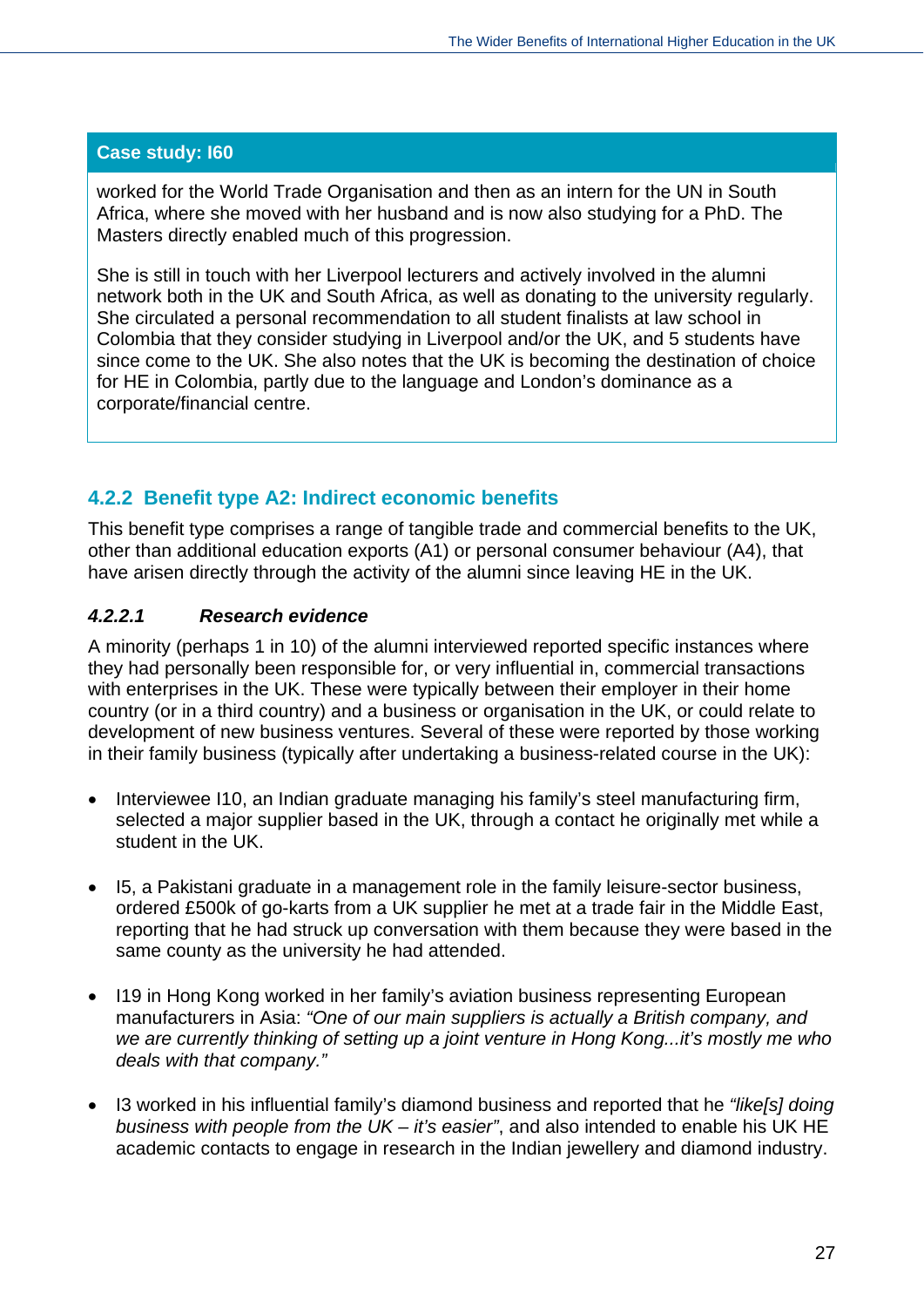**Case study: I60**

worked for the World Trade Organisation and then as an intern for the UN in South Africa, where she moved with her husband and is now also studying for a PhD. The Masters directly enabled much of this progression.

She is still in touch with her Liverpool lecturers and actively involved in the alumni network both in the UK and South Africa, as well as donating to the university regularly. She circulated a personal recommendation to all student finalists at law school in Colombia that they consider studying in Liverpool and/or the UK, and 5 students have since come to the UK. She also notes that the UK is becoming the destination of choice for HE in Colombia, partly due to the language and London's dominance as a corporate/financial centre.

### 4.2.2 Benefit type A2: Indirect economic benefits

This benefit type comprises a range of tangible trade and commercial benefits to the UK, other than additional education exports (A1) or personal consumer behaviour (A4), that have arisen directly through the activity of the alumni since leaving HE in the UK.

#### *4.2.2.1 Research evidence*

A minority (perhaps 1 in 10) of the alumni interviewed reported specific instances where they had personally been responsible for, or very influential in, commercial transactions with enterprises in the UK. These were typically between their employer in their home country (or in a third country) and a business or organisation in the UK, or could relate to development of new business ventures. Several of these were reported by those working in their family business (typically after undertaking a business-related course in the UK):

- Interviewee I10, an Indian graduate managing his family's steel manufacturing firm, selected a major supplier based in the UK, through a contact he originally met while a student in the UK.
- I5, a Pakistani graduate in a management role in the family leisure-sector business, ordered £500k of go-karts from a UK supplier he met at a trade fair in the Middle East, reporting that he had struck up conversation with them because they were based in the same county as the university he had attended.
- I19 in Hong Kong worked in her family's aviation business representing European manufacturers in Asia: *"One of our main suppliers is actually a British company, and we are currently thinking of setting up a joint venture in Hong Kong...it's mostly me who deals with that company."*
- I3 worked in his influential family's diamond business and reported that he *"like[s] doing business with people from the UK – it's easier"*, and also intended to enable his UK HE academic contacts to engage in research in the Indian jewellery and diamond industry.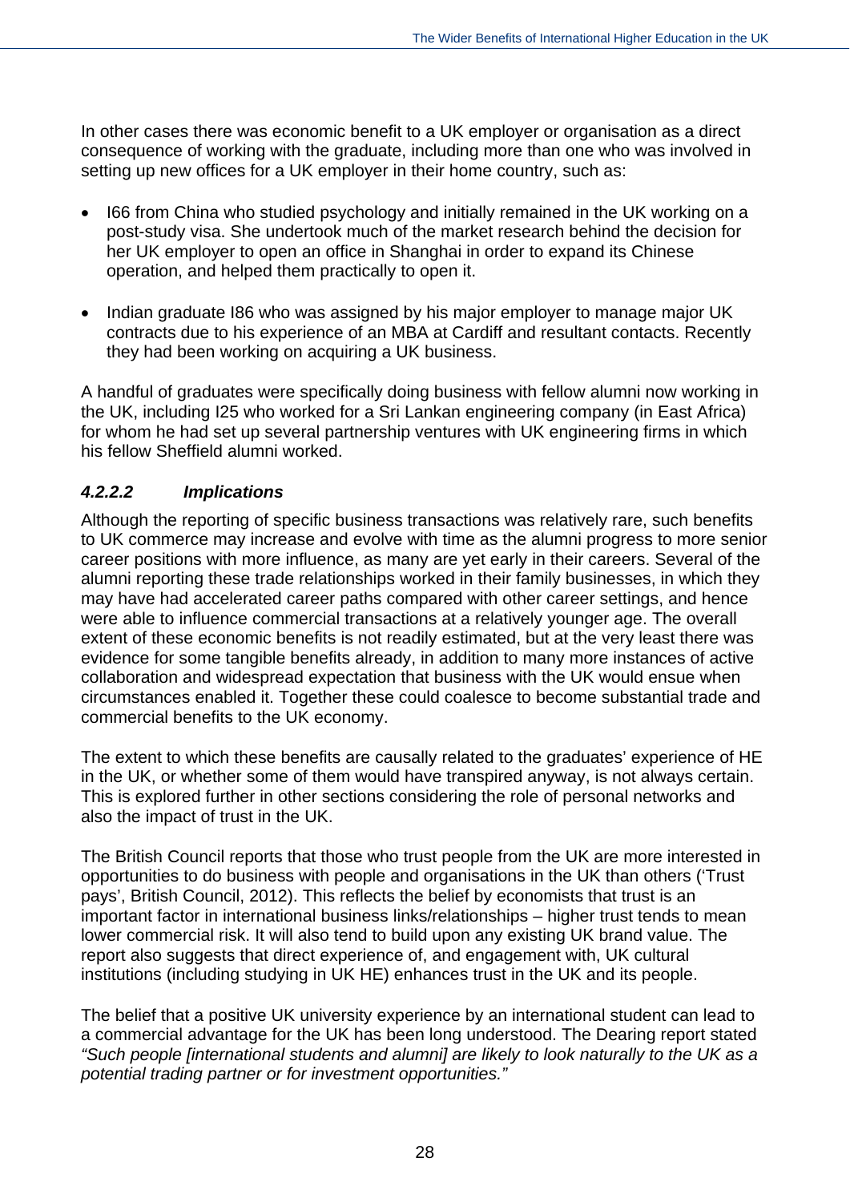In other cases there was economic benefit to a UK employer or organisation as a direct consequence of working with the graduate, including more than one who was involved in setting up new offices for a UK employer in their home country, such as:

- I66 from China who studied psychology and initially remained in the UK working on a post-study visa. She undertook much of the market research behind the decision for her UK employer to open an office in Shanghai in order to expand its Chinese operation, and helped them practically to open it.
- Indian graduate I86 who was assigned by his major employer to manage major UK contracts due to his experience of an MBA at Cardiff and resultant contacts. Recently they had been working on acquiring a UK business.

A handful of graduates were specifically doing business with fellow alumni now working in the UK, including I25 who worked for a Sri Lankan engineering company (in East Africa) for whom he had set up several partnership ventures with UK engineering firms in which his fellow Sheffield alumni worked.

#### *4.2.2.2 Implications*

Although the reporting of specific business transactions was relatively rare, such benefits to UK commerce may increase and evolve with time as the alumni progress to more senior career positions with more influence, as many are yet early in their careers. Several of the alumni reporting these trade relationships worked in their family businesses, in which they may have had accelerated career paths compared with other career settings, and hence were able to influence commercial transactions at a relatively younger age. The overall extent of these economic benefits is not readily estimated, but at the very least there was evidence for some tangible benefits already, in addition to many more instances of active collaboration and widespread expectation that business with the UK would ensue when circumstances enabled it. Together these could coalesce to become substantial trade and commercial benefits to the UK economy.

The extent to which these benefits are causally related to the graduates' experience of HE in the UK, or whether some of them would have transpired anyway, is not always certain. This is explored further in other sections considering the role of personal networks and also the impact of trust in the UK.

The British Council reports that those who trust people from the UK are more interested in opportunities to do business with people and organisations in the UK than others ('Trust pays', British Council, 2012). This reflects the belief by economists that trust is an important factor in international business links/relationships – higher trust tends to mean lower commercial risk. It will also tend to build upon any existing UK brand value. The report also suggests that direct experience of, and engagement with, UK cultural institutions (including studying in UK HE) enhances trust in the UK and its people.

The belief that a positive UK university experience by an international student can lead to a commercial advantage for the UK has been long understood. The Dearing report stated *"Such people [international students and alumni] are likely to look naturally to the UK as a potential trading partner or for investment opportunities."*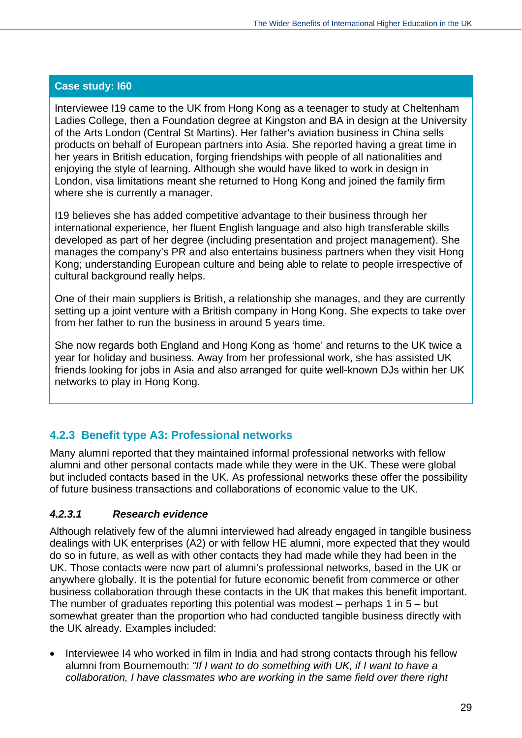**Case study: I60**

Interviewee I19 came to the UK from Hong Kong as a teenager to study at Cheltenham Ladies College, then a Foundation degree at Kingston and BA in design at the University of the Arts London (Central St Martins). Her father's aviation business in China sells products on behalf of European partners into Asia. She reported having a great time in her years in British education, forging friendships with people of all nationalities and enjoying the style of learning. Although she would have liked to work in design in London, visa limitations meant she returned to Hong Kong and joined the family firm where she is currently a manager.

I19 believes she has added competitive advantage to their business through her international experience, her fluent English language and also high transferable skills developed as part of her degree (including presentation and project management). She manages the company's PR and also entertains business partners when they visit Hong Kong; understanding European culture and being able to relate to people irrespective of cultural background really helps.

One of their main suppliers is British, a relationship she manages, and they are currently setting up a joint venture with a British company in Hong Kong. She expects to take over from her father to run the business in around 5 years time.

She now regards both England and Hong Kong as 'home' and returns to the UK twice a year for holiday and business. Away from her professional work, she has assisted UK friends looking for jobs in Asia and also arranged for quite well-known DJs within her UK networks to play in Hong Kong.

### 4.2.3 Benefit type A3: Professional networks

Many alumni reported that they maintained informal professional networks with fellow alumni and other personal contacts made while they were in the UK. These were global but included contacts based in the UK. As professional networks these offer the possibility of future business transactions and collaborations of economic value to the UK.

#### *4.2.3.1 Research evidence*

Although relatively few of the alumni interviewed had already engaged in tangible business dealings with UK enterprises (A2) or with fellow HE alumni, more expected that they would do so in future, as well as with other contacts they had made while they had been in the UK. Those contacts were now part of alumni's professional networks, based in the UK or anywhere globally. It is the potential for future economic benefit from commerce or other business collaboration through these contacts in the UK that makes this benefit important. The number of graduates reporting this potential was modest – perhaps 1 in 5 – but somewhat greater than the proportion who had conducted tangible business directly with the UK already. Examples included:

- Interviewee I4 who worked in film in India and had strong contacts through his fellow alumni from Bournemouth: *"If I want to do something with UK, if I want to have a collaboration, I have classmates who are working in the same field over there right*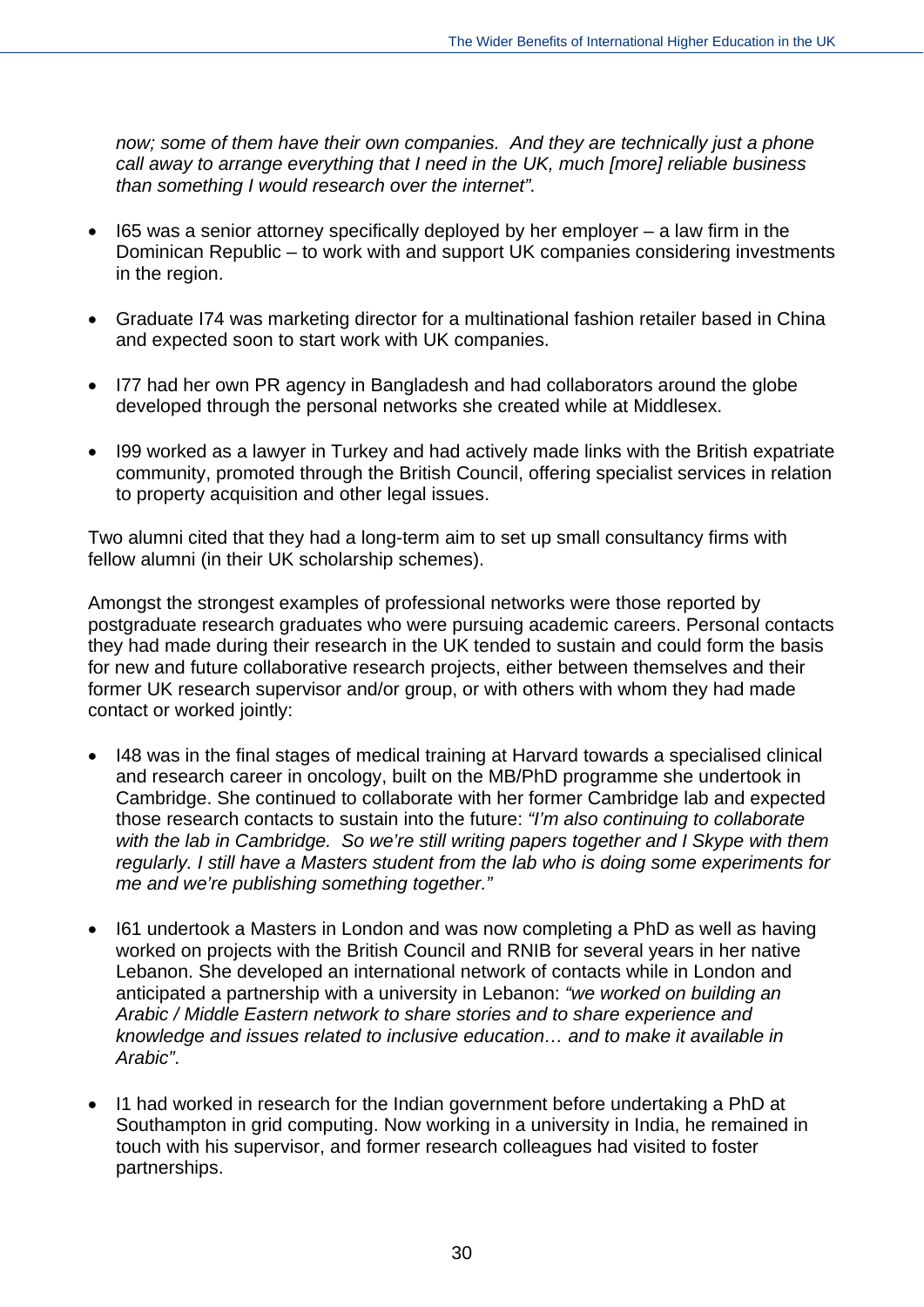*now; some of them have their own companies. And they are technically just a phone call away to arrange everything that I need in the UK, much [more] reliable business than something I would research over the internet".*

- I65 was a senior attorney specifically deployed by her employer – a law firm in the Dominican Republic – to work with and support UK companies considering investments in the region.

- Graduate I74 was marketing director for a multinational fashion retailer based in China and expected soon to start work with UK companies.

- I77 had her own PR agency in Bangladesh and had collaborators around the globe developed through the personal networks she created while at Middlesex.

- I99 worked as a lawyer in Turkey and had actively made links with the British expatriate community, promoted through the British Council, offering specialist services in relation to property acquisition and other legal issues.

Two alumni cited that they had a long-term aim to set up small consultancy firms with fellow alumni (in their UK scholarship schemes).

Amongst the strongest examples of professional networks were those reported by postgraduate research graduates who were pursuing academic careers. Personal contacts they had made during their research in the UK tended to sustain and could form the basis for new and future collaborative research projects, either between themselves and their former UK research supervisor and/or group, or with others with whom they had made contact or worked jointly:

- I48 was in the final stages of medical training at Harvard towards a specialised clinical and research career in oncology, built on the MB/PhD programme she undertook in Cambridge. She continued to collaborate with her former Cambridge lab and expected those research contacts to sustain into the future: *"I'm also continuing to collaborate with the lab in Cambridge. So we're still writing papers together and I Skype with them regularly. I still have a Masters student from the lab who is doing some experiments for me and we're publishing something together."*

- I61 undertook a Masters in London and was now completing a PhD as well as having worked on projects with the British Council and RNIB for several years in her native Lebanon. She developed an international network of contacts while in London and anticipated a partnership with a university in Lebanon: *"we worked on building an Arabic / Middle Eastern network to share stories and to share experience and knowledge and issues related to inclusive education… and to make it available in Arabic"*.

- I1 had worked in research for the Indian government before undertaking a PhD at Southampton in grid computing. Now working in a university in India, he remained in touch with his supervisor, and former research colleagues had visited to foster partnerships.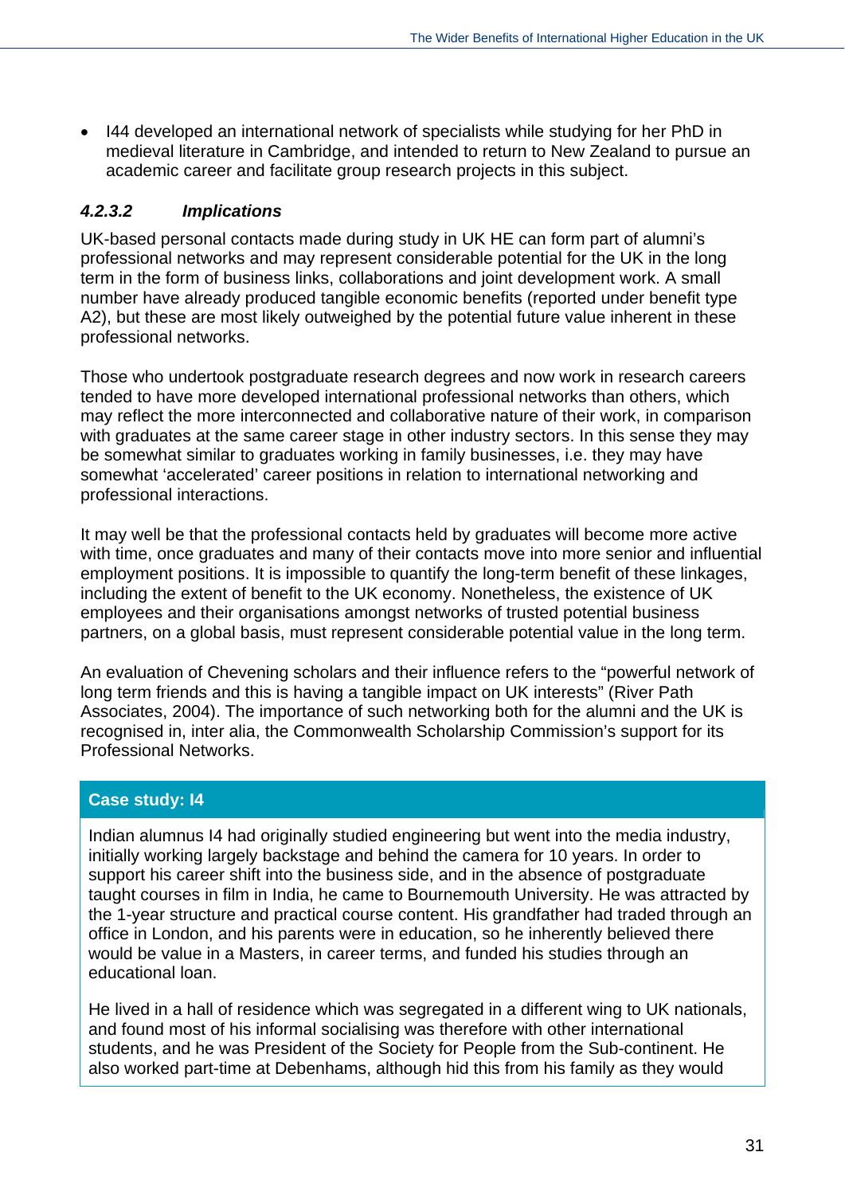- I44 developed an international network of specialists while studying for her PhD in medieval literature in Cambridge, and intended to return to New Zealand to pursue an academic career and facilitate group research projects in this subject.

#### *4.2.3.2 Implications*

UK-based personal contacts made during study in UK HE can form part of alumni's professional networks and may represent considerable potential for the UK in the long term in the form of business links, collaborations and joint development work. A small number have already produced tangible economic benefits (reported under benefit type A2), but these are most likely outweighed by the potential future value inherent in these professional networks.

Those who undertook postgraduate research degrees and now work in research careers tended to have more developed international professional networks than others, which may reflect the more interconnected and collaborative nature of their work, in comparison with graduates at the same career stage in other industry sectors. In this sense they may be somewhat similar to graduates working in family businesses, i.e. they may have somewhat 'accelerated' career positions in relation to international networking and professional interactions.

It may well be that the professional contacts held by graduates will become more active with time, once graduates and many of their contacts move into more senior and influential employment positions. It is impossible to quantify the long-term benefit of these linkages, including the extent of benefit to the UK economy. Nonetheless, the existence of UK employees and their organisations amongst networks of trusted potential business partners, on a global basis, must represent considerable potential value in the long term.

An evaluation of Chevening scholars and their influence refers to the "powerful network of long term friends and this is having a tangible impact on UK interests" (River Path Associates, 2004). The importance of such networking both for the alumni and the UK is recognised in, inter alia, the Commonwealth Scholarship Commission's support for its Professional Networks.

**Case study: I4**

Indian alumnus I4 had originally studied engineering but went into the media industry, initially working largely backstage and behind the camera for 10 years. In order to support his career shift into the business side, and in the absence of postgraduate taught courses in film in India, he came to Bournemouth University. He was attracted by the 1-year structure and practical course content. His grandfather had traded through an office in London, and his parents were in education, so he inherently believed there would be value in a Masters, in career terms, and funded his studies through an educational loan.

He lived in a hall of residence which was segregated in a different wing to UK nationals, and found most of his informal socialising was therefore with other international students, and he was President of the Society for People from the Sub-continent. He also worked part-time at Debenhams, although hid this from his family as they would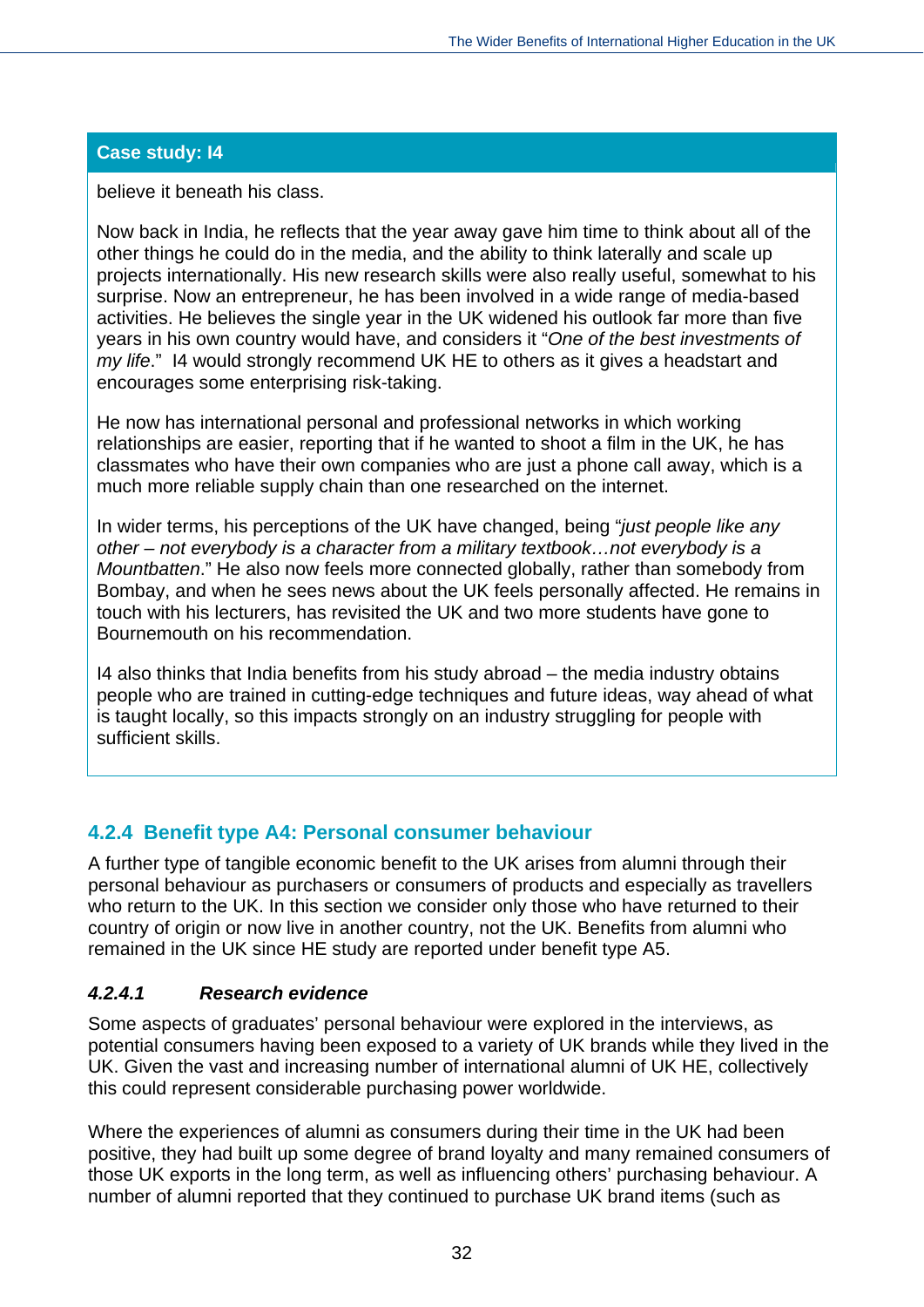**Case study: I4**

believe it beneath his class.

Now back in India, he reflects that the year away gave him time to think about all of the other things he could do in the media, and the ability to think laterally and scale up projects internationally. His new research skills were also really useful, somewhat to his surprise. Now an entrepreneur, he has been involved in a wide range of media-based activities. He believes the single year in the UK widened his outlook far more than five years in his own country would have, and considers it "*One of the best investments of my life*." I4 would strongly recommend UK HE to others as it gives a headstart and encourages some enterprising risk-taking.

He now has international personal and professional networks in which working relationships are easier, reporting that if he wanted to shoot a film in the UK, he has classmates who have their own companies who are just a phone call away, which is a much more reliable supply chain than one researched on the internet.

In wider terms, his perceptions of the UK have changed, being "*just people like any other – not everybody is a character from a military textbook…not everybody is a Mountbatten*." He also now feels more connected globally, rather than somebody from Bombay, and when he sees news about the UK feels personally affected. He remains in touch with his lecturers, has revisited the UK and two more students have gone to Bournemouth on his recommendation.

I4 also thinks that India benefits from his study abroad – the media industry obtains people who are trained in cutting-edge techniques and future ideas, way ahead of what is taught locally, so this impacts strongly on an industry struggling for people with sufficient skills.

### 4.2.4 Benefit type A4: Personal consumer behaviour

A further type of tangible economic benefit to the UK arises from alumni through their personal behaviour as purchasers or consumers of products and especially as travellers who return to the UK. In this section we consider only those who have returned to their country of origin or now live in another country, not the UK. Benefits from alumni who remained in the UK since HE study are reported under benefit type A5.

#### *4.2.4.1 Research evidence*

Some aspects of graduates' personal behaviour were explored in the interviews, as potential consumers having been exposed to a variety of UK brands while they lived in the UK. Given the vast and increasing number of international alumni of UK HE, collectively this could represent considerable purchasing power worldwide.

Where the experiences of alumni as consumers during their time in the UK had been positive, they had built up some degree of brand loyalty and many remained consumers of those UK exports in the long term, as well as influencing others' purchasing behaviour. A number of alumni reported that they continued to purchase UK brand items (such as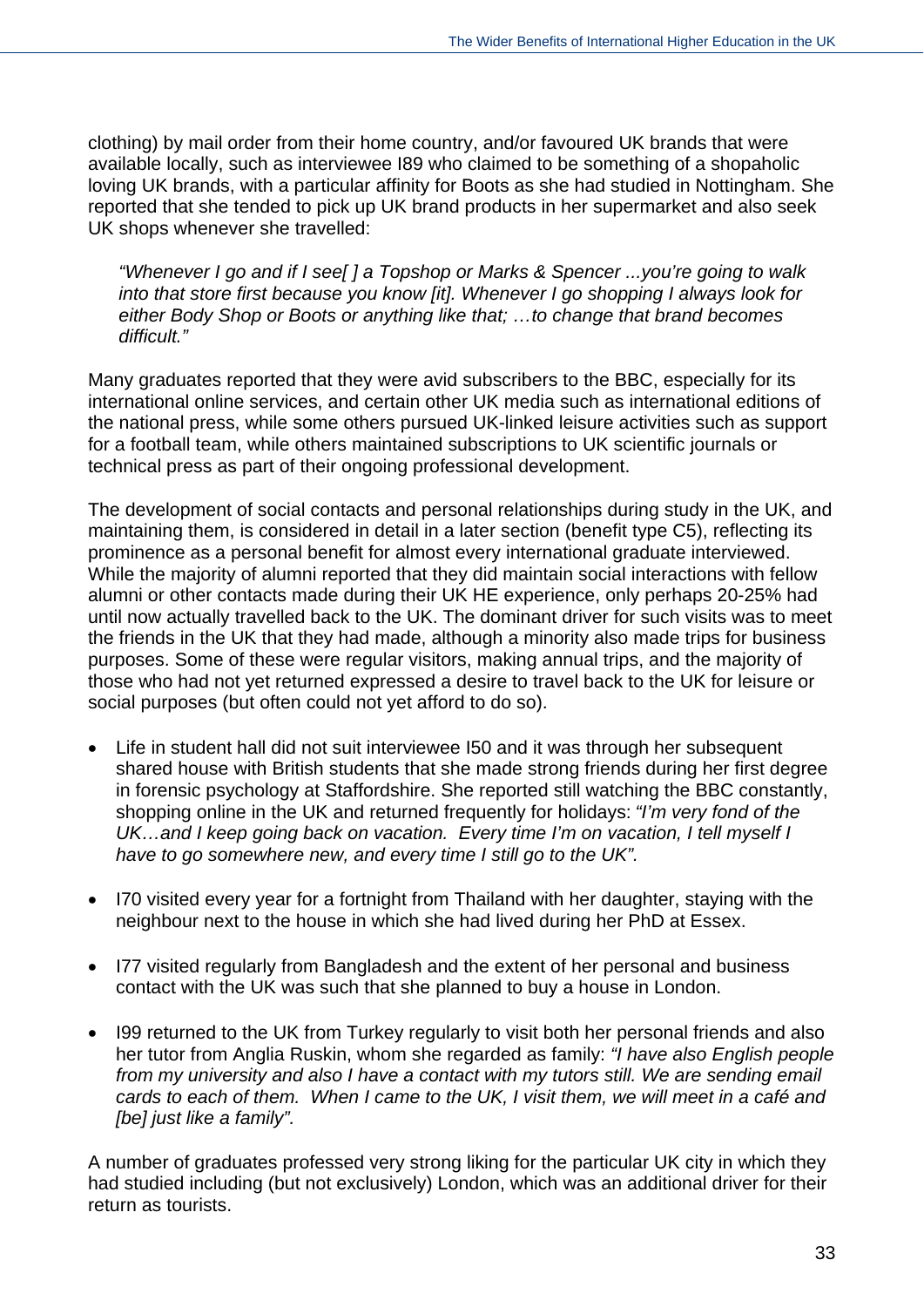clothing) by mail order from their home country, and/or favoured UK brands that were available locally, such as interviewee I89 who claimed to be something of a shopaholic loving UK brands, with a particular affinity for Boots as she had studied in Nottingham. She reported that she tended to pick up UK brand products in her supermarket and also seek UK shops whenever she travelled:

> *"Whenever I go and if I see[ ] a Topshop or Marks & Spencer ...you're going to walk into that store first because you know [it]. Whenever I go shopping I always look for either Body Shop or Boots or anything like that; …to change that brand becomes difficult."*

Many graduates reported that they were avid subscribers to the BBC, especially for its international online services, and certain other UK media such as international editions of the national press, while some others pursued UK-linked leisure activities such as support for a football team, while others maintained subscriptions to UK scientific journals or technical press as part of their ongoing professional development.

The development of social contacts and personal relationships during study in the UK, and maintaining them, is considered in detail in a later section (benefit type C5), reflecting its prominence as a personal benefit for almost every international graduate interviewed. While the majority of alumni reported that they did maintain social interactions with fellow alumni or other contacts made during their UK HE experience, only perhaps 20-25% had until now actually travelled back to the UK. The dominant driver for such visits was to meet the friends in the UK that they had made, although a minority also made trips for business purposes. Some of these were regular visitors, making annual trips, and the majority of those who had not yet returned expressed a desire to travel back to the UK for leisure or social purposes (but often could not yet afford to do so).

- Life in student hall did not suit interviewee I50 and it was through her subsequent shared house with British students that she made strong friends during her first degree in forensic psychology at Staffordshire. She reported still watching the BBC constantly, shopping online in the UK and returned frequently for holidays: *"I'm very fond of the UK…and I keep going back on vacation. Every time I'm on vacation, I tell myself I have to go somewhere new, and every time I still go to the UK".*
- I70 visited every year for a fortnight from Thailand with her daughter, staying with the neighbour next to the house in which she had lived during her PhD at Essex.
- I77 visited regularly from Bangladesh and the extent of her personal and business contact with the UK was such that she planned to buy a house in London.
- I99 returned to the UK from Turkey regularly to visit both her personal friends and also her tutor from Anglia Ruskin, whom she regarded as family: *"I have also English people from my university and also I have a contact with my tutors still. We are sending email cards to each of them. When I came to the UK, I visit them, we will meet in a café and [be] just like a family".*

A number of graduates professed very strong liking for the particular UK city in which they had studied including (but not exclusively) London, which was an additional driver for their return as tourists.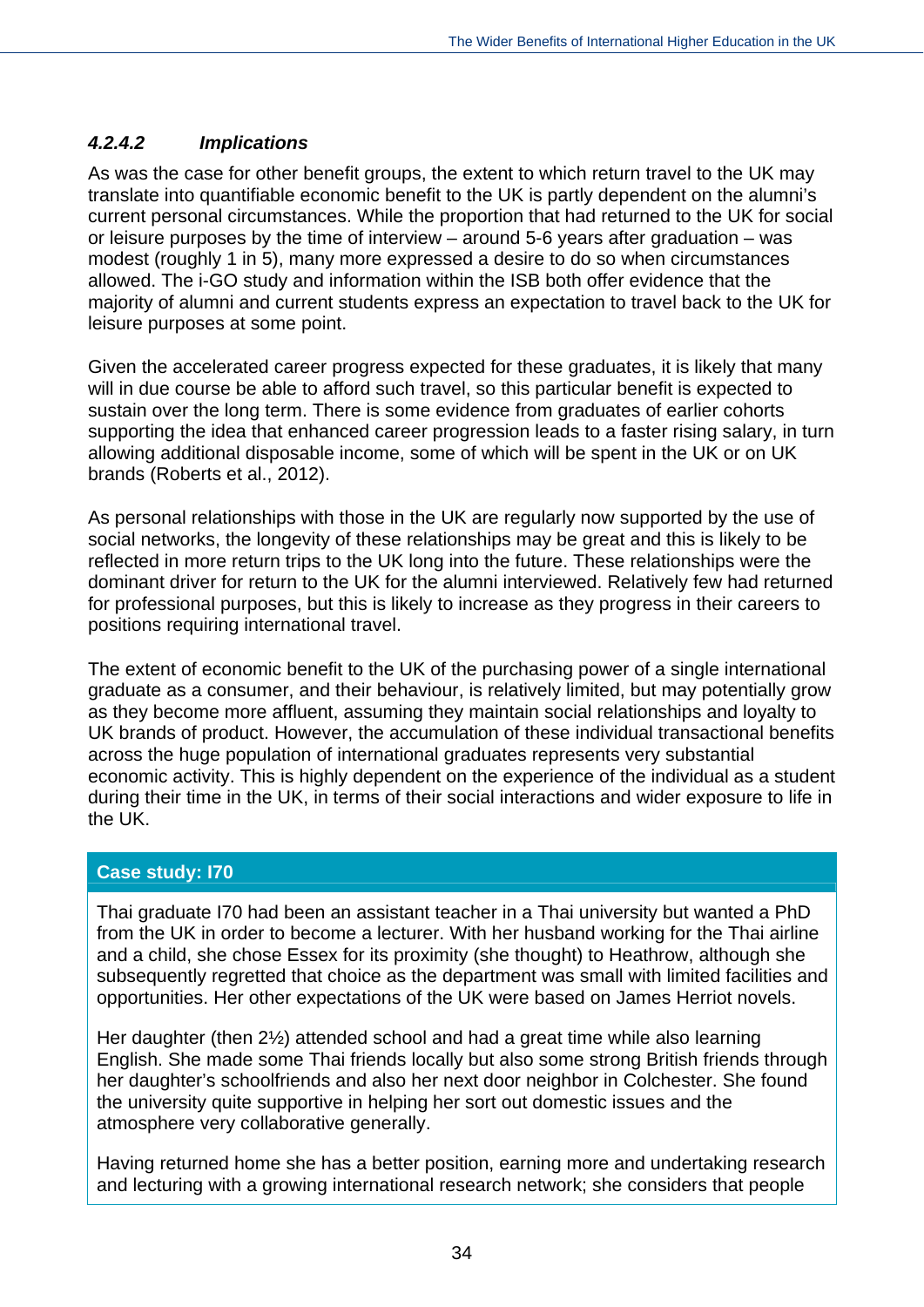#### *4.2.4.2 Implications*

As was the case for other benefit groups, the extent to which return travel to the UK may translate into quantifiable economic benefit to the UK is partly dependent on the alumni's current personal circumstances. While the proportion that had returned to the UK for social or leisure purposes by the time of interview – around 5-6 years after graduation – was modest (roughly 1 in 5), many more expressed a desire to do so when circumstances allowed. The i-GO study and information within the ISB both offer evidence that the majority of alumni and current students express an expectation to travel back to the UK for leisure purposes at some point.

Given the accelerated career progress expected for these graduates, it is likely that many will in due course be able to afford such travel, so this particular benefit is expected to sustain over the long term. There is some evidence from graduates of earlier cohorts supporting the idea that enhanced career progression leads to a faster rising salary, in turn allowing additional disposable income, some of which will be spent in the UK or on UK brands (Roberts et al., 2012).

As personal relationships with those in the UK are regularly now supported by the use of social networks, the longevity of these relationships may be great and this is likely to be reflected in more return trips to the UK long into the future. These relationships were the dominant driver for return to the UK for the alumni interviewed. Relatively few had returned for professional purposes, but this is likely to increase as they progress in their careers to positions requiring international travel.

The extent of economic benefit to the UK of the purchasing power of a single international graduate as a consumer, and their behaviour, is relatively limited, but may potentially grow as they become more affluent, assuming they maintain social relationships and loyalty to UK brands of product. However, the accumulation of these individual transactional benefits across the huge population of international graduates represents very substantial economic activity. This is highly dependent on the experience of the individual as a student during their time in the UK, in terms of their social interactions and wider exposure to life in the UK.

**Case study: I70**

Thai graduate I70 had been an assistant teacher in a Thai university but wanted a PhD from the UK in order to become a lecturer. With her husband working for the Thai airline and a child, she chose Essex for its proximity (she thought) to Heathrow, although she subsequently regretted that choice as the department was small with limited facilities and opportunities. Her other expectations of the UK were based on James Herriot novels.

Her daughter (then 2½) attended school and had a great time while also learning English. She made some Thai friends locally but also some strong British friends through her daughter's schoolfriends and also her next door neighbor in Colchester. She found the university quite supportive in helping her sort out domestic issues and the atmosphere very collaborative generally.

Having returned home she has a better position, earning more and undertaking research and lecturing with a growing international research network; she considers that people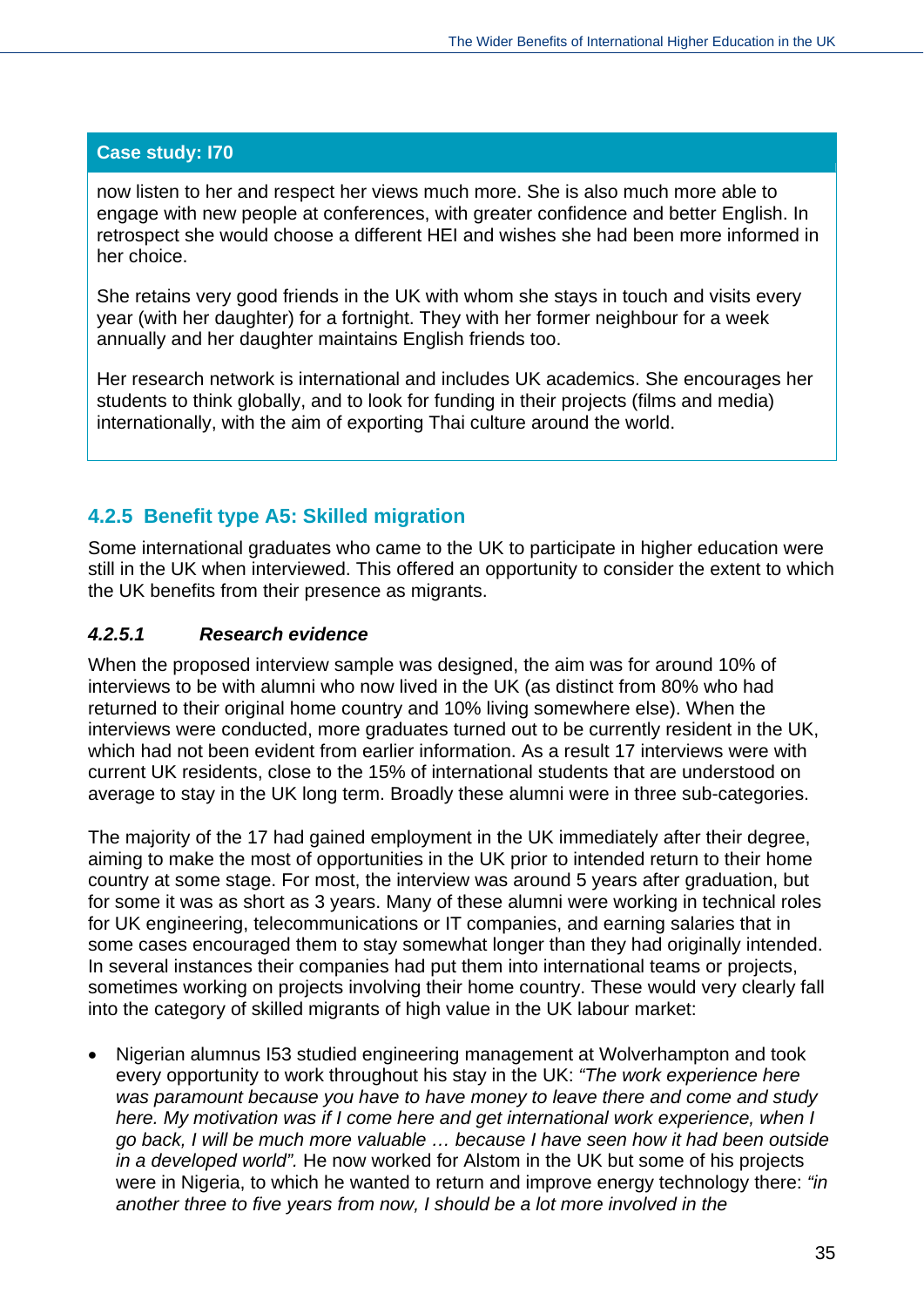**Case study: I70**

now listen to her and respect her views much more. She is also much more able to engage with new people at conferences, with greater confidence and better English. In retrospect she would choose a different HEI and wishes she had been more informed in her choice.

She retains very good friends in the UK with whom she stays in touch and visits every year (with her daughter) for a fortnight. They with her former neighbour for a week annually and her daughter maintains English friends too.

Her research network is international and includes UK academics. She encourages her students to think globally, and to look for funding in their projects (films and media) internationally, with the aim of exporting Thai culture around the world.

### 4.2.5 Benefit type A5: Skilled migration

Some international graduates who came to the UK to participate in higher education were still in the UK when interviewed. This offered an opportunity to consider the extent to which the UK benefits from their presence as migrants.

#### *4.2.5.1 Research evidence*

When the proposed interview sample was designed, the aim was for around 10% of interviews to be with alumni who now lived in the UK (as distinct from 80% who had returned to their original home country and 10% living somewhere else). When the interviews were conducted, more graduates turned out to be currently resident in the UK, which had not been evident from earlier information. As a result 17 interviews were with current UK residents, close to the 15% of international students that are understood on average to stay in the UK long term. Broadly these alumni were in three sub-categories.

The majority of the 17 had gained employment in the UK immediately after their degree, aiming to make the most of opportunities in the UK prior to intended return to their home country at some stage. For most, the interview was around 5 years after graduation, but for some it was as short as 3 years. Many of these alumni were working in technical roles for UK engineering, telecommunications or IT companies, and earning salaries that in some cases encouraged them to stay somewhat longer than they had originally intended. In several instances their companies had put them into international teams or projects, sometimes working on projects involving their home country. These would very clearly fall into the category of skilled migrants of high value in the UK labour market:

- Nigerian alumnus I53 studied engineering management at Wolverhampton and took every opportunity to work throughout his stay in the UK: *"The work experience here was paramount because you have to have money to leave there and come and study here. My motivation was if I come here and get international work experience, when I go back, I will be much more valuable … because I have seen how it had been outside in a developed world".* He now worked for Alstom in the UK but some of his projects were in Nigeria, to which he wanted to return and improve energy technology there: *"in another three to five years from now, I should be a lot more involved in the*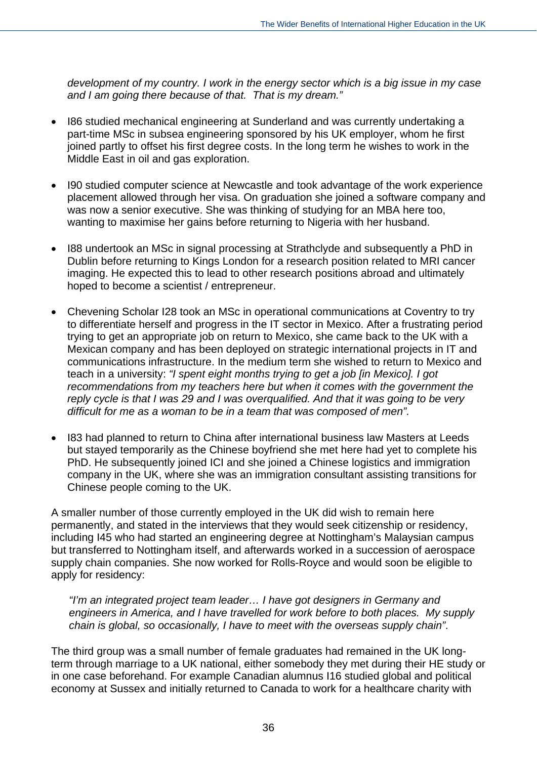*development of my country. I work in the energy sector which is a big issue in my case and I am going there because of that. That is my dream."*

- I86 studied mechanical engineering at Sunderland and was currently undertaking a part-time MSc in subsea engineering sponsored by his UK employer, whom he first joined partly to offset his first degree costs. In the long term he wishes to work in the Middle East in oil and gas exploration.

- I90 studied computer science at Newcastle and took advantage of the work experience placement allowed through her visa. On graduation she joined a software company and was now a senior executive. She was thinking of studying for an MBA here too, wanting to maximise her gains before returning to Nigeria with her husband.

- I88 undertook an MSc in signal processing at Strathclyde and subsequently a PhD in Dublin before returning to Kings London for a research position related to MRI cancer imaging. He expected this to lead to other research positions abroad and ultimately hoped to become a scientist / entrepreneur.

- Chevening Scholar I28 took an MSc in operational communications at Coventry to try to differentiate herself and progress in the IT sector in Mexico. After a frustrating period trying to get an appropriate job on return to Mexico, she came back to the UK with a Mexican company and has been deployed on strategic international projects in IT and communications infrastructure. In the medium term she wished to return to Mexico and teach in a university: *"I spent eight months trying to get a job [in Mexico]. I got recommendations from my teachers here but when it comes with the government the reply cycle is that I was 29 and I was overqualified. And that it was going to be very difficult for me as a woman to be in a team that was composed of men".*

- I83 had planned to return to China after international business law Masters at Leeds but stayed temporarily as the Chinese boyfriend she met here had yet to complete his PhD. He subsequently joined ICI and she joined a Chinese logistics and immigration company in the UK, where she was an immigration consultant assisting transitions for Chinese people coming to the UK.

A smaller number of those currently employed in the UK did wish to remain here permanently, and stated in the interviews that they would seek citizenship or residency, including I45 who had started an engineering degree at Nottingham's Malaysian campus but transferred to Nottingham itself, and afterwards worked in a succession of aerospace supply chain companies. She now worked for Rolls-Royce and would soon be eligible to apply for residency:

> *"I'm an integrated project team leader… I have got designers in Germany and engineers in America, and I have travelled for work before to both places. My supply chain is global, so occasionally, I have to meet with the overseas supply chain"*.

The third group was a small number of female graduates had remained in the UK long-term through marriage to a UK national, either somebody they met during their HE study or in one case beforehand. For example Canadian alumnus I16 studied global and political economy at Sussex and initially returned to Canada to work for a healthcare charity with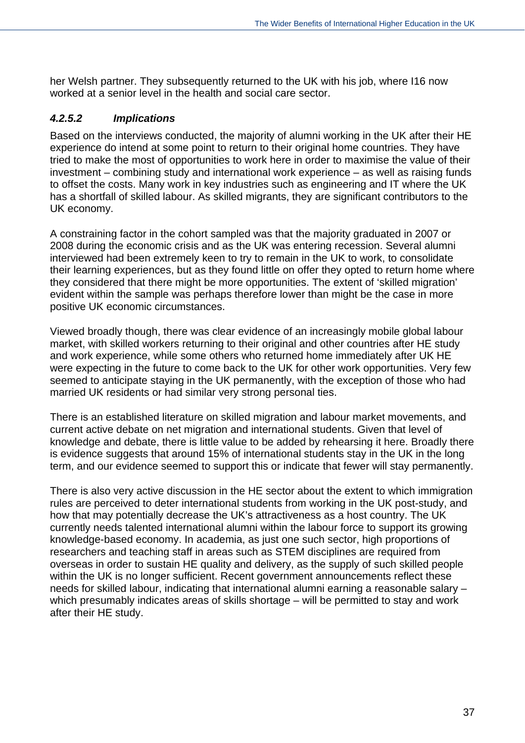her Welsh partner. They subsequently returned to the UK with his job, where I16 now worked at a senior level in the health and social care sector.

#### *4.2.5.2 Implications*

Based on the interviews conducted, the majority of alumni working in the UK after their HE experience do intend at some point to return to their original home countries. They have tried to make the most of opportunities to work here in order to maximise the value of their investment – combining study and international work experience – as well as raising funds to offset the costs. Many work in key industries such as engineering and IT where the UK has a shortfall of skilled labour. As skilled migrants, they are significant contributors to the UK economy.

A constraining factor in the cohort sampled was that the majority graduated in 2007 or 2008 during the economic crisis and as the UK was entering recession. Several alumni interviewed had been extremely keen to try to remain in the UK to work, to consolidate their learning experiences, but as they found little on offer they opted to return home where they considered that there might be more opportunities. The extent of 'skilled migration' evident within the sample was perhaps therefore lower than might be the case in more positive UK economic circumstances.

Viewed broadly though, there was clear evidence of an increasingly mobile global labour market, with skilled workers returning to their original and other countries after HE study and work experience, while some others who returned home immediately after UK HE were expecting in the future to come back to the UK for other work opportunities. Very few seemed to anticipate staying in the UK permanently, with the exception of those who had married UK residents or had similar very strong personal ties.

There is an established literature on skilled migration and labour market movements, and current active debate on net migration and international students. Given that level of knowledge and debate, there is little value to be added by rehearsing it here. Broadly there is evidence suggests that around 15% of international students stay in the UK in the long term, and our evidence seemed to support this or indicate that fewer will stay permanently.

There is also very active discussion in the HE sector about the extent to which immigration rules are perceived to deter international students from working in the UK post-study, and how that may potentially decrease the UK's attractiveness as a host country. The UK currently needs talented international alumni within the labour force to support its growing knowledge-based economy. In academia, as just one such sector, high proportions of researchers and teaching staff in areas such as STEM disciplines are required from overseas in order to sustain HE quality and delivery, as the supply of such skilled people within the UK is no longer sufficient. Recent government announcements reflect these needs for skilled labour, indicating that international alumni earning a reasonable salary – which presumably indicates areas of skills shortage – will be permitted to stay and work after their HE study.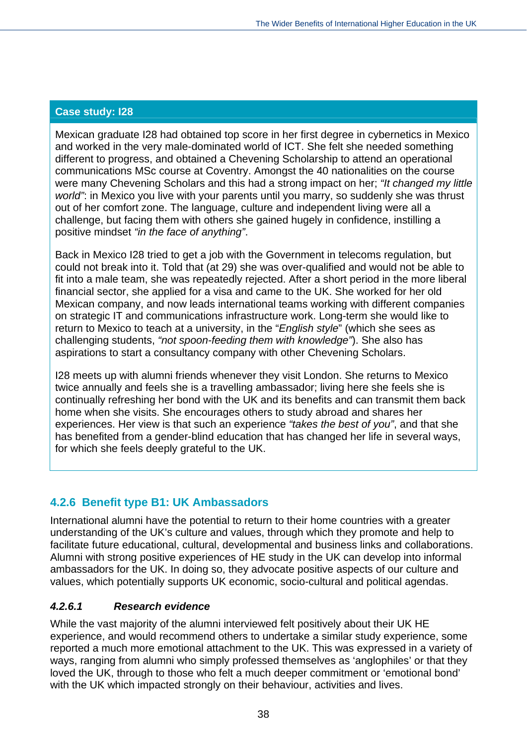**Case study: I28**

Mexican graduate I28 had obtained top score in her first degree in cybernetics in Mexico and worked in the very male-dominated world of ICT. She felt she needed something different to progress, and obtained a Chevening Scholarship to attend an operational communications MSc course at Coventry. Amongst the 40 nationalities on the course were many Chevening Scholars and this had a strong impact on her; *"It changed my little world"*: in Mexico you live with your parents until you marry, so suddenly she was thrust out of her comfort zone. The language, culture and independent living were all a challenge, but facing them with others she gained hugely in confidence, instilling a positive mindset *"in the face of anything"*.

Back in Mexico I28 tried to get a job with the Government in telecoms regulation, but could not break into it. Told that (at 29) she was over-qualified and would not be able to fit into a male team, she was repeatedly rejected. After a short period in the more liberal financial sector, she applied for a visa and came to the UK. She worked for her old Mexican company, and now leads international teams working with different companies on strategic IT and communications infrastructure work. Long-term she would like to return to Mexico to teach at a university, in the "*English style*" (which she sees as challenging students, *"not spoon-feeding them with knowledge"*). She also has aspirations to start a consultancy company with other Chevening Scholars.

I28 meets up with alumni friends whenever they visit London. She returns to Mexico twice annually and feels she is a travelling ambassador; living here she feels she is continually refreshing her bond with the UK and its benefits and can transmit them back home when she visits. She encourages others to study abroad and shares her experiences. Her view is that such an experience *"takes the best of you"*, and that she has benefited from a gender-blind education that has changed her life in several ways, for which she feels deeply grateful to the UK.

### 4.2.6 Benefit type B1: UK Ambassadors

International alumni have the potential to return to their home countries with a greater understanding of the UK's culture and values, through which they promote and help to facilitate future educational, cultural, developmental and business links and collaborations. Alumni with strong positive experiences of HE study in the UK can develop into informal ambassadors for the UK. In doing so, they advocate positive aspects of our culture and values, which potentially supports UK economic, socio-cultural and political agendas.

#### *4.2.6.1 Research evidence*

While the vast majority of the alumni interviewed felt positively about their UK HE experience, and would recommend others to undertake a similar study experience, some reported a much more emotional attachment to the UK. This was expressed in a variety of ways, ranging from alumni who simply professed themselves as 'anglophiles' or that they loved the UK, through to those who felt a much deeper commitment or 'emotional bond' with the UK which impacted strongly on their behaviour, activities and lives.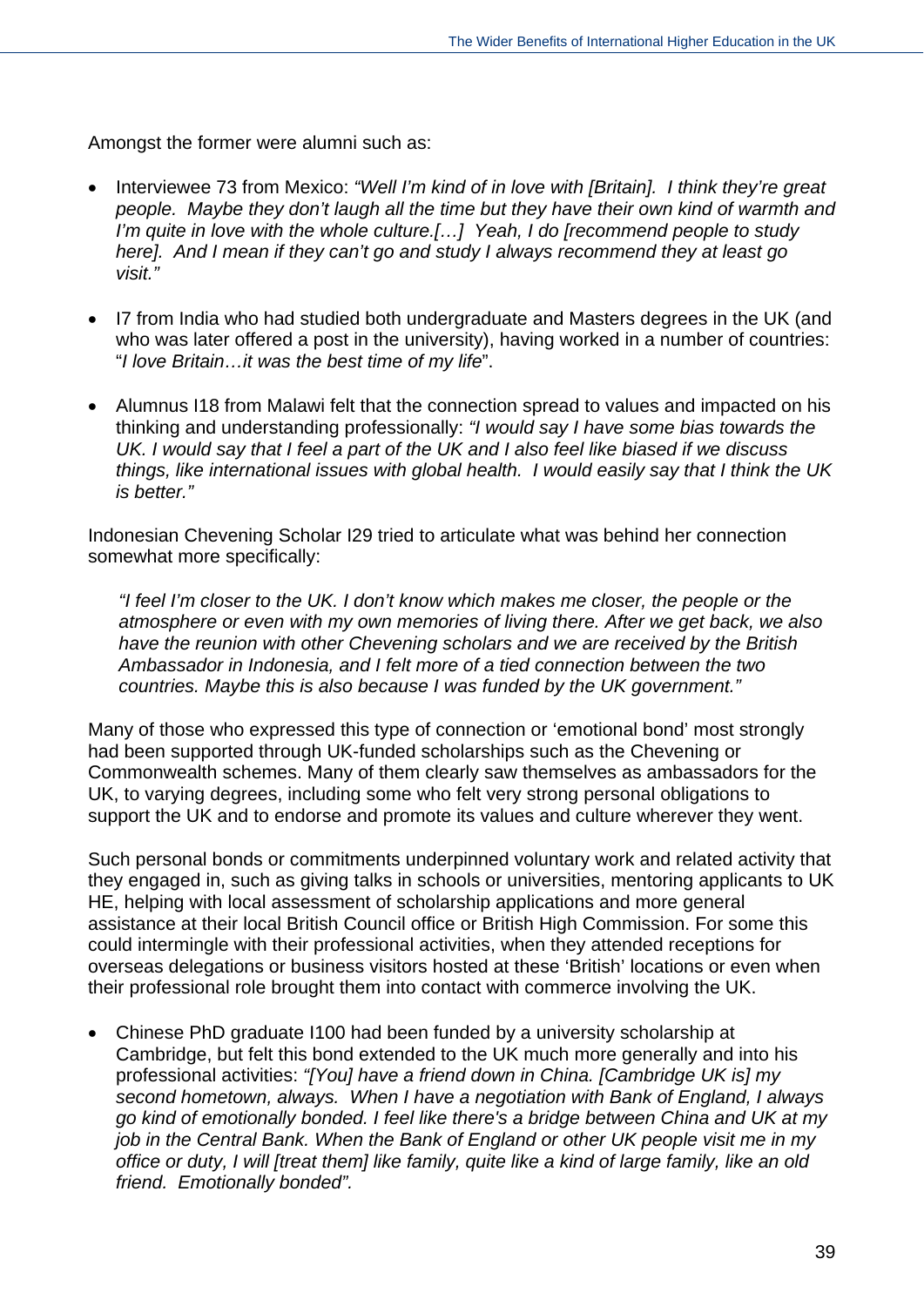Amongst the former were alumni such as:

- Interviewee 73 from Mexico: *"Well I'm kind of in love with [Britain]. I think they're great people. Maybe they don't laugh all the time but they have their own kind of warmth and I'm quite in love with the whole culture.[…] Yeah, I do [recommend people to study here]. And I mean if they can't go and study I always recommend they at least go visit."*

- I7 from India who had studied both undergraduate and Masters degrees in the UK (and who was later offered a post in the university), having worked in a number of countries: "*I love Britain…it was the best time of my life*".

- Alumnus I18 from Malawi felt that the connection spread to values and impacted on his thinking and understanding professionally: *"I would say I have some bias towards the UK. I would say that I feel a part of the UK and I also feel like biased if we discuss things, like international issues with global health. I would easily say that I think the UK is better."*

Indonesian Chevening Scholar I29 tried to articulate what was behind her connection somewhat more specifically:

> *"I feel I'm closer to the UK. I don't know which makes me closer, the people or the atmosphere or even with my own memories of living there. After we get back, we also have the reunion with other Chevening scholars and we are received by the British Ambassador in Indonesia, and I felt more of a tied connection between the two countries. Maybe this is also because I was funded by the UK government."*

Many of those who expressed this type of connection or 'emotional bond' most strongly had been supported through UK-funded scholarships such as the Chevening or Commonwealth schemes. Many of them clearly saw themselves as ambassadors for the UK, to varying degrees, including some who felt very strong personal obligations to support the UK and to endorse and promote its values and culture wherever they went.

Such personal bonds or commitments underpinned voluntary work and related activity that they engaged in, such as giving talks in schools or universities, mentoring applicants to UK HE, helping with local assessment of scholarship applications and more general assistance at their local British Council office or British High Commission. For some this could intermingle with their professional activities, when they attended receptions for overseas delegations or business visitors hosted at these 'British' locations or even when their professional role brought them into contact with commerce involving the UK.

- Chinese PhD graduate I100 had been funded by a university scholarship at Cambridge, but felt this bond extended to the UK much more generally and into his professional activities: *"[You] have a friend down in China. [Cambridge UK is] my second hometown, always. When I have a negotiation with Bank of England, I always go kind of emotionally bonded. I feel like there's a bridge between China and UK at my job in the Central Bank. When the Bank of England or other UK people visit me in my office or duty, I will [treat them] like family, quite like a kind of large family, like an old friend. Emotionally bonded".*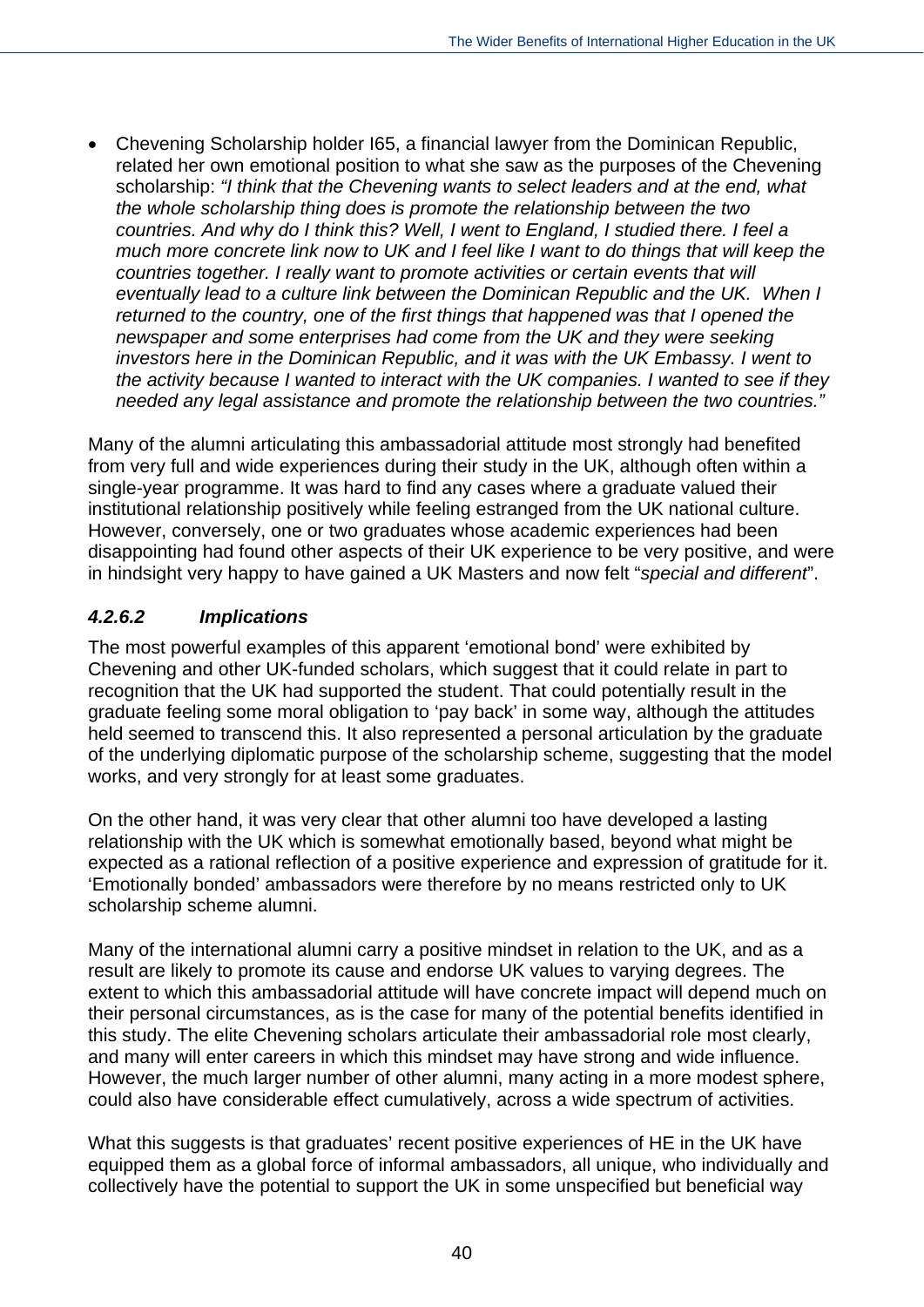- Chevening Scholarship holder I65, a financial lawyer from the Dominican Republic, related her own emotional position to what she saw as the purposes of the Chevening scholarship: *"I think that the Chevening wants to select leaders and at the end, what the whole scholarship thing does is promote the relationship between the two countries. And why do I think this? Well, I went to England, I studied there. I feel a much more concrete link now to UK and I feel like I want to do things that will keep the countries together. I really want to promote activities or certain events that will eventually lead to a culture link between the Dominican Republic and the UK. When I returned to the country, one of the first things that happened was that I opened the newspaper and some enterprises had come from the UK and they were seeking investors here in the Dominican Republic, and it was with the UK Embassy. I went to the activity because I wanted to interact with the UK companies. I wanted to see if they needed any legal assistance and promote the relationship between the two countries."*

Many of the alumni articulating this ambassadorial attitude most strongly had benefited from very full and wide experiences during their study in the UK, although often within a single-year programme. It was hard to find any cases where a graduate valued their institutional relationship positively while feeling estranged from the UK national culture. However, conversely, one or two graduates whose academic experiences had been disappointing had found other aspects of their UK experience to be very positive, and were in hindsight very happy to have gained a UK Masters and now felt "*special and different*".

#### *4.2.6.2 Implications*

The most powerful examples of this apparent 'emotional bond' were exhibited by Chevening and other UK-funded scholars, which suggest that it could relate in part to recognition that the UK had supported the student. That could potentially result in the graduate feeling some moral obligation to 'pay back' in some way, although the attitudes held seemed to transcend this. It also represented a personal articulation by the graduate of the underlying diplomatic purpose of the scholarship scheme, suggesting that the model works, and very strongly for at least some graduates.

On the other hand, it was very clear that other alumni too have developed a lasting relationship with the UK which is somewhat emotionally based, beyond what might be expected as a rational reflection of a positive experience and expression of gratitude for it. 'Emotionally bonded' ambassadors were therefore by no means restricted only to UK scholarship scheme alumni.

Many of the international alumni carry a positive mindset in relation to the UK, and as a result are likely to promote its cause and endorse UK values to varying degrees. The extent to which this ambassadorial attitude will have concrete impact will depend much on their personal circumstances, as is the case for many of the potential benefits identified in this study. The elite Chevening scholars articulate their ambassadorial role most clearly, and many will enter careers in which this mindset may have strong and wide influence. However, the much larger number of other alumni, many acting in a more modest sphere, could also have considerable effect cumulatively, across a wide spectrum of activities.

What this suggests is that graduates' recent positive experiences of HE in the UK have equipped them as a global force of informal ambassadors, all unique, who individually and collectively have the potential to support the UK in some unspecified but beneficial way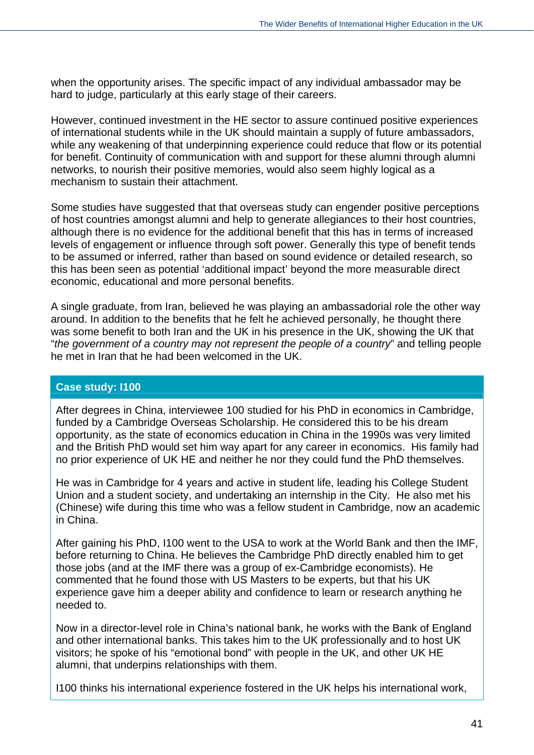when the opportunity arises. The specific impact of any individual ambassador may be hard to judge, particularly at this early stage of their careers.

However, continued investment in the HE sector to assure continued positive experiences of international students while in the UK should maintain a supply of future ambassadors, while any weakening of that underpinning experience could reduce that flow or its potential for benefit. Continuity of communication with and support for these alumni through alumni networks, to nourish their positive memories, would also seem highly logical as a mechanism to sustain their attachment.

Some studies have suggested that that overseas study can engender positive perceptions of host countries amongst alumni and help to generate allegiances to their host countries, although there is no evidence for the additional benefit that this has in terms of increased levels of engagement or influence through soft power. Generally this type of benefit tends to be assumed or inferred, rather than based on sound evidence or detailed research, so this has been seen as potential 'additional impact' beyond the more measurable direct economic, educational and more personal benefits.

A single graduate, from Iran, believed he was playing an ambassadorial role the other way around. In addition to the benefits that he felt he achieved personally, he thought there was some benefit to both Iran and the UK in his presence in the UK, showing the UK that "*the government of a country may not represent the people of a country*" and telling people he met in Iran that he had been welcomed in the UK.

**Case study: I100**

After degrees in China, interviewee 100 studied for his PhD in economics in Cambridge, funded by a Cambridge Overseas Scholarship. He considered this to be his dream opportunity, as the state of economics education in China in the 1990s was very limited and the British PhD would set him way apart for any career in economics. His family had no prior experience of UK HE and neither he nor they could fund the PhD themselves.

He was in Cambridge for 4 years and active in student life, leading his College Student Union and a student society, and undertaking an internship in the City. He also met his (Chinese) wife during this time who was a fellow student in Cambridge, now an academic in China.

After gaining his PhD, I100 went to the USA to work at the World Bank and then the IMF, before returning to China. He believes the Cambridge PhD directly enabled him to get those jobs (and at the IMF there was a group of ex-Cambridge economists). He commented that he found those with US Masters to be experts, but that his UK experience gave him a deeper ability and confidence to learn or research anything he needed to.

Now in a director-level role in China's national bank, he works with the Bank of England and other international banks. This takes him to the UK professionally and to host UK visitors; he spoke of his "emotional bond" with people in the UK, and other UK HE alumni, that underpins relationships with them.

I100 thinks his international experience fostered in the UK helps his international work,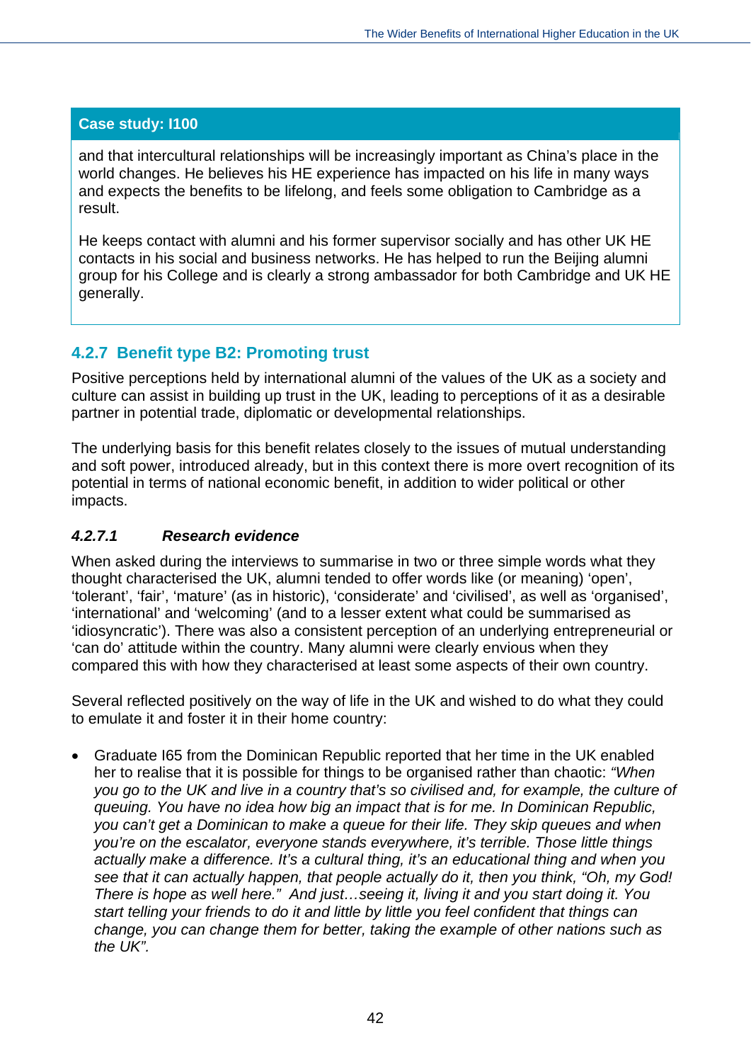**Case study: I100**

and that intercultural relationships will be increasingly important as China's place in the world changes. He believes his HE experience has impacted on his life in many ways and expects the benefits to be lifelong, and feels some obligation to Cambridge as a result.

He keeps contact with alumni and his former supervisor socially and has other UK HE contacts in his social and business networks. He has helped to run the Beijing alumni group for his College and is clearly a strong ambassador for both Cambridge and UK HE generally.

### 4.2.7 Benefit type B2: Promoting trust

Positive perceptions held by international alumni of the values of the UK as a society and culture can assist in building up trust in the UK, leading to perceptions of it as a desirable partner in potential trade, diplomatic or developmental relationships.

The underlying basis for this benefit relates closely to the issues of mutual understanding and soft power, introduced already, but in this context there is more overt recognition of its potential in terms of national economic benefit, in addition to wider political or other impacts.

#### *4.2.7.1 Research evidence*

When asked during the interviews to summarise in two or three simple words what they thought characterised the UK, alumni tended to offer words like (or meaning) 'open', 'tolerant', 'fair', 'mature' (as in historic), 'considerate' and 'civilised', as well as 'organised', 'international' and 'welcoming' (and to a lesser extent what could be summarised as 'idiosyncratic'). There was also a consistent perception of an underlying entrepreneurial or 'can do' attitude within the country. Many alumni were clearly envious when they compared this with how they characterised at least some aspects of their own country.

Several reflected positively on the way of life in the UK and wished to do what they could to emulate it and foster it in their home country:

- Graduate I65 from the Dominican Republic reported that her time in the UK enabled her to realise that it is possible for things to be organised rather than chaotic: *"When you go to the UK and live in a country that's so civilised and, for example, the culture of queuing. You have no idea how big an impact that is for me. In Dominican Republic, you can't get a Dominican to make a queue for their life. They skip queues and when you're on the escalator, everyone stands everywhere, it's terrible. Those little things actually make a difference. It's a cultural thing, it's an educational thing and when you see that it can actually happen, that people actually do it, then you think, "Oh, my God! There is hope as well here." And just…seeing it, living it and you start doing it. You start telling your friends to do it and little by little you feel confident that things can change, you can change them for better, taking the example of other nations such as the UK".*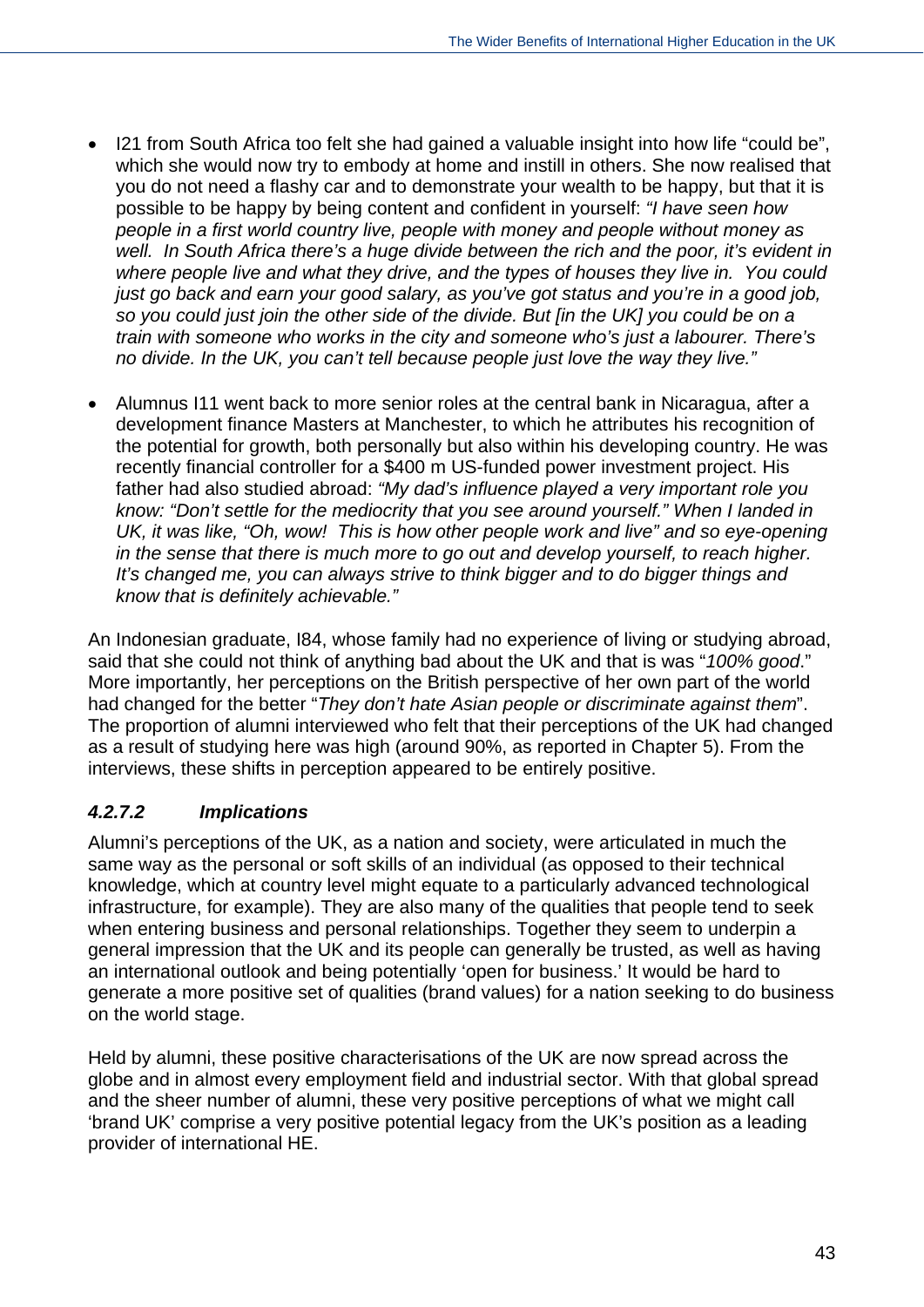- I21 from South Africa too felt she had gained a valuable insight into how life "could be", which she would now try to embody at home and instill in others. She now realised that you do not need a flashy car and to demonstrate your wealth to be happy, but that it is possible to be happy by being content and confident in yourself: *"I have seen how people in a first world country live, people with money and people without money as well. In South Africa there's a huge divide between the rich and the poor, it's evident in where people live and what they drive, and the types of houses they live in. You could just go back and earn your good salary, as you've got status and you're in a good job, so you could just join the other side of the divide. But [in the UK] you could be on a train with someone who works in the city and someone who's just a labourer. There's no divide. In the UK, you can't tell because people just love the way they live."*

- Alumnus I11 went back to more senior roles at the central bank in Nicaragua, after a development finance Masters at Manchester, to which he attributes his recognition of the potential for growth, both personally but also within his developing country. He was recently financial controller for a $400 m US-funded power investment project. His father had also studied abroad: *"My dad's influence played a very important role you know: "Don't settle for the mediocrity that you see around yourself." When I landed in UK, it was like, "Oh, wow! This is how other people work and live" and so eye-opening in the sense that there is much more to go out and develop yourself, to reach higher. It's changed me, you can always strive to think bigger and to do bigger things and know that is definitely achievable."*

An Indonesian graduate, I84, whose family had no experience of living or studying abroad, said that she could not think of anything bad about the UK and that is was "*100% good*." More importantly, her perceptions on the British perspective of her own part of the world had changed for the better "*They don't hate Asian people or discriminate against them*". The proportion of alumni interviewed who felt that their perceptions of the UK had changed as a result of studying here was high (around 90%, as reported in Chapter 5). From the interviews, these shifts in perception appeared to be entirely positive.

#### *4.2.7.2 Implications*

Alumni's perceptions of the UK, as a nation and society, were articulated in much the same way as the personal or soft skills of an individual (as opposed to their technical knowledge, which at country level might equate to a particularly advanced technological infrastructure, for example). They are also many of the qualities that people tend to seek when entering business and personal relationships. Together they seem to underpin a general impression that the UK and its people can generally be trusted, as well as having an international outlook and being potentially 'open for business.' It would be hard to generate a more positive set of qualities (brand values) for a nation seeking to do business on the world stage.

Held by alumni, these positive characterisations of the UK are now spread across the globe and in almost every employment field and industrial sector. With that global spread and the sheer number of alumni, these very positive perceptions of what we might call 'brand UK' comprise a very positive potential legacy from the UK's position as a leading provider of international HE.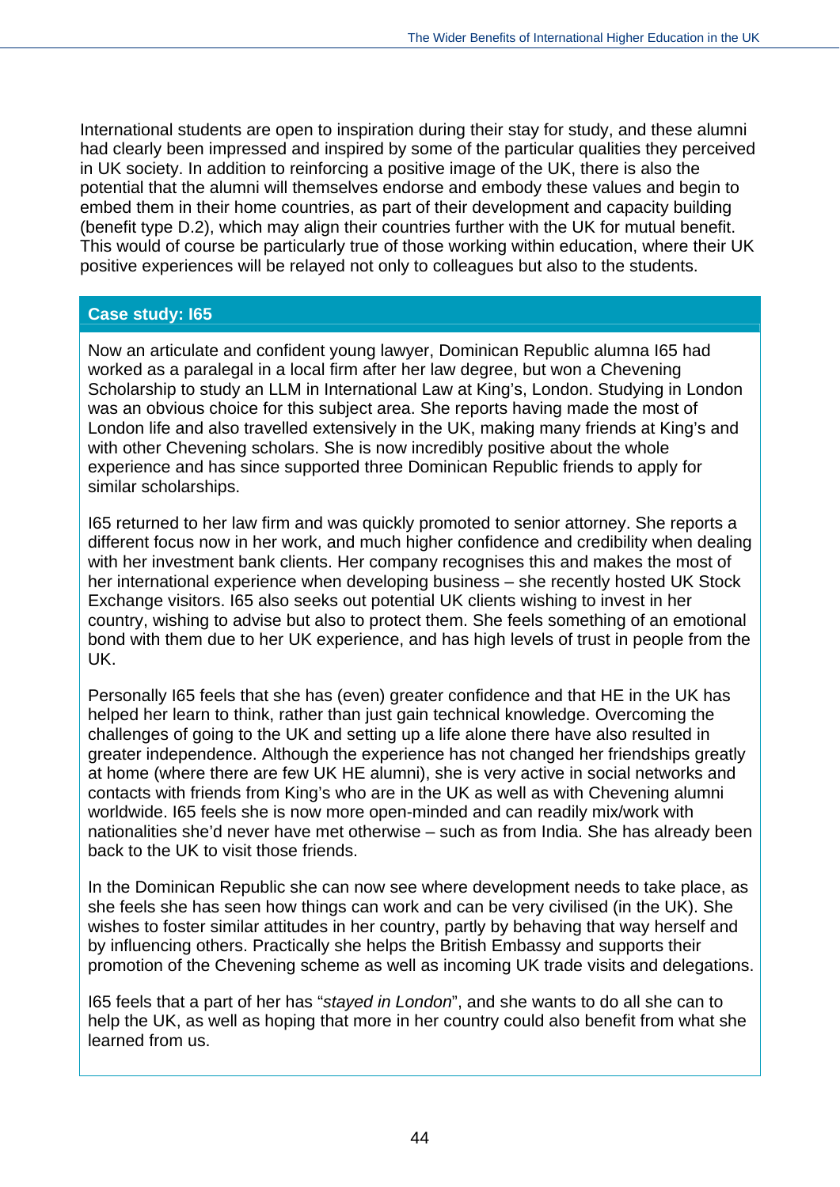International students are open to inspiration during their stay for study, and these alumni had clearly been impressed and inspired by some of the particular qualities they perceived in UK society. In addition to reinforcing a positive image of the UK, there is also the potential that the alumni will themselves endorse and embody these values and begin to embed them in their home countries, as part of their development and capacity building (benefit type D.2), which may align their countries further with the UK for mutual benefit. This would of course be particularly true of those working within education, where their UK positive experiences will be relayed not only to colleagues but also to the students.

**Case study: I65**

Now an articulate and confident young lawyer, Dominican Republic alumna I65 had worked as a paralegal in a local firm after her law degree, but won a Chevening Scholarship to study an LLM in International Law at King's, London. Studying in London was an obvious choice for this subject area. She reports having made the most of London life and also travelled extensively in the UK, making many friends at King's and with other Chevening scholars. She is now incredibly positive about the whole experience and has since supported three Dominican Republic friends to apply for similar scholarships.

I65 returned to her law firm and was quickly promoted to senior attorney. She reports a different focus now in her work, and much higher confidence and credibility when dealing with her investment bank clients. Her company recognises this and makes the most of her international experience when developing business – she recently hosted UK Stock Exchange visitors. I65 also seeks out potential UK clients wishing to invest in her country, wishing to advise but also to protect them. She feels something of an emotional bond with them due to her UK experience, and has high levels of trust in people from the UK.

Personally I65 feels that she has (even) greater confidence and that HE in the UK has helped her learn to think, rather than just gain technical knowledge. Overcoming the challenges of going to the UK and setting up a life alone there have also resulted in greater independence. Although the experience has not changed her friendships greatly at home (where there are few UK HE alumni), she is very active in social networks and contacts with friends from King's who are in the UK as well as with Chevening alumni worldwide. I65 feels she is now more open-minded and can readily mix/work with nationalities she'd never have met otherwise – such as from India. She has already been back to the UK to visit those friends.

In the Dominican Republic she can now see where development needs to take place, as she feels she has seen how things can work and can be very civilised (in the UK). She wishes to foster similar attitudes in her country, partly by behaving that way herself and by influencing others. Practically she helps the British Embassy and supports their promotion of the Chevening scheme as well as incoming UK trade visits and delegations.

I65 feels that a part of her has "*stayed in London*", and she wants to do all she can to help the UK, as well as hoping that more in her country could also benefit from what she learned from us.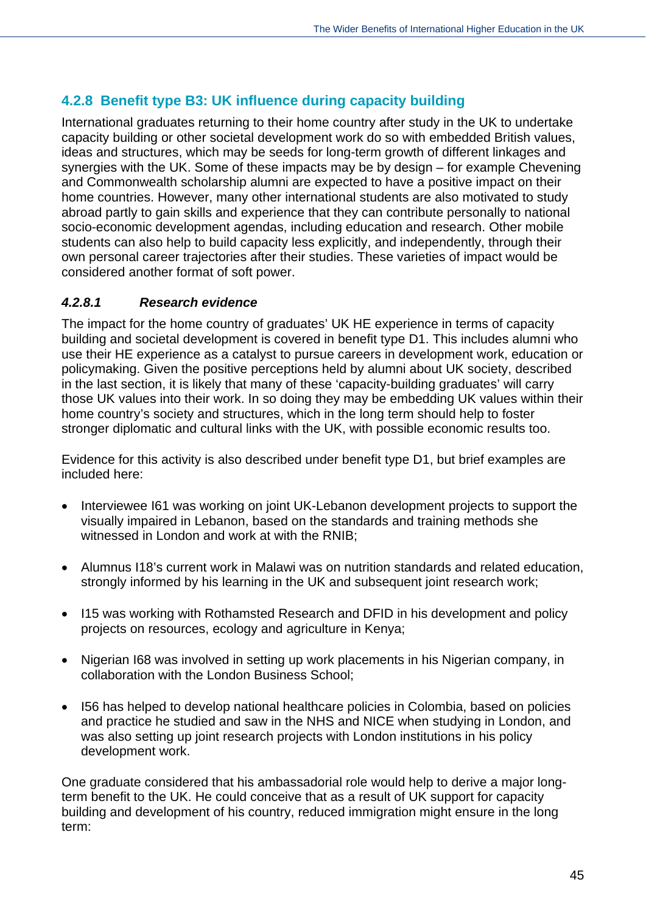### 4.2.8 Benefit type B3: UK influence during capacity building

International graduates returning to their home country after study in the UK to undertake capacity building or other societal development work do so with embedded British values, ideas and structures, which may be seeds for long-term growth of different linkages and synergies with the UK. Some of these impacts may be by design – for example Chevening and Commonwealth scholarship alumni are expected to have a positive impact on their home countries. However, many other international students are also motivated to study abroad partly to gain skills and experience that they can contribute personally to national socio-economic development agendas, including education and research. Other mobile students can also help to build capacity less explicitly, and independently, through their own personal career trajectories after their studies. These varieties of impact would be considered another format of soft power.

#### *4.2.8.1 Research evidence*

The impact for the home country of graduates' UK HE experience in terms of capacity building and societal development is covered in benefit type D1. This includes alumni who use their HE experience as a catalyst to pursue careers in development work, education or policymaking. Given the positive perceptions held by alumni about UK society, described in the last section, it is likely that many of these 'capacity-building graduates' will carry those UK values into their work. In so doing they may be embedding UK values within their home country's society and structures, which in the long term should help to foster stronger diplomatic and cultural links with the UK, with possible economic results too.

Evidence for this activity is also described under benefit type D1, but brief examples are included here:

- Interviewee I61 was working on joint UK-Lebanon development projects to support the visually impaired in Lebanon, based on the standards and training methods she witnessed in London and work at with the RNIB;
- Alumnus I18's current work in Malawi was on nutrition standards and related education, strongly informed by his learning in the UK and subsequent joint research work;
- I15 was working with Rothamsted Research and DFID in his development and policy projects on resources, ecology and agriculture in Kenya;
- Nigerian I68 was involved in setting up work placements in his Nigerian company, in collaboration with the London Business School;
- I56 has helped to develop national healthcare policies in Colombia, based on policies and practice he studied and saw in the NHS and NICE when studying in London, and was also setting up joint research projects with London institutions in his policy development work.

One graduate considered that his ambassadorial role would help to derive a major long-term benefit to the UK. He could conceive that as a result of UK support for capacity building and development of his country, reduced immigration might ensure in the long term: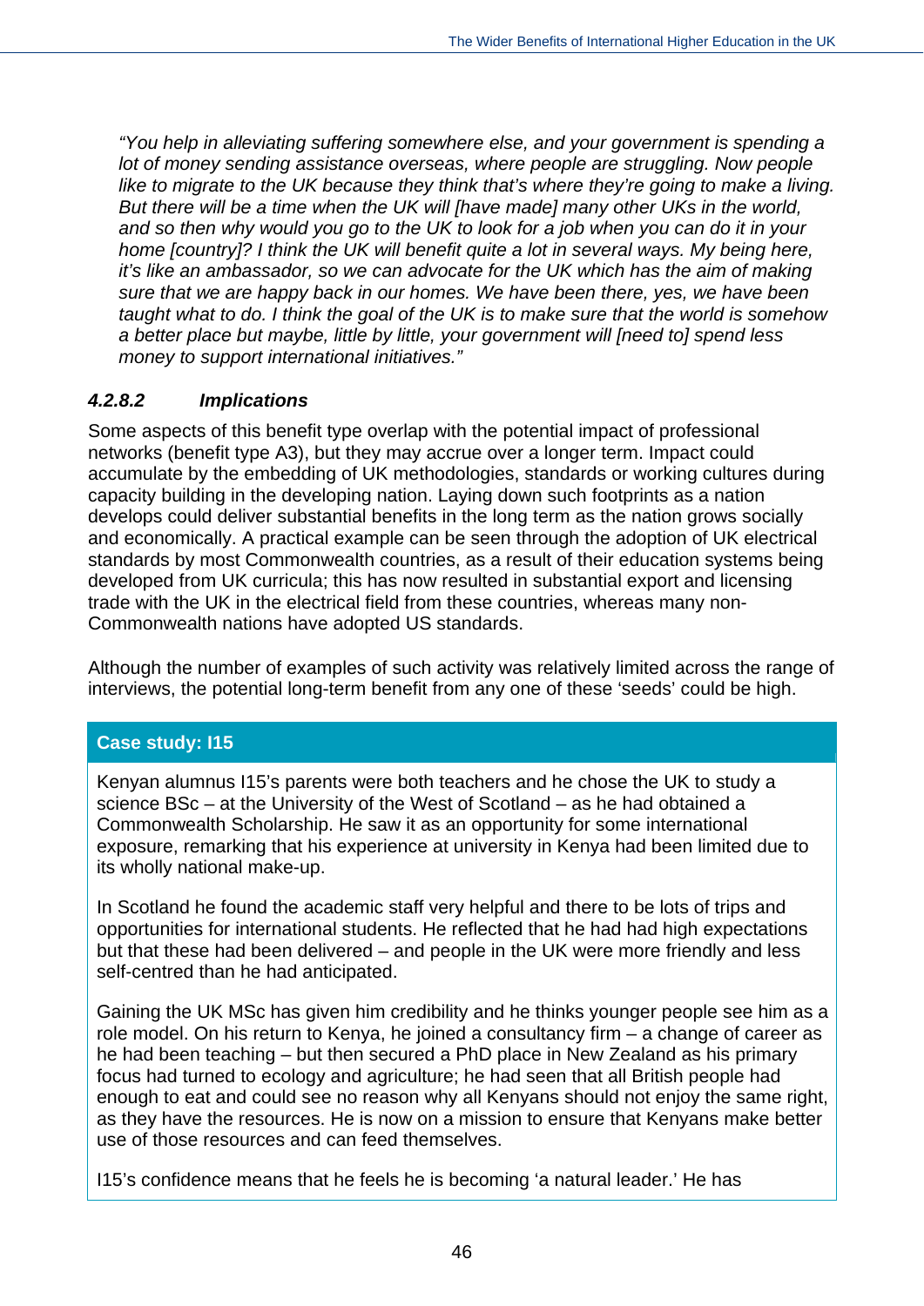*"You help in alleviating suffering somewhere else, and your government is spending a lot of money sending assistance overseas, where people are struggling. Now people like to migrate to the UK because they think that's where they're going to make a living. But there will be a time when the UK will [have made] many other UKs in the world, and so then why would you go to the UK to look for a job when you can do it in your home [country]? I think the UK will benefit quite a lot in several ways. My being here, it's like an ambassador, so we can advocate for the UK which has the aim of making sure that we are happy back in our homes. We have been there, yes, we have been taught what to do. I think the goal of the UK is to make sure that the world is somehow a better place but maybe, little by little, your government will [need to] spend less money to support international initiatives."*

#### *4.2.8.2 Implications*

Some aspects of this benefit type overlap with the potential impact of professional networks (benefit type A3), but they may accrue over a longer term. Impact could accumulate by the embedding of UK methodologies, standards or working cultures during capacity building in the developing nation. Laying down such footprints as a nation develops could deliver substantial benefits in the long term as the nation grows socially and economically. A practical example can be seen through the adoption of UK electrical standards by most Commonwealth countries, as a result of their education systems being developed from UK curricula; this has now resulted in substantial export and licensing trade with the UK in the electrical field from these countries, whereas many non-Commonwealth nations have adopted US standards.

Although the number of examples of such activity was relatively limited across the range of interviews, the potential long-term benefit from any one of these 'seeds' could be high.

**Case study: I15**

Kenyan alumnus I15's parents were both teachers and he chose the UK to study a science BSc – at the University of the West of Scotland – as he had obtained a Commonwealth Scholarship. He saw it as an opportunity for some international exposure, remarking that his experience at university in Kenya had been limited due to its wholly national make-up.

In Scotland he found the academic staff very helpful and there to be lots of trips and opportunities for international students. He reflected that he had had high expectations but that these had been delivered – and people in the UK were more friendly and less self-centred than he had anticipated.

Gaining the UK MSc has given him credibility and he thinks younger people see him as a role model. On his return to Kenya, he joined a consultancy firm – a change of career as he had been teaching – but then secured a PhD place in New Zealand as his primary focus had turned to ecology and agriculture; he had seen that all British people had enough to eat and could see no reason why all Kenyans should not enjoy the same right, as they have the resources. He is now on a mission to ensure that Kenyans make better use of those resources and can feed themselves.

I15's confidence means that he feels he is becoming 'a natural leader.' He has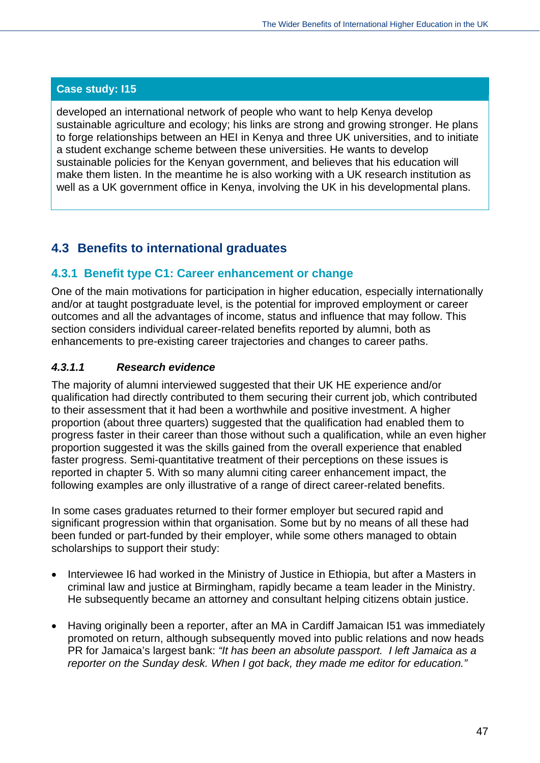**Case study: I15**

developed an international network of people who want to help Kenya develop sustainable agriculture and ecology; his links are strong and growing stronger. He plans to forge relationships between an HEI in Kenya and three UK universities, and to initiate a student exchange scheme between these universities. He wants to develop sustainable policies for the Kenyan government, and believes that his education will make them listen. In the meantime he is also working with a UK research institution as well as a UK government office in Kenya, involving the UK in his developmental plans.

## 4.3 Benefits to international graduates

### 4.3.1 Benefit type C1: Career enhancement or change

One of the main motivations for participation in higher education, especially internationally and/or at taught postgraduate level, is the potential for improved employment or career outcomes and all the advantages of income, status and influence that may follow. This section considers individual career-related benefits reported by alumni, both as enhancements to pre-existing career trajectories and changes to career paths.

#### *4.3.1.1 Research evidence*

The majority of alumni interviewed suggested that their UK HE experience and/or qualification had directly contributed to them securing their current job, which contributed to their assessment that it had been a worthwhile and positive investment. A higher proportion (about three quarters) suggested that the qualification had enabled them to progress faster in their career than those without such a qualification, while an even higher proportion suggested it was the skills gained from the overall experience that enabled faster progress. Semi-quantitative treatment of their perceptions on these issues is reported in chapter 5. With so many alumni citing career enhancement impact, the following examples are only illustrative of a range of direct career-related benefits.

In some cases graduates returned to their former employer but secured rapid and significant progression within that organisation. Some but by no means of all these had been funded or part-funded by their employer, while some others managed to obtain scholarships to support their study:

- Interviewee I6 had worked in the Ministry of Justice in Ethiopia, but after a Masters in criminal law and justice at Birmingham, rapidly became a team leader in the Ministry. He subsequently became an attorney and consultant helping citizens obtain justice.

- Having originally been a reporter, after an MA in Cardiff Jamaican I51 was immediately promoted on return, although subsequently moved into public relations and now heads PR for Jamaica's largest bank: *"It has been an absolute passport. I left Jamaica as a reporter on the Sunday desk. When I got back, they made me editor for education."*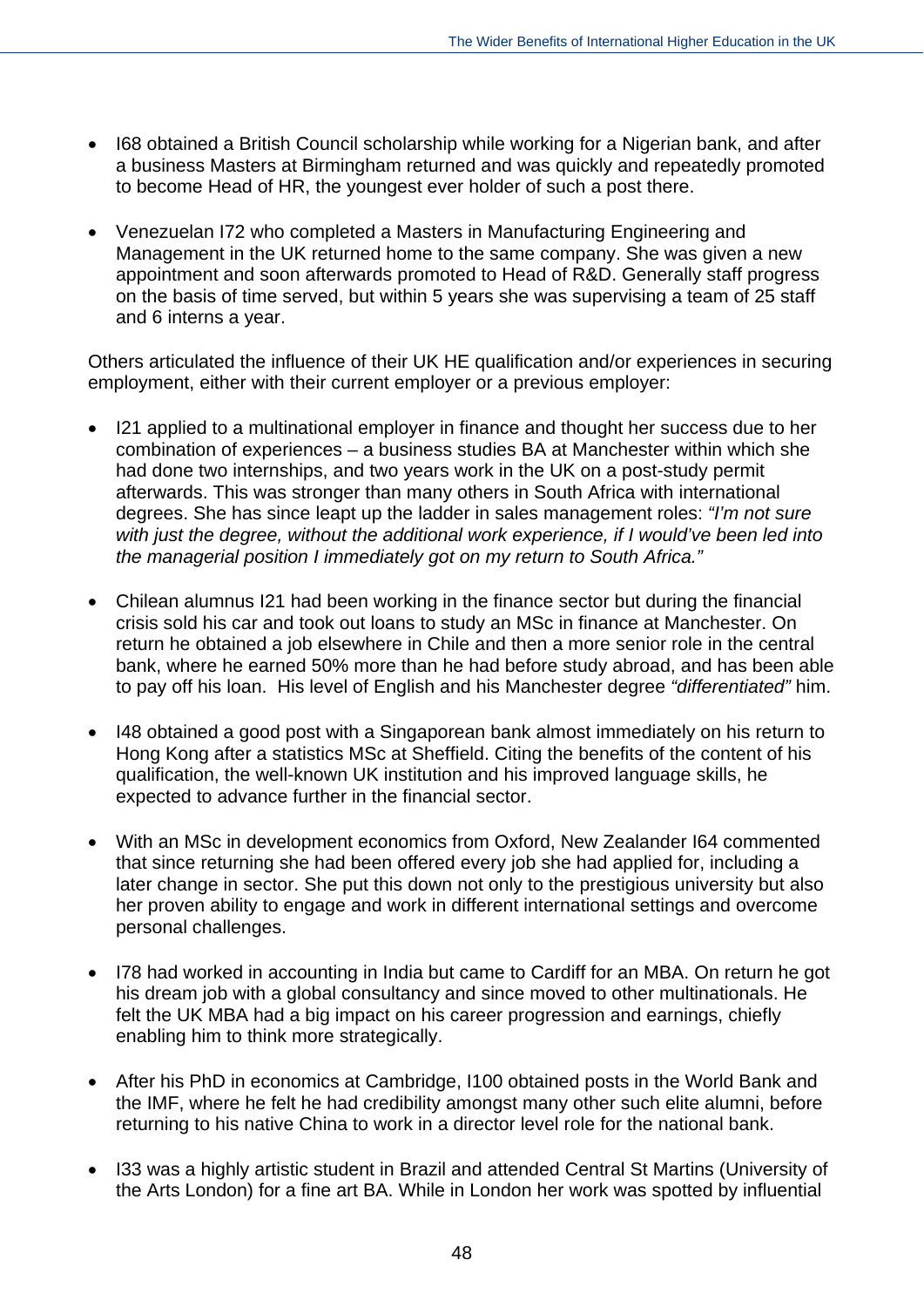- I68 obtained a British Council scholarship while working for a Nigerian bank, and after a business Masters at Birmingham returned and was quickly and repeatedly promoted to become Head of HR, the youngest ever holder of such a post there.

- Venezuelan I72 who completed a Masters in Manufacturing Engineering and Management in the UK returned home to the same company. She was given a new appointment and soon afterwards promoted to Head of R&D. Generally staff progress on the basis of time served, but within 5 years she was supervising a team of 25 staff and 6 interns a year.

Others articulated the influence of their UK HE qualification and/or experiences in securing employment, either with their current employer or a previous employer:

- I21 applied to a multinational employer in finance and thought her success due to her combination of experiences – a business studies BA at Manchester within which she had done two internships, and two years work in the UK on a post-study permit afterwards. This was stronger than many others in South Africa with international degrees. She has since leapt up the ladder in sales management roles: *"I'm not sure with just the degree, without the additional work experience, if I would've been led into the managerial position I immediately got on my return to South Africa."*

- Chilean alumnus I21 had been working in the finance sector but during the financial crisis sold his car and took out loans to study an MSc in finance at Manchester. On return he obtained a job elsewhere in Chile and then a more senior role in the central bank, where he earned 50% more than he had before study abroad, and has been able to pay off his loan. His level of English and his Manchester degree *"differentiated"* him.

- I48 obtained a good post with a Singaporean bank almost immediately on his return to Hong Kong after a statistics MSc at Sheffield. Citing the benefits of the content of his qualification, the well-known UK institution and his improved language skills, he expected to advance further in the financial sector.

- With an MSc in development economics from Oxford, New Zealander I64 commented that since returning she had been offered every job she had applied for, including a later change in sector. She put this down not only to the prestigious university but also her proven ability to engage and work in different international settings and overcome personal challenges.

- I78 had worked in accounting in India but came to Cardiff for an MBA. On return he got his dream job with a global consultancy and since moved to other multinationals. He felt the UK MBA had a big impact on his career progression and earnings, chiefly enabling him to think more strategically.

- After his PhD in economics at Cambridge, I100 obtained posts in the World Bank and the IMF, where he felt he had credibility amongst many other such elite alumni, before returning to his native China to work in a director level role for the national bank.

- I33 was a highly artistic student in Brazil and attended Central St Martins (University of the Arts London) for a fine art BA. While in London her work was spotted by influential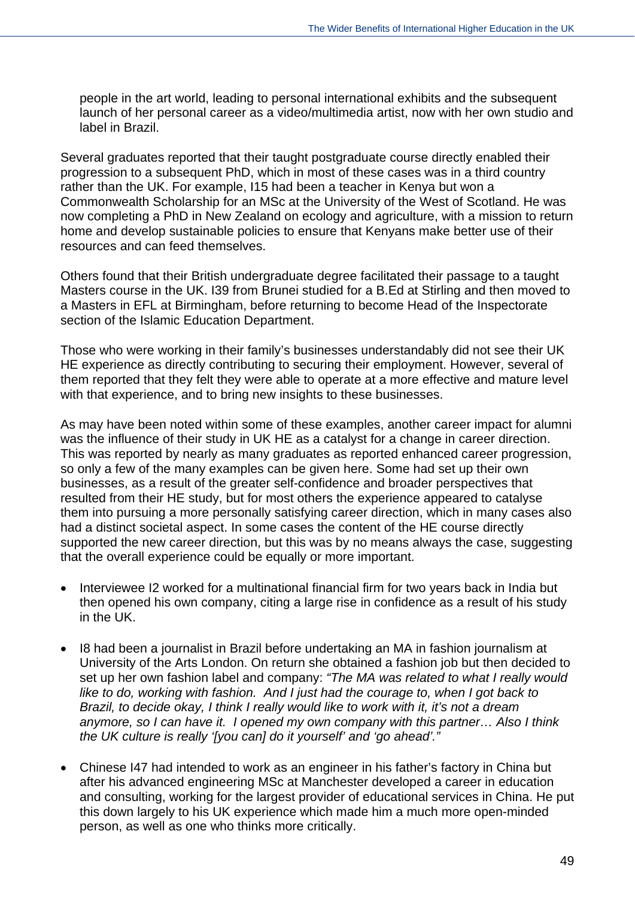people in the art world, leading to personal international exhibits and the subsequent launch of her personal career as a video/multimedia artist, now with her own studio and label in Brazil.

Several graduates reported that their taught postgraduate course directly enabled their progression to a subsequent PhD, which in most of these cases was in a third country rather than the UK. For example, I15 had been a teacher in Kenya but won a Commonwealth Scholarship for an MSc at the University of the West of Scotland. He was now completing a PhD in New Zealand on ecology and agriculture, with a mission to return home and develop sustainable policies to ensure that Kenyans make better use of their resources and can feed themselves.

Others found that their British undergraduate degree facilitated their passage to a taught Masters course in the UK. I39 from Brunei studied for a B.Ed at Stirling and then moved to a Masters in EFL at Birmingham, before returning to become Head of the Inspectorate section of the Islamic Education Department.

Those who were working in their family's businesses understandably did not see their UK HE experience as directly contributing to securing their employment. However, several of them reported that they felt they were able to operate at a more effective and mature level with that experience, and to bring new insights to these businesses.

As may have been noted within some of these examples, another career impact for alumni was the influence of their study in UK HE as a catalyst for a change in career direction. This was reported by nearly as many graduates as reported enhanced career progression, so only a few of the many examples can be given here. Some had set up their own businesses, as a result of the greater self-confidence and broader perspectives that resulted from their HE study, but for most others the experience appeared to catalyse them into pursuing a more personally satisfying career direction, which in many cases also had a distinct societal aspect. In some cases the content of the HE course directly supported the new career direction, but this was by no means always the case, suggesting that the overall experience could be equally or more important.

- Interviewee I2 worked for a multinational financial firm for two years back in India but then opened his own company, citing a large rise in confidence as a result of his study in the UK.

- I8 had been a journalist in Brazil before undertaking an MA in fashion journalism at University of the Arts London. On return she obtained a fashion job but then decided to set up her own fashion label and company: *"The MA was related to what I really would like to do, working with fashion. And I just had the courage to, when I got back to Brazil, to decide okay, I think I really would like to work with it, it's not a dream anymore, so I can have it. I opened my own company with this partner… Also I think the UK culture is really '[you can] do it yourself' and 'go ahead'."*

- Chinese I47 had intended to work as an engineer in his father's factory in China but after his advanced engineering MSc at Manchester developed a career in education and consulting, working for the largest provider of educational services in China. He put this down largely to his UK experience which made him a much more open-minded person, as well as one who thinks more critically.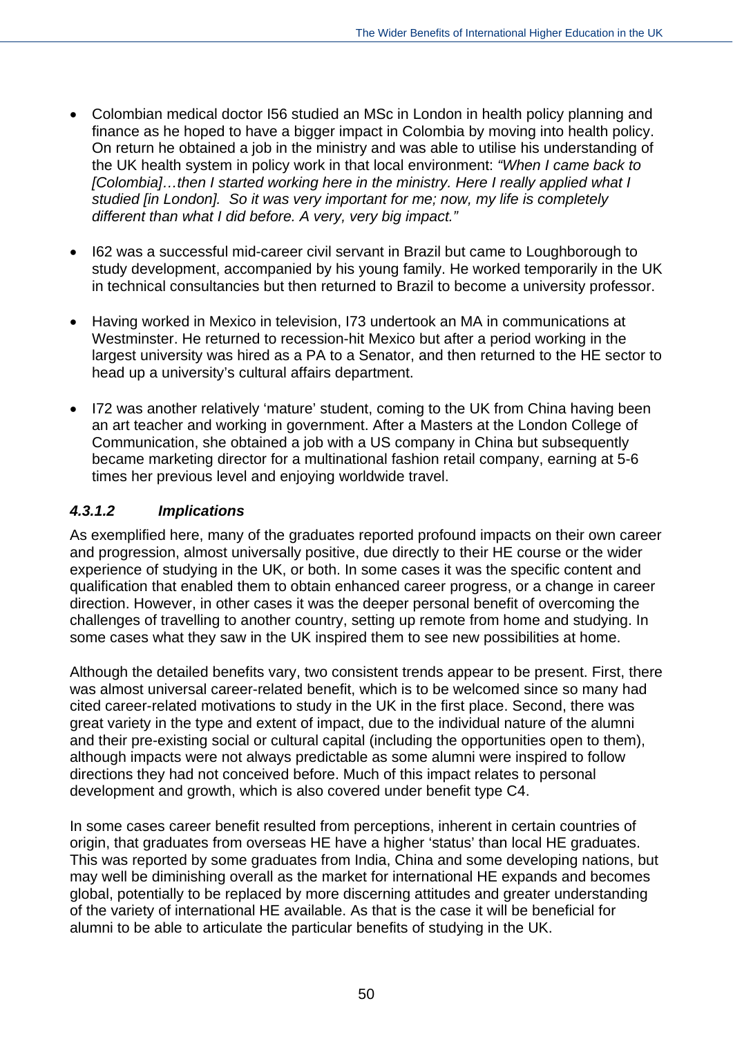- Colombian medical doctor I56 studied an MSc in London in health policy planning and finance as he hoped to have a bigger impact in Colombia by moving into health policy. On return he obtained a job in the ministry and was able to utilise his understanding of the UK health system in policy work in that local environment: *"When I came back to [Colombia]…then I started working here in the ministry. Here I really applied what I studied [in London]. So it was very important for me; now, my life is completely different than what I did before. A very, very big impact."*

- I62 was a successful mid-career civil servant in Brazil but came to Loughborough to study development, accompanied by his young family. He worked temporarily in the UK in technical consultancies but then returned to Brazil to become a university professor.

- Having worked in Mexico in television, I73 undertook an MA in communications at Westminster. He returned to recession-hit Mexico but after a period working in the largest university was hired as a PA to a Senator, and then returned to the HE sector to head up a university's cultural affairs department.

- I72 was another relatively 'mature' student, coming to the UK from China having been an art teacher and working in government. After a Masters at the London College of Communication, she obtained a job with a US company in China but subsequently became marketing director for a multinational fashion retail company, earning at 5-6 times her previous level and enjoying worldwide travel.

#### *4.3.1.2 Implications*

As exemplified here, many of the graduates reported profound impacts on their own career and progression, almost universally positive, due directly to their HE course or the wider experience of studying in the UK, or both. In some cases it was the specific content and qualification that enabled them to obtain enhanced career progress, or a change in career direction. However, in other cases it was the deeper personal benefit of overcoming the challenges of travelling to another country, setting up remote from home and studying. In some cases what they saw in the UK inspired them to see new possibilities at home.

Although the detailed benefits vary, two consistent trends appear to be present. First, there was almost universal career-related benefit, which is to be welcomed since so many had cited career-related motivations to study in the UK in the first place. Second, there was great variety in the type and extent of impact, due to the individual nature of the alumni and their pre-existing social or cultural capital (including the opportunities open to them), although impacts were not always predictable as some alumni were inspired to follow directions they had not conceived before. Much of this impact relates to personal development and growth, which is also covered under benefit type C4.

In some cases career benefit resulted from perceptions, inherent in certain countries of origin, that graduates from overseas HE have a higher 'status' than local HE graduates. This was reported by some graduates from India, China and some developing nations, but may well be diminishing overall as the market for international HE expands and becomes global, potentially to be replaced by more discerning attitudes and greater understanding of the variety of international HE available. As that is the case it will be beneficial for alumni to be able to articulate the particular benefits of studying in the UK.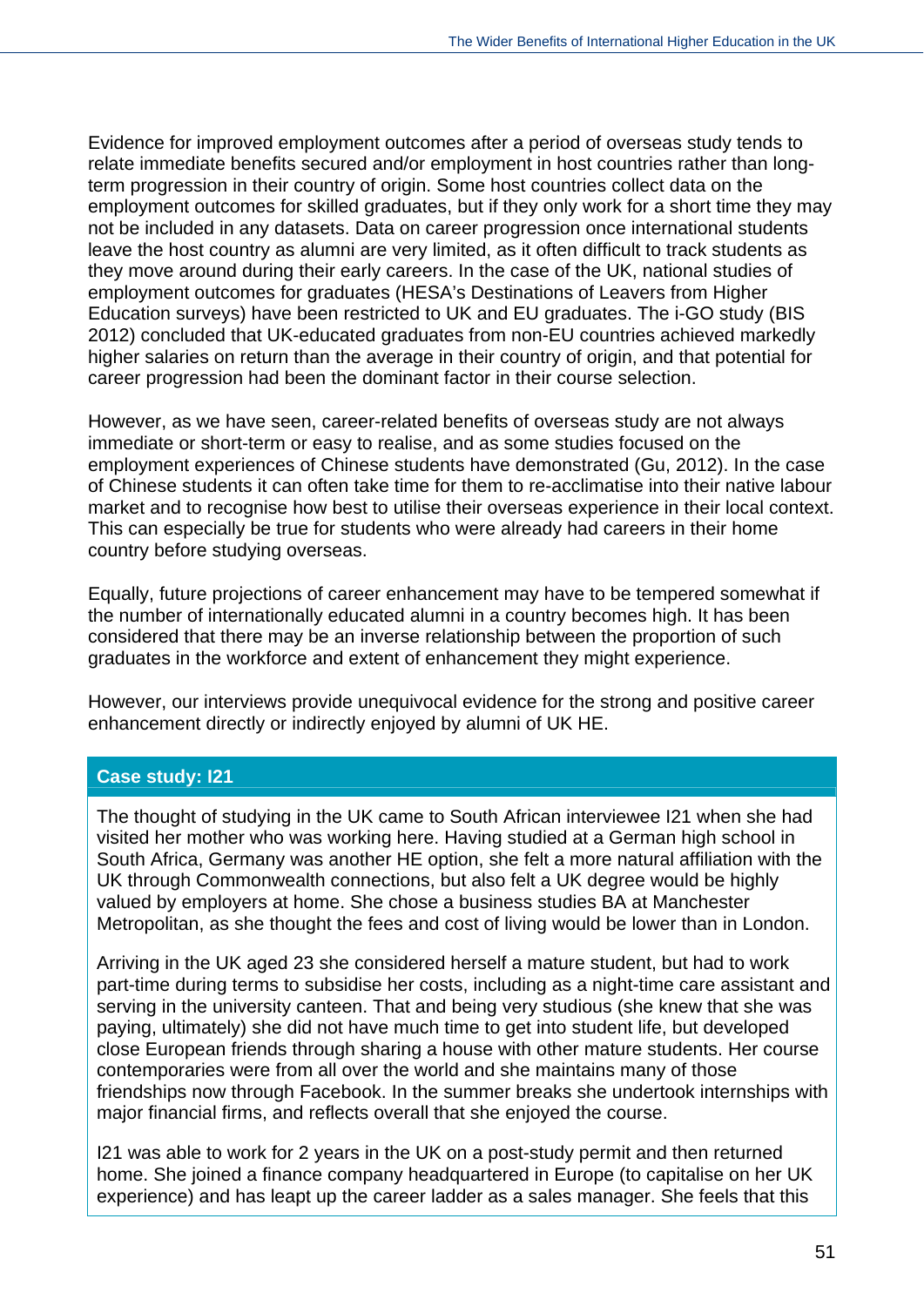Evidence for improved employment outcomes after a period of overseas study tends to relate immediate benefits secured and/or employment in host countries rather than long-term progression in their country of origin. Some host countries collect data on the employment outcomes for skilled graduates, but if they only work for a short time they may not be included in any datasets. Data on career progression once international students leave the host country as alumni are very limited, as it often difficult to track students as they move around during their early careers. In the case of the UK, national studies of employment outcomes for graduates (HESA's Destinations of Leavers from Higher Education surveys) have been restricted to UK and EU graduates. The i-GO study (BIS 2012) concluded that UK-educated graduates from non-EU countries achieved markedly higher salaries on return than the average in their country of origin, and that potential for career progression had been the dominant factor in their course selection.

However, as we have seen, career-related benefits of overseas study are not always immediate or short-term or easy to realise, and as some studies focused on the employment experiences of Chinese students have demonstrated (Gu, 2012). In the case of Chinese students it can often take time for them to re-acclimatise into their native labour market and to recognise how best to utilise their overseas experience in their local context. This can especially be true for students who were already had careers in their home country before studying overseas.

Equally, future projections of career enhancement may have to be tempered somewhat if the number of internationally educated alumni in a country becomes high. It has been considered that there may be an inverse relationship between the proportion of such graduates in the workforce and extent of enhancement they might experience.

However, our interviews provide unequivocal evidence for the strong and positive career enhancement directly or indirectly enjoyed by alumni of UK HE.

**Case study: I21**

The thought of studying in the UK came to South African interviewee I21 when she had visited her mother who was working here. Having studied at a German high school in South Africa, Germany was another HE option, she felt a more natural affiliation with the UK through Commonwealth connections, but also felt a UK degree would be highly valued by employers at home. She chose a business studies BA at Manchester Metropolitan, as she thought the fees and cost of living would be lower than in London.

Arriving in the UK aged 23 she considered herself a mature student, but had to work part-time during terms to subsidise her costs, including as a night-time care assistant and serving in the university canteen. That and being very studious (she knew that she was paying, ultimately) she did not have much time to get into student life, but developed close European friends through sharing a house with other mature students. Her course contemporaries were from all over the world and she maintains many of those friendships now through Facebook. In the summer breaks she undertook internships with major financial firms, and reflects overall that she enjoyed the course.

I21 was able to work for 2 years in the UK on a post-study permit and then returned home. She joined a finance company headquartered in Europe (to capitalise on her UK experience) and has leapt up the career ladder as a sales manager. She feels that this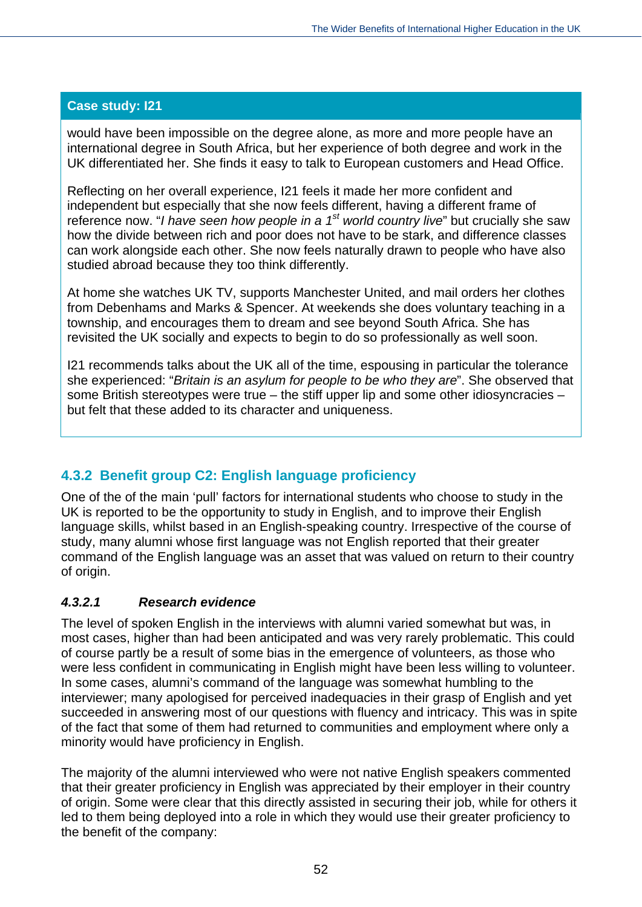**Case study: I21**

would have been impossible on the degree alone, as more and more people have an international degree in South Africa, but her experience of both degree and work in the UK differentiated her. She finds it easy to talk to European customers and Head Office.

Reflecting on her overall experience, I21 feels it made her more confident and independent but especially that she now feels different, having a different frame of reference now. "*I have seen how people in a 1st world country live*" but crucially she saw how the divide between rich and poor does not have to be stark, and difference classes can work alongside each other. She now feels naturally drawn to people who have also studied abroad because they too think differently.

At home she watches UK TV, supports Manchester United, and mail orders her clothes from Debenhams and Marks & Spencer. At weekends she does voluntary teaching in a township, and encourages them to dream and see beyond South Africa. She has revisited the UK socially and expects to begin to do so professionally as well soon.

I21 recommends talks about the UK all of the time, espousing in particular the tolerance she experienced: "*Britain is an asylum for people to be who they are*". She observed that some British stereotypes were true – the stiff upper lip and some other idiosyncracies – but felt that these added to its character and uniqueness.

### 4.3.2 Benefit group C2: English language proficiency

One of the of the main 'pull' factors for international students who choose to study in the UK is reported to be the opportunity to study in English, and to improve their English language skills, whilst based in an English-speaking country. Irrespective of the course of study, many alumni whose first language was not English reported that their greater command of the English language was an asset that was valued on return to their country of origin.

#### *4.3.2.1 Research evidence*

The level of spoken English in the interviews with alumni varied somewhat but was, in most cases, higher than had been anticipated and was very rarely problematic. This could of course partly be a result of some bias in the emergence of volunteers, as those who were less confident in communicating in English might have been less willing to volunteer. In some cases, alumni's command of the language was somewhat humbling to the interviewer; many apologised for perceived inadequacies in their grasp of English and yet succeeded in answering most of our questions with fluency and intricacy. This was in spite of the fact that some of them had returned to communities and employment where only a minority would have proficiency in English.

The majority of the alumni interviewed who were not native English speakers commented that their greater proficiency in English was appreciated by their employer in their country of origin. Some were clear that this directly assisted in securing their job, while for others it led to them being deployed into a role in which they would use their greater proficiency to the benefit of the company: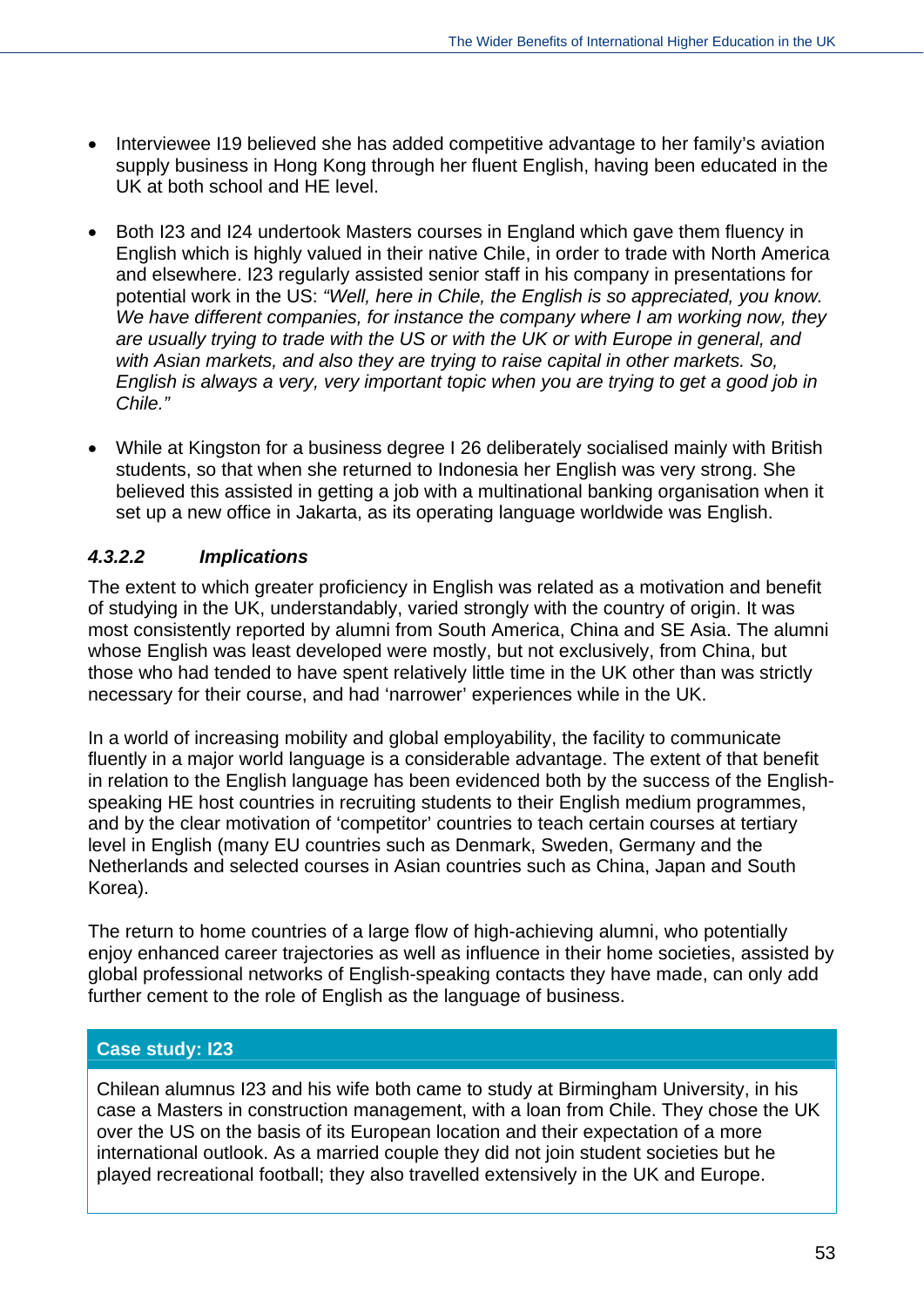- Interviewee I19 believed she has added competitive advantage to her family's aviation supply business in Hong Kong through her fluent English, having been educated in the UK at both school and HE level.

- Both I23 and I24 undertook Masters courses in England which gave them fluency in English which is highly valued in their native Chile, in order to trade with North America and elsewhere. I23 regularly assisted senior staff in his company in presentations for potential work in the US: *"Well, here in Chile, the English is so appreciated, you know. We have different companies, for instance the company where I am working now, they are usually trying to trade with the US or with the UK or with Europe in general, and with Asian markets, and also they are trying to raise capital in other markets. So, English is always a very, very important topic when you are trying to get a good job in Chile."*

- While at Kingston for a business degree I 26 deliberately socialised mainly with British students, so that when she returned to Indonesia her English was very strong. She believed this assisted in getting a job with a multinational banking organisation when it set up a new office in Jakarta, as its operating language worldwide was English.

#### *4.3.2.2 Implications*

The extent to which greater proficiency in English was related as a motivation and benefit of studying in the UK, understandably, varied strongly with the country of origin. It was most consistently reported by alumni from South America, China and SE Asia. The alumni whose English was least developed were mostly, but not exclusively, from China, but those who had tended to have spent relatively little time in the UK other than was strictly necessary for their course, and had 'narrower' experiences while in the UK.

In a world of increasing mobility and global employability, the facility to communicate fluently in a major world language is a considerable advantage. The extent of that benefit in relation to the English language has been evidenced both by the success of the English-speaking HE host countries in recruiting students to their English medium programmes, and by the clear motivation of 'competitor' countries to teach certain courses at tertiary level in English (many EU countries such as Denmark, Sweden, Germany and the Netherlands and selected courses in Asian countries such as China, Japan and South Korea).

The return to home countries of a large flow of high-achieving alumni, who potentially enjoy enhanced career trajectories as well as influence in their home societies, assisted by global professional networks of English-speaking contacts they have made, can only add further cement to the role of English as the language of business.

**Case study: I23**

Chilean alumnus I23 and his wife both came to study at Birmingham University, in his case a Masters in construction management, with a loan from Chile. They chose the UK over the US on the basis of its European location and their expectation of a more international outlook. As a married couple they did not join student societies but he played recreational football; they also travelled extensively in the UK and Europe.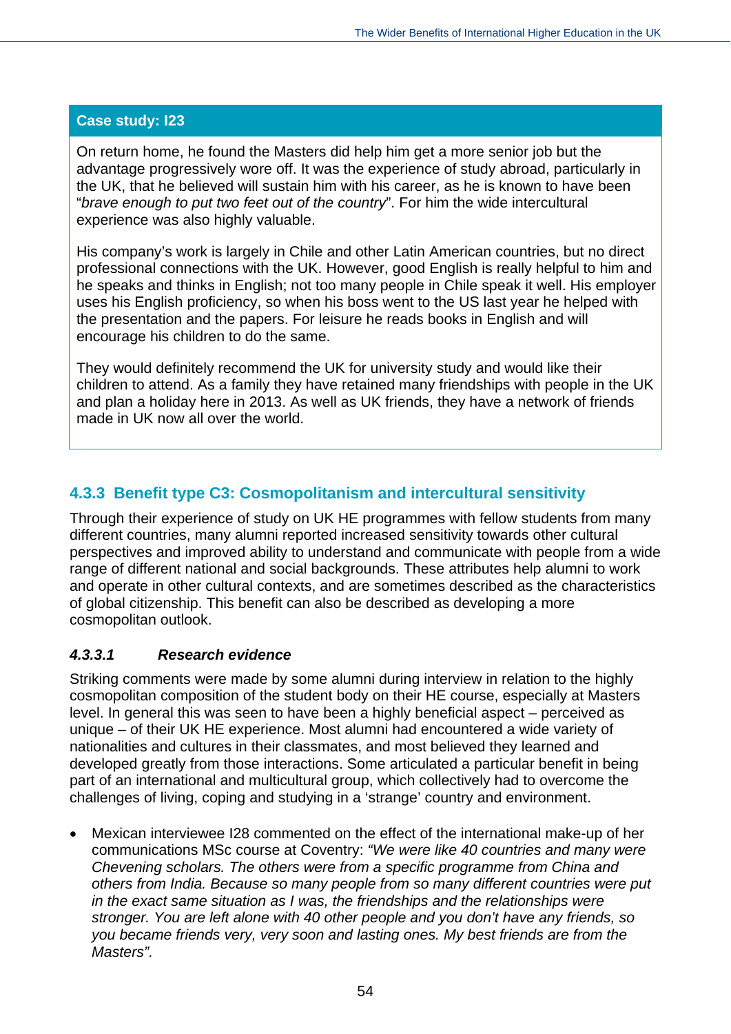**Case study: I23**

On return home, he found the Masters did help him get a more senior job but the advantage progressively wore off. It was the experience of study abroad, particularly in the UK, that he believed will sustain him with his career, as he is known to have been "*brave enough to put two feet out of the country*". For him the wide intercultural experience was also highly valuable.

His company's work is largely in Chile and other Latin American countries, but no direct professional connections with the UK. However, good English is really helpful to him and he speaks and thinks in English; not too many people in Chile speak it well. His employer uses his English proficiency, so when his boss went to the US last year he helped with the presentation and the papers. For leisure he reads books in English and will encourage his children to do the same.

They would definitely recommend the UK for university study and would like their children to attend. As a family they have retained many friendships with people in the UK and plan a holiday here in 2013. As well as UK friends, they have a network of friends made in UK now all over the world.

### 4.3.3 Benefit type C3: Cosmopolitanism and intercultural sensitivity

Through their experience of study on UK HE programmes with fellow students from many different countries, many alumni reported increased sensitivity towards other cultural perspectives and improved ability to understand and communicate with people from a wide range of different national and social backgrounds. These attributes help alumni to work and operate in other cultural contexts, and are sometimes described as the characteristics of global citizenship. This benefit can also be described as developing a more cosmopolitan outlook.

#### *4.3.3.1 Research evidence*

Striking comments were made by some alumni during interview in relation to the highly cosmopolitan composition of the student body on their HE course, especially at Masters level. In general this was seen to have been a highly beneficial aspect – perceived as unique – of their UK HE experience. Most alumni had encountered a wide variety of nationalities and cultures in their classmates, and most believed they learned and developed greatly from those interactions. Some articulated a particular benefit in being part of an international and multicultural group, which collectively had to overcome the challenges of living, coping and studying in a 'strange' country and environment.

- Mexican interviewee I28 commented on the effect of the international make-up of her communications MSc course at Coventry: *"We were like 40 countries and many were Chevening scholars. The others were from a specific programme from China and others from India. Because so many people from so many different countries were put in the exact same situation as I was, the friendships and the relationships were stronger. You are left alone with 40 other people and you don't have any friends, so you became friends very, very soon and lasting ones. My best friends are from the Masters".*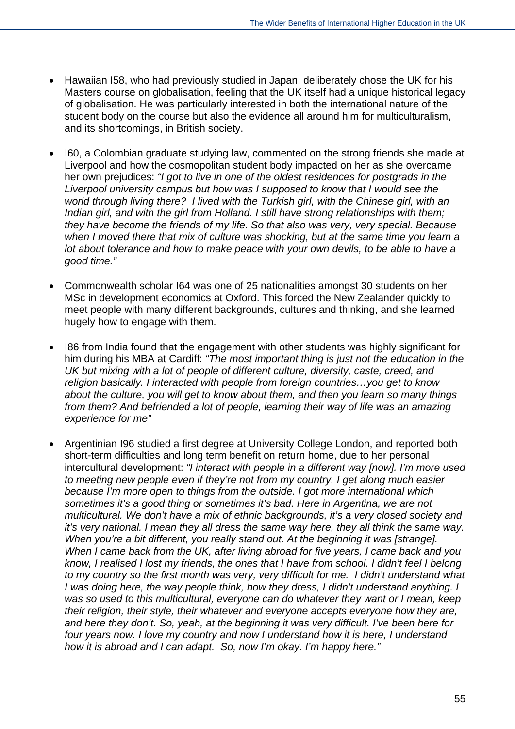- Hawaiian I58, who had previously studied in Japan, deliberately chose the UK for his Masters course on globalisation, feeling that the UK itself had a unique historical legacy of globalisation. He was particularly interested in both the international nature of the student body on the course but also the evidence all around him for multiculturalism, and its shortcomings, in British society.

- I60, a Colombian graduate studying law, commented on the strong friends she made at Liverpool and how the cosmopolitan student body impacted on her as she overcame her own prejudices: *"I got to live in one of the oldest residences for postgrads in the Liverpool university campus but how was I supposed to know that I would see the world through living there? I lived with the Turkish girl, with the Chinese girl, with an Indian girl, and with the girl from Holland. I still have strong relationships with them; they have become the friends of my life. So that also was very, very special. Because when I moved there that mix of culture was shocking, but at the same time you learn a lot about tolerance and how to make peace with your own devils, to be able to have a good time."*

- Commonwealth scholar I64 was one of 25 nationalities amongst 30 students on her MSc in development economics at Oxford. This forced the New Zealander quickly to meet people with many different backgrounds, cultures and thinking, and she learned hugely how to engage with them.

- I86 from India found that the engagement with other students was highly significant for him during his MBA at Cardiff: *"The most important thing is just not the education in the UK but mixing with a lot of people of different culture, diversity, caste, creed, and religion basically. I interacted with people from foreign countries…you get to know about the culture, you will get to know about them, and then you learn so many things from them? And befriended a lot of people, learning their way of life was an amazing experience for me"*

- Argentinian I96 studied a first degree at University College London, and reported both short-term difficulties and long term benefit on return home, due to her personal intercultural development: *"I interact with people in a different way [now]. I'm more used to meeting new people even if they're not from my country. I get along much easier because I'm more open to things from the outside. I got more international which sometimes it's a good thing or sometimes it's bad. Here in Argentina, we are not multicultural. We don't have a mix of ethnic backgrounds, it's a very closed society and it's very national. I mean they all dress the same way here, they all think the same way. When you're a bit different, you really stand out. At the beginning it was [strange]. When I came back from the UK, after living abroad for five years, I came back and you know, I realised I lost my friends, the ones that I have from school. I didn't feel I belong to my country so the first month was very, very difficult for me. I didn't understand what I was doing here, the way people think, how they dress, I didn't understand anything. I was so used to this multicultural, everyone can do whatever they want or I mean, keep their religion, their style, their whatever and everyone accepts everyone how they are, and here they don't. So, yeah, at the beginning it was very difficult. I've been here for four years now. I love my country and now I understand how it is here, I understand how it is abroad and I can adapt. So, now I'm okay. I'm happy here."*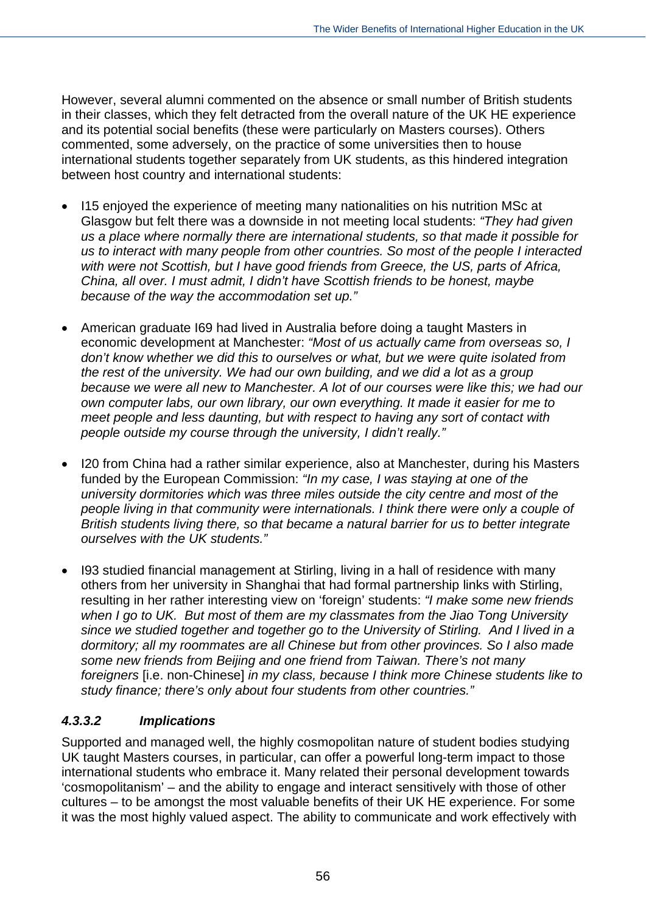However, several alumni commented on the absence or small number of British students in their classes, which they felt detracted from the overall nature of the UK HE experience and its potential social benefits (these were particularly on Masters courses). Others commented, some adversely, on the practice of some universities then to house international students together separately from UK students, as this hindered integration between host country and international students:

- I15 enjoyed the experience of meeting many nationalities on his nutrition MSc at Glasgow but felt there was a downside in not meeting local students: *"They had given us a place where normally there are international students, so that made it possible for us to interact with many people from other countries. So most of the people I interacted with were not Scottish, but I have good friends from Greece, the US, parts of Africa, China, all over. I must admit, I didn't have Scottish friends to be honest, maybe because of the way the accommodation set up."*

- American graduate I69 had lived in Australia before doing a taught Masters in economic development at Manchester: *"Most of us actually came from overseas so, I don't know whether we did this to ourselves or what, but we were quite isolated from the rest of the university. We had our own building, and we did a lot as a group because we were all new to Manchester. A lot of our courses were like this; we had our own computer labs, our own library, our own everything. It made it easier for me to meet people and less daunting, but with respect to having any sort of contact with people outside my course through the university, I didn't really."*

- I20 from China had a rather similar experience, also at Manchester, during his Masters funded by the European Commission: *"In my case, I was staying at one of the university dormitories which was three miles outside the city centre and most of the people living in that community were internationals. I think there were only a couple of British students living there, so that became a natural barrier for us to better integrate ourselves with the UK students."*

- I93 studied financial management at Stirling, living in a hall of residence with many others from her university in Shanghai that had formal partnership links with Stirling, resulting in her rather interesting view on 'foreign' students: *"I make some new friends when I go to UK. But most of them are my classmates from the Jiao Tong University since we studied together and together go to the University of Stirling. And I lived in a dormitory; all my roommates are all Chinese but from other provinces. So I also made some new friends from Beijing and one friend from Taiwan. There's not many foreigners* [i.e. non-Chinese] *in my class, because I think more Chinese students like to study finance; there's only about four students from other countries."*

#### *4.3.3.2 Implications*

Supported and managed well, the highly cosmopolitan nature of student bodies studying UK taught Masters courses, in particular, can offer a powerful long-term impact to those international students who embrace it. Many related their personal development towards 'cosmopolitanism' – and the ability to engage and interact sensitively with those of other cultures – to be amongst the most valuable benefits of their UK HE experience. For some it was the most highly valued aspect. The ability to communicate and work effectively with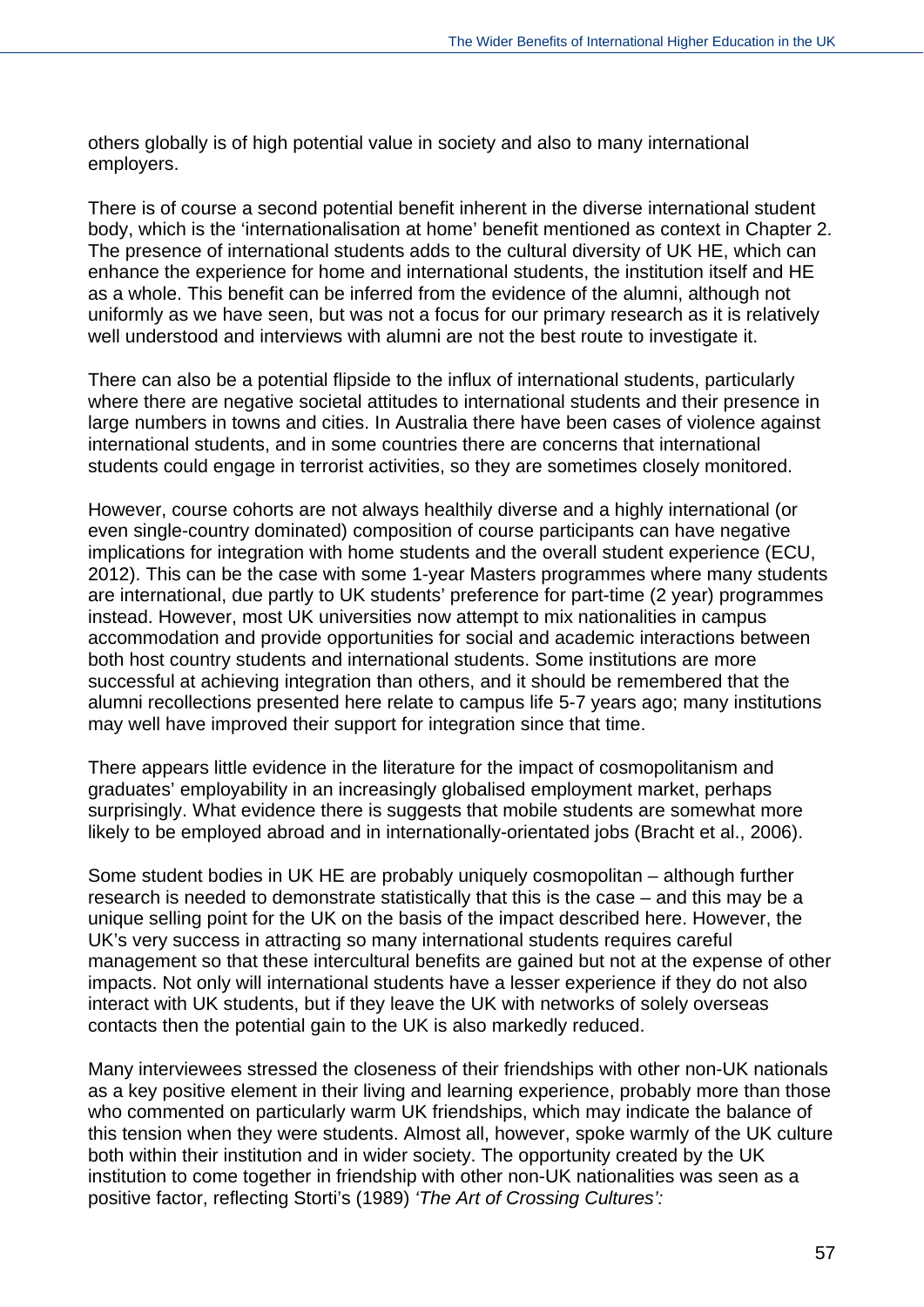others globally is of high potential value in society and also to many international employers.

There is of course a second potential benefit inherent in the diverse international student body, which is the 'internationalisation at home' benefit mentioned as context in Chapter 2. The presence of international students adds to the cultural diversity of UK HE, which can enhance the experience for home and international students, the institution itself and HE as a whole. This benefit can be inferred from the evidence of the alumni, although not uniformly as we have seen, but was not a focus for our primary research as it is relatively well understood and interviews with alumni are not the best route to investigate it.

There can also be a potential flipside to the influx of international students, particularly where there are negative societal attitudes to international students and their presence in large numbers in towns and cities. In Australia there have been cases of violence against international students, and in some countries there are concerns that international students could engage in terrorist activities, so they are sometimes closely monitored.

However, course cohorts are not always healthily diverse and a highly international (or even single-country dominated) composition of course participants can have negative implications for integration with home students and the overall student experience (ECU, 2012). This can be the case with some 1-year Masters programmes where many students are international, due partly to UK students' preference for part-time (2 year) programmes instead. However, most UK universities now attempt to mix nationalities in campus accommodation and provide opportunities for social and academic interactions between both host country students and international students. Some institutions are more successful at achieving integration than others, and it should be remembered that the alumni recollections presented here relate to campus life 5-7 years ago; many institutions may well have improved their support for integration since that time.

There appears little evidence in the literature for the impact of cosmopolitanism and graduates' employability in an increasingly globalised employment market, perhaps surprisingly. What evidence there is suggests that mobile students are somewhat more likely to be employed abroad and in internationally-orientated jobs (Bracht et al., 2006).

Some student bodies in UK HE are probably uniquely cosmopolitan – although further research is needed to demonstrate statistically that this is the case – and this may be a unique selling point for the UK on the basis of the impact described here. However, the UK's very success in attracting so many international students requires careful management so that these intercultural benefits are gained but not at the expense of other impacts. Not only will international students have a lesser experience if they do not also interact with UK students, but if they leave the UK with networks of solely overseas contacts then the potential gain to the UK is also markedly reduced.

Many interviewees stressed the closeness of their friendships with other non-UK nationals as a key positive element in their living and learning experience, probably more than those who commented on particularly warm UK friendships, which may indicate the balance of this tension when they were students. Almost all, however, spoke warmly of the UK culture both within their institution and in wider society. The opportunity created by the UK institution to come together in friendship with other non-UK nationalities was seen as a positive factor, reflecting Storti's (1989) *'The Art of Crossing Cultures':*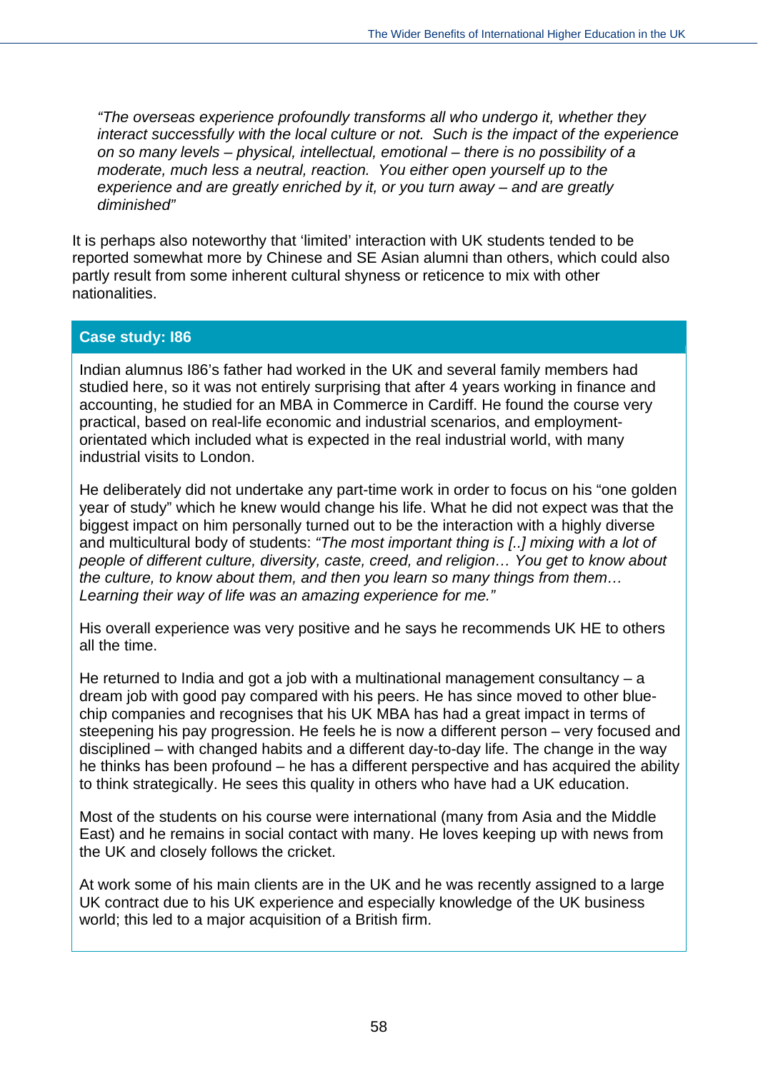> *"The overseas experience profoundly transforms all who undergo it, whether they interact successfully with the local culture or not. Such is the impact of the experience on so many levels – physical, intellectual, emotional – there is no possibility of a moderate, much less a neutral, reaction. You either open yourself up to the experience and are greatly enriched by it, or you turn away – and are greatly diminished"*

It is perhaps also noteworthy that 'limited' interaction with UK students tended to be reported somewhat more by Chinese and SE Asian alumni than others, which could also partly result from some inherent cultural shyness or reticence to mix with other nationalities.

**Case study: I86**

Indian alumnus I86's father had worked in the UK and several family members had studied here, so it was not entirely surprising that after 4 years working in finance and accounting, he studied for an MBA in Commerce in Cardiff. He found the course very practical, based on real-life economic and industrial scenarios, and employment-orientated which included what is expected in the real industrial world, with many industrial visits to London.

He deliberately did not undertake any part-time work in order to focus on his "one golden year of study" which he knew would change his life. What he did not expect was that the biggest impact on him personally turned out to be the interaction with a highly diverse and multicultural body of students: *"The most important thing is [..] mixing with a lot of people of different culture, diversity, caste, creed, and religion… You get to know about the culture, to know about them, and then you learn so many things from them… Learning their way of life was an amazing experience for me."*

His overall experience was very positive and he says he recommends UK HE to others all the time.

He returned to India and got a job with a multinational management consultancy – a dream job with good pay compared with his peers. He has since moved to other blue-chip companies and recognises that his UK MBA has had a great impact in terms of steepening his pay progression. He feels he is now a different person – very focused and disciplined – with changed habits and a different day-to-day life. The change in the way he thinks has been profound – he has a different perspective and has acquired the ability to think strategically. He sees this quality in others who have had a UK education.

Most of the students on his course were international (many from Asia and the Middle East) and he remains in social contact with many. He loves keeping up with news from the UK and closely follows the cricket.

At work some of his main clients are in the UK and he was recently assigned to a large UK contract due to his UK experience and especially knowledge of the UK business world; this led to a major acquisition of a British firm.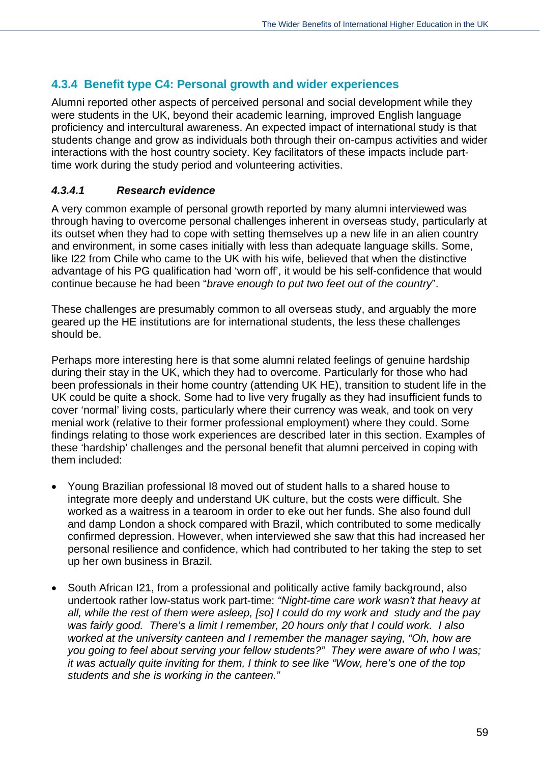### 4.3.4 Benefit type C4: Personal growth and wider experiences

Alumni reported other aspects of perceived personal and social development while they were students in the UK, beyond their academic learning, improved English language proficiency and intercultural awareness. An expected impact of international study is that students change and grow as individuals both through their on-campus activities and wider interactions with the host country society. Key facilitators of these impacts include part-time work during the study period and volunteering activities.

#### *4.3.4.1 Research evidence*

A very common example of personal growth reported by many alumni interviewed was through having to overcome personal challenges inherent in overseas study, particularly at its outset when they had to cope with setting themselves up a new life in an alien country and environment, in some cases initially with less than adequate language skills. Some, like I22 from Chile who came to the UK with his wife, believed that when the distinctive advantage of his PG qualification had 'worn off', it would be his self-confidence that would continue because he had been "*brave enough to put two feet out of the country*".

These challenges are presumably common to all overseas study, and arguably the more geared up the HE institutions are for international students, the less these challenges should be.

Perhaps more interesting here is that some alumni related feelings of genuine hardship during their stay in the UK, which they had to overcome. Particularly for those who had been professionals in their home country (attending UK HE), transition to student life in the UK could be quite a shock. Some had to live very frugally as they had insufficient funds to cover 'normal' living costs, particularly where their currency was weak, and took on very menial work (relative to their former professional employment) where they could. Some findings relating to those work experiences are described later in this section. Examples of these 'hardship' challenges and the personal benefit that alumni perceived in coping with them included:

- Young Brazilian professional I8 moved out of student halls to a shared house to integrate more deeply and understand UK culture, but the costs were difficult. She worked as a waitress in a tearoom in order to eke out her funds. She also found dull and damp London a shock compared with Brazil, which contributed to some medically confirmed depression. However, when interviewed she saw that this had increased her personal resilience and confidence, which had contributed to her taking the step to set up her own business in Brazil.

- South African I21, from a professional and politically active family background, also undertook rather low-status work part-time: *"Night-time care work wasn't that heavy at all, while the rest of them were asleep, [so] I could do my work and study and the pay was fairly good. There's a limit I remember, 20 hours only that I could work. I also worked at the university canteen and I remember the manager saying, "Oh, how are you going to feel about serving your fellow students?" They were aware of who I was; it was actually quite inviting for them, I think to see like "Wow, here's one of the top students and she is working in the canteen."*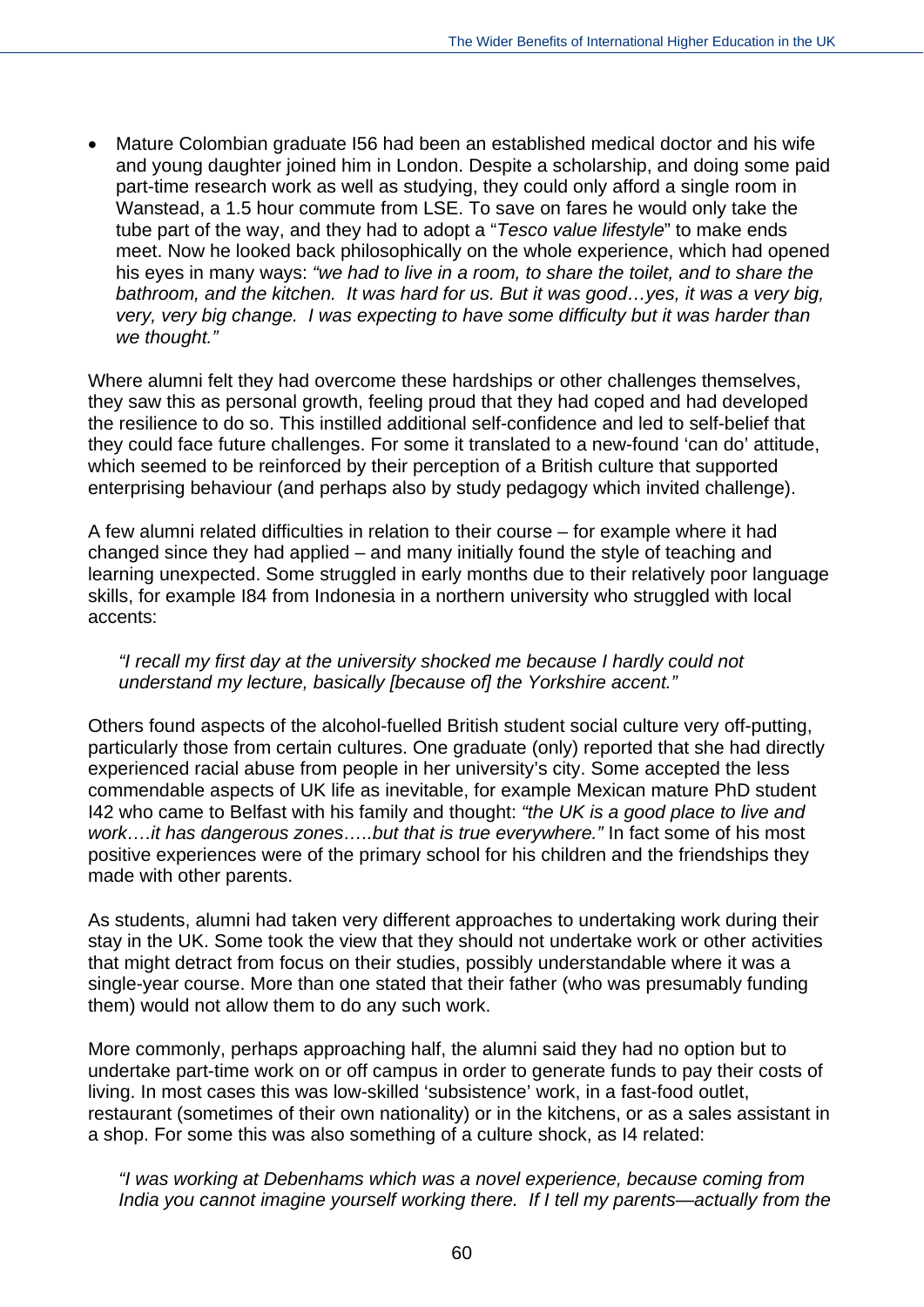- Mature Colombian graduate I56 had been an established medical doctor and his wife and young daughter joined him in London. Despite a scholarship, and doing some paid part-time research work as well as studying, they could only afford a single room in Wanstead, a 1.5 hour commute from LSE. To save on fares he would only take the tube part of the way, and they had to adopt a "*Tesco value lifestyle*" to make ends meet. Now he looked back philosophically on the whole experience, which had opened his eyes in many ways: *"we had to live in a room, to share the toilet, and to share the bathroom, and the kitchen. It was hard for us. But it was good…yes, it was a very big, very, very big change. I was expecting to have some difficulty but it was harder than we thought."*

Where alumni felt they had overcome these hardships or other challenges themselves, they saw this as personal growth, feeling proud that they had coped and had developed the resilience to do so. This instilled additional self-confidence and led to self-belief that they could face future challenges. For some it translated to a new-found 'can do' attitude, which seemed to be reinforced by their perception of a British culture that supported enterprising behaviour (and perhaps also by study pedagogy which invited challenge).

A few alumni related difficulties in relation to their course – for example where it had changed since they had applied – and many initially found the style of teaching and learning unexpected. Some struggled in early months due to their relatively poor language skills, for example I84 from Indonesia in a northern university who struggled with local accents:

> *"I recall my first day at the university shocked me because I hardly could not understand my lecture, basically [because of] the Yorkshire accent."*

Others found aspects of the alcohol-fuelled British student social culture very off-putting, particularly those from certain cultures. One graduate (only) reported that she had directly experienced racial abuse from people in her university's city. Some accepted the less commendable aspects of UK life as inevitable, for example Mexican mature PhD student I42 who came to Belfast with his family and thought: *"the UK is a good place to live and work….it has dangerous zones…..but that is true everywhere."* In fact some of his most positive experiences were of the primary school for his children and the friendships they made with other parents.

As students, alumni had taken very different approaches to undertaking work during their stay in the UK. Some took the view that they should not undertake work or other activities that might detract from focus on their studies, possibly understandable where it was a single-year course. More than one stated that their father (who was presumably funding them) would not allow them to do any such work.

More commonly, perhaps approaching half, the alumni said they had no option but to undertake part-time work on or off campus in order to generate funds to pay their costs of living. In most cases this was low-skilled 'subsistence' work, in a fast-food outlet, restaurant (sometimes of their own nationality) or in the kitchens, or as a sales assistant in a shop. For some this was also something of a culture shock, as I4 related:

> *"I was working at Debenhams which was a novel experience, because coming from India you cannot imagine yourself working there. If I tell my parents—actually from the*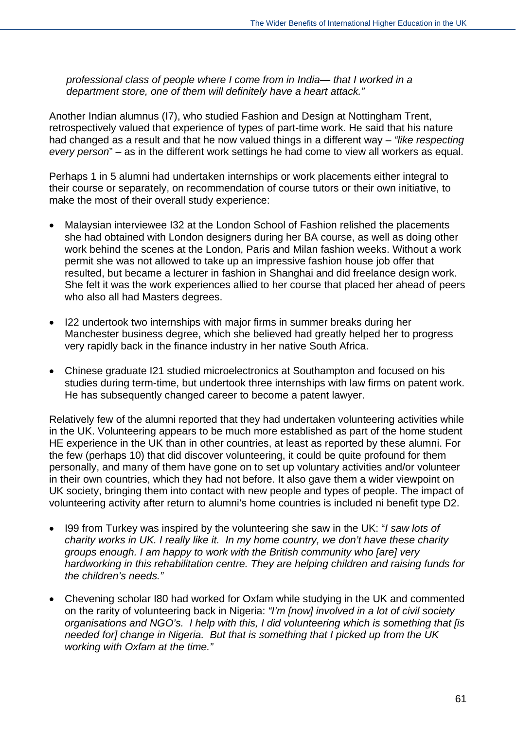*professional class of people where I come from in India— that I worked in a department store, one of them will definitely have a heart attack."*

Another Indian alumnus (I7), who studied Fashion and Design at Nottingham Trent, retrospectively valued that experience of types of part-time work. He said that his nature had changed as a result and that he now valued things in a different way – *"like respecting every person*" – as in the different work settings he had come to view all workers as equal.

Perhaps 1 in 5 alumni had undertaken internships or work placements either integral to their course or separately, on recommendation of course tutors or their own initiative, to make the most of their overall study experience:

- Malaysian interviewee I32 at the London School of Fashion relished the placements she had obtained with London designers during her BA course, as well as doing other work behind the scenes at the London, Paris and Milan fashion weeks. Without a work permit she was not allowed to take up an impressive fashion house job offer that resulted, but became a lecturer in fashion in Shanghai and did freelance design work. She felt it was the work experiences allied to her course that placed her ahead of peers who also all had Masters degrees.

- I22 undertook two internships with major firms in summer breaks during her Manchester business degree, which she believed had greatly helped her to progress very rapidly back in the finance industry in her native South Africa.

- Chinese graduate I21 studied microelectronics at Southampton and focused on his studies during term-time, but undertook three internships with law firms on patent work. He has subsequently changed career to become a patent lawyer.

Relatively few of the alumni reported that they had undertaken volunteering activities while in the UK. Volunteering appears to be much more established as part of the home student HE experience in the UK than in other countries, at least as reported by these alumni. For the few (perhaps 10) that did discover volunteering, it could be quite profound for them personally, and many of them have gone on to set up voluntary activities and/or volunteer in their own countries, which they had not before. It also gave them a wider viewpoint on UK society, bringing them into contact with new people and types of people. The impact of volunteering activity after return to alumni's home countries is included ni benefit type D2.

- I99 from Turkey was inspired by the volunteering she saw in the UK: "*I saw lots of charity works in UK. I really like it. In my home country, we don't have these charity groups enough. I am happy to work with the British community who [are] very hardworking in this rehabilitation centre. They are helping children and raising funds for the children's needs."*

- Chevening scholar I80 had worked for Oxfam while studying in the UK and commented on the rarity of volunteering back in Nigeria: *"I'm [now] involved in a lot of civil society organisations and NGO's. I help with this, I did volunteering which is something that [is needed for] change in Nigeria. But that is something that I picked up from the UK working with Oxfam at the time."*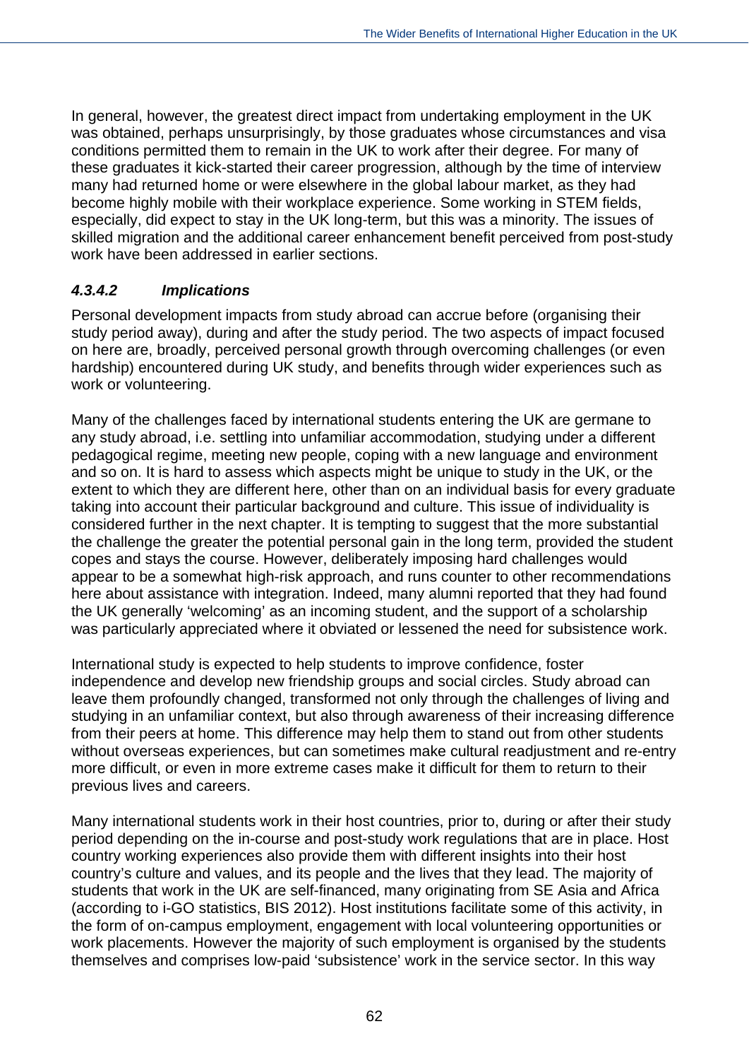In general, however, the greatest direct impact from undertaking employment in the UK was obtained, perhaps unsurprisingly, by those graduates whose circumstances and visa conditions permitted them to remain in the UK to work after their degree. For many of these graduates it kick-started their career progression, although by the time of interview many had returned home or were elsewhere in the global labour market, as they had become highly mobile with their workplace experience. Some working in STEM fields, especially, did expect to stay in the UK long-term, but this was a minority. The issues of skilled migration and the additional career enhancement benefit perceived from post-study work have been addressed in earlier sections.

#### *4.3.4.2 Implications*

Personal development impacts from study abroad can accrue before (organising their study period away), during and after the study period. The two aspects of impact focused on here are, broadly, perceived personal growth through overcoming challenges (or even hardship) encountered during UK study, and benefits through wider experiences such as work or volunteering.

Many of the challenges faced by international students entering the UK are germane to any study abroad, i.e. settling into unfamiliar accommodation, studying under a different pedagogical regime, meeting new people, coping with a new language and environment and so on. It is hard to assess which aspects might be unique to study in the UK, or the extent to which they are different here, other than on an individual basis for every graduate taking into account their particular background and culture. This issue of individuality is considered further in the next chapter. It is tempting to suggest that the more substantial the challenge the greater the potential personal gain in the long term, provided the student copes and stays the course. However, deliberately imposing hard challenges would appear to be a somewhat high-risk approach, and runs counter to other recommendations here about assistance with integration. Indeed, many alumni reported that they had found the UK generally 'welcoming' as an incoming student, and the support of a scholarship was particularly appreciated where it obviated or lessened the need for subsistence work.

International study is expected to help students to improve confidence, foster independence and develop new friendship groups and social circles. Study abroad can leave them profoundly changed, transformed not only through the challenges of living and studying in an unfamiliar context, but also through awareness of their increasing difference from their peers at home. This difference may help them to stand out from other students without overseas experiences, but can sometimes make cultural readjustment and re-entry more difficult, or even in more extreme cases make it difficult for them to return to their previous lives and careers.

Many international students work in their host countries, prior to, during or after their study period depending on the in-course and post-study work regulations that are in place. Host country working experiences also provide them with different insights into their host country's culture and values, and its people and the lives that they lead. The majority of students that work in the UK are self-financed, many originating from SE Asia and Africa (according to i-GO statistics, BIS 2012). Host institutions facilitate some of this activity, in the form of on-campus employment, engagement with local volunteering opportunities or work placements. However the majority of such employment is organised by the students themselves and comprises low-paid 'subsistence' work in the service sector. In this way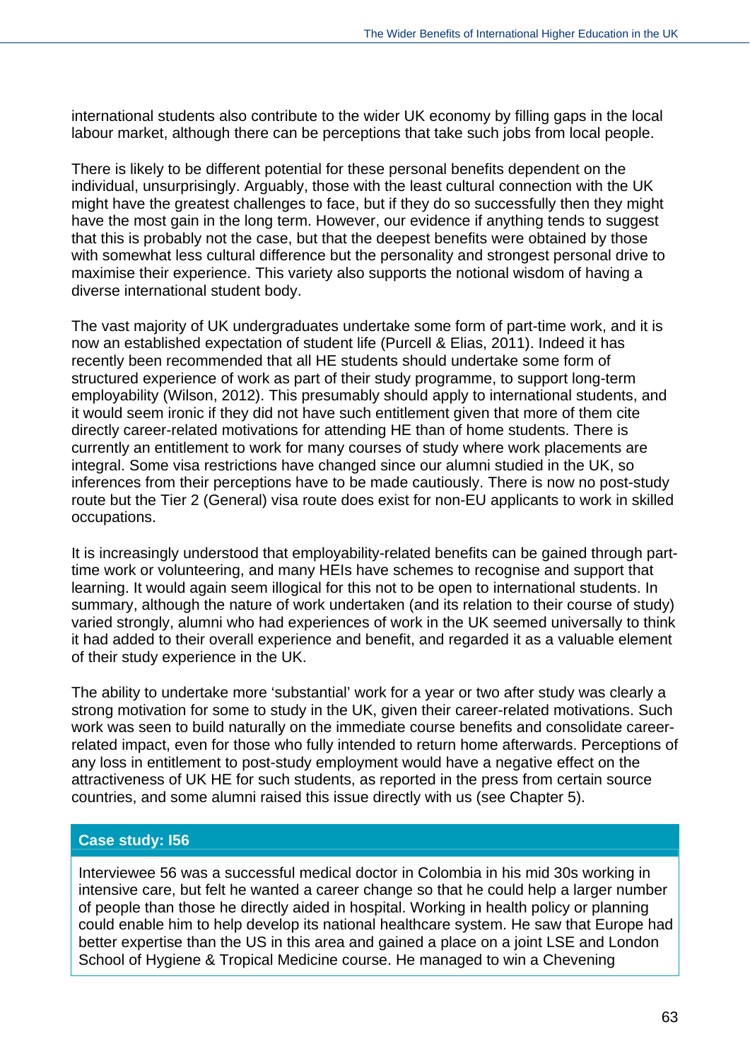international students also contribute to the wider UK economy by filling gaps in the local labour market, although there can be perceptions that take such jobs from local people.

There is likely to be different potential for these personal benefits dependent on the individual, unsurprisingly. Arguably, those with the least cultural connection with the UK might have the greatest challenges to face, but if they do so successfully then they might have the most gain in the long term. However, our evidence if anything tends to suggest that this is probably not the case, but that the deepest benefits were obtained by those with somewhat less cultural difference but the personality and strongest personal drive to maximise their experience. This variety also supports the notional wisdom of having a diverse international student body.

The vast majority of UK undergraduates undertake some form of part-time work, and it is now an established expectation of student life (Purcell & Elias, 2011). Indeed it has recently been recommended that all HE students should undertake some form of structured experience of work as part of their study programme, to support long-term employability (Wilson, 2012). This presumably should apply to international students, and it would seem ironic if they did not have such entitlement given that more of them cite directly career-related motivations for attending HE than of home students. There is currently an entitlement to work for many courses of study where work placements are integral. Some visa restrictions have changed since our alumni studied in the UK, so inferences from their perceptions have to be made cautiously. There is now no post-study route but the Tier 2 (General) visa route does exist for non-EU applicants to work in skilled occupations.

It is increasingly understood that employability-related benefits can be gained through part-time work or volunteering, and many HEIs have schemes to recognise and support that learning. It would again seem illogical for this not to be open to international students. In summary, although the nature of work undertaken (and its relation to their course of study) varied strongly, alumni who had experiences of work in the UK seemed universally to think it had added to their overall experience and benefit, and regarded it as a valuable element of their study experience in the UK.

The ability to undertake more 'substantial' work for a year or two after study was clearly a strong motivation for some to study in the UK, given their career-related motivations. Such work was seen to build naturally on the immediate course benefits and consolidate career-related impact, even for those who fully intended to return home afterwards. Perceptions of any loss in entitlement to post-study employment would have a negative effect on the attractiveness of UK HE for such students, as reported in the press from certain source countries, and some alumni raised this issue directly with us (see Chapter 5).

**Case study: I56**

Interviewee 56 was a successful medical doctor in Colombia in his mid 30s working in intensive care, but felt he wanted a career change so that he could help a larger number of people than those he directly aided in hospital. Working in health policy or planning could enable him to help develop its national healthcare system. He saw that Europe had better expertise than the US in this area and gained a place on a joint LSE and London School of Hygiene & Tropical Medicine course. He managed to win a Chevening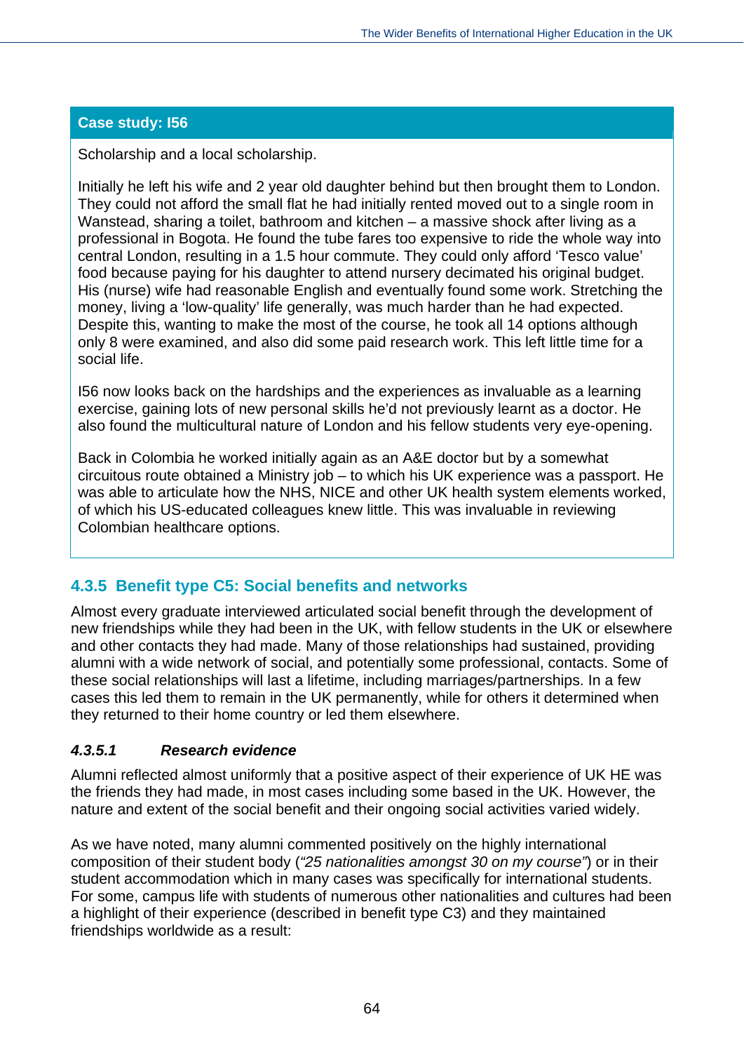**Case study: I56**

Scholarship and a local scholarship.

Initially he left his wife and 2 year old daughter behind but then brought them to London. They could not afford the small flat he had initially rented moved out to a single room in Wanstead, sharing a toilet, bathroom and kitchen – a massive shock after living as a professional in Bogota. He found the tube fares too expensive to ride the whole way into central London, resulting in a 1.5 hour commute. They could only afford 'Tesco value' food because paying for his daughter to attend nursery decimated his original budget. His (nurse) wife had reasonable English and eventually found some work. Stretching the money, living a 'low-quality' life generally, was much harder than he had expected. Despite this, wanting to make the most of the course, he took all 14 options although only 8 were examined, and also did some paid research work. This left little time for a social life.

I56 now looks back on the hardships and the experiences as invaluable as a learning exercise, gaining lots of new personal skills he'd not previously learnt as a doctor. He also found the multicultural nature of London and his fellow students very eye-opening.

Back in Colombia he worked initially again as an A&E doctor but by a somewhat circuitous route obtained a Ministry job – to which his UK experience was a passport. He was able to articulate how the NHS, NICE and other UK health system elements worked, of which his US-educated colleagues knew little. This was invaluable in reviewing Colombian healthcare options.

### 4.3.5 Benefit type C5: Social benefits and networks

Almost every graduate interviewed articulated social benefit through the development of new friendships while they had been in the UK, with fellow students in the UK or elsewhere and other contacts they had made. Many of those relationships had sustained, providing alumni with a wide network of social, and potentially some professional, contacts. Some of these social relationships will last a lifetime, including marriages/partnerships. In a few cases this led them to remain in the UK permanently, while for others it determined when they returned to their home country or led them elsewhere.

#### *4.3.5.1 Research evidence*

Alumni reflected almost uniformly that a positive aspect of their experience of UK HE was the friends they had made, in most cases including some based in the UK. However, the nature and extent of the social benefit and their ongoing social activities varied widely.

As we have noted, many alumni commented positively on the highly international composition of their student body (*"25 nationalities amongst 30 on my course"*) or in their student accommodation which in many cases was specifically for international students. For some, campus life with students of numerous other nationalities and cultures had been a highlight of their experience (described in benefit type C3) and they maintained friendships worldwide as a result: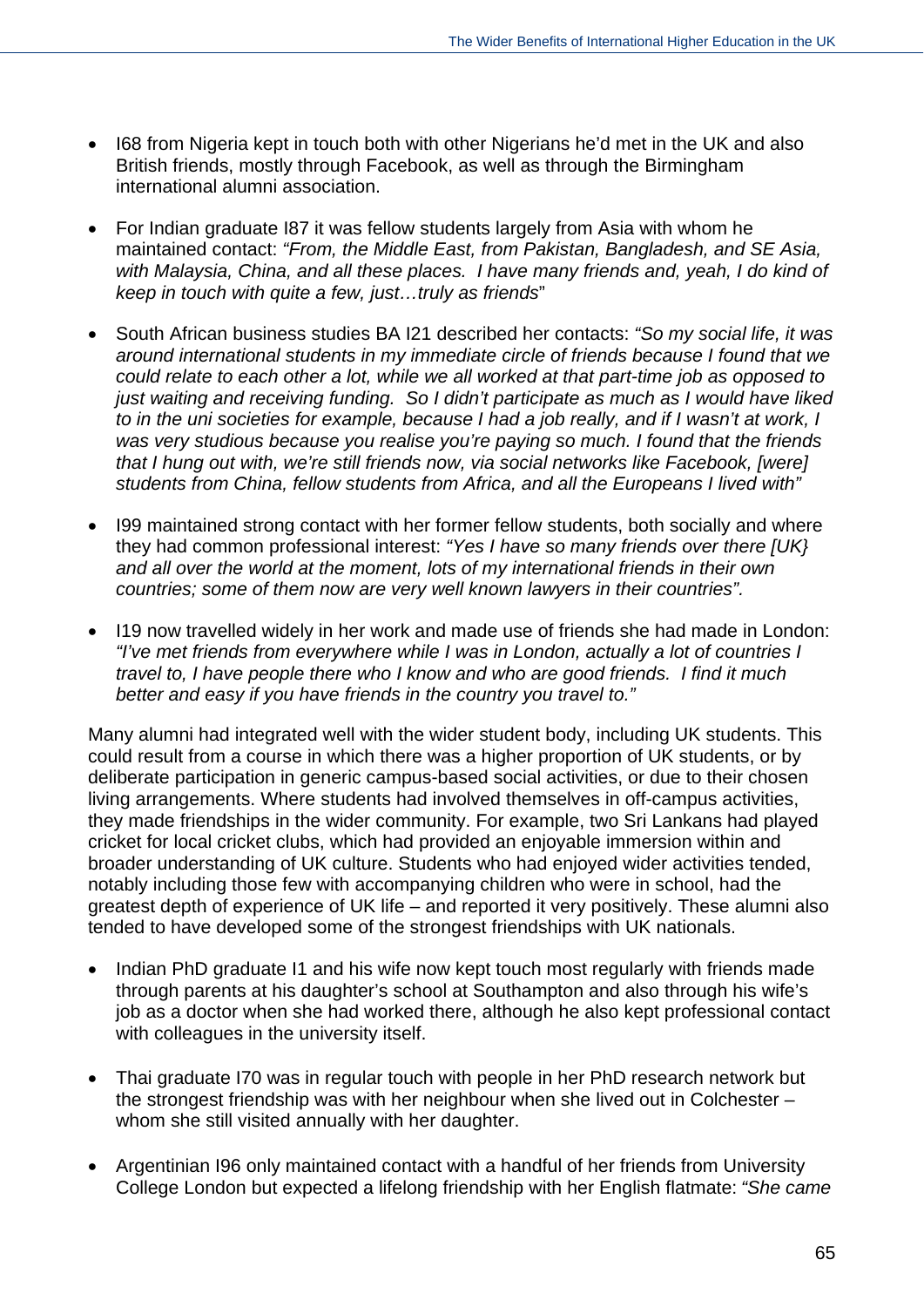- I68 from Nigeria kept in touch both with other Nigerians he'd met in the UK and also British friends, mostly through Facebook, as well as through the Birmingham international alumni association.

- For Indian graduate I87 it was fellow students largely from Asia with whom he maintained contact: *"From, the Middle East, from Pakistan, Bangladesh, and SE Asia, with Malaysia, China, and all these places. I have many friends and, yeah, I do kind of keep in touch with quite a few, just…truly as friends*"

- South African business studies BA I21 described her contacts: *"So my social life, it was around international students in my immediate circle of friends because I found that we could relate to each other a lot, while we all worked at that part-time job as opposed to just waiting and receiving funding. So I didn't participate as much as I would have liked to in the uni societies for example, because I had a job really, and if I wasn't at work, I was very studious because you realise you're paying so much. I found that the friends that I hung out with, we're still friends now, via social networks like Facebook, [were] students from China, fellow students from Africa, and all the Europeans I lived with"*

- I99 maintained strong contact with her former fellow students, both socially and where they had common professional interest: *"Yes I have so many friends over there [UK} and all over the world at the moment, lots of my international friends in their own countries; some of them now are very well known lawyers in their countries".*

- I19 now travelled widely in her work and made use of friends she had made in London: *"I've met friends from everywhere while I was in London, actually a lot of countries I travel to, I have people there who I know and who are good friends. I find it much better and easy if you have friends in the country you travel to."*

Many alumni had integrated well with the wider student body, including UK students. This could result from a course in which there was a higher proportion of UK students, or by deliberate participation in generic campus-based social activities, or due to their chosen living arrangements. Where students had involved themselves in off-campus activities, they made friendships in the wider community. For example, two Sri Lankans had played cricket for local cricket clubs, which had provided an enjoyable immersion within and broader understanding of UK culture. Students who had enjoyed wider activities tended, notably including those few with accompanying children who were in school, had the greatest depth of experience of UK life – and reported it very positively. These alumni also tended to have developed some of the strongest friendships with UK nationals.

- Indian PhD graduate I1 and his wife now kept touch most regularly with friends made through parents at his daughter's school at Southampton and also through his wife's job as a doctor when she had worked there, although he also kept professional contact with colleagues in the university itself.

- Thai graduate I70 was in regular touch with people in her PhD research network but the strongest friendship was with her neighbour when she lived out in Colchester – whom she still visited annually with her daughter.

- Argentinian I96 only maintained contact with a handful of her friends from University College London but expected a lifelong friendship with her English flatmate: *"She came*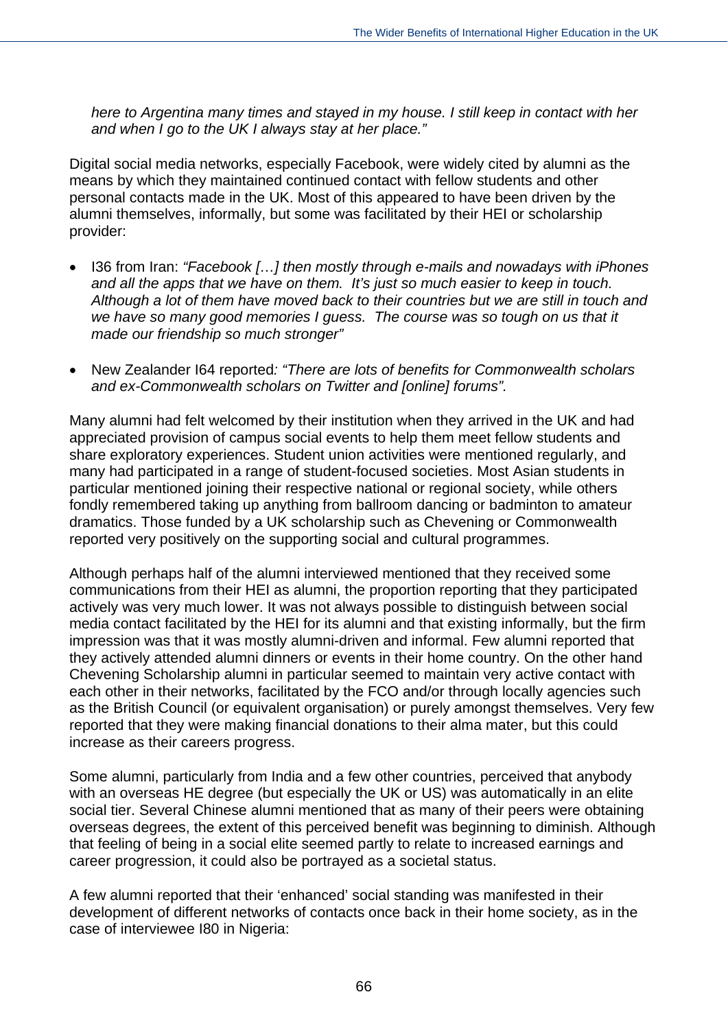*here to Argentina many times and stayed in my house. I still keep in contact with her and when I go to the UK I always stay at her place."*

Digital social media networks, especially Facebook, were widely cited by alumni as the means by which they maintained continued contact with fellow students and other personal contacts made in the UK. Most of this appeared to have been driven by the alumni themselves, informally, but some was facilitated by their HEI or scholarship provider:

- I36 from Iran: *"Facebook […] then mostly through e-mails and nowadays with iPhones and all the apps that we have on them. It's just so much easier to keep in touch. Although a lot of them have moved back to their countries but we are still in touch and we have so many good memories I guess. The course was so tough on us that it made our friendship so much stronger"*

- New Zealander I64 reported*: "There are lots of benefits for Commonwealth scholars and ex-Commonwealth scholars on Twitter and [online] forums".*

Many alumni had felt welcomed by their institution when they arrived in the UK and had appreciated provision of campus social events to help them meet fellow students and share exploratory experiences. Student union activities were mentioned regularly, and many had participated in a range of student-focused societies. Most Asian students in particular mentioned joining their respective national or regional society, while others fondly remembered taking up anything from ballroom dancing or badminton to amateur dramatics. Those funded by a UK scholarship such as Chevening or Commonwealth reported very positively on the supporting social and cultural programmes.

Although perhaps half of the alumni interviewed mentioned that they received some communications from their HEI as alumni, the proportion reporting that they participated actively was very much lower. It was not always possible to distinguish between social media contact facilitated by the HEI for its alumni and that existing informally, but the firm impression was that it was mostly alumni-driven and informal. Few alumni reported that they actively attended alumni dinners or events in their home country. On the other hand Chevening Scholarship alumni in particular seemed to maintain very active contact with each other in their networks, facilitated by the FCO and/or through locally agencies such as the British Council (or equivalent organisation) or purely amongst themselves. Very few reported that they were making financial donations to their alma mater, but this could increase as their careers progress.

Some alumni, particularly from India and a few other countries, perceived that anybody with an overseas HE degree (but especially the UK or US) was automatically in an elite social tier. Several Chinese alumni mentioned that as many of their peers were obtaining overseas degrees, the extent of this perceived benefit was beginning to diminish. Although that feeling of being in a social elite seemed partly to relate to increased earnings and career progression, it could also be portrayed as a societal status.

A few alumni reported that their 'enhanced' social standing was manifested in their development of different networks of contacts once back in their home society, as in the case of interviewee I80 in Nigeria: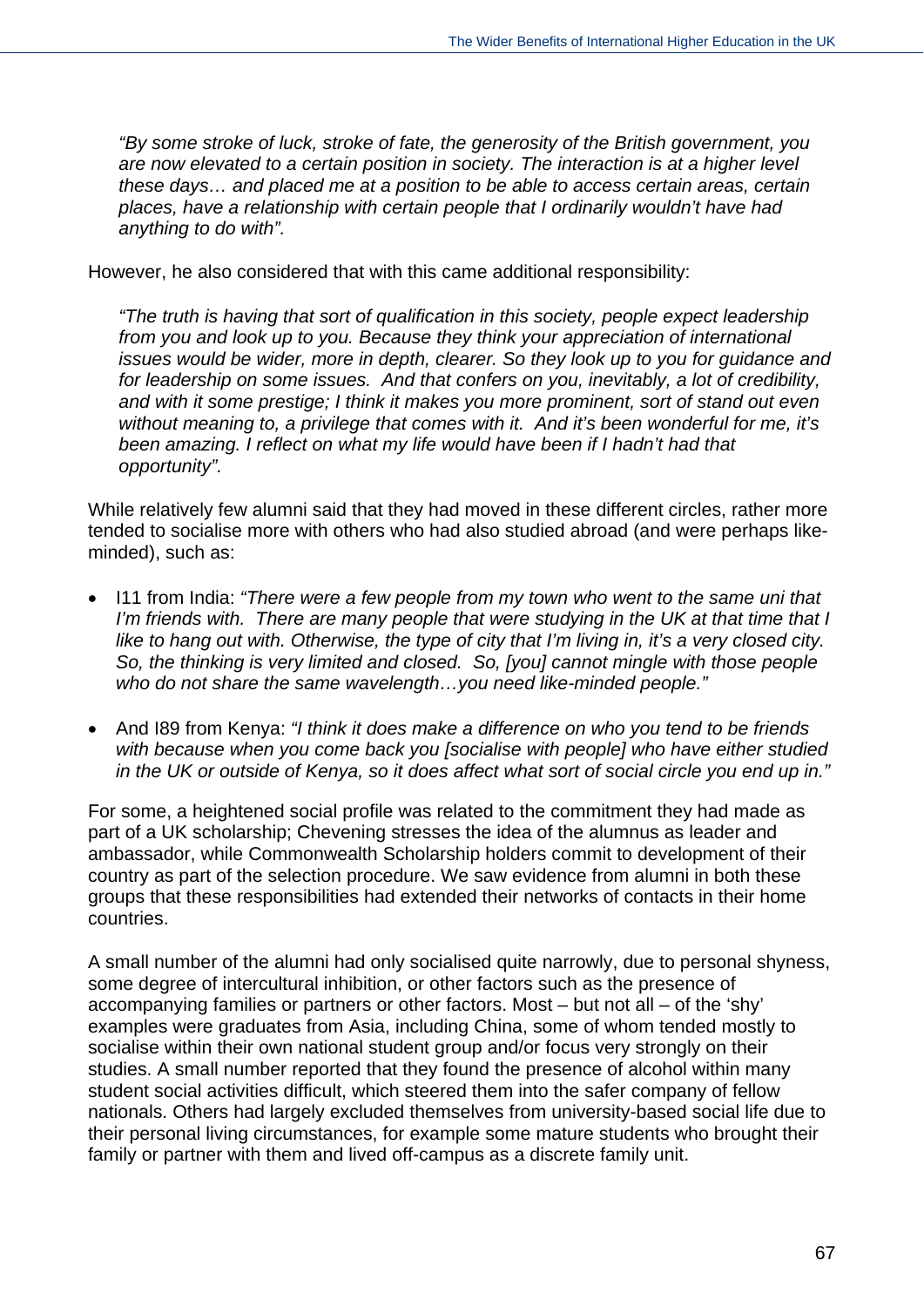> *"By some stroke of luck, stroke of fate, the generosity of the British government, you are now elevated to a certain position in society. The interaction is at a higher level these days… and placed me at a position to be able to access certain areas, certain places, have a relationship with certain people that I ordinarily wouldn't have had anything to do with".*

However, he also considered that with this came additional responsibility:

> *"The truth is having that sort of qualification in this society, people expect leadership from you and look up to you. Because they think your appreciation of international issues would be wider, more in depth, clearer. So they look up to you for guidance and for leadership on some issues. And that confers on you, inevitably, a lot of credibility, and with it some prestige; I think it makes you more prominent, sort of stand out even without meaning to, a privilege that comes with it. And it's been wonderful for me, it's been amazing. I reflect on what my life would have been if I hadn't had that opportunity".*

While relatively few alumni said that they had moved in these different circles, rather more tended to socialise more with others who had also studied abroad (and were perhaps like-minded), such as:

- I11 from India: *"There were a few people from my town who went to the same uni that I'm friends with. There are many people that were studying in the UK at that time that I like to hang out with. Otherwise, the type of city that I'm living in, it's a very closed city. So, the thinking is very limited and closed. So, [you] cannot mingle with those people who do not share the same wavelength…you need like-minded people."*

- And I89 from Kenya: *"I think it does make a difference on who you tend to be friends with because when you come back you [socialise with people] who have either studied in the UK or outside of Kenya, so it does affect what sort of social circle you end up in."*

For some, a heightened social profile was related to the commitment they had made as part of a UK scholarship; Chevening stresses the idea of the alumnus as leader and ambassador, while Commonwealth Scholarship holders commit to development of their country as part of the selection procedure. We saw evidence from alumni in both these groups that these responsibilities had extended their networks of contacts in their home countries.

A small number of the alumni had only socialised quite narrowly, due to personal shyness, some degree of intercultural inhibition, or other factors such as the presence of accompanying families or partners or other factors. Most – but not all – of the 'shy' examples were graduates from Asia, including China, some of whom tended mostly to socialise within their own national student group and/or focus very strongly on their studies. A small number reported that they found the presence of alcohol within many student social activities difficult, which steered them into the safer company of fellow nationals. Others had largely excluded themselves from university-based social life due to their personal living circumstances, for example some mature students who brought their family or partner with them and lived off-campus as a discrete family unit.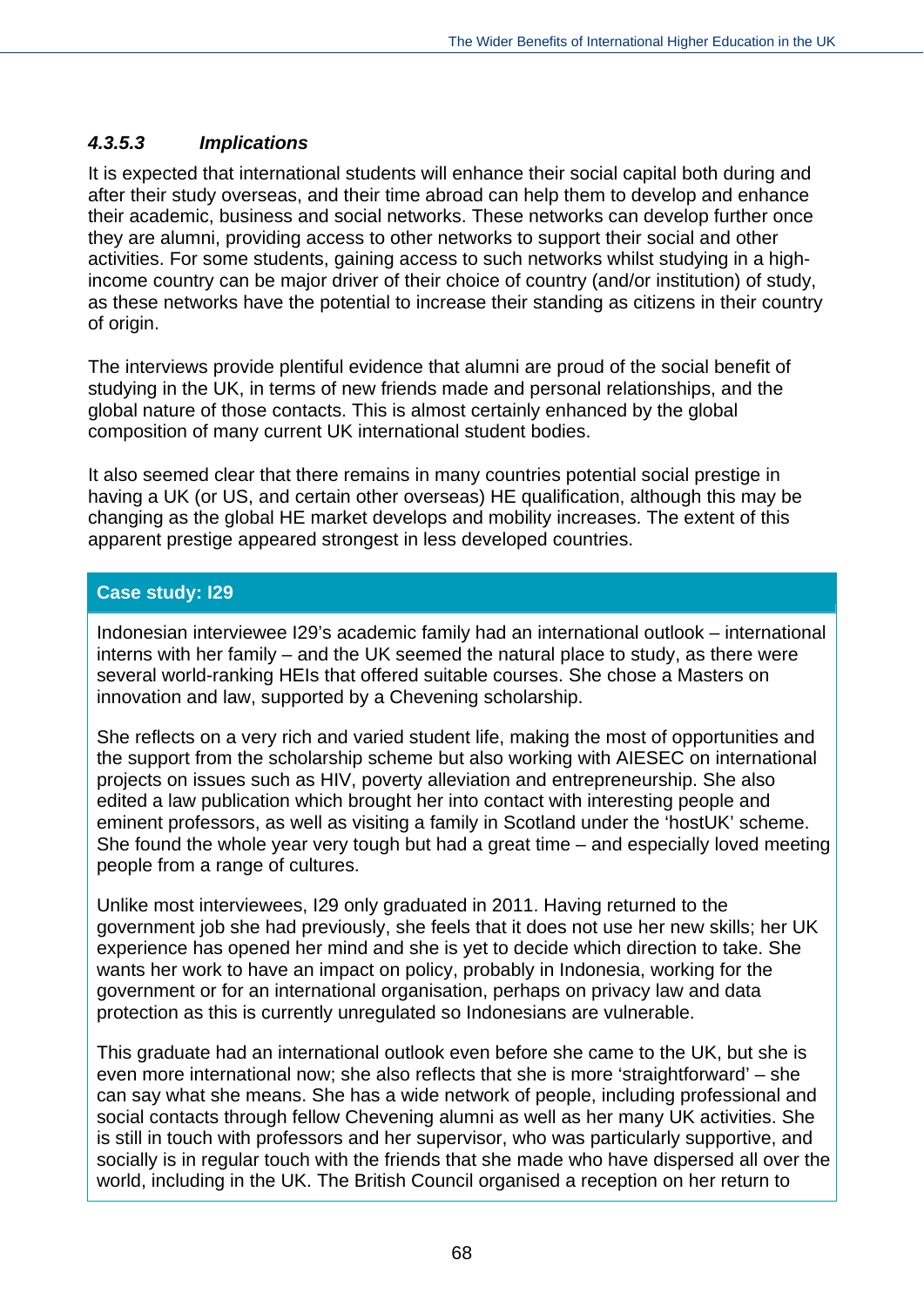#### *4.3.5.3 Implications*

It is expected that international students will enhance their social capital both during and after their study overseas, and their time abroad can help them to develop and enhance their academic, business and social networks. These networks can develop further once they are alumni, providing access to other networks to support their social and other activities. For some students, gaining access to such networks whilst studying in a high-income country can be major driver of their choice of country (and/or institution) of study, as these networks have the potential to increase their standing as citizens in their country of origin.

The interviews provide plentiful evidence that alumni are proud of the social benefit of studying in the UK, in terms of new friends made and personal relationships, and the global nature of those contacts. This is almost certainly enhanced by the global composition of many current UK international student bodies.

It also seemed clear that there remains in many countries potential social prestige in having a UK (or US, and certain other overseas) HE qualification, although this may be changing as the global HE market develops and mobility increases. The extent of this apparent prestige appeared strongest in less developed countries.

**Case study: I29**

Indonesian interviewee I29's academic family had an international outlook – international interns with her family – and the UK seemed the natural place to study, as there were several world-ranking HEIs that offered suitable courses. She chose a Masters on innovation and law, supported by a Chevening scholarship.

She reflects on a very rich and varied student life, making the most of opportunities and the support from the scholarship scheme but also working with AIESEC on international projects on issues such as HIV, poverty alleviation and entrepreneurship. She also edited a law publication which brought her into contact with interesting people and eminent professors, as well as visiting a family in Scotland under the 'hostUK' scheme. She found the whole year very tough but had a great time – and especially loved meeting people from a range of cultures.

Unlike most interviewees, I29 only graduated in 2011. Having returned to the government job she had previously, she feels that it does not use her new skills; her UK experience has opened her mind and she is yet to decide which direction to take. She wants her work to have an impact on policy, probably in Indonesia, working for the government or for an international organisation, perhaps on privacy law and data protection as this is currently unregulated so Indonesians are vulnerable.

This graduate had an international outlook even before she came to the UK, but she is even more international now; she also reflects that she is more 'straightforward' – she can say what she means. She has a wide network of people, including professional and social contacts through fellow Chevening alumni as well as her many UK activities. She is still in touch with professors and her supervisor, who was particularly supportive, and socially is in regular touch with the friends that she made who have dispersed all over the world, including in the UK. The British Council organised a reception on her return to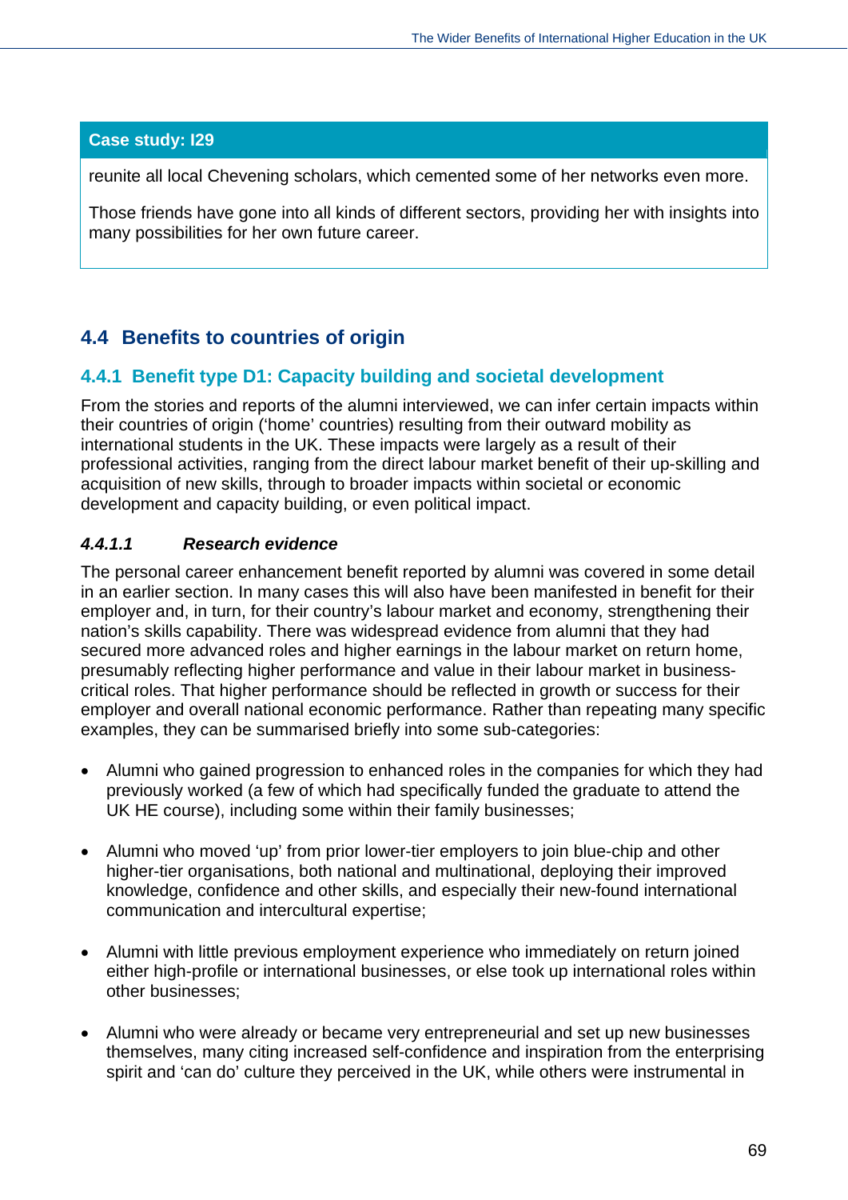**Case study: I29**

reunite all local Chevening scholars, which cemented some of her networks even more.

Those friends have gone into all kinds of different sectors, providing her with insights into many possibilities for her own future career.

## 4.4 Benefits to countries of origin

### 4.4.1 Benefit type D1: Capacity building and societal development

From the stories and reports of the alumni interviewed, we can infer certain impacts within their countries of origin ('home' countries) resulting from their outward mobility as international students in the UK. These impacts were largely as a result of their professional activities, ranging from the direct labour market benefit of their up-skilling and acquisition of new skills, through to broader impacts within societal or economic development and capacity building, or even political impact.

#### *4.4.1.1 Research evidence*

The personal career enhancement benefit reported by alumni was covered in some detail in an earlier section. In many cases this will also have been manifested in benefit for their employer and, in turn, for their country's labour market and economy, strengthening their nation's skills capability. There was widespread evidence from alumni that they had secured more advanced roles and higher earnings in the labour market on return home, presumably reflecting higher performance and value in their labour market in business-critical roles. That higher performance should be reflected in growth or success for their employer and overall national economic performance. Rather than repeating many specific examples, they can be summarised briefly into some sub-categories:

- Alumni who gained progression to enhanced roles in the companies for which they had previously worked (a few of which had specifically funded the graduate to attend the UK HE course), including some within their family businesses;

- Alumni who moved 'up' from prior lower-tier employers to join blue-chip and other higher-tier organisations, both national and multinational, deploying their improved knowledge, confidence and other skills, and especially their new-found international communication and intercultural expertise;

- Alumni with little previous employment experience who immediately on return joined either high-profile or international businesses, or else took up international roles within other businesses;

- Alumni who were already or became very entrepreneurial and set up new businesses themselves, many citing increased self-confidence and inspiration from the enterprising spirit and 'can do' culture they perceived in the UK, while others were instrumental in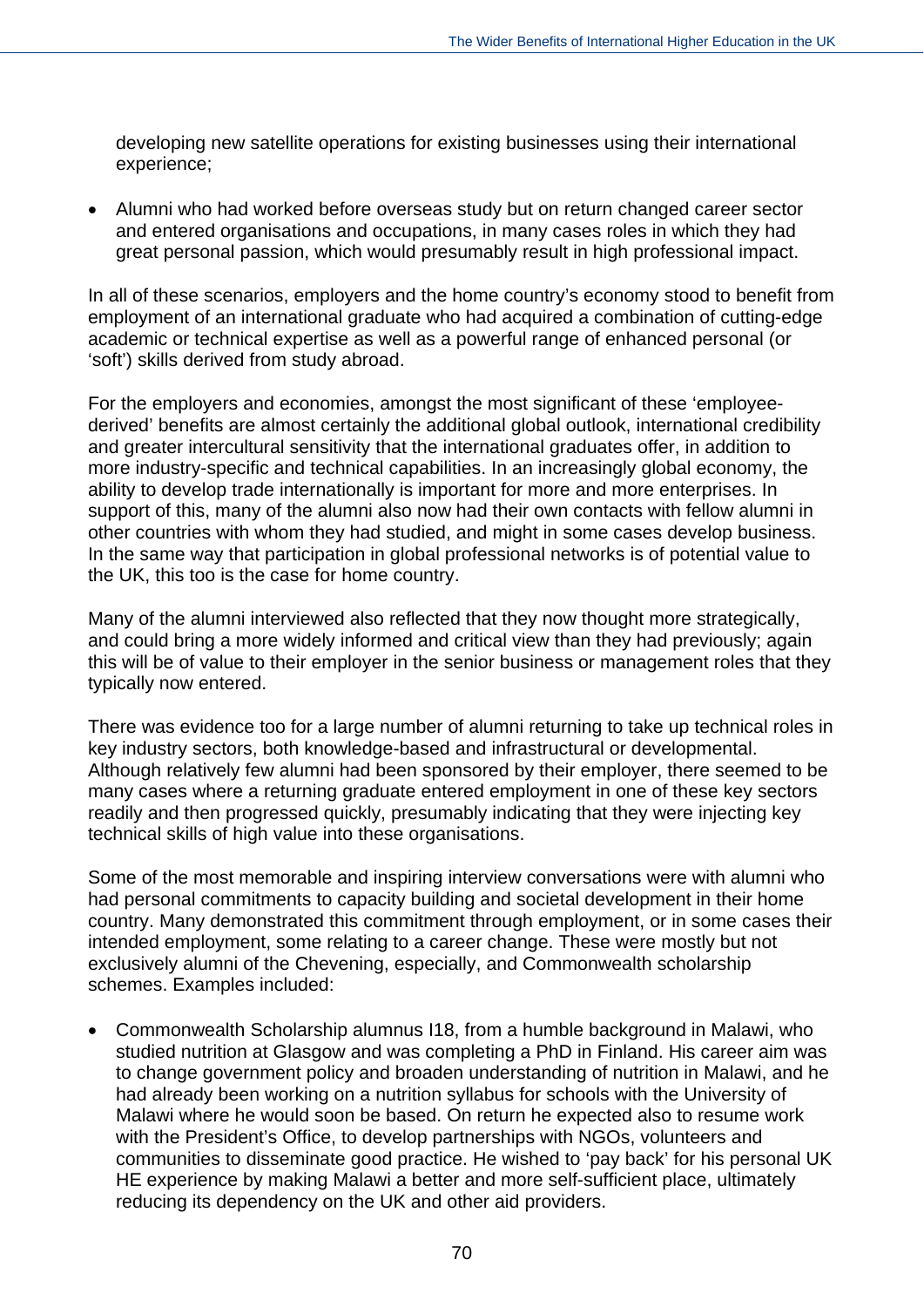developing new satellite operations for existing businesses using their international experience;

- Alumni who had worked before overseas study but on return changed career sector and entered organisations and occupations, in many cases roles in which they had great personal passion, which would presumably result in high professional impact.

In all of these scenarios, employers and the home country's economy stood to benefit from employment of an international graduate who had acquired a combination of cutting-edge academic or technical expertise as well as a powerful range of enhanced personal (or 'soft') skills derived from study abroad.

For the employers and economies, amongst the most significant of these 'employee-derived' benefits are almost certainly the additional global outlook, international credibility and greater intercultural sensitivity that the international graduates offer, in addition to more industry-specific and technical capabilities. In an increasingly global economy, the ability to develop trade internationally is important for more and more enterprises. In support of this, many of the alumni also now had their own contacts with fellow alumni in other countries with whom they had studied, and might in some cases develop business. In the same way that participation in global professional networks is of potential value to the UK, this too is the case for home country.

Many of the alumni interviewed also reflected that they now thought more strategically, and could bring a more widely informed and critical view than they had previously; again this will be of value to their employer in the senior business or management roles that they typically now entered.

There was evidence too for a large number of alumni returning to take up technical roles in key industry sectors, both knowledge-based and infrastructural or developmental. Although relatively few alumni had been sponsored by their employer, there seemed to be many cases where a returning graduate entered employment in one of these key sectors readily and then progressed quickly, presumably indicating that they were injecting key technical skills of high value into these organisations.

Some of the most memorable and inspiring interview conversations were with alumni who had personal commitments to capacity building and societal development in their home country. Many demonstrated this commitment through employment, or in some cases their intended employment, some relating to a career change. These were mostly but not exclusively alumni of the Chevening, especially, and Commonwealth scholarship schemes. Examples included:

- Commonwealth Scholarship alumnus I18, from a humble background in Malawi, who studied nutrition at Glasgow and was completing a PhD in Finland. His career aim was to change government policy and broaden understanding of nutrition in Malawi, and he had already been working on a nutrition syllabus for schools with the University of Malawi where he would soon be based. On return he expected also to resume work with the President's Office, to develop partnerships with NGOs, volunteers and communities to disseminate good practice. He wished to 'pay back' for his personal UK HE experience by making Malawi a better and more self-sufficient place, ultimately reducing its dependency on the UK and other aid providers.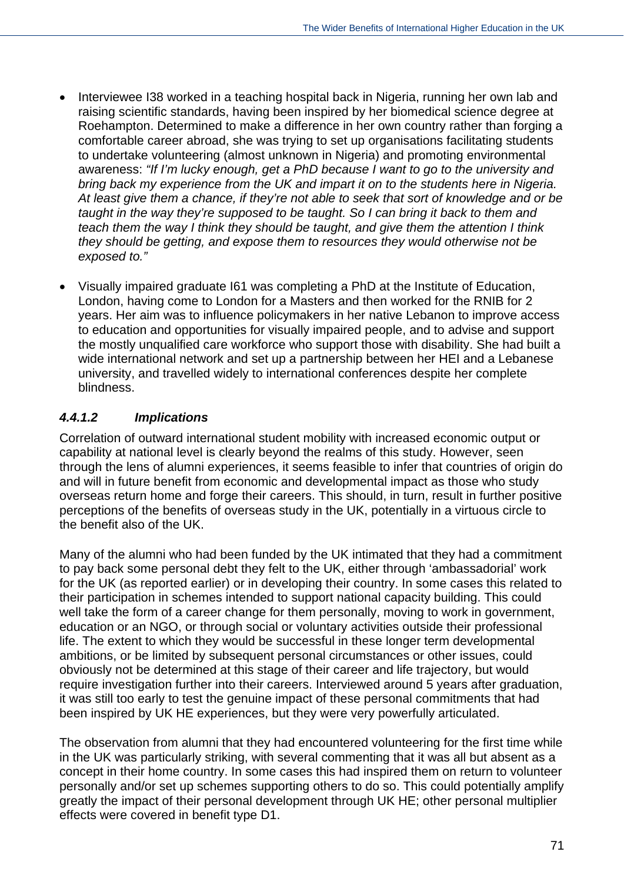- Interviewee I38 worked in a teaching hospital back in Nigeria, running her own lab and raising scientific standards, having been inspired by her biomedical science degree at Roehampton. Determined to make a difference in her own country rather than forging a comfortable career abroad, she was trying to set up organisations facilitating students to undertake volunteering (almost unknown in Nigeria) and promoting environmental awareness: *"If I'm lucky enough, get a PhD because I want to go to the university and bring back my experience from the UK and impart it on to the students here in Nigeria. At least give them a chance, if they're not able to seek that sort of knowledge and or be taught in the way they're supposed to be taught. So I can bring it back to them and teach them the way I think they should be taught, and give them the attention I think they should be getting, and expose them to resources they would otherwise not be exposed to."*

- Visually impaired graduate I61 was completing a PhD at the Institute of Education, London, having come to London for a Masters and then worked for the RNIB for 2 years. Her aim was to influence policymakers in her native Lebanon to improve access to education and opportunities for visually impaired people, and to advise and support the mostly unqualified care workforce who support those with disability. She had built a wide international network and set up a partnership between her HEI and a Lebanese university, and travelled widely to international conferences despite her complete blindness.

#### *4.4.1.2 Implications*

Correlation of outward international student mobility with increased economic output or capability at national level is clearly beyond the realms of this study. However, seen through the lens of alumni experiences, it seems feasible to infer that countries of origin do and will in future benefit from economic and developmental impact as those who study overseas return home and forge their careers. This should, in turn, result in further positive perceptions of the benefits of overseas study in the UK, potentially in a virtuous circle to the benefit also of the UK.

Many of the alumni who had been funded by the UK intimated that they had a commitment to pay back some personal debt they felt to the UK, either through 'ambassadorial' work for the UK (as reported earlier) or in developing their country. In some cases this related to their participation in schemes intended to support national capacity building. This could well take the form of a career change for them personally, moving to work in government, education or an NGO, or through social or voluntary activities outside their professional life. The extent to which they would be successful in these longer term developmental ambitions, or be limited by subsequent personal circumstances or other issues, could obviously not be determined at this stage of their career and life trajectory, but would require investigation further into their careers. Interviewed around 5 years after graduation, it was still too early to test the genuine impact of these personal commitments that had been inspired by UK HE experiences, but they were very powerfully articulated.

The observation from alumni that they had encountered volunteering for the first time while in the UK was particularly striking, with several commenting that it was all but absent as a concept in their home country. In some cases this had inspired them on return to volunteer personally and/or set up schemes supporting others to do so. This could potentially amplify greatly the impact of their personal development through UK HE; other personal multiplier effects were covered in benefit type D1.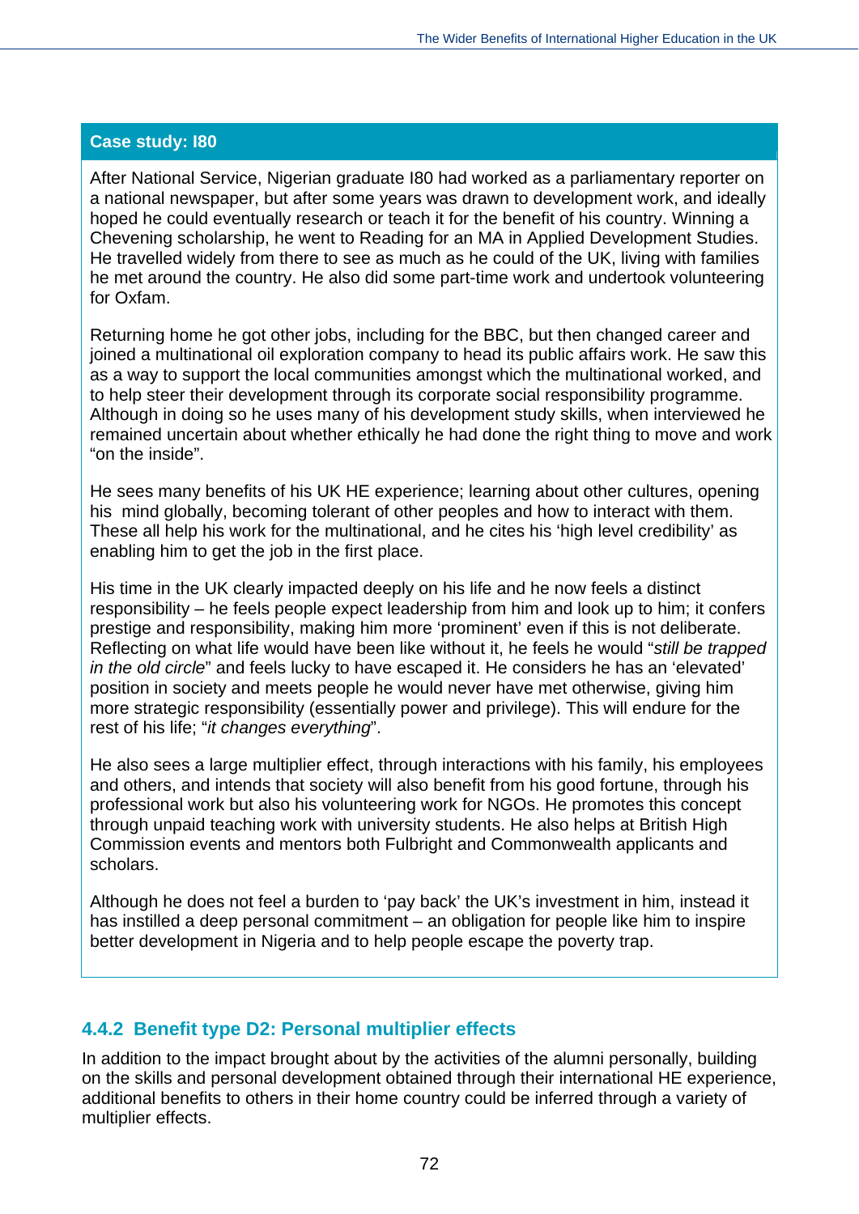**Case study: I80**

After National Service, Nigerian graduate I80 had worked as a parliamentary reporter on a national newspaper, but after some years was drawn to development work, and ideally hoped he could eventually research or teach it for the benefit of his country. Winning a Chevening scholarship, he went to Reading for an MA in Applied Development Studies. He travelled widely from there to see as much as he could of the UK, living with families he met around the country. He also did some part-time work and undertook volunteering for Oxfam.

Returning home he got other jobs, including for the BBC, but then changed career and joined a multinational oil exploration company to head its public affairs work. He saw this as a way to support the local communities amongst which the multinational worked, and to help steer their development through its corporate social responsibility programme. Although in doing so he uses many of his development study skills, when interviewed he remained uncertain about whether ethically he had done the right thing to move and work "on the inside".

He sees many benefits of his UK HE experience; learning about other cultures, opening his mind globally, becoming tolerant of other peoples and how to interact with them. These all help his work for the multinational, and he cites his 'high level credibility' as enabling him to get the job in the first place.

His time in the UK clearly impacted deeply on his life and he now feels a distinct responsibility – he feels people expect leadership from him and look up to him; it confers prestige and responsibility, making him more 'prominent' even if this is not deliberate. Reflecting on what life would have been like without it, he feels he would "*still be trapped in the old circle*" and feels lucky to have escaped it. He considers he has an 'elevated' position in society and meets people he would never have met otherwise, giving him more strategic responsibility (essentially power and privilege). This will endure for the rest of his life; "*it changes everything*".

He also sees a large multiplier effect, through interactions with his family, his employees and others, and intends that society will also benefit from his good fortune, through his professional work but also his volunteering work for NGOs. He promotes this concept through unpaid teaching work with university students. He also helps at British High Commission events and mentors both Fulbright and Commonwealth applicants and scholars.

Although he does not feel a burden to 'pay back' the UK's investment in him, instead it has instilled a deep personal commitment – an obligation for people like him to inspire better development in Nigeria and to help people escape the poverty trap.

### 4.4.2 Benefit type D2: Personal multiplier effects

In addition to the impact brought about by the activities of the alumni personally, building on the skills and personal development obtained through their international HE experience, additional benefits to others in their home country could be inferred through a variety of multiplier effects.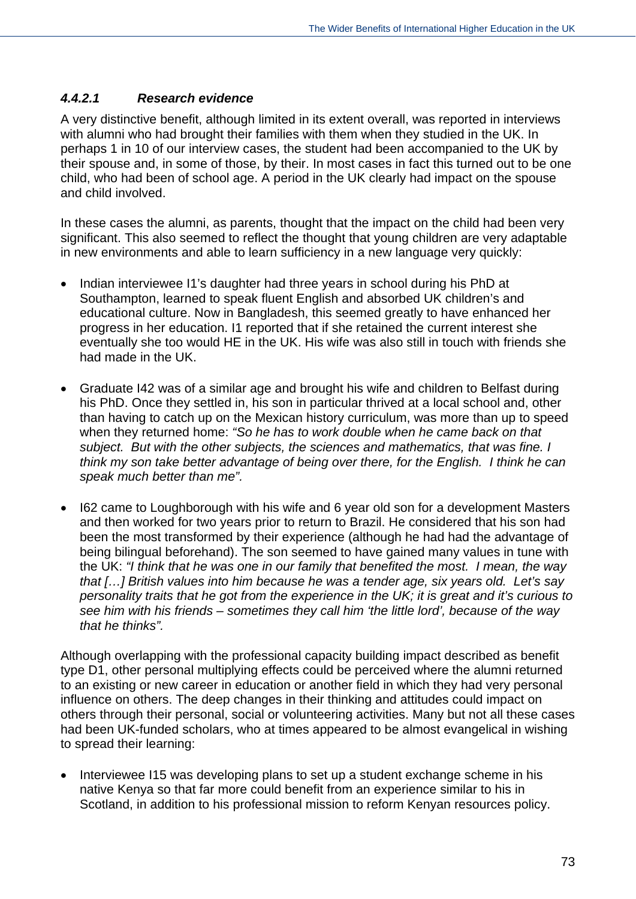#### *4.4.2.1 Research evidence*

A very distinctive benefit, although limited in its extent overall, was reported in interviews with alumni who had brought their families with them when they studied in the UK. In perhaps 1 in 10 of our interview cases, the student had been accompanied to the UK by their spouse and, in some of those, by their. In most cases in fact this turned out to be one child, who had been of school age. A period in the UK clearly had impact on the spouse and child involved.

In these cases the alumni, as parents, thought that the impact on the child had been very significant. This also seemed to reflect the thought that young children are very adaptable in new environments and able to learn sufficiency in a new language very quickly:

- Indian interviewee I1's daughter had three years in school during his PhD at Southampton, learned to speak fluent English and absorbed UK children's and educational culture. Now in Bangladesh, this seemed greatly to have enhanced her progress in her education. I1 reported that if she retained the current interest she eventually she too would HE in the UK. His wife was also still in touch with friends she had made in the UK.

- Graduate I42 was of a similar age and brought his wife and children to Belfast during his PhD. Once they settled in, his son in particular thrived at a local school and, other than having to catch up on the Mexican history curriculum, was more than up to speed when they returned home: *"So he has to work double when he came back on that subject. But with the other subjects, the sciences and mathematics, that was fine. I think my son take better advantage of being over there, for the English. I think he can speak much better than me".*

- I62 came to Loughborough with his wife and 6 year old son for a development Masters and then worked for two years prior to return to Brazil. He considered that his son had been the most transformed by their experience (although he had had the advantage of being bilingual beforehand). The son seemed to have gained many values in tune with the UK: *"I think that he was one in our family that benefited the most. I mean, the way that […] British values into him because he was a tender age, six years old. Let's say personality traits that he got from the experience in the UK; it is great and it's curious to see him with his friends – sometimes they call him 'the little lord', because of the way that he thinks".*

Although overlapping with the professional capacity building impact described as benefit type D1, other personal multiplying effects could be perceived where the alumni returned to an existing or new career in education or another field in which they had very personal influence on others. The deep changes in their thinking and attitudes could impact on others through their personal, social or volunteering activities. Many but not all these cases had been UK-funded scholars, who at times appeared to be almost evangelical in wishing to spread their learning:

- Interviewee I15 was developing plans to set up a student exchange scheme in his native Kenya so that far more could benefit from an experience similar to his in Scotland, in addition to his professional mission to reform Kenyan resources policy.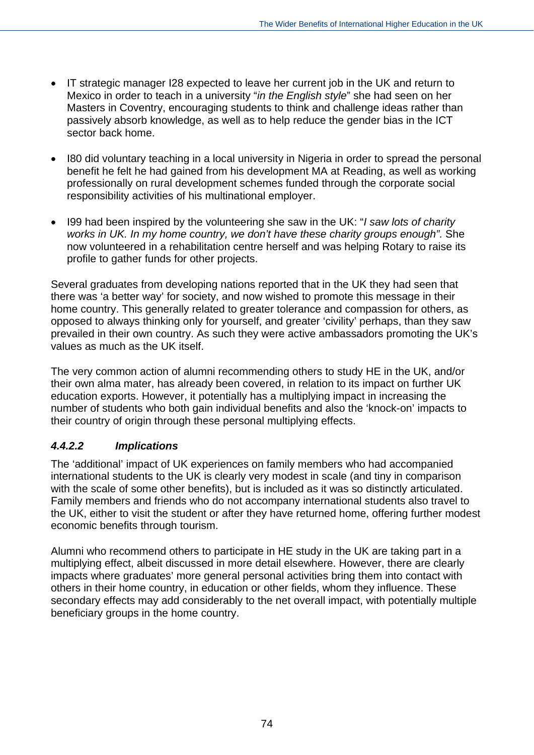- IT strategic manager I28 expected to leave her current job in the UK and return to Mexico in order to teach in a university "*in the English style*" she had seen on her Masters in Coventry, encouraging students to think and challenge ideas rather than passively absorb knowledge, as well as to help reduce the gender bias in the ICT sector back home.

- I80 did voluntary teaching in a local university in Nigeria in order to spread the personal benefit he felt he had gained from his development MA at Reading, as well as working professionally on rural development schemes funded through the corporate social responsibility activities of his multinational employer.

- I99 had been inspired by the volunteering she saw in the UK: "*I saw lots of charity works in UK. In my home country, we don't have these charity groups enough".* She now volunteered in a rehabilitation centre herself and was helping Rotary to raise its profile to gather funds for other projects.

Several graduates from developing nations reported that in the UK they had seen that there was 'a better way' for society, and now wished to promote this message in their home country. This generally related to greater tolerance and compassion for others, as opposed to always thinking only for yourself, and greater 'civility' perhaps, than they saw prevailed in their own country. As such they were active ambassadors promoting the UK's values as much as the UK itself.

The very common action of alumni recommending others to study HE in the UK, and/or their own alma mater, has already been covered, in relation to its impact on further UK education exports. However, it potentially has a multiplying impact in increasing the number of students who both gain individual benefits and also the 'knock-on' impacts to their country of origin through these personal multiplying effects.

#### *4.4.2.2 Implications*

The 'additional' impact of UK experiences on family members who had accompanied international students to the UK is clearly very modest in scale (and tiny in comparison with the scale of some other benefits), but is included as it was so distinctly articulated. Family members and friends who do not accompany international students also travel to the UK, either to visit the student or after they have returned home, offering further modest economic benefits through tourism.

Alumni who recommend others to participate in HE study in the UK are taking part in a multiplying effect, albeit discussed in more detail elsewhere. However, there are clearly impacts where graduates' more general personal activities bring them into contact with others in their home country, in education or other fields, whom they influence. These secondary effects may add considerably to the net overall impact, with potentially multiple beneficiary groups in the home country.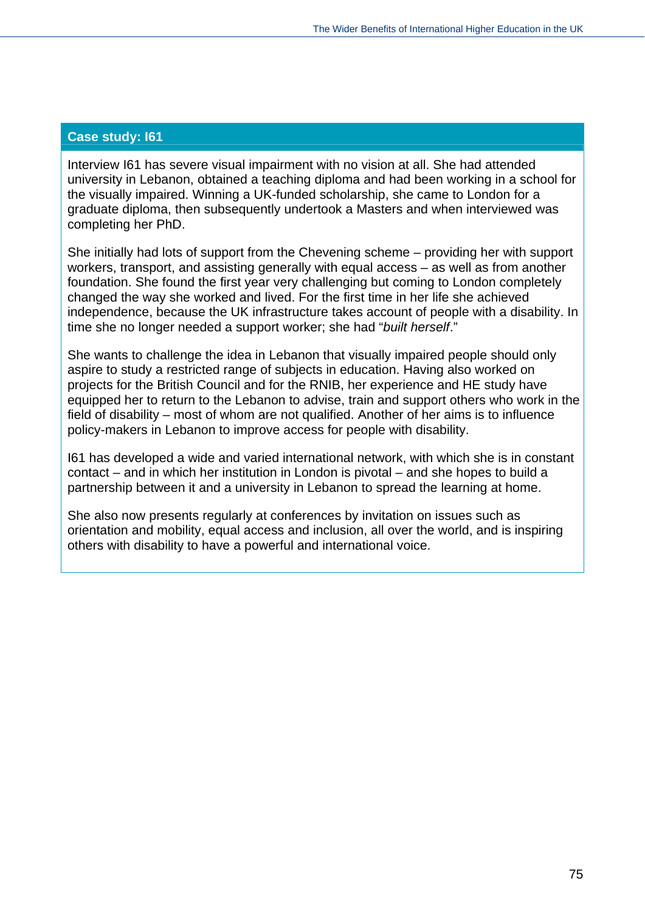### Case study: I61

Interview I61 has severe visual impairment with no vision at all. She had attended university in Lebanon, obtained a teaching diploma and had been working in a school for the visually impaired. Winning a UK-funded scholarship, she came to London for a graduate diploma, then subsequently undertook a Masters and when interviewed was completing her PhD.

She initially had lots of support from the Chevening scheme – providing her with support workers, transport, and assisting generally with equal access – as well as from another foundation. She found the first year very challenging but coming to London completely changed the way she worked and lived. For the first time in her life she achieved independence, because the UK infrastructure takes account of people with a disability. In time she no longer needed a support worker; she had "*built herself*."

She wants to challenge the idea in Lebanon that visually impaired people should only aspire to study a restricted range of subjects in education. Having also worked on projects for the British Council and for the RNIB, her experience and HE study have equipped her to return to the Lebanon to advise, train and support others who work in the field of disability – most of whom are not qualified. Another of her aims is to influence policy-makers in Lebanon to improve access for people with disability.

I61 has developed a wide and varied international network, with which she is in constant contact – and in which her institution in London is pivotal – and she hopes to build a partnership between it and a university in Lebanon to spread the learning at home.

She also now presents regularly at conferences by invitation on issues such as orientation and mobility, equal access and inclusion, all over the world, and is inspiring others with disability to have a powerful and international voice.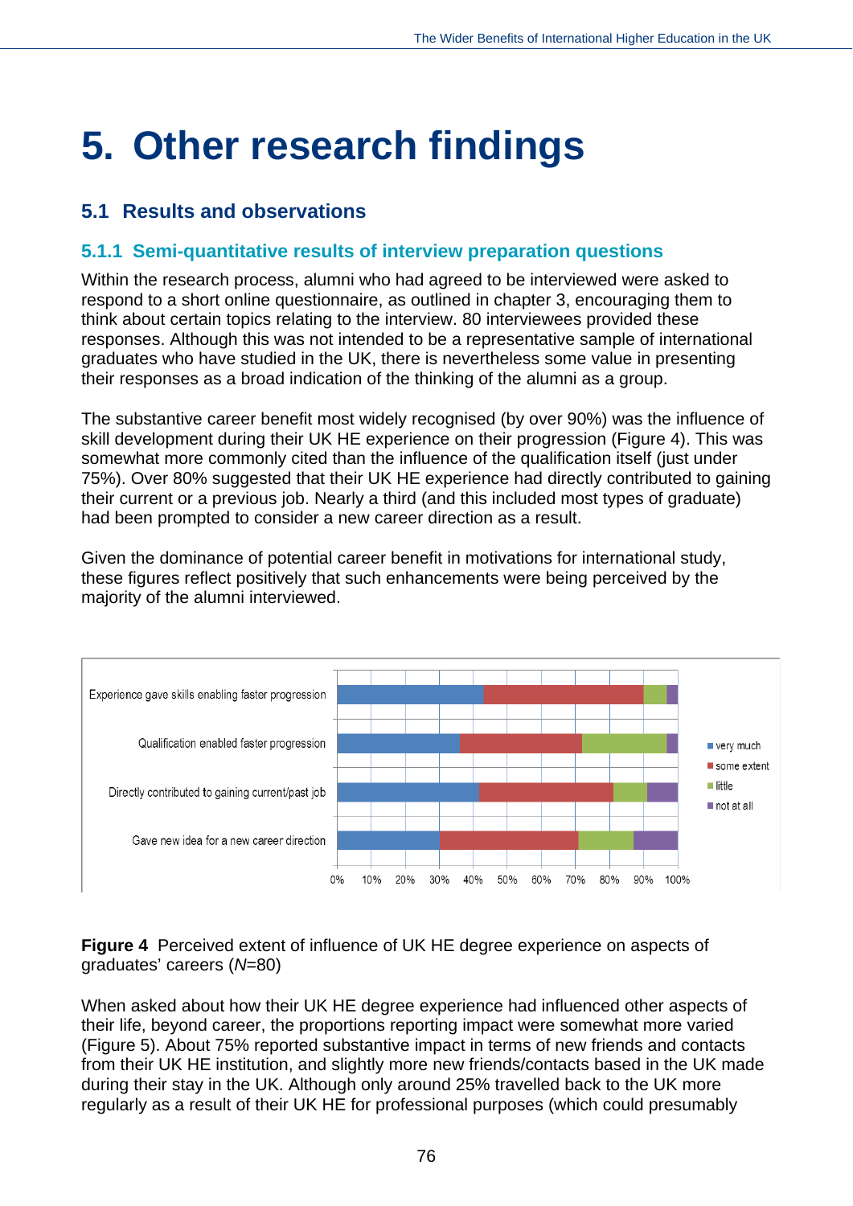# 5. Other research findings

## 5.1 Results and observations

### 5.1.1 Semi-quantitative results of interview preparation questions

Within the research process, alumni who had agreed to be interviewed were asked to respond to a short online questionnaire, as outlined in chapter 3, encouraging them to think about certain topics relating to the interview. 80 interviewees provided these responses. Although this was not intended to be a representative sample of international graduates who have studied in the UK, there is nevertheless some value in presenting their responses as a broad indication of the thinking of the alumni as a group.

The substantive career benefit most widely recognised (by over 90%) was the influence of skill development during their UK HE experience on their progression (Figure 4). This was somewhat more commonly cited than the influence of the qualification itself (just under 75%). Over 80% suggested that their UK HE experience had directly contributed to gaining their current or a previous job. Nearly a third (and this included most types of graduate) had been prompted to consider a new career direction as a result.

Given the dominance of potential career benefit in motivations for international study, these figures reflect positively that such enhancements were being perceived by the majority of the alumni interviewed.

**Figure 4** Perceived extent of influence of UK HE degree experience on aspects of graduates' careers (*N*=80)

When asked about how their UK HE degree experience had influenced other aspects of their life, beyond career, the proportions reporting impact were somewhat more varied (Figure 5). About 75% reported substantive impact in terms of new friends and contacts from their UK HE institution, and slightly more new friends/contacts based in the UK made during their stay in the UK. Although only around 25% travelled back to the UK more regularly as a result of their UK HE for professional purposes (which could presumably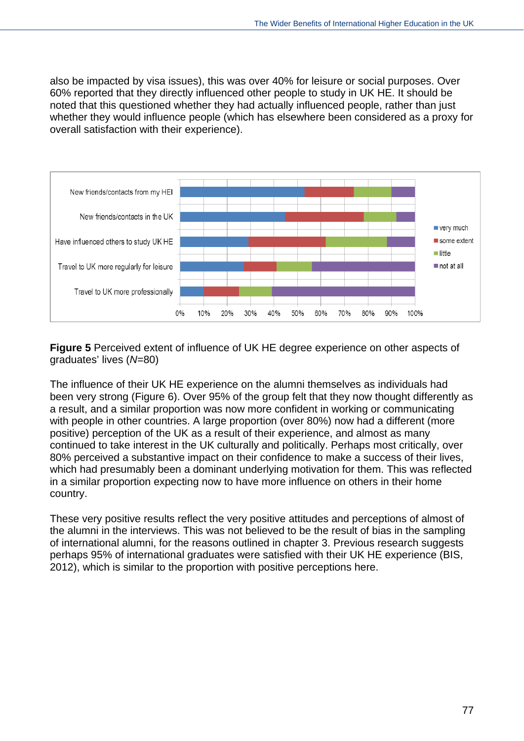also be impacted by visa issues), this was over 40% for leisure or social purposes. Over 60% reported that they directly influenced other people to study in UK HE. It should be noted that this questioned whether they had actually influenced people, rather than just whether they would influence people (which has elsewhere been considered as a proxy for overall satisfaction with their experience).

**Figure 5** Perceived extent of influence of UK HE degree experience on other aspects of graduates' lives (*N*=80)

The influence of their UK HE experience on the alumni themselves as individuals had been very strong (Figure 6). Over 95% of the group felt that they now thought differently as a result, and a similar proportion was now more confident in working or communicating with people in other countries. A large proportion (over 80%) now had a different (more positive) perception of the UK as a result of their experience, and almost as many continued to take interest in the UK culturally and politically. Perhaps most critically, over 80% perceived a substantive impact on their confidence to make a success of their lives, which had presumably been a dominant underlying motivation for them. This was reflected in a similar proportion expecting now to have more influence on others in their home country.

These very positive results reflect the very positive attitudes and perceptions of almost of the alumni in the interviews. This was not believed to be the result of bias in the sampling of international alumni, for the reasons outlined in chapter 3. Previous research suggests perhaps 95% of international graduates were satisfied with their UK HE experience (BIS, 2012), which is similar to the proportion with positive perceptions here.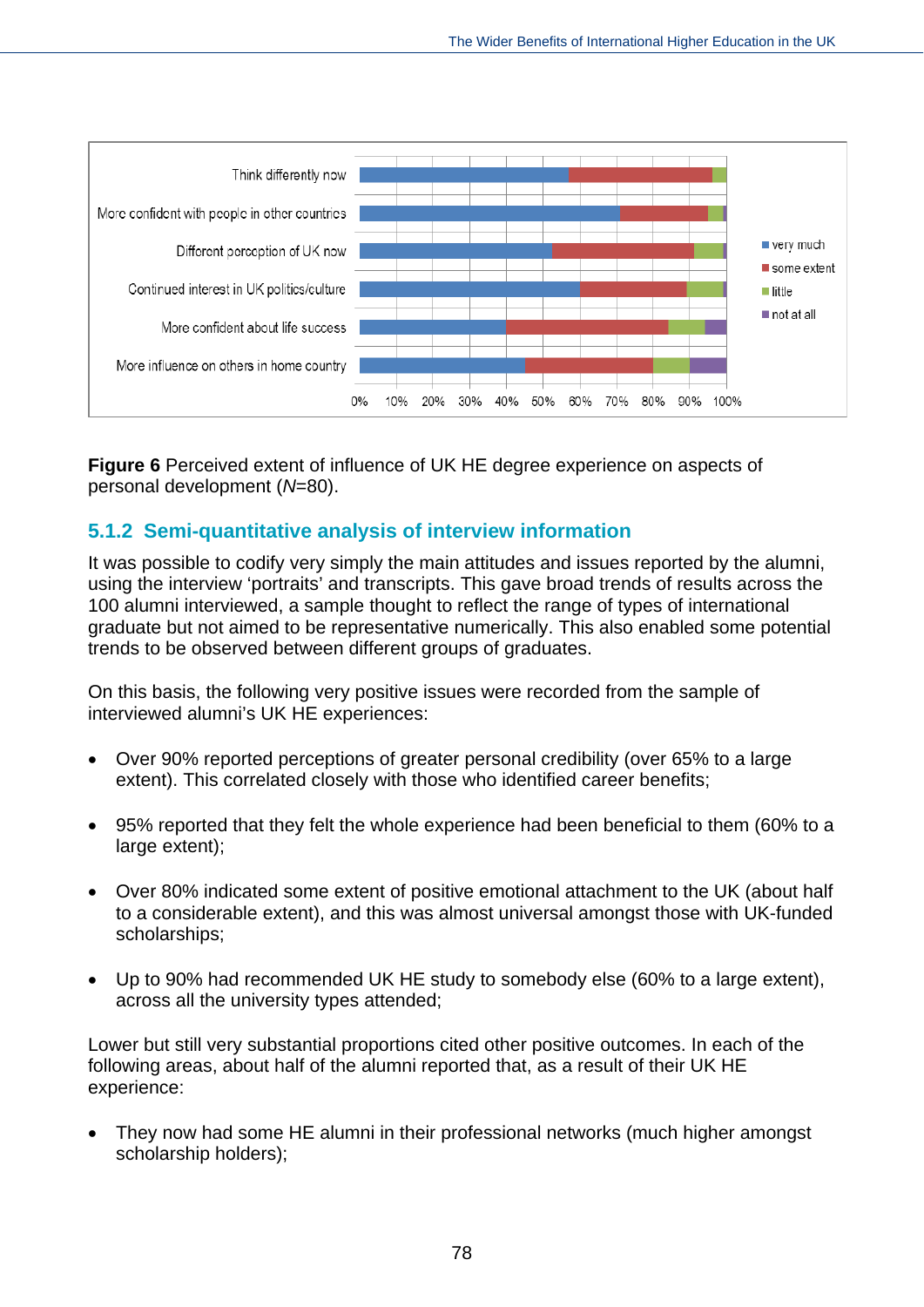**Figure 6** Perceived extent of influence of UK HE degree experience on aspects of personal development (*N*=80).

### 5.1.2 Semi-quantitative analysis of interview information

It was possible to codify very simply the main attitudes and issues reported by the alumni, using the interview 'portraits' and transcripts. This gave broad trends of results across the 100 alumni interviewed, a sample thought to reflect the range of types of international graduate but not aimed to be representative numerically. This also enabled some potential trends to be observed between different groups of graduates.

On this basis, the following very positive issues were recorded from the sample of interviewed alumni's UK HE experiences:

- Over 90% reported perceptions of greater personal credibility (over 65% to a large extent). This correlated closely with those who identified career benefits;
- 95% reported that they felt the whole experience had been beneficial to them (60% to a large extent);
- Over 80% indicated some extent of positive emotional attachment to the UK (about half to a considerable extent), and this was almost universal amongst those with UK-funded scholarships;
- Up to 90% had recommended UK HE study to somebody else (60% to a large extent), across all the university types attended;

Lower but still very substantial proportions cited other positive outcomes. In each of the following areas, about half of the alumni reported that, as a result of their UK HE experience:

- They now had some HE alumni in their professional networks (much higher amongst scholarship holders);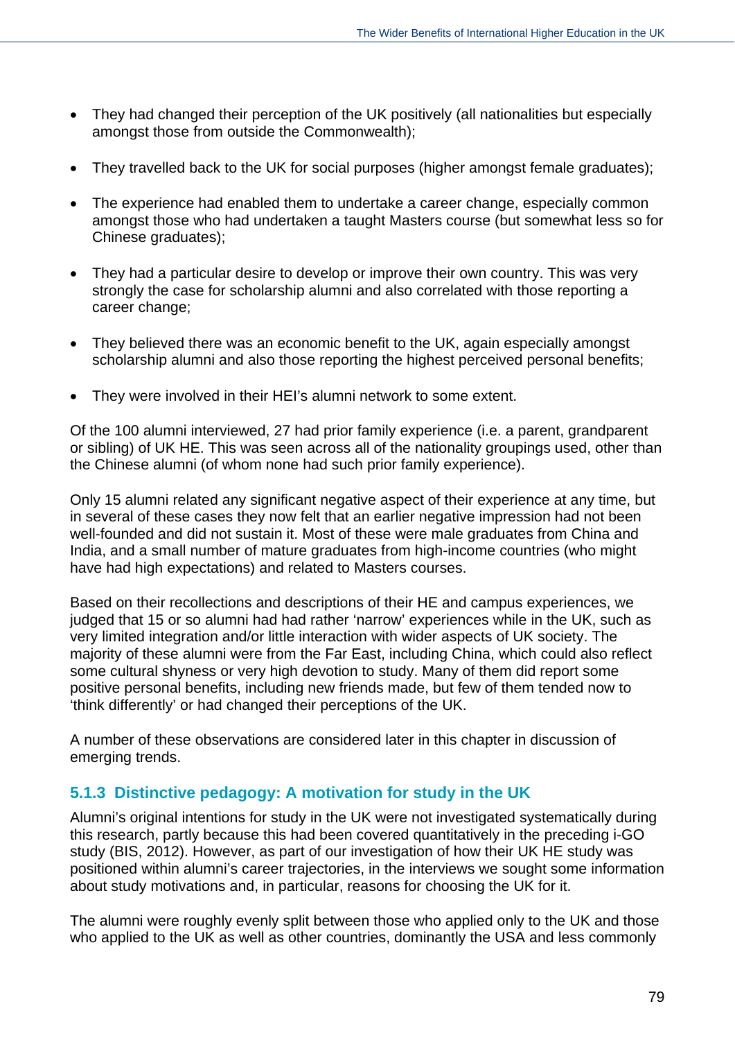- They had changed their perception of the UK positively (all nationalities but especially amongst those from outside the Commonwealth);
- They travelled back to the UK for social purposes (higher amongst female graduates);
- The experience had enabled them to undertake a career change, especially common amongst those who had undertaken a taught Masters course (but somewhat less so for Chinese graduates);
- They had a particular desire to develop or improve their own country. This was very strongly the case for scholarship alumni and also correlated with those reporting a career change;
- They believed there was an economic benefit to the UK, again especially amongst scholarship alumni and also those reporting the highest perceived personal benefits;
- They were involved in their HEI's alumni network to some extent.

Of the 100 alumni interviewed, 27 had prior family experience (i.e. a parent, grandparent or sibling) of UK HE. This was seen across all of the nationality groupings used, other than the Chinese alumni (of whom none had such prior family experience).

Only 15 alumni related any significant negative aspect of their experience at any time, but in several of these cases they now felt that an earlier negative impression had not been well-founded and did not sustain it. Most of these were male graduates from China and India, and a small number of mature graduates from high-income countries (who might have had high expectations) and related to Masters courses.

Based on their recollections and descriptions of their HE and campus experiences, we judged that 15 or so alumni had had rather 'narrow' experiences while in the UK, such as very limited integration and/or little interaction with wider aspects of UK society. The majority of these alumni were from the Far East, including China, which could also reflect some cultural shyness or very high devotion to study. Many of them did report some positive personal benefits, including new friends made, but few of them tended now to 'think differently' or had changed their perceptions of the UK.

A number of these observations are considered later in this chapter in discussion of emerging trends.

### 5.1.3 Distinctive pedagogy: A motivation for study in the UK

Alumni's original intentions for study in the UK were not investigated systematically during this research, partly because this had been covered quantitatively in the preceding i-GO study (BIS, 2012). However, as part of our investigation of how their UK HE study was positioned within alumni's career trajectories, in the interviews we sought some information about study motivations and, in particular, reasons for choosing the UK for it.

The alumni were roughly evenly split between those who applied only to the UK and those who applied to the UK as well as other countries, dominantly the USA and less commonly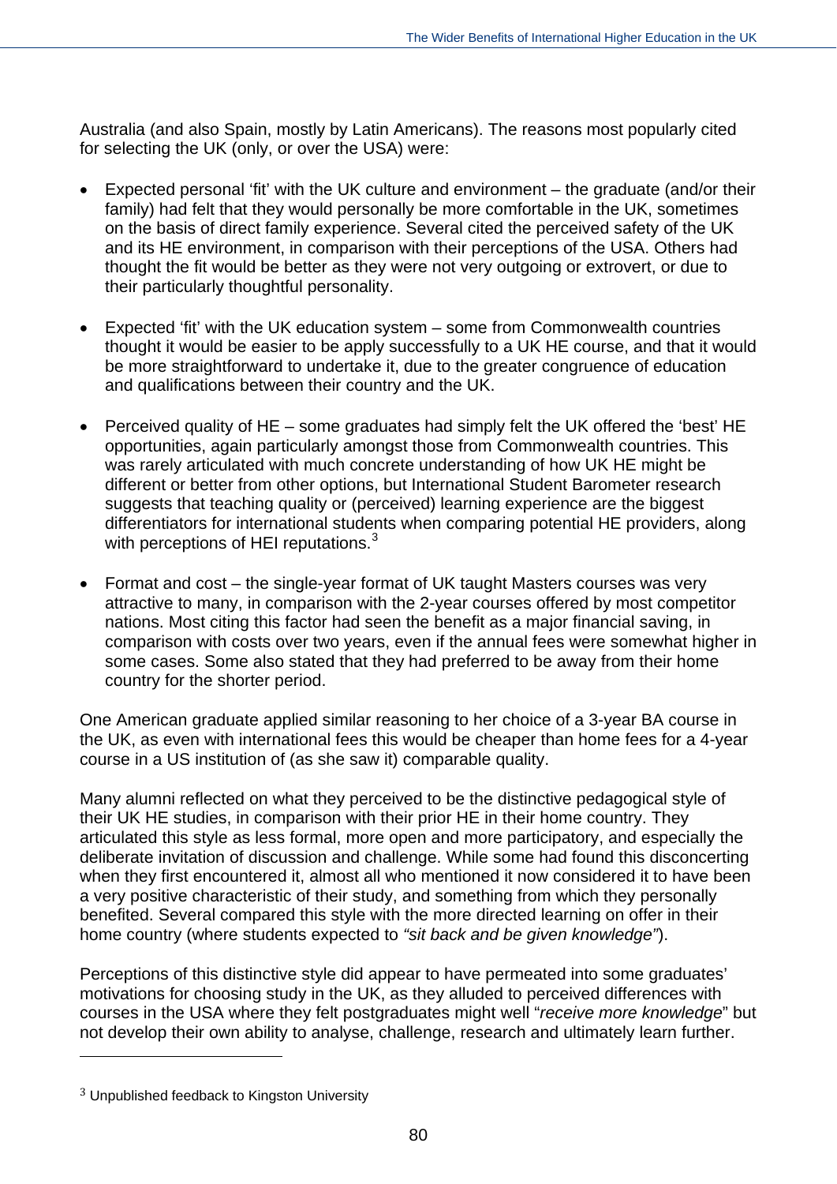Australia (and also Spain, mostly by Latin Americans). The reasons most popularly cited for selecting the UK (only, or over the USA) were:

- Expected personal 'fit' with the UK culture and environment – the graduate (and/or their family) had felt that they would personally be more comfortable in the UK, sometimes on the basis of direct family experience. Several cited the perceived safety of the UK and its HE environment, in comparison with their perceptions of the USA. Others had thought the fit would be better as they were not very outgoing or extrovert, or due to their particularly thoughtful personality.

- Expected 'fit' with the UK education system – some from Commonwealth countries thought it would be easier to be apply successfully to a UK HE course, and that it would be more straightforward to undertake it, due to the greater congruence of education and qualifications between their country and the UK.

- Perceived quality of HE – some graduates had simply felt the UK offered the 'best' HE opportunities, again particularly amongst those from Commonwealth countries. This was rarely articulated with much concrete understanding of how UK HE might be different or better from other options, but International Student Barometer research suggests that teaching quality or (perceived) learning experience are the biggest differentiators for international students when comparing potential HE providers, along with perceptions of HEI reputations.[3]

- Format and cost – the single-year format of UK taught Masters courses was very attractive to many, in comparison with the 2-year courses offered by most competitor nations. Most citing this factor had seen the benefit as a major financial saving, in comparison with costs over two years, even if the annual fees were somewhat higher in some cases. Some also stated that they had preferred to be away from their home country for the shorter period.

One American graduate applied similar reasoning to her choice of a 3-year BA course in the UK, as even with international fees this would be cheaper than home fees for a 4-year course in a US institution of (as she saw it) comparable quality.

Many alumni reflected on what they perceived to be the distinctive pedagogical style of their UK HE studies, in comparison with their prior HE in their home country. They articulated this style as less formal, more open and more participatory, and especially the deliberate invitation of discussion and challenge. While some had found this disconcerting when they first encountered it, almost all who mentioned it now considered it to have been a very positive characteristic of their study, and something from which they personally benefited. Several compared this style with the more directed learning on offer in their home country (where students expected to *"sit back and be given knowledge"*).

Perceptions of this distinctive style did appear to have permeated into some graduates' motivations for choosing study in the UK, as they alluded to perceived differences with courses in the USA where they felt postgraduates might well "*receive more knowledge*" but not develop their own ability to analyse, challenge, research and ultimately learn further.

[3] Unpublished feedback to Kingston University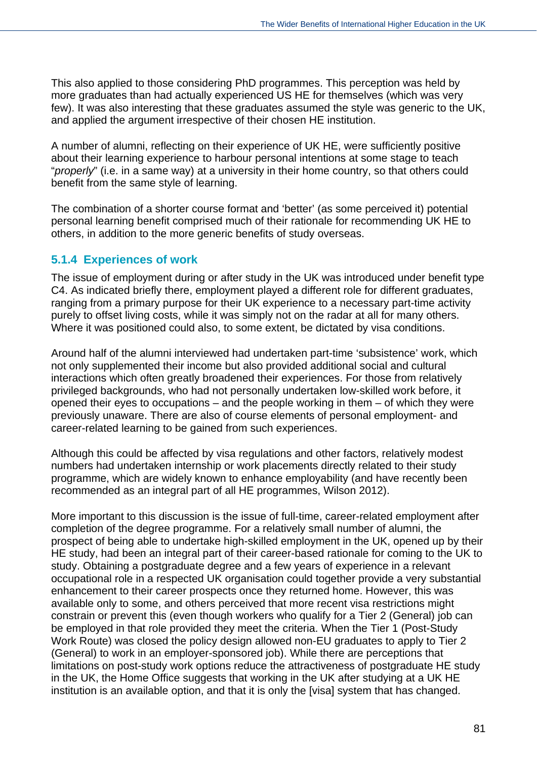This also applied to those considering PhD programmes. This perception was held by more graduates than had actually experienced US HE for themselves (which was very few). It was also interesting that these graduates assumed the style was generic to the UK, and applied the argument irrespective of their chosen HE institution.

A number of alumni, reflecting on their experience of UK HE, were sufficiently positive about their learning experience to harbour personal intentions at some stage to teach "*properly*" (i.e. in a same way) at a university in their home country, so that others could benefit from the same style of learning.

The combination of a shorter course format and 'better' (as some perceived it) potential personal learning benefit comprised much of their rationale for recommending UK HE to others, in addition to the more generic benefits of study overseas.

### 5.1.4 Experiences of work

The issue of employment during or after study in the UK was introduced under benefit type C4. As indicated briefly there, employment played a different role for different graduates, ranging from a primary purpose for their UK experience to a necessary part-time activity purely to offset living costs, while it was simply not on the radar at all for many others. Where it was positioned could also, to some extent, be dictated by visa conditions.

Around half of the alumni interviewed had undertaken part-time 'subsistence' work, which not only supplemented their income but also provided additional social and cultural interactions which often greatly broadened their experiences. For those from relatively privileged backgrounds, who had not personally undertaken low-skilled work before, it opened their eyes to occupations – and the people working in them – of which they were previously unaware. There are also of course elements of personal employment- and career-related learning to be gained from such experiences.

Although this could be affected by visa regulations and other factors, relatively modest numbers had undertaken internship or work placements directly related to their study programme, which are widely known to enhance employability (and have recently been recommended as an integral part of all HE programmes, Wilson 2012).

More important to this discussion is the issue of full-time, career-related employment after completion of the degree programme. For a relatively small number of alumni, the prospect of being able to undertake high-skilled employment in the UK, opened up by their HE study, had been an integral part of their career-based rationale for coming to the UK to study. Obtaining a postgraduate degree and a few years of experience in a relevant occupational role in a respected UK organisation could together provide a very substantial enhancement to their career prospects once they returned home. However, this was available only to some, and others perceived that more recent visa restrictions might constrain or prevent this (even though workers who qualify for a Tier 2 (General) job can be employed in that role provided they meet the criteria. When the Tier 1 (Post-Study Work Route) was closed the policy design allowed non-EU graduates to apply to Tier 2 (General) to work in an employer-sponsored job). While there are perceptions that limitations on post-study work options reduce the attractiveness of postgraduate HE study in the UK, the Home Office suggests that working in the UK after studying at a UK HE institution is an available option, and that it is only the [visa] system that has changed.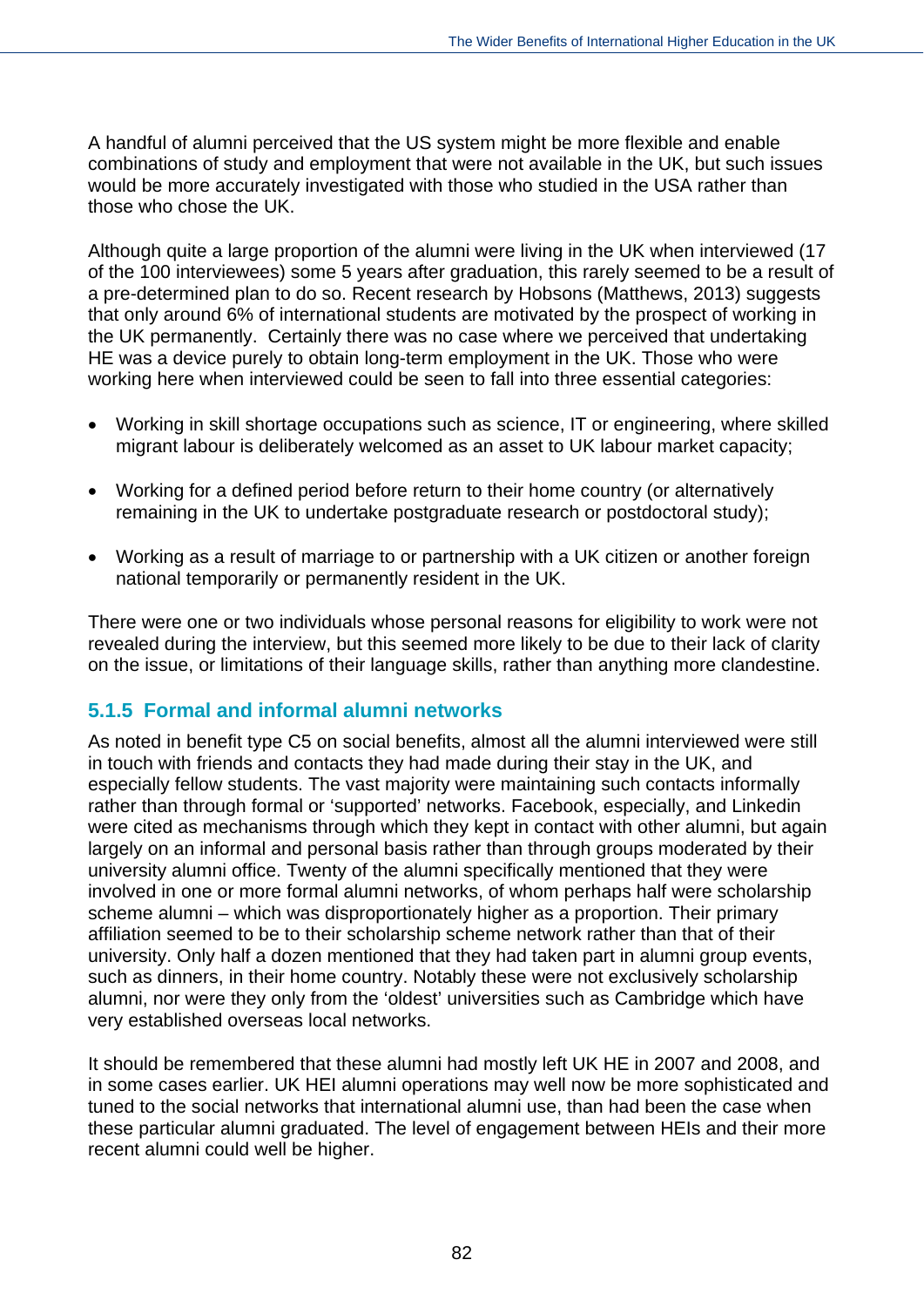A handful of alumni perceived that the US system might be more flexible and enable combinations of study and employment that were not available in the UK, but such issues would be more accurately investigated with those who studied in the USA rather than those who chose the UK.

Although quite a large proportion of the alumni were living in the UK when interviewed (17 of the 100 interviewees) some 5 years after graduation, this rarely seemed to be a result of a pre-determined plan to do so. Recent research by Hobsons (Matthews, 2013) suggests that only around 6% of international students are motivated by the prospect of working in the UK permanently. Certainly there was no case where we perceived that undertaking HE was a device purely to obtain long-term employment in the UK. Those who were working here when interviewed could be seen to fall into three essential categories:

- Working in skill shortage occupations such as science, IT or engineering, where skilled migrant labour is deliberately welcomed as an asset to UK labour market capacity;
- Working for a defined period before return to their home country (or alternatively remaining in the UK to undertake postgraduate research or postdoctoral study);
- Working as a result of marriage to or partnership with a UK citizen or another foreign national temporarily or permanently resident in the UK.

There were one or two individuals whose personal reasons for eligibility to work were not revealed during the interview, but this seemed more likely to be due to their lack of clarity on the issue, or limitations of their language skills, rather than anything more clandestine.

### 5.1.5 Formal and informal alumni networks

As noted in benefit type C5 on social benefits, almost all the alumni interviewed were still in touch with friends and contacts they had made during their stay in the UK, and especially fellow students. The vast majority were maintaining such contacts informally rather than through formal or 'supported' networks. Facebook, especially, and Linkedin were cited as mechanisms through which they kept in contact with other alumni, but again largely on an informal and personal basis rather than through groups moderated by their university alumni office. Twenty of the alumni specifically mentioned that they were involved in one or more formal alumni networks, of whom perhaps half were scholarship scheme alumni – which was disproportionately higher as a proportion. Their primary affiliation seemed to be to their scholarship scheme network rather than that of their university. Only half a dozen mentioned that they had taken part in alumni group events, such as dinners, in their home country. Notably these were not exclusively scholarship alumni, nor were they only from the 'oldest' universities such as Cambridge which have very established overseas local networks.

It should be remembered that these alumni had mostly left UK HE in 2007 and 2008, and in some cases earlier. UK HEI alumni operations may well now be more sophisticated and tuned to the social networks that international alumni use, than had been the case when these particular alumni graduated. The level of engagement between HEIs and their more recent alumni could well be higher.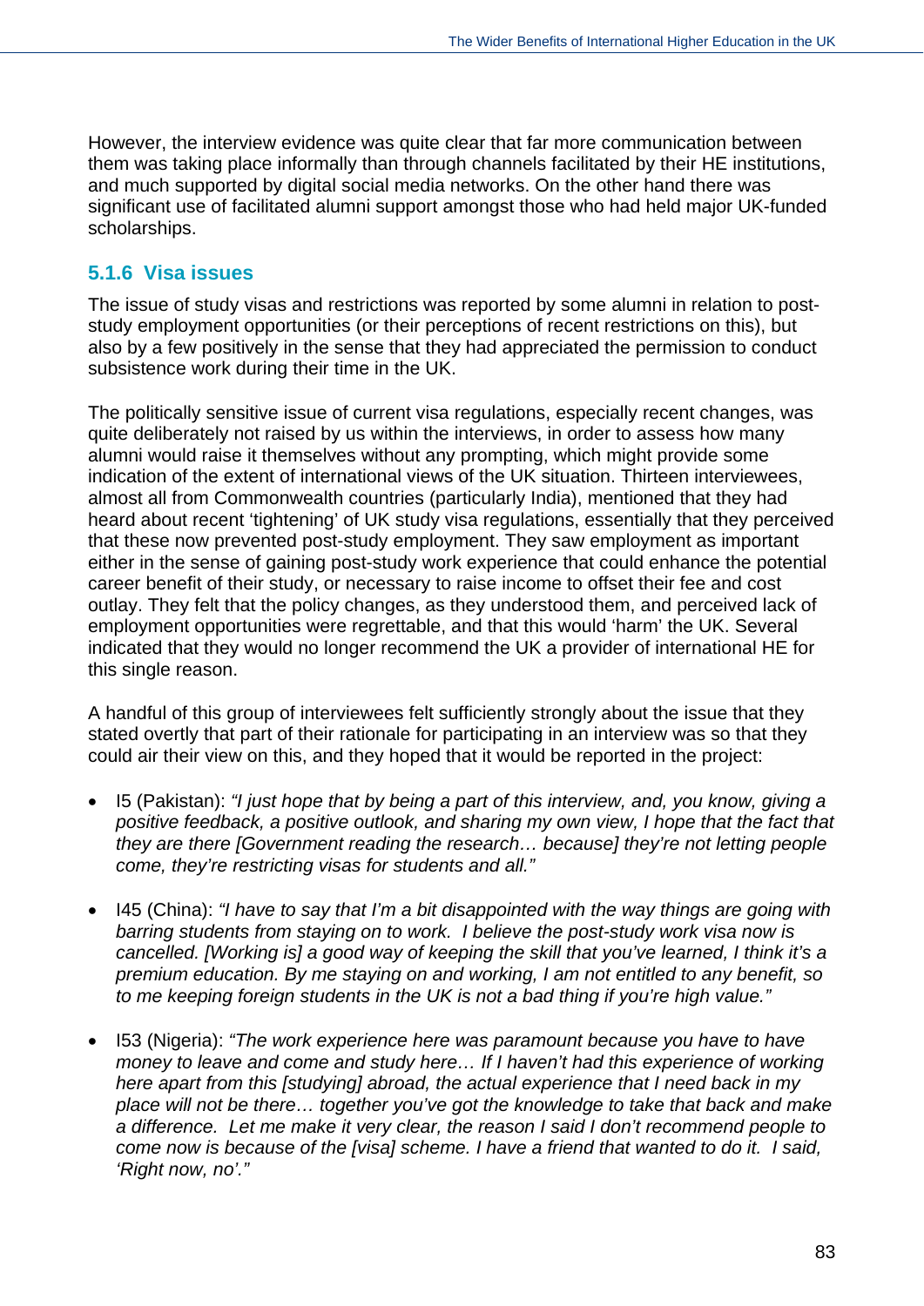However, the interview evidence was quite clear that far more communication between them was taking place informally than through channels facilitated by their HE institutions, and much supported by digital social media networks. On the other hand there was significant use of facilitated alumni support amongst those who had held major UK-funded scholarships.

### 5.1.6 Visa issues

The issue of study visas and restrictions was reported by some alumni in relation to post-study employment opportunities (or their perceptions of recent restrictions on this), but also by a few positively in the sense that they had appreciated the permission to conduct subsistence work during their time in the UK.

The politically sensitive issue of current visa regulations, especially recent changes, was quite deliberately not raised by us within the interviews, in order to assess how many alumni would raise it themselves without any prompting, which might provide some indication of the extent of international views of the UK situation. Thirteen interviewees, almost all from Commonwealth countries (particularly India), mentioned that they had heard about recent 'tightening' of UK study visa regulations, essentially that they perceived that these now prevented post-study employment. They saw employment as important either in the sense of gaining post-study work experience that could enhance the potential career benefit of their study, or necessary to raise income to offset their fee and cost outlay. They felt that the policy changes, as they understood them, and perceived lack of employment opportunities were regrettable, and that this would 'harm' the UK. Several indicated that they would no longer recommend the UK a provider of international HE for this single reason.

A handful of this group of interviewees felt sufficiently strongly about the issue that they stated overtly that part of their rationale for participating in an interview was so that they could air their view on this, and they hoped that it would be reported in the project:

- I5 (Pakistan): *"I just hope that by being a part of this interview, and, you know, giving a positive feedback, a positive outlook, and sharing my own view, I hope that the fact that they are there [Government reading the research… because] they're not letting people come, they're restricting visas for students and all."*

- I45 (China): *"I have to say that I'm a bit disappointed with the way things are going with barring students from staying on to work. I believe the post-study work visa now is cancelled. [Working is] a good way of keeping the skill that you've learned, I think it's a premium education. By me staying on and working, I am not entitled to any benefit, so to me keeping foreign students in the UK is not a bad thing if you're high value."*

- I53 (Nigeria): *"The work experience here was paramount because you have to have money to leave and come and study here… If I haven't had this experience of working here apart from this [studying] abroad, the actual experience that I need back in my place will not be there… together you've got the knowledge to take that back and make a difference. Let me make it very clear, the reason I said I don't recommend people to come now is because of the [visa] scheme. I have a friend that wanted to do it. I said, 'Right now, no'."*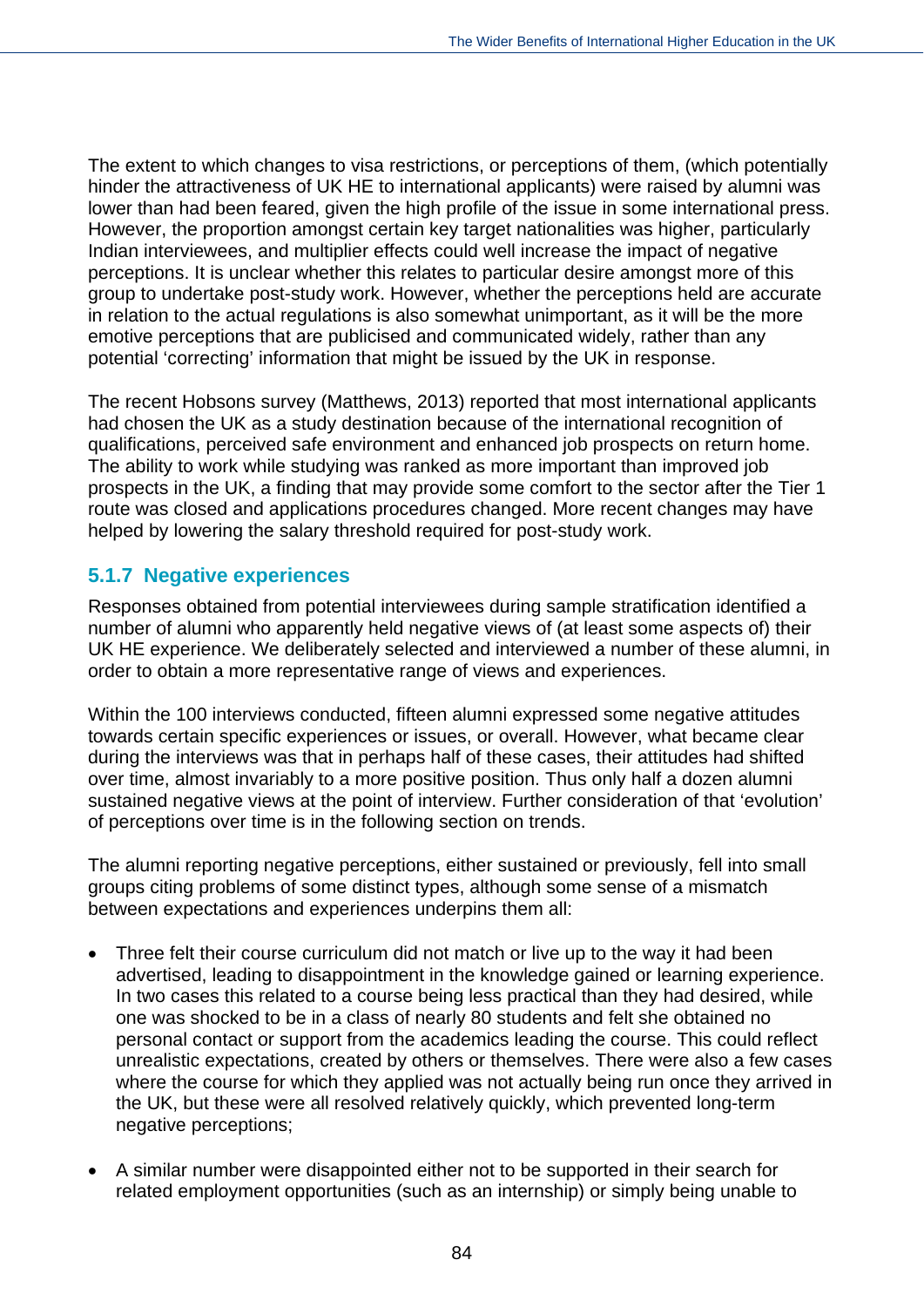The extent to which changes to visa restrictions, or perceptions of them, (which potentially hinder the attractiveness of UK HE to international applicants) were raised by alumni was lower than had been feared, given the high profile of the issue in some international press. However, the proportion amongst certain key target nationalities was higher, particularly Indian interviewees, and multiplier effects could well increase the impact of negative perceptions. It is unclear whether this relates to particular desire amongst more of this group to undertake post-study work. However, whether the perceptions held are accurate in relation to the actual regulations is also somewhat unimportant, as it will be the more emotive perceptions that are publicised and communicated widely, rather than any potential 'correcting' information that might be issued by the UK in response.

The recent Hobsons survey (Matthews, 2013) reported that most international applicants had chosen the UK as a study destination because of the international recognition of qualifications, perceived safe environment and enhanced job prospects on return home. The ability to work while studying was ranked as more important than improved job prospects in the UK, a finding that may provide some comfort to the sector after the Tier 1 route was closed and applications procedures changed. More recent changes may have helped by lowering the salary threshold required for post-study work.

### 5.1.7 Negative experiences

Responses obtained from potential interviewees during sample stratification identified a number of alumni who apparently held negative views of (at least some aspects of) their UK HE experience. We deliberately selected and interviewed a number of these alumni, in order to obtain a more representative range of views and experiences.

Within the 100 interviews conducted, fifteen alumni expressed some negative attitudes towards certain specific experiences or issues, or overall. However, what became clear during the interviews was that in perhaps half of these cases, their attitudes had shifted over time, almost invariably to a more positive position. Thus only half a dozen alumni sustained negative views at the point of interview. Further consideration of that 'evolution' of perceptions over time is in the following section on trends.

The alumni reporting negative perceptions, either sustained or previously, fell into small groups citing problems of some distinct types, although some sense of a mismatch between expectations and experiences underpins them all:

- Three felt their course curriculum did not match or live up to the way it had been advertised, leading to disappointment in the knowledge gained or learning experience. In two cases this related to a course being less practical than they had desired, while one was shocked to be in a class of nearly 80 students and felt she obtained no personal contact or support from the academics leading the course. This could reflect unrealistic expectations, created by others or themselves. There were also a few cases where the course for which they applied was not actually being run once they arrived in the UK, but these were all resolved relatively quickly, which prevented long-term negative perceptions;
- A similar number were disappointed either not to be supported in their search for related employment opportunities (such as an internship) or simply being unable to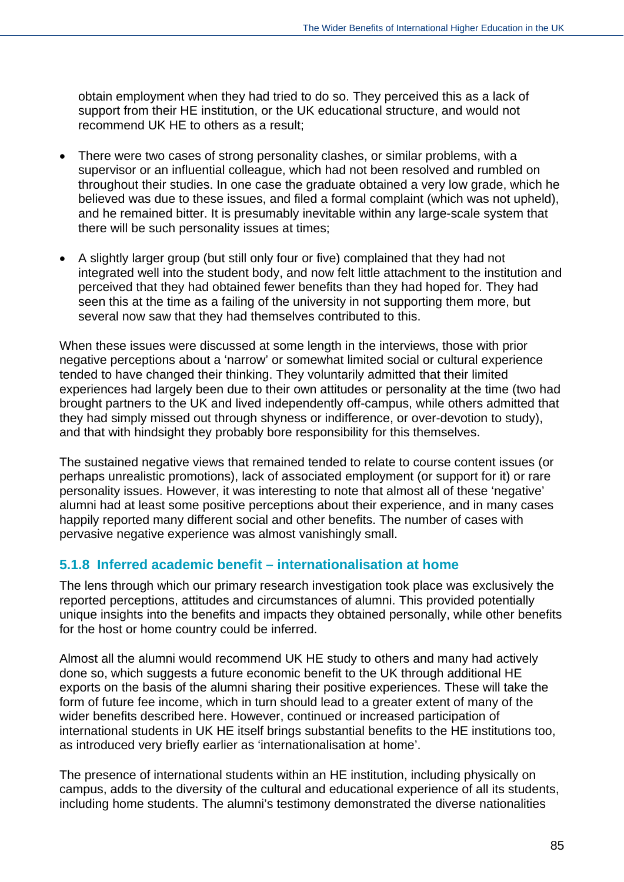obtain employment when they had tried to do so. They perceived this as a lack of support from their HE institution, or the UK educational structure, and would not recommend UK HE to others as a result;

- There were two cases of strong personality clashes, or similar problems, with a supervisor or an influential colleague, which had not been resolved and rumbled on throughout their studies. In one case the graduate obtained a very low grade, which he believed was due to these issues, and filed a formal complaint (which was not upheld), and he remained bitter. It is presumably inevitable within any large-scale system that there will be such personality issues at times;
- A slightly larger group (but still only four or five) complained that they had not integrated well into the student body, and now felt little attachment to the institution and perceived that they had obtained fewer benefits than they had hoped for. They had seen this at the time as a failing of the university in not supporting them more, but several now saw that they had themselves contributed to this.

When these issues were discussed at some length in the interviews, those with prior negative perceptions about a 'narrow' or somewhat limited social or cultural experience tended to have changed their thinking. They voluntarily admitted that their limited experiences had largely been due to their own attitudes or personality at the time (two had brought partners to the UK and lived independently off-campus, while others admitted that they had simply missed out through shyness or indifference, or over-devotion to study), and that with hindsight they probably bore responsibility for this themselves.

The sustained negative views that remained tended to relate to course content issues (or perhaps unrealistic promotions), lack of associated employment (or support for it) or rare personality issues. However, it was interesting to note that almost all of these 'negative' alumni had at least some positive perceptions about their experience, and in many cases happily reported many different social and other benefits. The number of cases with pervasive negative experience was almost vanishingly small.

### 5.1.8 Inferred academic benefit – internationalisation at home

The lens through which our primary research investigation took place was exclusively the reported perceptions, attitudes and circumstances of alumni. This provided potentially unique insights into the benefits and impacts they obtained personally, while other benefits for the host or home country could be inferred.

Almost all the alumni would recommend UK HE study to others and many had actively done so, which suggests a future economic benefit to the UK through additional HE exports on the basis of the alumni sharing their positive experiences. These will take the form of future fee income, which in turn should lead to a greater extent of many of the wider benefits described here. However, continued or increased participation of international students in UK HE itself brings substantial benefits to the HE institutions too, as introduced very briefly earlier as 'internationalisation at home'.

The presence of international students within an HE institution, including physically on campus, adds to the diversity of the cultural and educational experience of all its students, including home students. The alumni's testimony demonstrated the diverse nationalities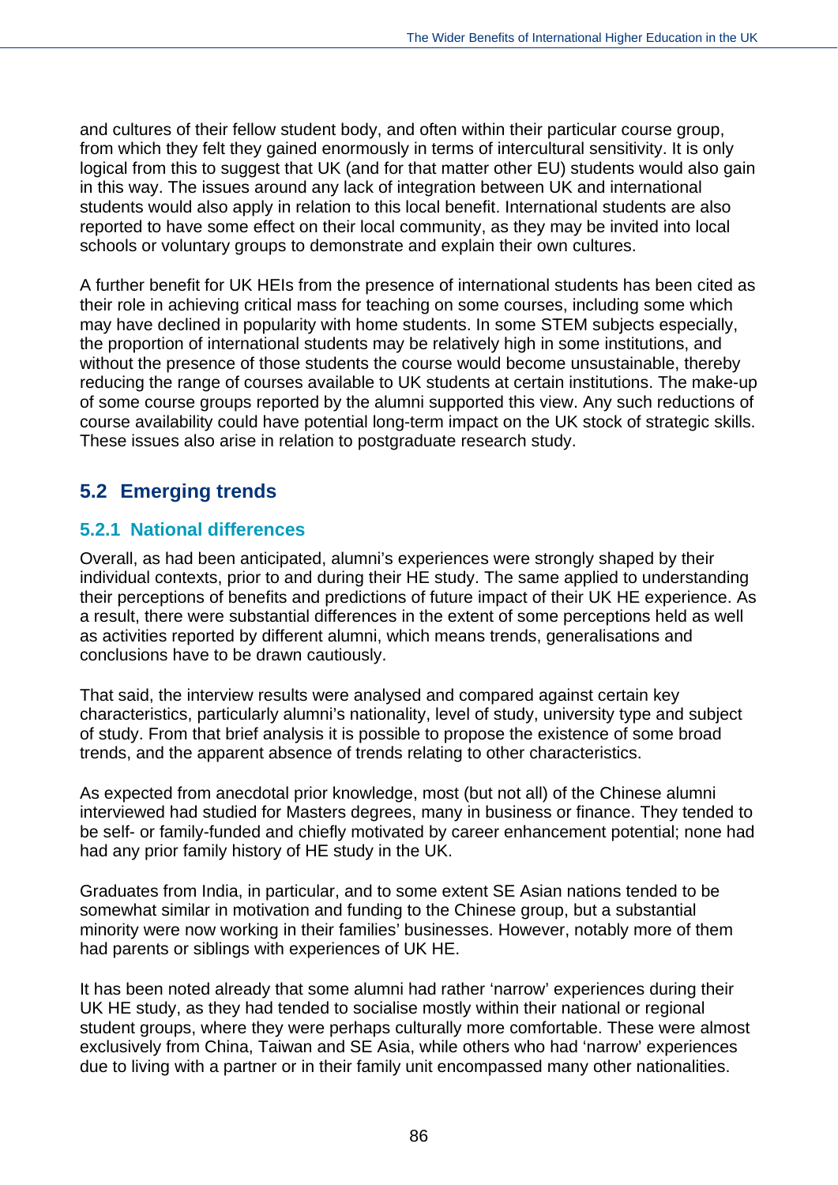and cultures of their fellow student body, and often within their particular course group, from which they felt they gained enormously in terms of intercultural sensitivity. It is only logical from this to suggest that UK (and for that matter other EU) students would also gain in this way. The issues around any lack of integration between UK and international students would also apply in relation to this local benefit. International students are also reported to have some effect on their local community, as they may be invited into local schools or voluntary groups to demonstrate and explain their own cultures.

A further benefit for UK HEIs from the presence of international students has been cited as their role in achieving critical mass for teaching on some courses, including some which may have declined in popularity with home students. In some STEM subjects especially, the proportion of international students may be relatively high in some institutions, and without the presence of those students the course would become unsustainable, thereby reducing the range of courses available to UK students at certain institutions. The make-up of some course groups reported by the alumni supported this view. Any such reductions of course availability could have potential long-term impact on the UK stock of strategic skills. These issues also arise in relation to postgraduate research study.

## 5.2 Emerging trends

### 5.2.1 National differences

Overall, as had been anticipated, alumni's experiences were strongly shaped by their individual contexts, prior to and during their HE study. The same applied to understanding their perceptions of benefits and predictions of future impact of their UK HE experience. As a result, there were substantial differences in the extent of some perceptions held as well as activities reported by different alumni, which means trends, generalisations and conclusions have to be drawn cautiously.

That said, the interview results were analysed and compared against certain key characteristics, particularly alumni's nationality, level of study, university type and subject of study. From that brief analysis it is possible to propose the existence of some broad trends, and the apparent absence of trends relating to other characteristics.

As expected from anecdotal prior knowledge, most (but not all) of the Chinese alumni interviewed had studied for Masters degrees, many in business or finance. They tended to be self- or family-funded and chiefly motivated by career enhancement potential; none had had any prior family history of HE study in the UK.

Graduates from India, in particular, and to some extent SE Asian nations tended to be somewhat similar in motivation and funding to the Chinese group, but a substantial minority were now working in their families' businesses. However, notably more of them had parents or siblings with experiences of UK HE.

It has been noted already that some alumni had rather 'narrow' experiences during their UK HE study, as they had tended to socialise mostly within their national or regional student groups, where they were perhaps culturally more comfortable. These were almost exclusively from China, Taiwan and SE Asia, while others who had 'narrow' experiences due to living with a partner or in their family unit encompassed many other nationalities.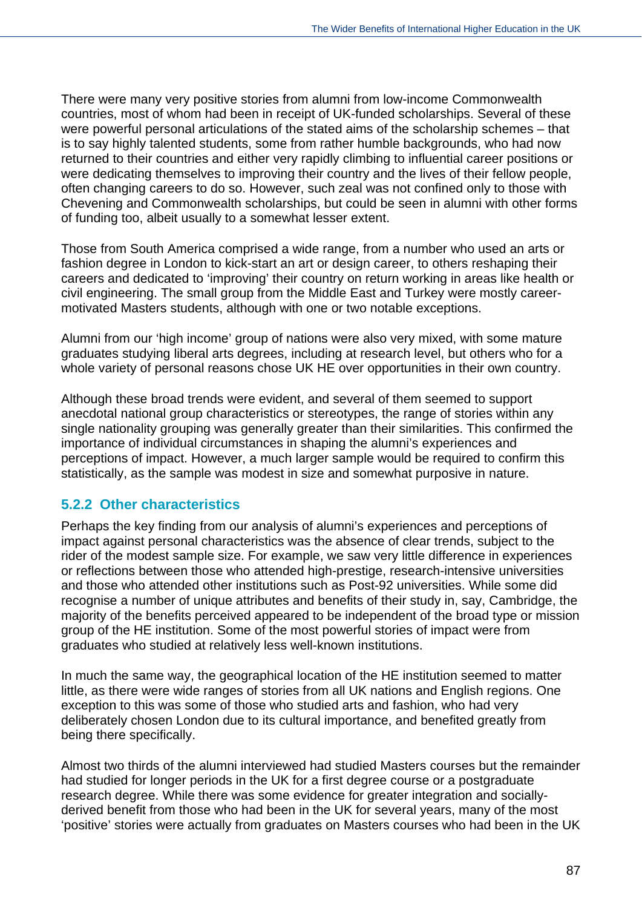There were many very positive stories from alumni from low-income Commonwealth countries, most of whom had been in receipt of UK-funded scholarships. Several of these were powerful personal articulations of the stated aims of the scholarship schemes – that is to say highly talented students, some from rather humble backgrounds, who had now returned to their countries and either very rapidly climbing to influential career positions or were dedicating themselves to improving their country and the lives of their fellow people, often changing careers to do so. However, such zeal was not confined only to those with Chevening and Commonwealth scholarships, but could be seen in alumni with other forms of funding too, albeit usually to a somewhat lesser extent.

Those from South America comprised a wide range, from a number who used an arts or fashion degree in London to kick-start an art or design career, to others reshaping their careers and dedicated to 'improving' their country on return working in areas like health or civil engineering. The small group from the Middle East and Turkey were mostly career-motivated Masters students, although with one or two notable exceptions.

Alumni from our 'high income' group of nations were also very mixed, with some mature graduates studying liberal arts degrees, including at research level, but others who for a whole variety of personal reasons chose UK HE over opportunities in their own country.

Although these broad trends were evident, and several of them seemed to support anecdotal national group characteristics or stereotypes, the range of stories within any single nationality grouping was generally greater than their similarities. This confirmed the importance of individual circumstances in shaping the alumni's experiences and perceptions of impact. However, a much larger sample would be required to confirm this statistically, as the sample was modest in size and somewhat purposive in nature.

### 5.2.2 Other characteristics

Perhaps the key finding from our analysis of alumni's experiences and perceptions of impact against personal characteristics was the absence of clear trends, subject to the rider of the modest sample size. For example, we saw very little difference in experiences or reflections between those who attended high-prestige, research-intensive universities and those who attended other institutions such as Post-92 universities. While some did recognise a number of unique attributes and benefits of their study in, say, Cambridge, the majority of the benefits perceived appeared to be independent of the broad type or mission group of the HE institution. Some of the most powerful stories of impact were from graduates who studied at relatively less well-known institutions.

In much the same way, the geographical location of the HE institution seemed to matter little, as there were wide ranges of stories from all UK nations and English regions. One exception to this was some of those who studied arts and fashion, who had very deliberately chosen London due to its cultural importance, and benefited greatly from being there specifically.

Almost two thirds of the alumni interviewed had studied Masters courses but the remainder had studied for longer periods in the UK for a first degree course or a postgraduate research degree. While there was some evidence for greater integration and socially-derived benefit from those who had been in the UK for several years, many of the most 'positive' stories were actually from graduates on Masters courses who had been in the UK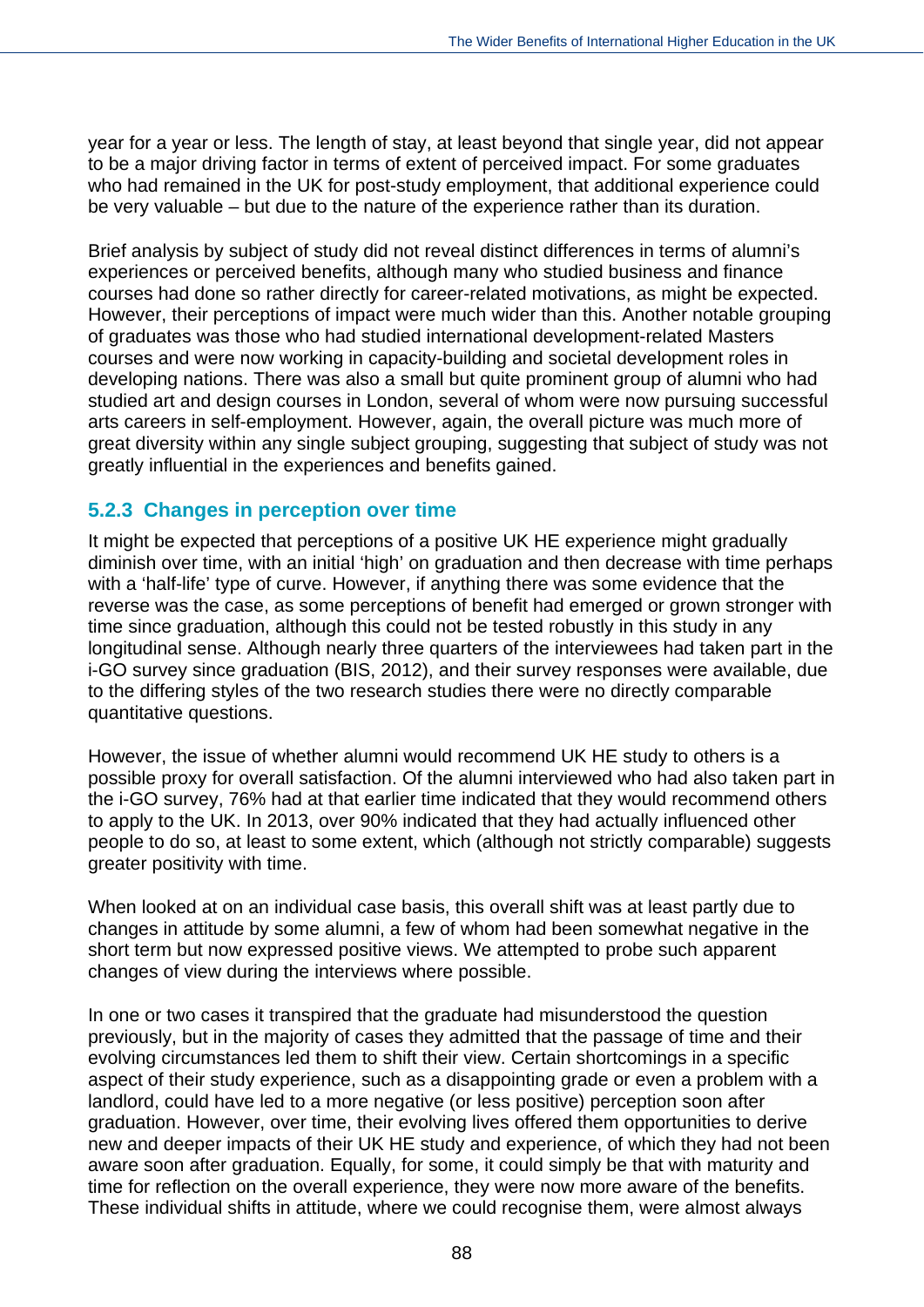year for a year or less. The length of stay, at least beyond that single year, did not appear to be a major driving factor in terms of extent of perceived impact. For some graduates who had remained in the UK for post-study employment, that additional experience could be very valuable – but due to the nature of the experience rather than its duration.

Brief analysis by subject of study did not reveal distinct differences in terms of alumni's experiences or perceived benefits, although many who studied business and finance courses had done so rather directly for career-related motivations, as might be expected. However, their perceptions of impact were much wider than this. Another notable grouping of graduates was those who had studied international development-related Masters courses and were now working in capacity-building and societal development roles in developing nations. There was also a small but quite prominent group of alumni who had studied art and design courses in London, several of whom were now pursuing successful arts careers in self-employment. However, again, the overall picture was much more of great diversity within any single subject grouping, suggesting that subject of study was not greatly influential in the experiences and benefits gained.

### 5.2.3 Changes in perception over time

It might be expected that perceptions of a positive UK HE experience might gradually diminish over time, with an initial 'high' on graduation and then decrease with time perhaps with a 'half-life' type of curve. However, if anything there was some evidence that the reverse was the case, as some perceptions of benefit had emerged or grown stronger with time since graduation, although this could not be tested robustly in this study in any longitudinal sense. Although nearly three quarters of the interviewees had taken part in the i-GO survey since graduation (BIS, 2012), and their survey responses were available, due to the differing styles of the two research studies there were no directly comparable quantitative questions.

However, the issue of whether alumni would recommend UK HE study to others is a possible proxy for overall satisfaction. Of the alumni interviewed who had also taken part in the i-GO survey, 76% had at that earlier time indicated that they would recommend others to apply to the UK. In 2013, over 90% indicated that they had actually influenced other people to do so, at least to some extent, which (although not strictly comparable) suggests greater positivity with time.

When looked at on an individual case basis, this overall shift was at least partly due to changes in attitude by some alumni, a few of whom had been somewhat negative in the short term but now expressed positive views. We attempted to probe such apparent changes of view during the interviews where possible.

In one or two cases it transpired that the graduate had misunderstood the question previously, but in the majority of cases they admitted that the passage of time and their evolving circumstances led them to shift their view. Certain shortcomings in a specific aspect of their study experience, such as a disappointing grade or even a problem with a landlord, could have led to a more negative (or less positive) perception soon after graduation. However, over time, their evolving lives offered them opportunities to derive new and deeper impacts of their UK HE study and experience, of which they had not been aware soon after graduation. Equally, for some, it could simply be that with maturity and time for reflection on the overall experience, they were now more aware of the benefits. These individual shifts in attitude, where we could recognise them, were almost always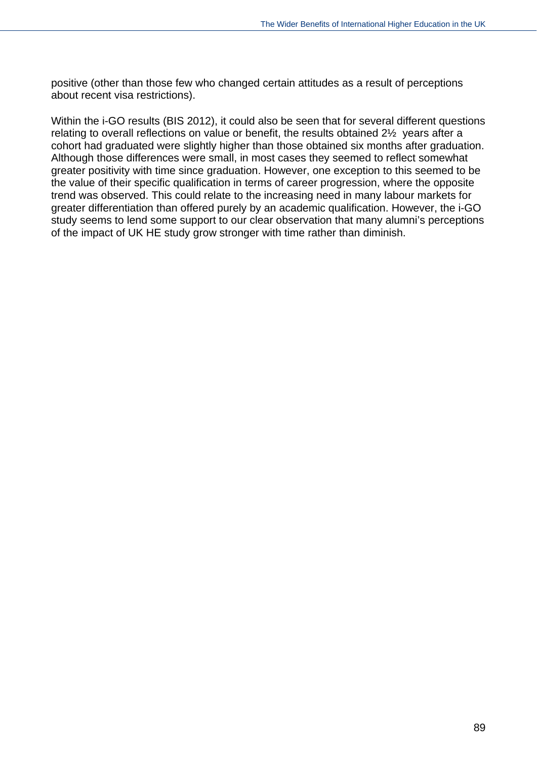positive (other than those few who changed certain attitudes as a result of perceptions about recent visa restrictions).

Within the i-GO results (BIS 2012), it could also be seen that for several different questions relating to overall reflections on value or benefit, the results obtained 2½ years after a cohort had graduated were slightly higher than those obtained six months after graduation. Although those differences were small, in most cases they seemed to reflect somewhat greater positivity with time since graduation. However, one exception to this seemed to be the value of their specific qualification in terms of career progression, where the opposite trend was observed. This could relate to the increasing need in many labour markets for greater differentiation than offered purely by an academic qualification. However, the i-GO study seems to lend some support to our clear observation that many alumni's perceptions of the impact of UK HE study grow stronger with time rather than diminish.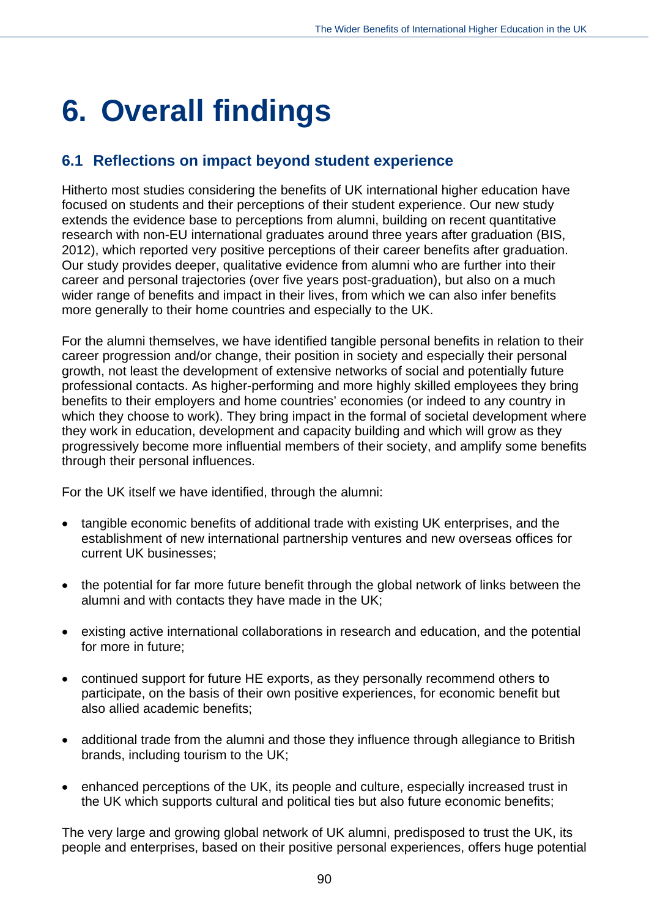# 6. Overall findings

## 6.1 Reflections on impact beyond student experience

Hitherto most studies considering the benefits of UK international higher education have focused on students and their perceptions of their student experience. Our new study extends the evidence base to perceptions from alumni, building on recent quantitative research with non-EU international graduates around three years after graduation (BIS, 2012), which reported very positive perceptions of their career benefits after graduation. Our study provides deeper, qualitative evidence from alumni who are further into their career and personal trajectories (over five years post-graduation), but also on a much wider range of benefits and impact in their lives, from which we can also infer benefits more generally to their home countries and especially to the UK.

For the alumni themselves, we have identified tangible personal benefits in relation to their career progression and/or change, their position in society and especially their personal growth, not least the development of extensive networks of social and potentially future professional contacts. As higher-performing and more highly skilled employees they bring benefits to their employers and home countries' economies (or indeed to any country in which they choose to work). They bring impact in the formal of societal development where they work in education, development and capacity building and which will grow as they progressively become more influential members of their society, and amplify some benefits through their personal influences.

For the UK itself we have identified, through the alumni:

- tangible economic benefits of additional trade with existing UK enterprises, and the establishment of new international partnership ventures and new overseas offices for current UK businesses;
- the potential for far more future benefit through the global network of links between the alumni and with contacts they have made in the UK;
- existing active international collaborations in research and education, and the potential for more in future;
- continued support for future HE exports, as they personally recommend others to participate, on the basis of their own positive experiences, for economic benefit but also allied academic benefits;
- additional trade from the alumni and those they influence through allegiance to British brands, including tourism to the UK;
- enhanced perceptions of the UK, its people and culture, especially increased trust in the UK which supports cultural and political ties but also future economic benefits;

The very large and growing global network of UK alumni, predisposed to trust the UK, its people and enterprises, based on their positive personal experiences, offers huge potential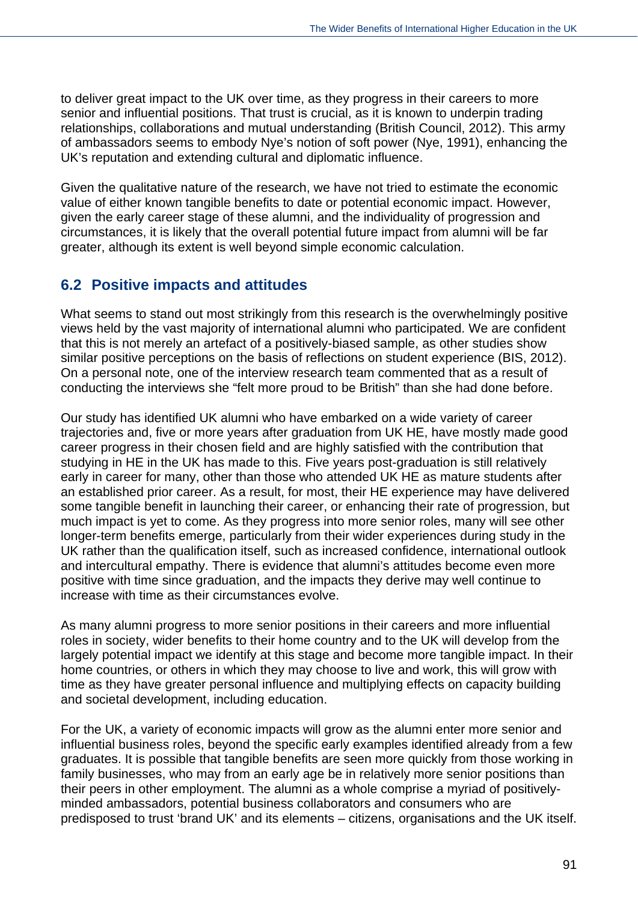to deliver great impact to the UK over time, as they progress in their careers to more senior and influential positions. That trust is crucial, as it is known to underpin trading relationships, collaborations and mutual understanding (British Council, 2012). This army of ambassadors seems to embody Nye's notion of soft power (Nye, 1991), enhancing the UK's reputation and extending cultural and diplomatic influence.

Given the qualitative nature of the research, we have not tried to estimate the economic value of either known tangible benefits to date or potential economic impact. However, given the early career stage of these alumni, and the individuality of progression and circumstances, it is likely that the overall potential future impact from alumni will be far greater, although its extent is well beyond simple economic calculation.

## 6.2 Positive impacts and attitudes

What seems to stand out most strikingly from this research is the overwhelmingly positive views held by the vast majority of international alumni who participated. We are confident that this is not merely an artefact of a positively-biased sample, as other studies show similar positive perceptions on the basis of reflections on student experience (BIS, 2012). On a personal note, one of the interview research team commented that as a result of conducting the interviews she "felt more proud to be British" than she had done before.

Our study has identified UK alumni who have embarked on a wide variety of career trajectories and, five or more years after graduation from UK HE, have mostly made good career progress in their chosen field and are highly satisfied with the contribution that studying in HE in the UK has made to this. Five years post-graduation is still relatively early in career for many, other than those who attended UK HE as mature students after an established prior career. As a result, for most, their HE experience may have delivered some tangible benefit in launching their career, or enhancing their rate of progression, but much impact is yet to come. As they progress into more senior roles, many will see other longer-term benefits emerge, particularly from their wider experiences during study in the UK rather than the qualification itself, such as increased confidence, international outlook and intercultural empathy. There is evidence that alumni's attitudes become even more positive with time since graduation, and the impacts they derive may well continue to increase with time as their circumstances evolve.

As many alumni progress to more senior positions in their careers and more influential roles in society, wider benefits to their home country and to the UK will develop from the largely potential impact we identify at this stage and become more tangible impact. In their home countries, or others in which they may choose to live and work, this will grow with time as they have greater personal influence and multiplying effects on capacity building and societal development, including education.

For the UK, a variety of economic impacts will grow as the alumni enter more senior and influential business roles, beyond the specific early examples identified already from a few graduates. It is possible that tangible benefits are seen more quickly from those working in family businesses, who may from an early age be in relatively more senior positions than their peers in other employment. The alumni as a whole comprise a myriad of positively-minded ambassadors, potential business collaborators and consumers who are predisposed to trust 'brand UK' and its elements – citizens, organisations and the UK itself.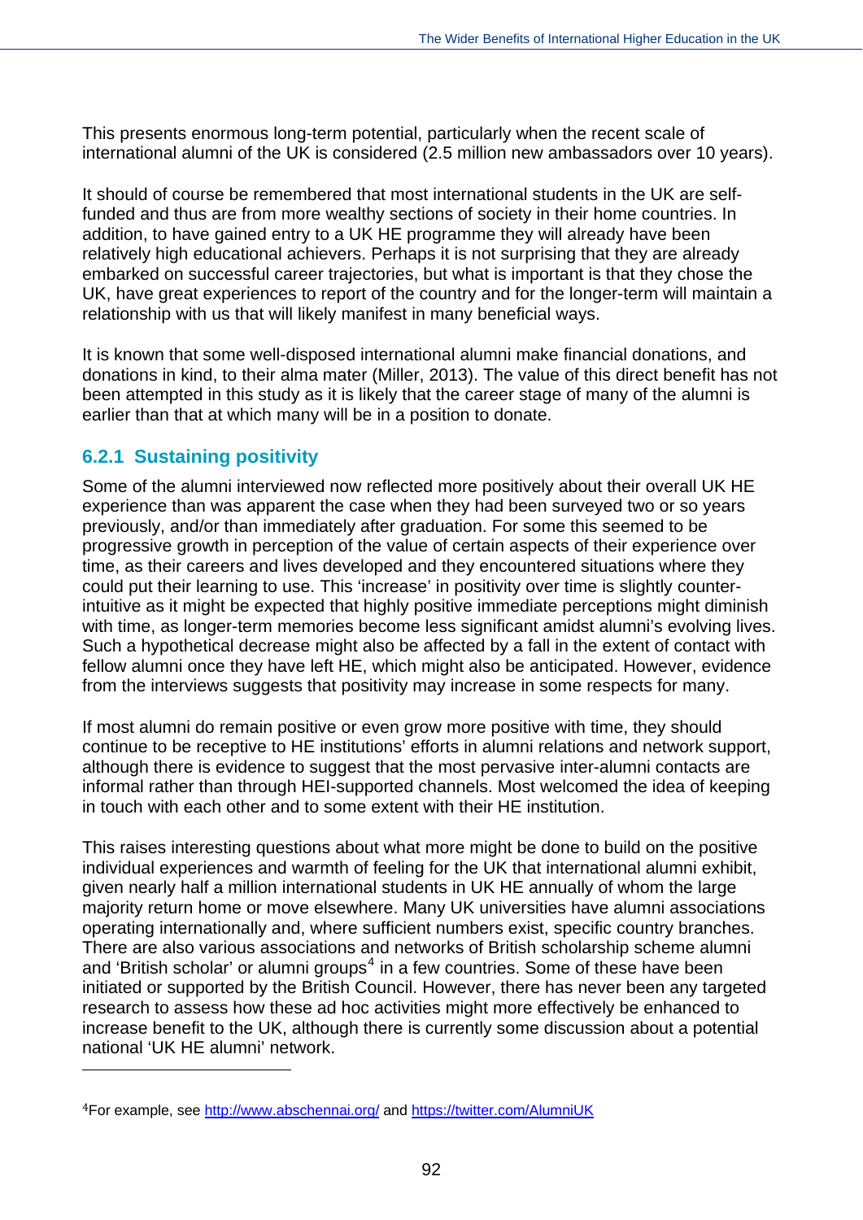This presents enormous long-term potential, particularly when the recent scale of international alumni of the UK is considered (2.5 million new ambassadors over 10 years).

It should of course be remembered that most international students in the UK are self-funded and thus are from more wealthy sections of society in their home countries. In addition, to have gained entry to a UK HE programme they will already have been relatively high educational achievers. Perhaps it is not surprising that they are already embarked on successful career trajectories, but what is important is that they chose the UK, have great experiences to report of the country and for the longer-term will maintain a relationship with us that will likely manifest in many beneficial ways.

It is known that some well-disposed international alumni make financial donations, and donations in kind, to their alma mater (Miller, 2013). The value of this direct benefit has not been attempted in this study as it is likely that the career stage of many of the alumni is earlier than that at which many will be in a position to donate.

### 6.2.1 Sustaining positivity

Some of the alumni interviewed now reflected more positively about their overall UK HE experience than was apparent the case when they had been surveyed two or so years previously, and/or than immediately after graduation. For some this seemed to be progressive growth in perception of the value of certain aspects of their experience over time, as their careers and lives developed and they encountered situations where they could put their learning to use. This 'increase' in positivity over time is slightly counter-intuitive as it might be expected that highly positive immediate perceptions might diminish with time, as longer-term memories become less significant amidst alumni's evolving lives. Such a hypothetical decrease might also be affected by a fall in the extent of contact with fellow alumni once they have left HE, which might also be anticipated. However, evidence from the interviews suggests that positivity may increase in some respects for many.

If most alumni do remain positive or even grow more positive with time, they should continue to be receptive to HE institutions' efforts in alumni relations and network support, although there is evidence to suggest that the most pervasive inter-alumni contacts are informal rather than through HEI-supported channels. Most welcomed the idea of keeping in touch with each other and to some extent with their HE institution.

This raises interesting questions about what more might be done to build on the positive individual experiences and warmth of feeling for the UK that international alumni exhibit, given nearly half a million international students in UK HE annually of whom the large majority return home or move elsewhere. Many UK universities have alumni associations operating internationally and, where sufficient numbers exist, specific country branches. There are also various associations and networks of British scholarship scheme alumni and 'British scholar' or alumni groups[4] in a few countries. Some of these have been initiated or supported by the British Council. However, there has never been any targeted research to assess how these ad hoc activities might more effectively be enhanced to increase benefit to the UK, although there is currently some discussion about a potential national 'UK HE alumni' network.

---

[4] For example, see http://www.abschennai.org/ and https://twitter.com/AlumniUK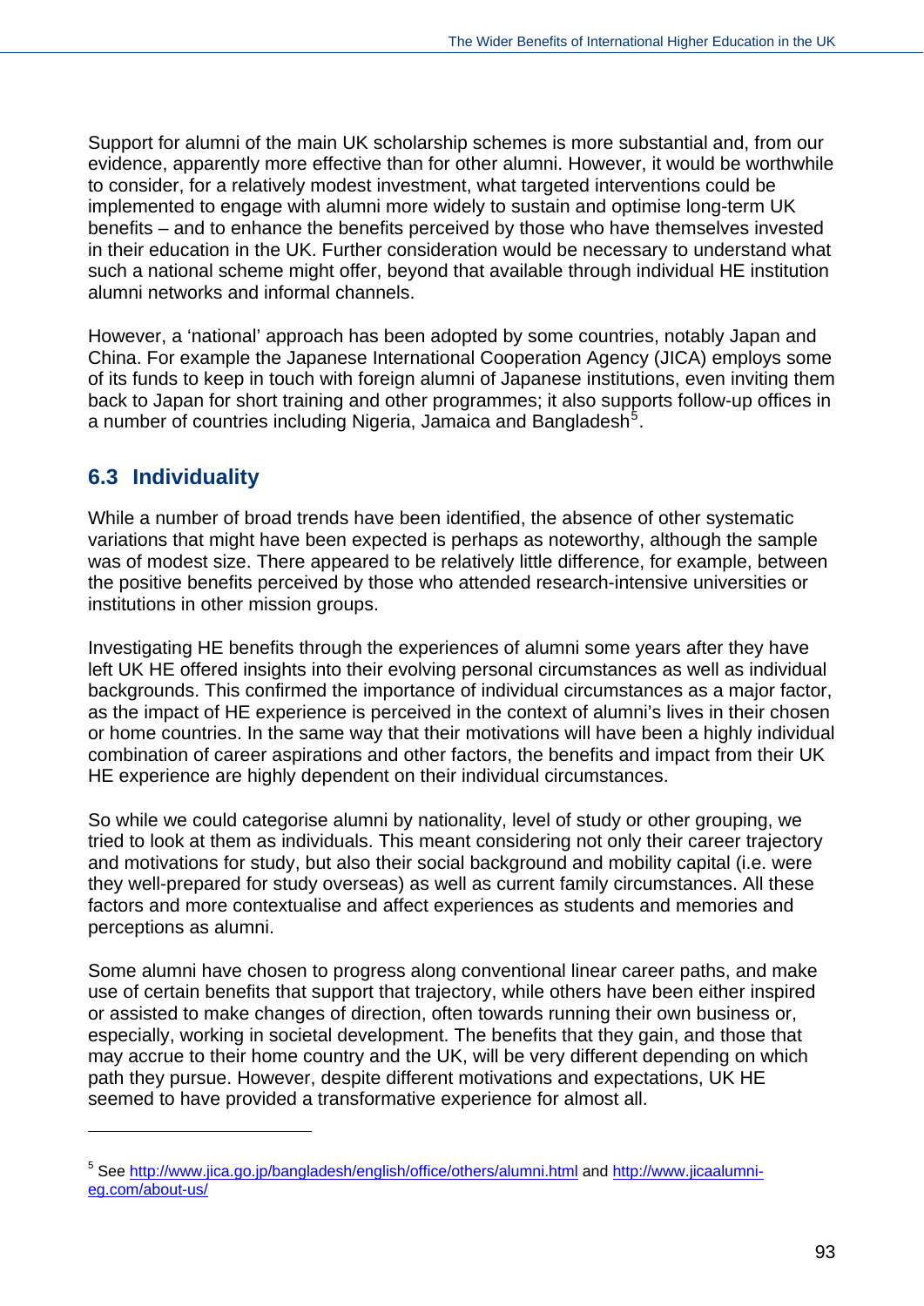Support for alumni of the main UK scholarship schemes is more substantial and, from our evidence, apparently more effective than for other alumni. However, it would be worthwhile to consider, for a relatively modest investment, what targeted interventions could be implemented to engage with alumni more widely to sustain and optimise long-term UK benefits – and to enhance the benefits perceived by those who have themselves invested in their education in the UK. Further consideration would be necessary to understand what such a national scheme might offer, beyond that available through individual HE institution alumni networks and informal channels.

However, a 'national' approach has been adopted by some countries, notably Japan and China. For example the Japanese International Cooperation Agency (JICA) employs some of its funds to keep in touch with foreign alumni of Japanese institutions, even inviting them back to Japan for short training and other programmes; it also supports follow-up offices in a number of countries including Nigeria, Jamaica and Bangladesh[5].

## 6.3 Individuality

While a number of broad trends have been identified, the absence of other systematic variations that might have been expected is perhaps as noteworthy, although the sample was of modest size. There appeared to be relatively little difference, for example, between the positive benefits perceived by those who attended research-intensive universities or institutions in other mission groups.

Investigating HE benefits through the experiences of alumni some years after they have left UK HE offered insights into their evolving personal circumstances as well as individual backgrounds. This confirmed the importance of individual circumstances as a major factor, as the impact of HE experience is perceived in the context of alumni's lives in their chosen or home countries. In the same way that their motivations will have been a highly individual combination of career aspirations and other factors, the benefits and impact from their UK HE experience are highly dependent on their individual circumstances.

So while we could categorise alumni by nationality, level of study or other grouping, we tried to look at them as individuals. This meant considering not only their career trajectory and motivations for study, but also their social background and mobility capital (i.e. were they well-prepared for study overseas) as well as current family circumstances. All these factors and more contextualise and affect experiences as students and memories and perceptions as alumni.

Some alumni have chosen to progress along conventional linear career paths, and make use of certain benefits that support that trajectory, while others have been either inspired or assisted to make changes of direction, often towards running their own business or, especially, working in societal development. The benefits that they gain, and those that may accrue to their home country and the UK, will be very different depending on which path they pursue. However, despite different motivations and expectations, UK HE seemed to have provided a transformative experience for almost all.

---

[5] See http://www.jica.go.jp/bangladesh/english/office/others/alumni.html and http://www.jicaalumni-eg.com/about-us/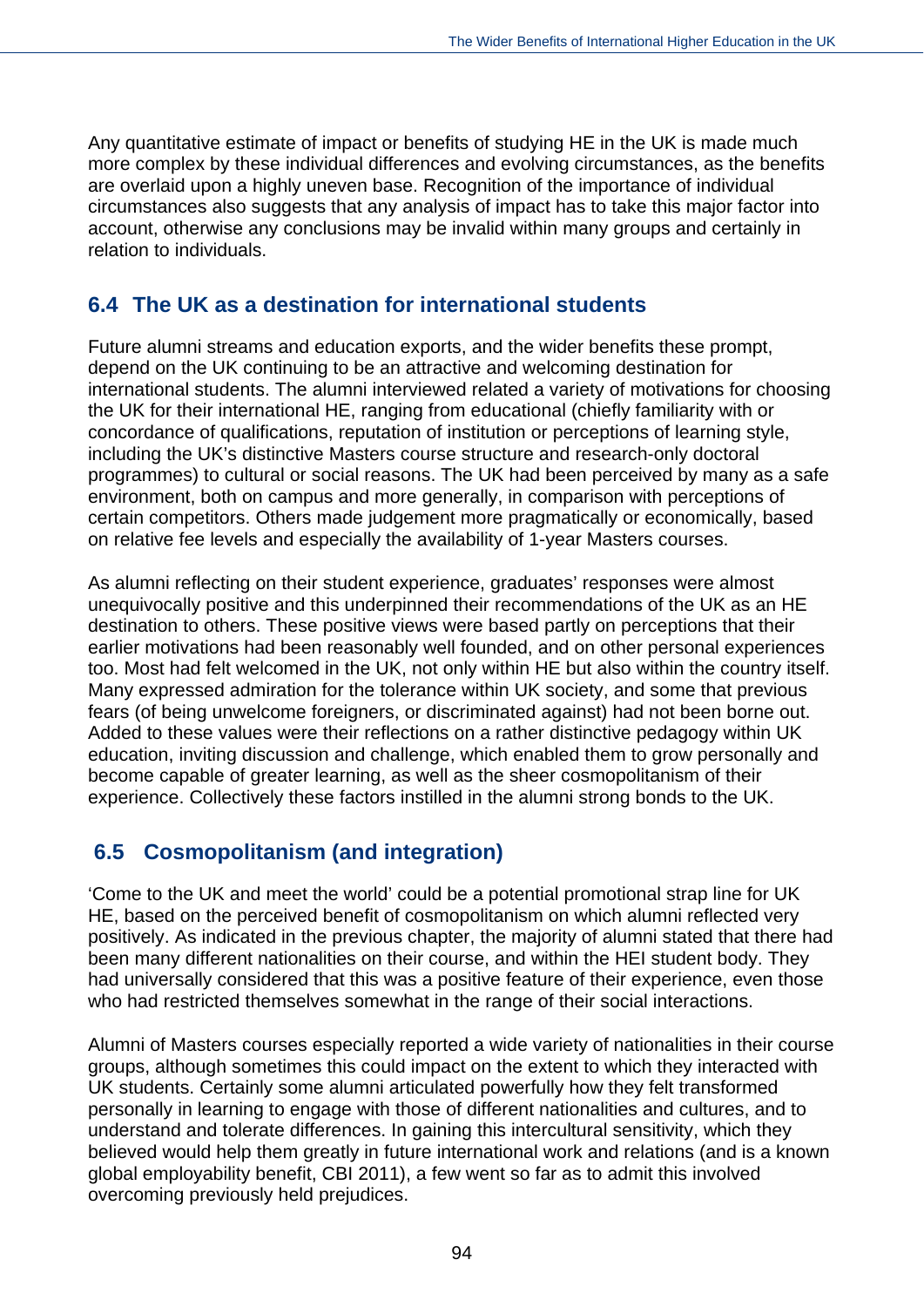Any quantitative estimate of impact or benefits of studying HE in the UK is made much more complex by these individual differences and evolving circumstances, as the benefits are overlaid upon a highly uneven base. Recognition of the importance of individual circumstances also suggests that any analysis of impact has to take this major factor into account, otherwise any conclusions may be invalid within many groups and certainly in relation to individuals.

## 6.4 The UK as a destination for international students

Future alumni streams and education exports, and the wider benefits these prompt, depend on the UK continuing to be an attractive and welcoming destination for international students. The alumni interviewed related a variety of motivations for choosing the UK for their international HE, ranging from educational (chiefly familiarity with or concordance of qualifications, reputation of institution or perceptions of learning style, including the UK's distinctive Masters course structure and research-only doctoral programmes) to cultural or social reasons. The UK had been perceived by many as a safe environment, both on campus and more generally, in comparison with perceptions of certain competitors. Others made judgement more pragmatically or economically, based on relative fee levels and especially the availability of 1-year Masters courses.

As alumni reflecting on their student experience, graduates' responses were almost unequivocally positive and this underpinned their recommendations of the UK as an HE destination to others. These positive views were based partly on perceptions that their earlier motivations had been reasonably well founded, and on other personal experiences too. Most had felt welcomed in the UK, not only within HE but also within the country itself. Many expressed admiration for the tolerance within UK society, and some that previous fears (of being unwelcome foreigners, or discriminated against) had not been borne out. Added to these values were their reflections on a rather distinctive pedagogy within UK education, inviting discussion and challenge, which enabled them to grow personally and become capable of greater learning, as well as the sheer cosmopolitanism of their experience. Collectively these factors instilled in the alumni strong bonds to the UK.

## 6.5 Cosmopolitanism (and integration)

'Come to the UK and meet the world' could be a potential promotional strap line for UK HE, based on the perceived benefit of cosmopolitanism on which alumni reflected very positively. As indicated in the previous chapter, the majority of alumni stated that there had been many different nationalities on their course, and within the HEI student body. They had universally considered that this was a positive feature of their experience, even those who had restricted themselves somewhat in the range of their social interactions.

Alumni of Masters courses especially reported a wide variety of nationalities in their course groups, although sometimes this could impact on the extent to which they interacted with UK students. Certainly some alumni articulated powerfully how they felt transformed personally in learning to engage with those of different nationalities and cultures, and to understand and tolerate differences. In gaining this intercultural sensitivity, which they believed would help them greatly in future international work and relations (and is a known global employability benefit, CBI 2011), a few went so far as to admit this involved overcoming previously held prejudices.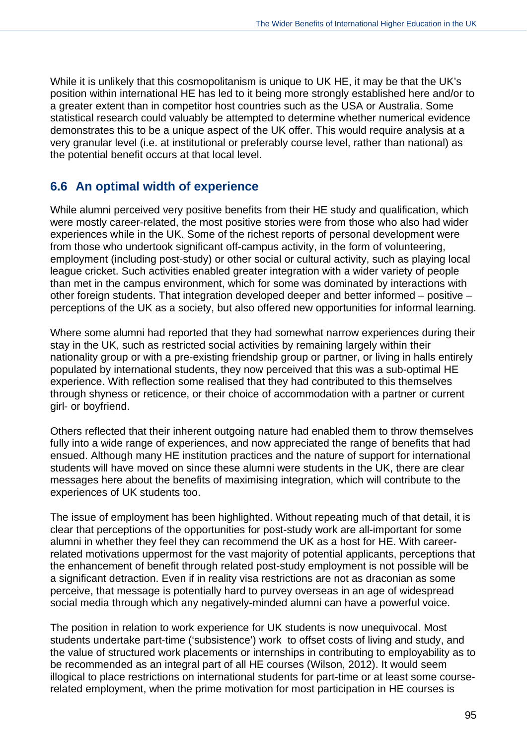While it is unlikely that this cosmopolitanism is unique to UK HE, it may be that the UK's position within international HE has led to it being more strongly established here and/or to a greater extent than in competitor host countries such as the USA or Australia. Some statistical research could valuably be attempted to determine whether numerical evidence demonstrates this to be a unique aspect of the UK offer. This would require analysis at a very granular level (i.e. at institutional or preferably course level, rather than national) as the potential benefit occurs at that local level.

## 6.6 An optimal width of experience

While alumni perceived very positive benefits from their HE study and qualification, which were mostly career-related, the most positive stories were from those who also had wider experiences while in the UK. Some of the richest reports of personal development were from those who undertook significant off-campus activity, in the form of volunteering, employment (including post-study) or other social or cultural activity, such as playing local league cricket. Such activities enabled greater integration with a wider variety of people than met in the campus environment, which for some was dominated by interactions with other foreign students. That integration developed deeper and better informed – positive – perceptions of the UK as a society, but also offered new opportunities for informal learning.

Where some alumni had reported that they had somewhat narrow experiences during their stay in the UK, such as restricted social activities by remaining largely within their nationality group or with a pre-existing friendship group or partner, or living in halls entirely populated by international students, they now perceived that this was a sub-optimal HE experience. With reflection some realised that they had contributed to this themselves through shyness or reticence, or their choice of accommodation with a partner or current girl- or boyfriend.

Others reflected that their inherent outgoing nature had enabled them to throw themselves fully into a wide range of experiences, and now appreciated the range of benefits that had ensued. Although many HE institution practices and the nature of support for international students will have moved on since these alumni were students in the UK, there are clear messages here about the benefits of maximising integration, which will contribute to the experiences of UK students too.

The issue of employment has been highlighted. Without repeating much of that detail, it is clear that perceptions of the opportunities for post-study work are all-important for some alumni in whether they feel they can recommend the UK as a host for HE. With career-related motivations uppermost for the vast majority of potential applicants, perceptions that the enhancement of benefit through related post-study employment is not possible will be a significant detraction. Even if in reality visa restrictions are not as draconian as some perceive, that message is potentially hard to purvey overseas in an age of widespread social media through which any negatively-minded alumni can have a powerful voice.

The position in relation to work experience for UK students is now unequivocal. Most students undertake part-time ('subsistence') work to offset costs of living and study, and the value of structured work placements or internships in contributing to employability as to be recommended as an integral part of all HE courses (Wilson, 2012). It would seem illogical to place restrictions on international students for part-time or at least some course-related employment, when the prime motivation for most participation in HE courses is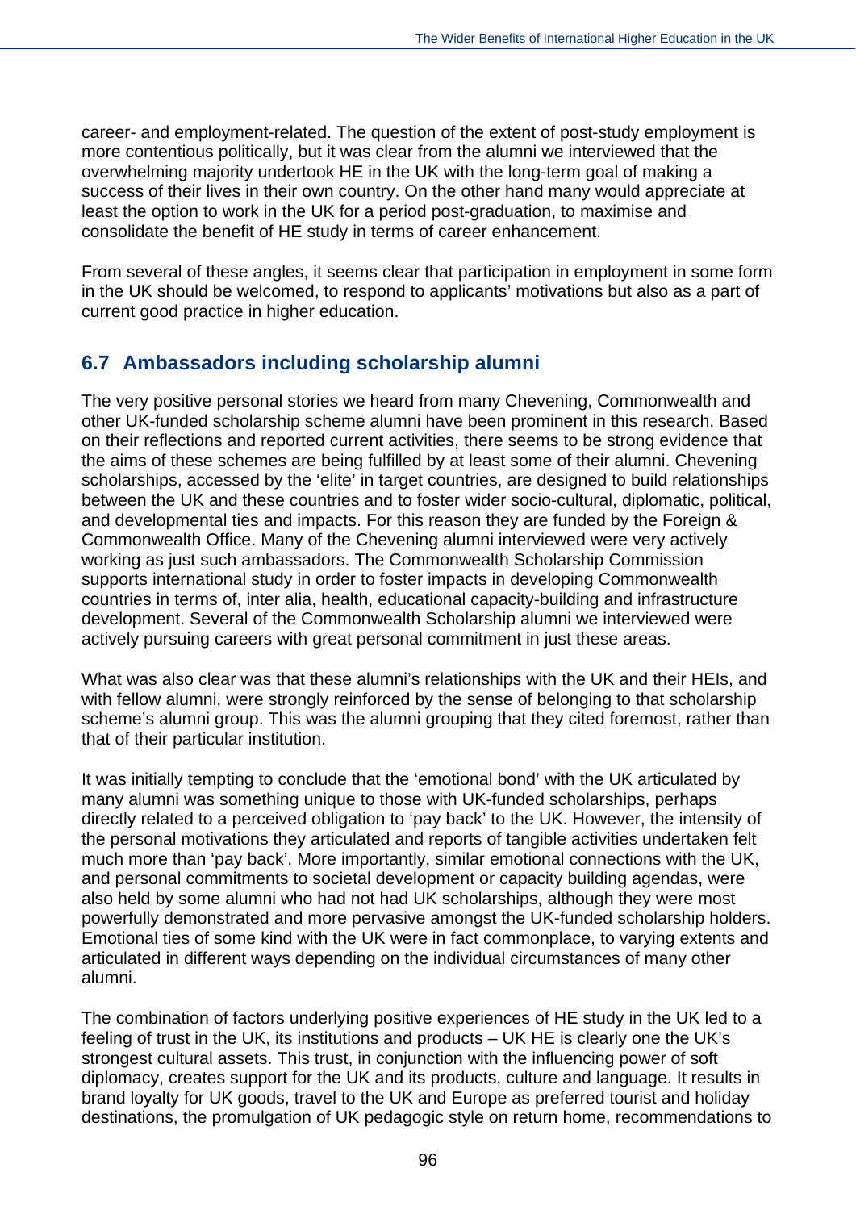career- and employment-related. The question of the extent of post-study employment is more contentious politically, but it was clear from the alumni we interviewed that the overwhelming majority undertook HE in the UK with the long-term goal of making a success of their lives in their own country. On the other hand many would appreciate at least the option to work in the UK for a period post-graduation, to maximise and consolidate the benefit of HE study in terms of career enhancement.

From several of these angles, it seems clear that participation in employment in some form in the UK should be welcomed, to respond to applicants' motivations but also as a part of current good practice in higher education.

## 6.7 Ambassadors including scholarship alumni

The very positive personal stories we heard from many Chevening, Commonwealth and other UK-funded scholarship scheme alumni have been prominent in this research. Based on their reflections and reported current activities, there seems to be strong evidence that the aims of these schemes are being fulfilled by at least some of their alumni. Chevening scholarships, accessed by the 'elite' in target countries, are designed to build relationships between the UK and these countries and to foster wider socio-cultural, diplomatic, political, and developmental ties and impacts. For this reason they are funded by the Foreign & Commonwealth Office. Many of the Chevening alumni interviewed were very actively working as just such ambassadors. The Commonwealth Scholarship Commission supports international study in order to foster impacts in developing Commonwealth countries in terms of, inter alia, health, educational capacity-building and infrastructure development. Several of the Commonwealth Scholarship alumni we interviewed were actively pursuing careers with great personal commitment in just these areas.

What was also clear was that these alumni's relationships with the UK and their HEIs, and with fellow alumni, were strongly reinforced by the sense of belonging to that scholarship scheme's alumni group. This was the alumni grouping that they cited foremost, rather than that of their particular institution.

It was initially tempting to conclude that the 'emotional bond' with the UK articulated by many alumni was something unique to those with UK-funded scholarships, perhaps directly related to a perceived obligation to 'pay back' to the UK. However, the intensity of the personal motivations they articulated and reports of tangible activities undertaken felt much more than 'pay back'. More importantly, similar emotional connections with the UK, and personal commitments to societal development or capacity building agendas, were also held by some alumni who had not had UK scholarships, although they were most powerfully demonstrated and more pervasive amongst the UK-funded scholarship holders. Emotional ties of some kind with the UK were in fact commonplace, to varying extents and articulated in different ways depending on the individual circumstances of many other alumni.

The combination of factors underlying positive experiences of HE study in the UK led to a feeling of trust in the UK, its institutions and products – UK HE is clearly one the UK's strongest cultural assets. This trust, in conjunction with the influencing power of soft diplomacy, creates support for the UK and its products, culture and language. It results in brand loyalty for UK goods, travel to the UK and Europe as preferred tourist and holiday destinations, the promulgation of UK pedagogic style on return home, recommendations to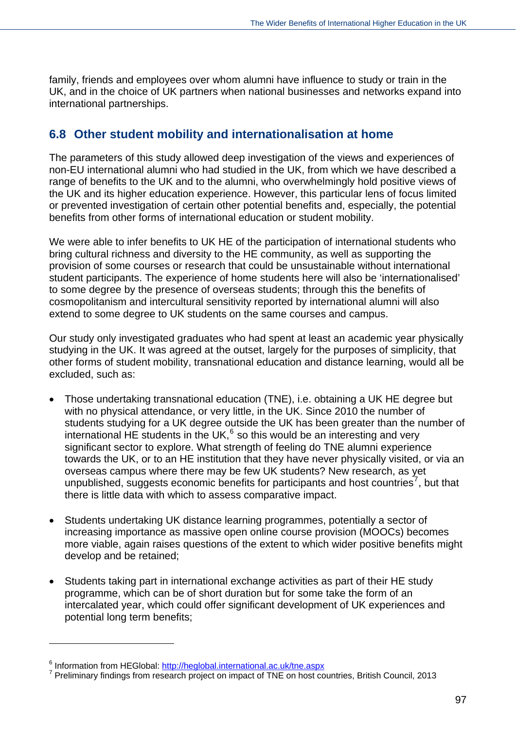family, friends and employees over whom alumni have influence to study or train in the UK, and in the choice of UK partners when national businesses and networks expand into international partnerships.

## 6.8 Other student mobility and internationalisation at home

The parameters of this study allowed deep investigation of the views and experiences of non-EU international alumni who had studied in the UK, from which we have described a range of benefits to the UK and to the alumni, who overwhelmingly hold positive views of the UK and its higher education experience. However, this particular lens of focus limited or prevented investigation of certain other potential benefits and, especially, the potential benefits from other forms of international education or student mobility.

We were able to infer benefits to UK HE of the participation of international students who bring cultural richness and diversity to the HE community, as well as supporting the provision of some courses or research that could be unsustainable without international student participants. The experience of home students here will also be 'internationalised' to some degree by the presence of overseas students; through this the benefits of cosmopolitanism and intercultural sensitivity reported by international alumni will also extend to some degree to UK students on the same courses and campus.

Our study only investigated graduates who had spent at least an academic year physically studying in the UK. It was agreed at the outset, largely for the purposes of simplicity, that other forms of student mobility, transnational education and distance learning, would all be excluded, such as:

- Those undertaking transnational education (TNE), i.e. obtaining a UK HE degree but with no physical attendance, or very little, in the UK. Since 2010 the number of students studying for a UK degree outside the UK has been greater than the number of international HE students in the UK,[6] so this would be an interesting and very significant sector to explore. What strength of feeling do TNE alumni experience towards the UK, or to an HE institution that they have never physically visited, or via an overseas campus where there may be few UK students? New research, as yet unpublished, suggests economic benefits for participants and host countries[7], but that there is little data with which to assess comparative impact.

- Students undertaking UK distance learning programmes, potentially a sector of increasing importance as massive open online course provision (MOOCs) becomes more viable, again raises questions of the extent to which wider positive benefits might develop and be retained;

- Students taking part in international exchange activities as part of their HE study programme, which can be of short duration but for some take the form of an intercalated year, which could offer significant development of UK experiences and potential long term benefits;

---

[6] Information from HEGlobal: http://heglobal.international.ac.uk/tne.aspx

[7] Preliminary findings from research project on impact of TNE on host countries, British Council, 2013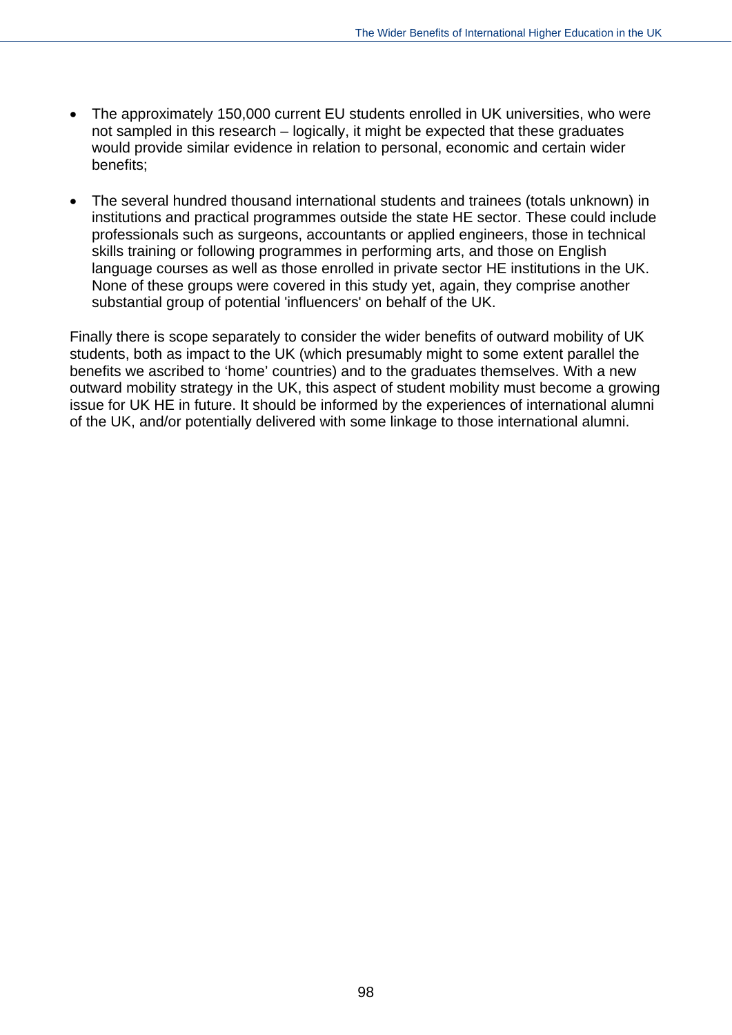- The approximately 150,000 current EU students enrolled in UK universities, who were not sampled in this research – logically, it might be expected that these graduates would provide similar evidence in relation to personal, economic and certain wider benefits;

- The several hundred thousand international students and trainees (totals unknown) in institutions and practical programmes outside the state HE sector. These could include professionals such as surgeons, accountants or applied engineers, those in technical skills training or following programmes in performing arts, and those on English language courses as well as those enrolled in private sector HE institutions in the UK. None of these groups were covered in this study yet, again, they comprise another substantial group of potential 'influencers' on behalf of the UK.

Finally there is scope separately to consider the wider benefits of outward mobility of UK students, both as impact to the UK (which presumably might to some extent parallel the benefits we ascribed to 'home' countries) and to the graduates themselves. With a new outward mobility strategy in the UK, this aspect of student mobility must become a growing issue for UK HE in future. It should be informed by the experiences of international alumni of the UK, and/or potentially delivered with some linkage to those international alumni.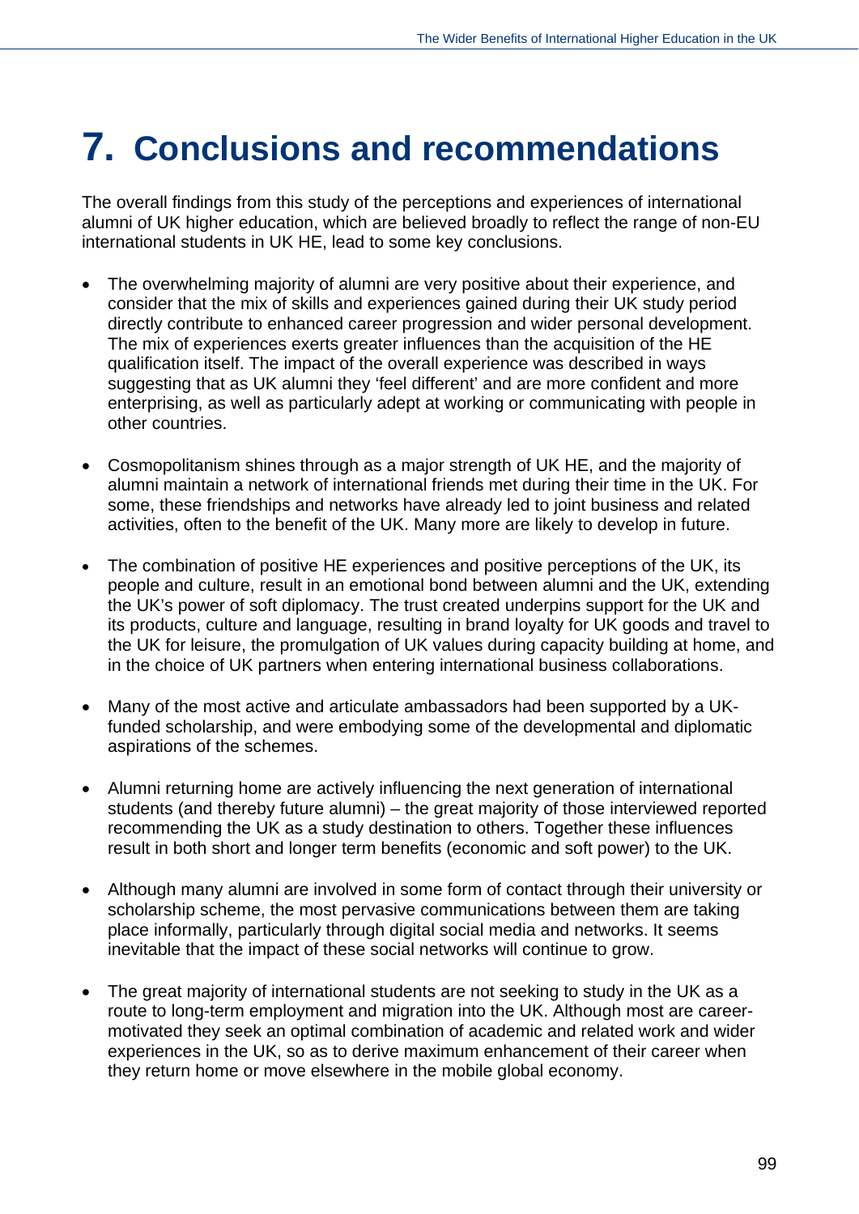# 7. Conclusions and recommendations

The overall findings from this study of the perceptions and experiences of international alumni of UK higher education, which are believed broadly to reflect the range of non-EU international students in UK HE, lead to some key conclusions.

- The overwhelming majority of alumni are very positive about their experience, and consider that the mix of skills and experiences gained during their UK study period directly contribute to enhanced career progression and wider personal development. The mix of experiences exerts greater influences than the acquisition of the HE qualification itself. The impact of the overall experience was described in ways suggesting that as UK alumni they 'feel different' and are more confident and more enterprising, as well as particularly adept at working or communicating with people in other countries.

- Cosmopolitanism shines through as a major strength of UK HE, and the majority of alumni maintain a network of international friends met during their time in the UK. For some, these friendships and networks have already led to joint business and related activities, often to the benefit of the UK. Many more are likely to develop in future.

- The combination of positive HE experiences and positive perceptions of the UK, its people and culture, result in an emotional bond between alumni and the UK, extending the UK's power of soft diplomacy. The trust created underpins support for the UK and its products, culture and language, resulting in brand loyalty for UK goods and travel to the UK for leisure, the promulgation of UK values during capacity building at home, and in the choice of UK partners when entering international business collaborations.

- Many of the most active and articulate ambassadors had been supported by a UK-funded scholarship, and were embodying some of the developmental and diplomatic aspirations of the schemes.

- Alumni returning home are actively influencing the next generation of international students (and thereby future alumni) – the great majority of those interviewed reported recommending the UK as a study destination to others. Together these influences result in both short and longer term benefits (economic and soft power) to the UK.

- Although many alumni are involved in some form of contact through their university or scholarship scheme, the most pervasive communications between them are taking place informally, particularly through digital social media and networks. It seems inevitable that the impact of these social networks will continue to grow.

- The great majority of international students are not seeking to study in the UK as a route to long-term employment and migration into the UK. Although most are career-motivated they seek an optimal combination of academic and related work and wider experiences in the UK, so as to derive maximum enhancement of their career when they return home or move elsewhere in the mobile global economy.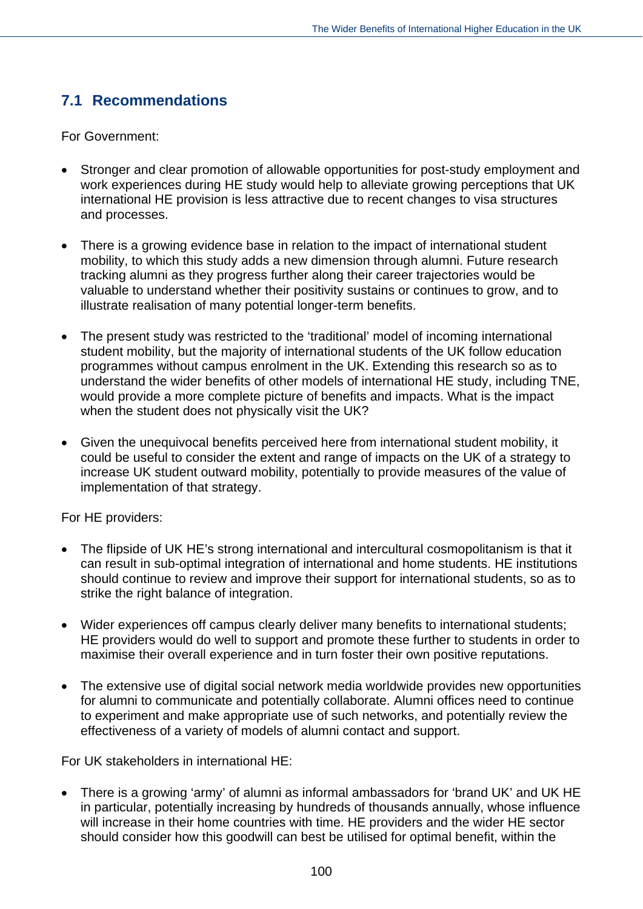## 7.1 Recommendations

For Government:

- Stronger and clear promotion of allowable opportunities for post-study employment and work experiences during HE study would help to alleviate growing perceptions that UK international HE provision is less attractive due to recent changes to visa structures and processes.
- There is a growing evidence base in relation to the impact of international student mobility, to which this study adds a new dimension through alumni. Future research tracking alumni as they progress further along their career trajectories would be valuable to understand whether their positivity sustains or continues to grow, and to illustrate realisation of many potential longer-term benefits.
- The present study was restricted to the 'traditional' model of incoming international student mobility, but the majority of international students of the UK follow education programmes without campus enrolment in the UK. Extending this research so as to understand the wider benefits of other models of international HE study, including TNE, would provide a more complete picture of benefits and impacts. What is the impact when the student does not physically visit the UK?
- Given the unequivocal benefits perceived here from international student mobility, it could be useful to consider the extent and range of impacts on the UK of a strategy to increase UK student outward mobility, potentially to provide measures of the value of implementation of that strategy.

For HE providers:

- The flipside of UK HE's strong international and intercultural cosmopolitanism is that it can result in sub-optimal integration of international and home students. HE institutions should continue to review and improve their support for international students, so as to strike the right balance of integration.
- Wider experiences off campus clearly deliver many benefits to international students; HE providers would do well to support and promote these further to students in order to maximise their overall experience and in turn foster their own positive reputations.
- The extensive use of digital social network media worldwide provides new opportunities for alumni to communicate and potentially collaborate. Alumni offices need to continue to experiment and make appropriate use of such networks, and potentially review the effectiveness of a variety of models of alumni contact and support.

For UK stakeholders in international HE:

- There is a growing 'army' of alumni as informal ambassadors for 'brand UK' and UK HE in particular, potentially increasing by hundreds of thousands annually, whose influence will increase in their home countries with time. HE providers and the wider HE sector should consider how this goodwill can best be utilised for optimal benefit, within the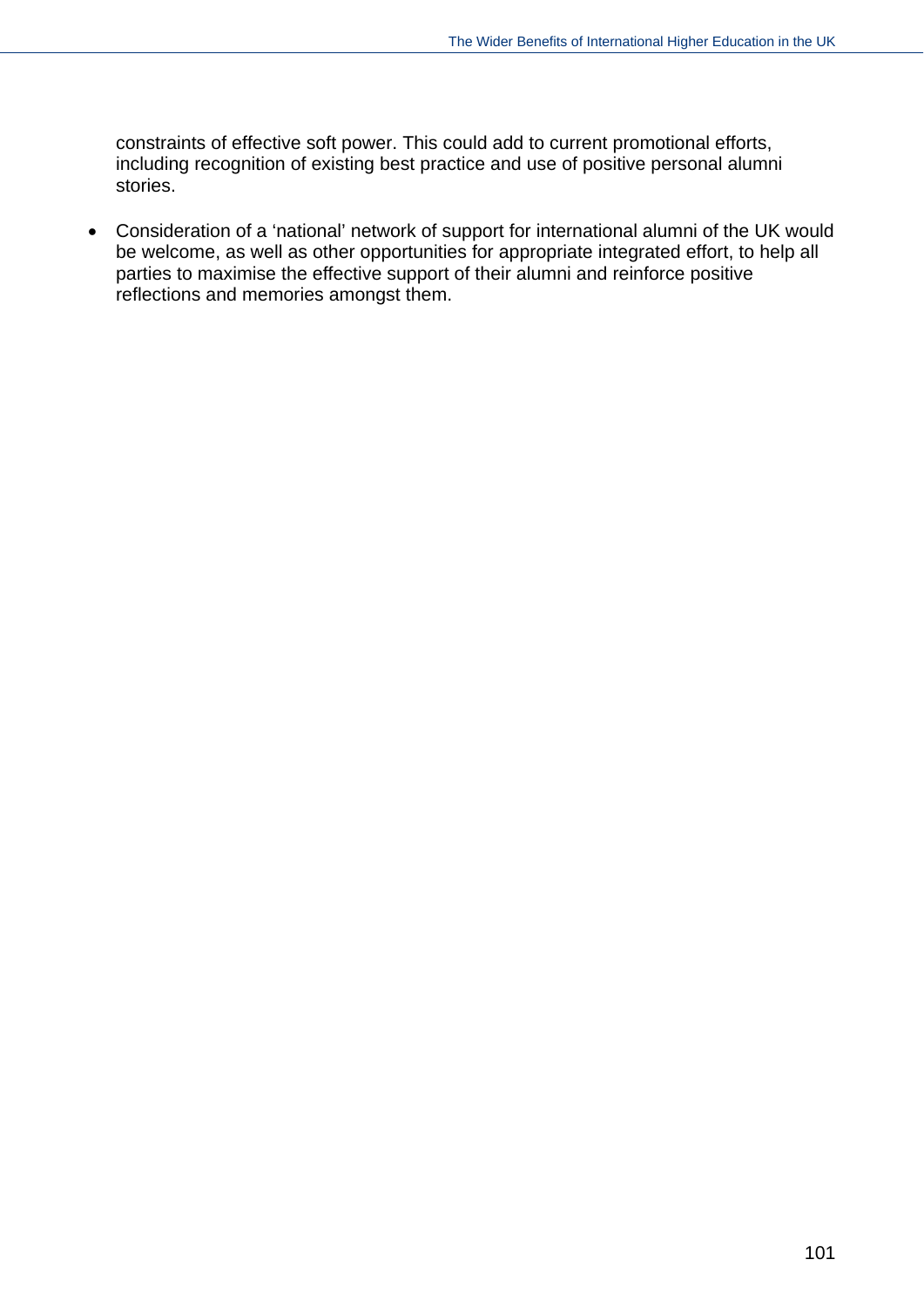constraints of effective soft power. This could add to current promotional efforts, including recognition of existing best practice and use of positive personal alumni stories.

- Consideration of a 'national' network of support for international alumni of the UK would be welcome, as well as other opportunities for appropriate integrated effort, to help all parties to maximise the effective support of their alumni and reinforce positive reflections and memories amongst them.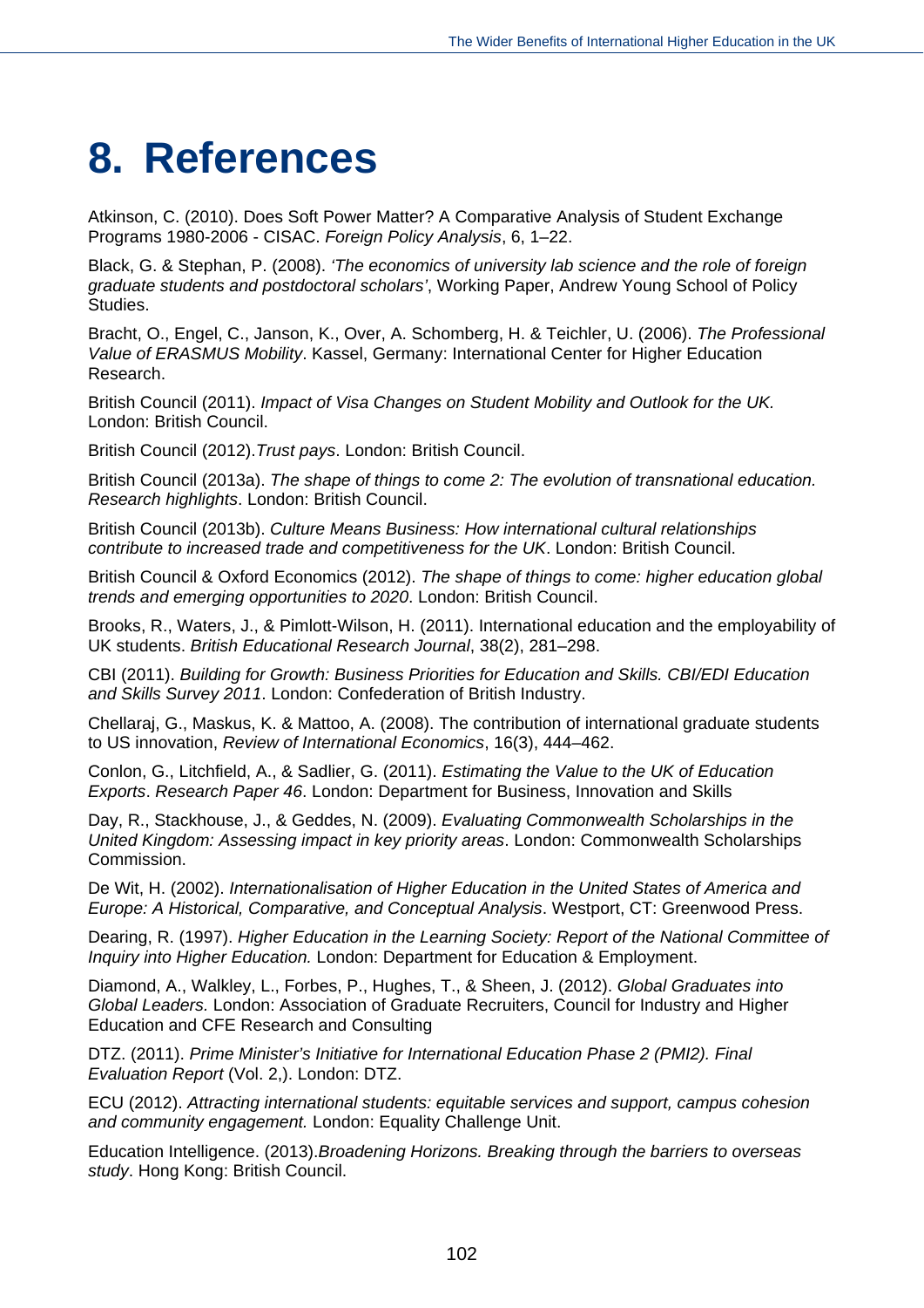# 8. References

Atkinson, C. (2010). Does Soft Power Matter? A Comparative Analysis of Student Exchange Programs 1980-2006 - CISAC. *Foreign Policy Analysis*, 6, 1–22.

Black, G. & Stephan, P. (2008). *'The economics of university lab science and the role of foreign graduate students and postdoctoral scholars'*, Working Paper, Andrew Young School of Policy Studies.

Bracht, O., Engel, C., Janson, K., Over, A. Schomberg, H. & Teichler, U. (2006). *The Professional Value of ERASMUS Mobility*. Kassel, Germany: International Center for Higher Education Research.

British Council (2011). *Impact of Visa Changes on Student Mobility and Outlook for the UK.* London: British Council.

British Council (2012).*Trust pays*. London: British Council.

British Council (2013a). *The shape of things to come 2: The evolution of transnational education. Research highlights*. London: British Council.

British Council (2013b). *Culture Means Business: How international cultural relationships contribute to increased trade and competitiveness for the UK*. London: British Council.

British Council & Oxford Economics (2012). *The shape of things to come: higher education global trends and emerging opportunities to 2020*. London: British Council.

Brooks, R., Waters, J., & Pimlott-Wilson, H. (2011). International education and the employability of UK students. *British Educational Research Journal*, 38(2), 281–298.

CBI (2011). *Building for Growth: Business Priorities for Education and Skills. CBI/EDI Education and Skills Survey 2011*. London: Confederation of British Industry.

Chellaraj, G., Maskus, K. & Mattoo, A. (2008). The contribution of international graduate students to US innovation, *Review of International Economics*, 16(3), 444–462.

Conlon, G., Litchfield, A., & Sadlier, G. (2011). *Estimating the Value to the UK of Education Exports*. *Research Paper 46*. London: Department for Business, Innovation and Skills

Day, R., Stackhouse, J., & Geddes, N. (2009). *Evaluating Commonwealth Scholarships in the United Kingdom: Assessing impact in key priority areas*. London: Commonwealth Scholarships Commission.

De Wit, H. (2002). *Internationalisation of Higher Education in the United States of America and Europe: A Historical, Comparative, and Conceptual Analysis*. Westport, CT: Greenwood Press.

Dearing, R. (1997). *Higher Education in the Learning Society: Report of the National Committee of Inquiry into Higher Education.* London: Department for Education & Employment.

Diamond, A., Walkley, L., Forbes, P., Hughes, T., & Sheen, J. (2012). *Global Graduates into Global Leaders.* London: Association of Graduate Recruiters, Council for Industry and Higher Education and CFE Research and Consulting

DTZ. (2011). *Prime Minister's Initiative for International Education Phase 2 (PMI2). Final Evaluation Report* (Vol. 2,). London: DTZ.

ECU (2012). *Attracting international students: equitable services and support, campus cohesion and community engagement.* London: Equality Challenge Unit.

Education Intelligence. (2013).*Broadening Horizons. Breaking through the barriers to overseas study*. Hong Kong: British Council.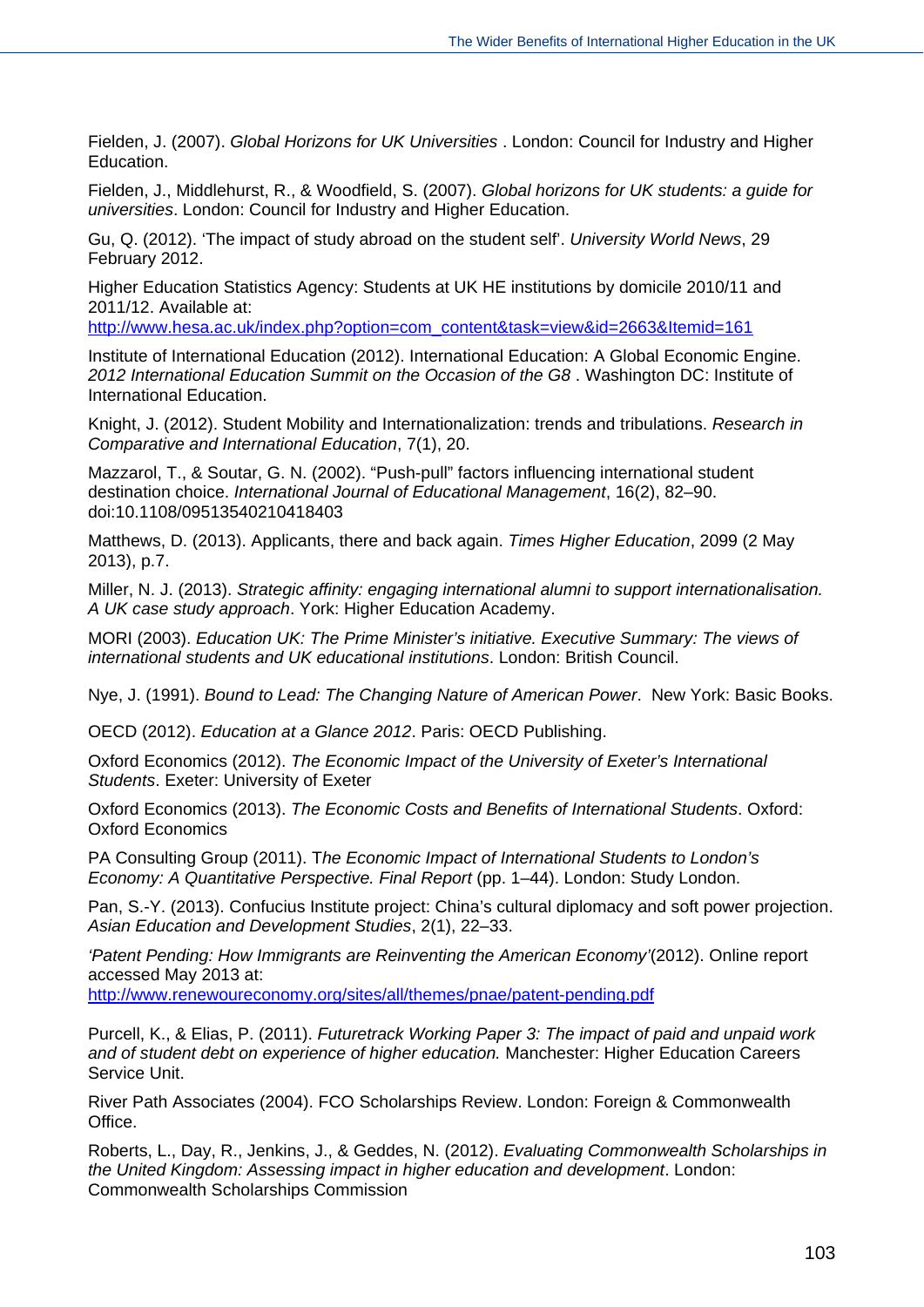Fielden, J. (2007). *Global Horizons for UK Universities* . London: Council for Industry and Higher Education.

Fielden, J., Middlehurst, R., & Woodfield, S. (2007). *Global horizons for UK students: a guide for universities*. London: Council for Industry and Higher Education.

Gu, Q. (2012). 'The impact of study abroad on the student self'. *University World News*, 29 February 2012.

Higher Education Statistics Agency: Students at UK HE institutions by domicile 2010/11 and 2011/12. Available at: http://www.hesa.ac.uk/index.php?option=com_content&task=view&id=2663&Itemid=161

Institute of International Education (2012). International Education: A Global Economic Engine. *2012 International Education Summit on the Occasion of the G8* . Washington DC: Institute of International Education.

Knight, J. (2012). Student Mobility and Internationalization: trends and tribulations. *Research in Comparative and International Education*, 7(1), 20.

Mazzarol, T., & Soutar, G. N. (2002). "Push-pull" factors influencing international student destination choice. *International Journal of Educational Management*, 16(2), 82–90. doi:10.1108/09513540210418403

Matthews, D. (2013). Applicants, there and back again. *Times Higher Education*, 2099 (2 May 2013), p.7.

Miller, N. J. (2013). *Strategic affinity: engaging international alumni to support internationalisation. A UK case study approach*. York: Higher Education Academy.

MORI (2003). *Education UK: The Prime Minister's initiative. Executive Summary: The views of international students and UK educational institutions*. London: British Council.

Nye, J. (1991). *Bound to Lead: The Changing Nature of American Power*. New York: Basic Books.

OECD (2012). *Education at a Glance 2012*. Paris: OECD Publishing.

Oxford Economics (2012). *The Economic Impact of the University of Exeter's International Students*. Exeter: University of Exeter

Oxford Economics (2013). *The Economic Costs and Benefits of International Students*. Oxford: Oxford Economics

PA Consulting Group (2011). T*he Economic Impact of International Students to London's Economy: A Quantitative Perspective. Final Report* (pp. 1–44). London: Study London.

Pan, S.-Y. (2013). Confucius Institute project: China's cultural diplomacy and soft power projection. *Asian Education and Development Studies*, 2(1), 22–33.

*'Patent Pending: How Immigrants are Reinventing the American Economy'*(2012). Online report accessed May 2013 at: http://www.renewoureconomy.org/sites/all/themes/pnae/patent-pending.pdf

Purcell, K., & Elias, P. (2011). *Futuretrack Working Paper 3: The impact of paid and unpaid work and of student debt on experience of higher education.* Manchester: Higher Education Careers Service Unit.

River Path Associates (2004). FCO Scholarships Review. London: Foreign & Commonwealth Office.

Roberts, L., Day, R., Jenkins, J., & Geddes, N. (2012). *Evaluating Commonwealth Scholarships in the United Kingdom: Assessing impact in higher education and development*. London: Commonwealth Scholarships Commission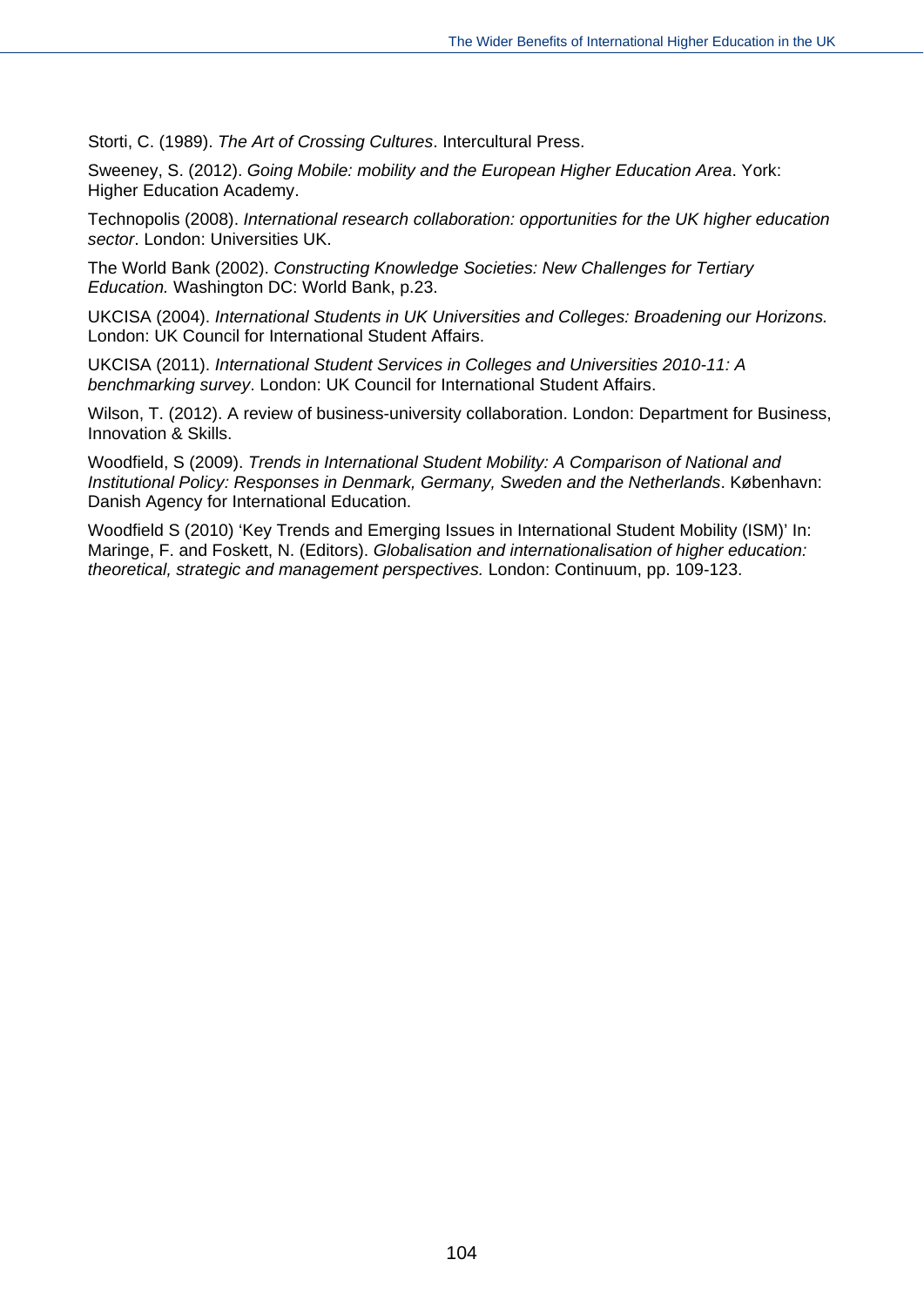Storti, C. (1989). *The Art of Crossing Cultures*. Intercultural Press.

Sweeney, S. (2012). *Going Mobile: mobility and the European Higher Education Area*. York: Higher Education Academy.

Technopolis (2008). *International research collaboration: opportunities for the UK higher education sector*. London: Universities UK.

The World Bank (2002). *Constructing Knowledge Societies: New Challenges for Tertiary Education.* Washington DC: World Bank, p.23.

UKCISA (2004). *International Students in UK Universities and Colleges: Broadening our Horizons.* London: UK Council for International Student Affairs.

UKCISA (2011). *International Student Services in Colleges and Universities 2010-11: A benchmarking survey*. London: UK Council for International Student Affairs.

Wilson, T. (2012). A review of business-university collaboration. London: Department for Business, Innovation & Skills.

Woodfield, S (2009). *Trends in International Student Mobility: A Comparison of National and Institutional Policy: Responses in Denmark, Germany, Sweden and the Netherlands*. København: Danish Agency for International Education.

Woodfield S (2010) 'Key Trends and Emerging Issues in International Student Mobility (ISM)' In: Maringe, F. and Foskett, N. (Editors). *Globalisation and internationalisation of higher education: theoretical, strategic and management perspectives.* London: Continuum, pp. 109-123.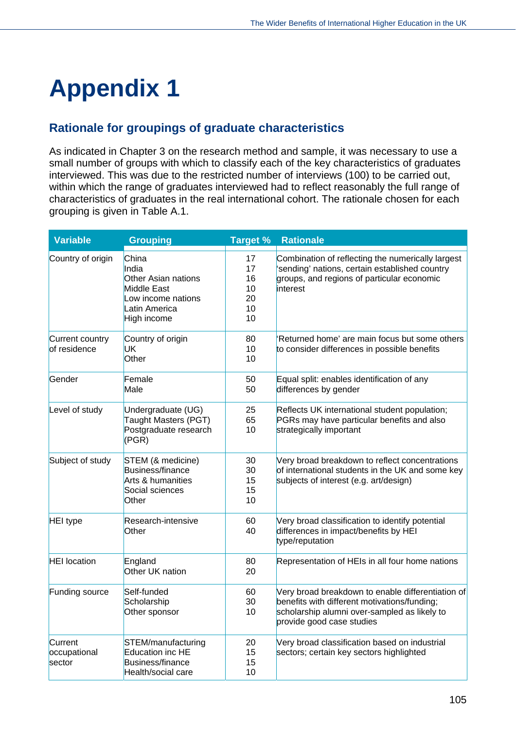# Appendix 1

## Rationale for groupings of graduate characteristics

As indicated in Chapter 3 on the research method and sample, it was necessary to use a small number of groups with which to classify each of the key characteristics of graduates interviewed. This was due to the restricted number of interviews (100) to be carried out, within which the range of graduates interviewed had to reflect reasonably the full range of characteristics of graduates in the real international cohort. The rationale chosen for each grouping is given in Table A.1.

| Variable | Grouping | Target % | Rationale |
|---|---|---|---|
| Country of origin | China<br>India<br>Other Asian nations<br>Middle East<br>Low income nations<br>Latin America<br>High income | 17<br>17<br>16<br>10<br>20<br>10<br>10 | Combination of reflecting the numerically largest 'sending' nations, certain established country groups, and regions of particular economic interest |
| Current country of residence | Country of origin<br>UK<br>Other | 80<br>10<br>10 | 'Returned home' are main focus but some others to consider differences in possible benefits |
| Gender | Female<br>Male | 50<br>50 | Equal split: enables identification of any differences by gender |
| Level of study | Undergraduate (UG)<br>Taught Masters (PGT)<br>Postgraduate research (PGR) | 25<br>65<br>10 | Reflects UK international student population; PGRs may have particular benefits and also strategically important |
| Subject of study | STEM (& medicine)<br>Business/finance<br>Arts & humanities<br>Social sciences<br>Other | 30<br>30<br>15<br>15<br>10 | Very broad breakdown to reflect concentrations of international students in the UK and some key subjects of interest (e.g. art/design) |
| HEI type | Research-intensive<br>Other | 60<br>40 | Very broad classification to identify potential differences in impact/benefits by HEI type/reputation |
| HEI location | England<br>Other UK nation | 80<br>20 | Representation of HEIs in all four home nations |
| Funding source | Self-funded<br>Scholarship<br>Other sponsor | 60<br>30<br>10 | Very broad breakdown to enable differentiation of benefits with different motivations/funding; scholarship alumni over-sampled as likely to provide good case studies |
| Current occupational sector | STEM/manufacturing<br>Education inc HE<br>Business/finance<br>Health/social care | 20<br>15<br>15<br>10 | Very broad classification based on industrial sectors; certain key sectors highlighted |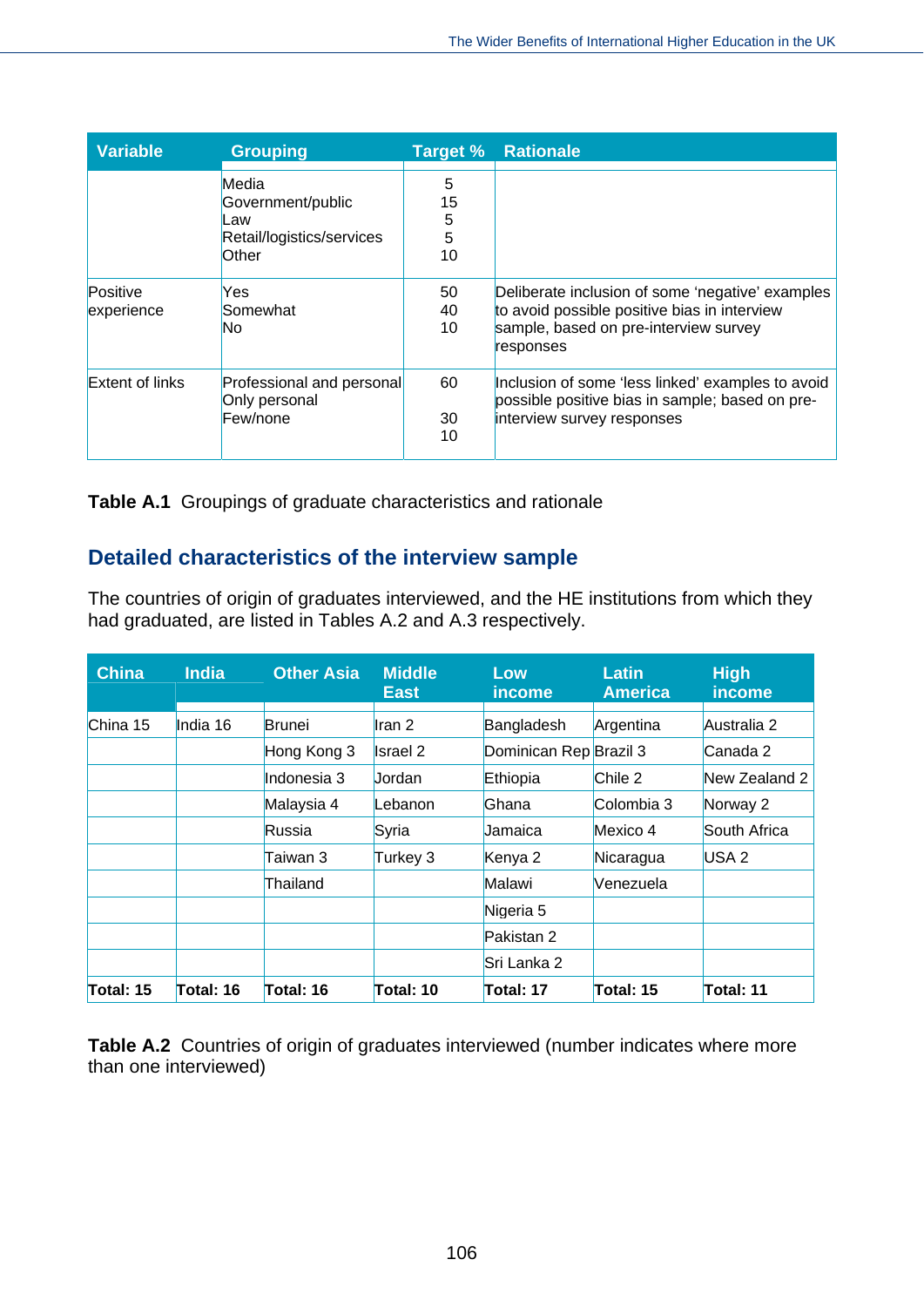| Variable | Grouping | Target % | Rationale |
|---|---|---|---|
| | Media<br>Government/public<br>Law<br>Retail/logistics/services<br>Other | 5<br>15<br>5<br>5<br>10 | |
| Positive experience | Yes<br>Somewhat<br>No | 50<br>40<br>10 | Deliberate inclusion of some 'negative' examples to avoid possible positive bias in interview sample, based on pre-interview survey responses |
| Extent of links | Professional and personal<br>Only personal<br>Few/none | 60<br>30<br>10 | Inclusion of some 'less linked' examples to avoid possible positive bias in sample; based on pre-interview survey responses |

**Table A.1** Groupings of graduate characteristics and rationale

## Detailed characteristics of the interview sample

The countries of origin of graduates interviewed, and the HE institutions from which they had graduated, are listed in Tables A.2 and A.3 respectively.

| China | India | Other Asia | Middle East | Low income | Latin America | High income |
|---|---|---|---|---|---|---|
| China 15 | India 16 | Brunei | Iran 2 | Bangladesh | Argentina | Australia 2 |
| | | Hong Kong 3 | Israel 2 | Dominican Rep | Brazil 3 | Canada 2 |
| | | Indonesia 3 | Jordan | Ethiopia | Chile 2 | New Zealand 2 |
| | | Malaysia 4 | Lebanon | Ghana | Colombia 3 | Norway 2 |
| | | Russia | Syria | Jamaica | Mexico 4 | South Africa |
| | | Taiwan 3 | Turkey 3 | Kenya 2 | Nicaragua | USA 2 |
| | | Thailand | | Malawi | Venezuela | |
| | | | | Nigeria 5 | | |
| | | | | Pakistan 2 | | |
| | | | | Sri Lanka 2 | | |
| **Total: 15** | **Total: 16** | **Total: 16** | **Total: 10** | **Total: 17** | **Total: 15** | **Total: 11** |

**Table A.2** Countries of origin of graduates interviewed (number indicates where more than one interviewed)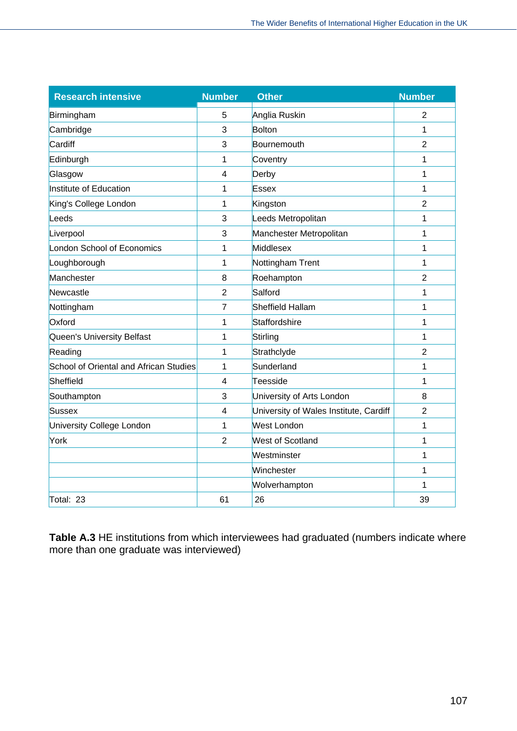| Research intensive | Number | Other | Number |
|---|---|---|---|
| Birmingham | 5 | Anglia Ruskin | 2 |
| Cambridge | 3 | Bolton | 1 |
| Cardiff | 3 | Bournemouth | 2 |
| Edinburgh | 1 | Coventry | 1 |
| Glasgow | 4 | Derby | 1 |
| Institute of Education | 1 | Essex | 1 |
| King's College London | 1 | Kingston | 2 |
| Leeds | 3 | Leeds Metropolitan | 1 |
| Liverpool | 3 | Manchester Metropolitan | 1 |
| London School of Economics | 1 | Middlesex | 1 |
| Loughborough | 1 | Nottingham Trent | 1 |
| Manchester | 8 | Roehampton | 2 |
| Newcastle | 2 | Salford | 1 |
| Nottingham | 7 | Sheffield Hallam | 1 |
| Oxford | 1 | Staffordshire | 1 |
| Queen's University Belfast | 1 | Stirling | 1 |
| Reading | 1 | Strathclyde | 2 |
| School of Oriental and African Studies | 1 | Sunderland | 1 |
| Sheffield | 4 | Teesside | 1 |
| Southampton | 3 | University of Arts London | 8 |
| Sussex | 4 | University of Wales Institute, Cardiff | 2 |
| University College London | 1 | West London | 1 |
| York | 2 | West of Scotland | 1 |
| | | Westminster | 1 |
| | | Winchester | 1 |
| | | Wolverhampton | 1 |
| Total: 23 | 61 | 26 | 39 |

**Table A.3** HE institutions from which interviewees had graduated (numbers indicate where more than one graduate was interviewed)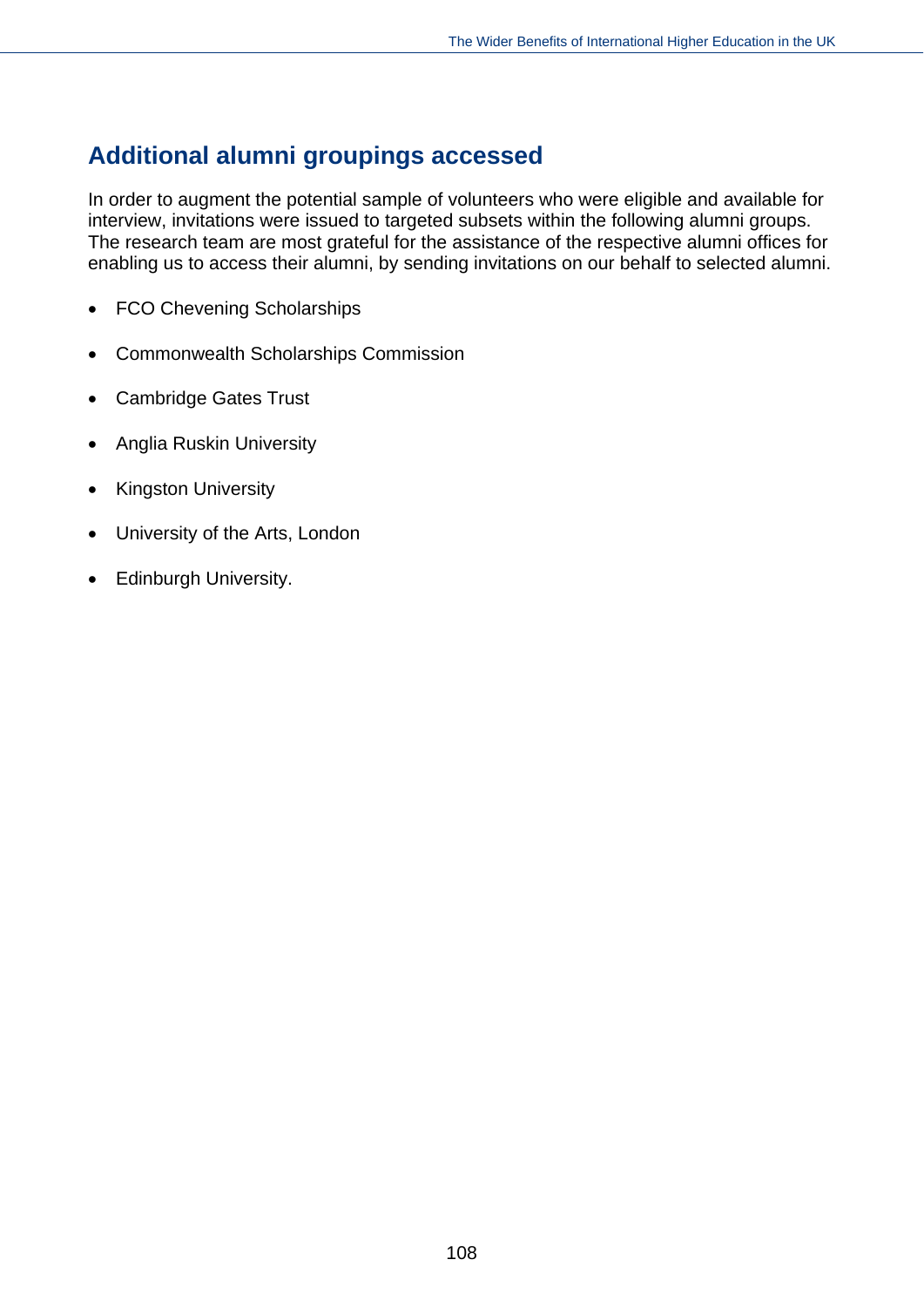## Additional alumni groupings accessed

In order to augment the potential sample of volunteers who were eligible and available for interview, invitations were issued to targeted subsets within the following alumni groups. The research team are most grateful for the assistance of the respective alumni offices for enabling us to access their alumni, by sending invitations on our behalf to selected alumni.

- FCO Chevening Scholarships
- Commonwealth Scholarships Commission
- Cambridge Gates Trust
- Anglia Ruskin University
- Kingston University
- University of the Arts, London
- Edinburgh University.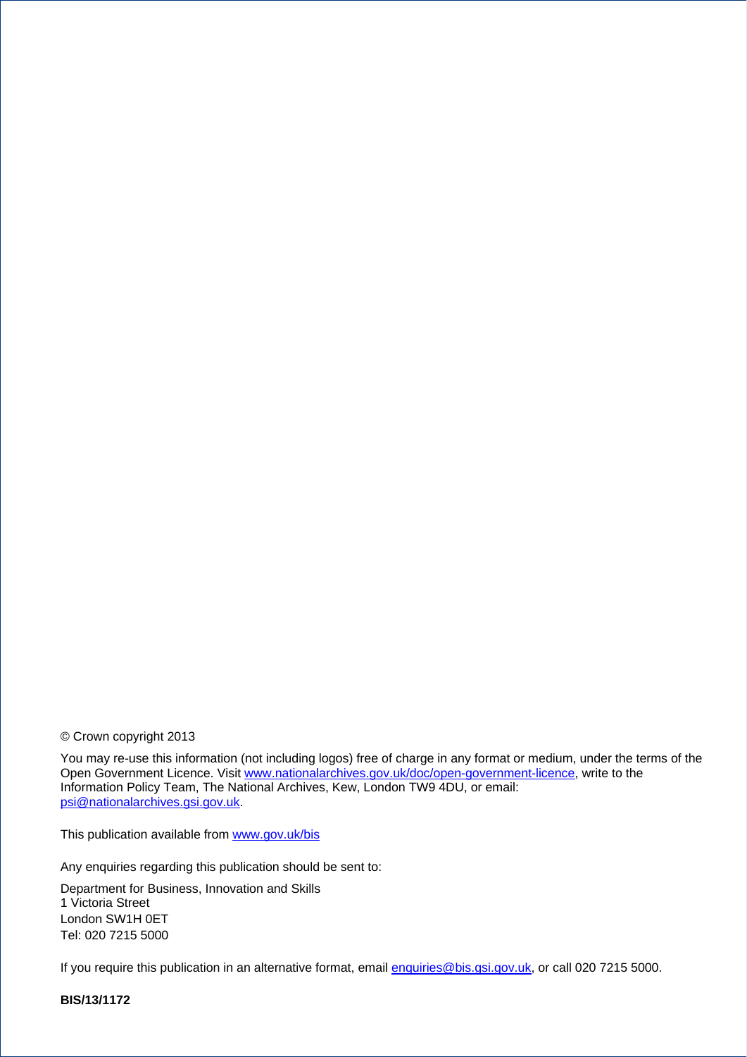© Crown copyright 2013

You may re-use this information (not including logos) free of charge in any format or medium, under the terms of the Open Government Licence. Visit www.nationalarchives.gov.uk/doc/open-government-licence, write to the Information Policy Team, The National Archives, Kew, London TW9 4DU, or email: psi@nationalarchives.gsi.gov.uk.

This publication available from www.gov.uk/bis

Any enquiries regarding this publication should be sent to:

Department for Business, Innovation and Skills
1 Victoria Street
London SW1H 0ET
Tel: 020 7215 5000

If you require this publication in an alternative format, email enquiries@bis.gsi.gov.uk, or call 020 7215 5000.

**BIS/13/1172**